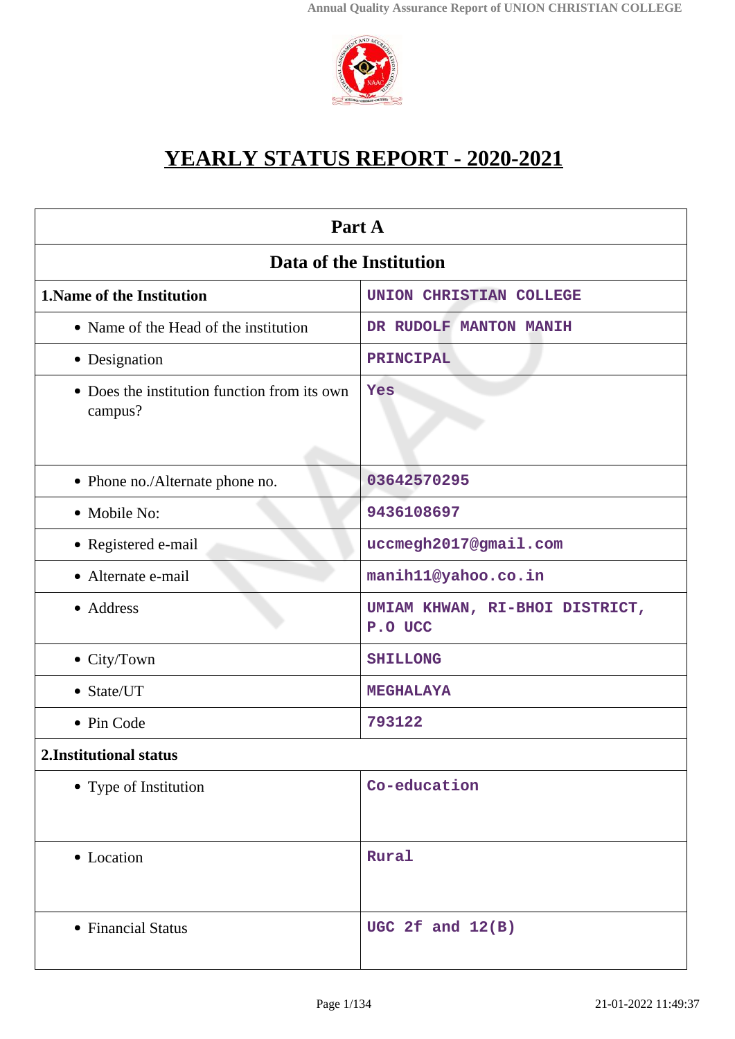# YEARLY STATUS REPORT - 2020-2021

| Part A | |
|---|---|
| **Data of the Institution** | |
| **1.Name of the Institution** | UNION CHRISTIAN COLLEGE |
| • Name of the Head of the institution | DR RUDOLF MANTON MANIH |
| • Designation | PRINCIPAL |
| • Does the institution function from its own campus? | Yes |
| • Phone no./Alternate phone no. | 03642570295 |
| • Mobile No: | 9436108697 |
| • Registered e-mail | uccmegh2017@gmail.com |
| • Alternate e-mail | manih11@yahoo.co.in |
| • Address | UMIAM KHWAN, RI-BHOI DISTRICT, P.O UCC |
| • City/Town | SHILLONG |
| • State/UT | MEGHALAYA |
| • Pin Code | 793122 |
| **2.Institutional status** | |
| • Type of Institution | Co-education |
| • Location | Rural |
| • Financial Status | UGC 2f and 12(B) |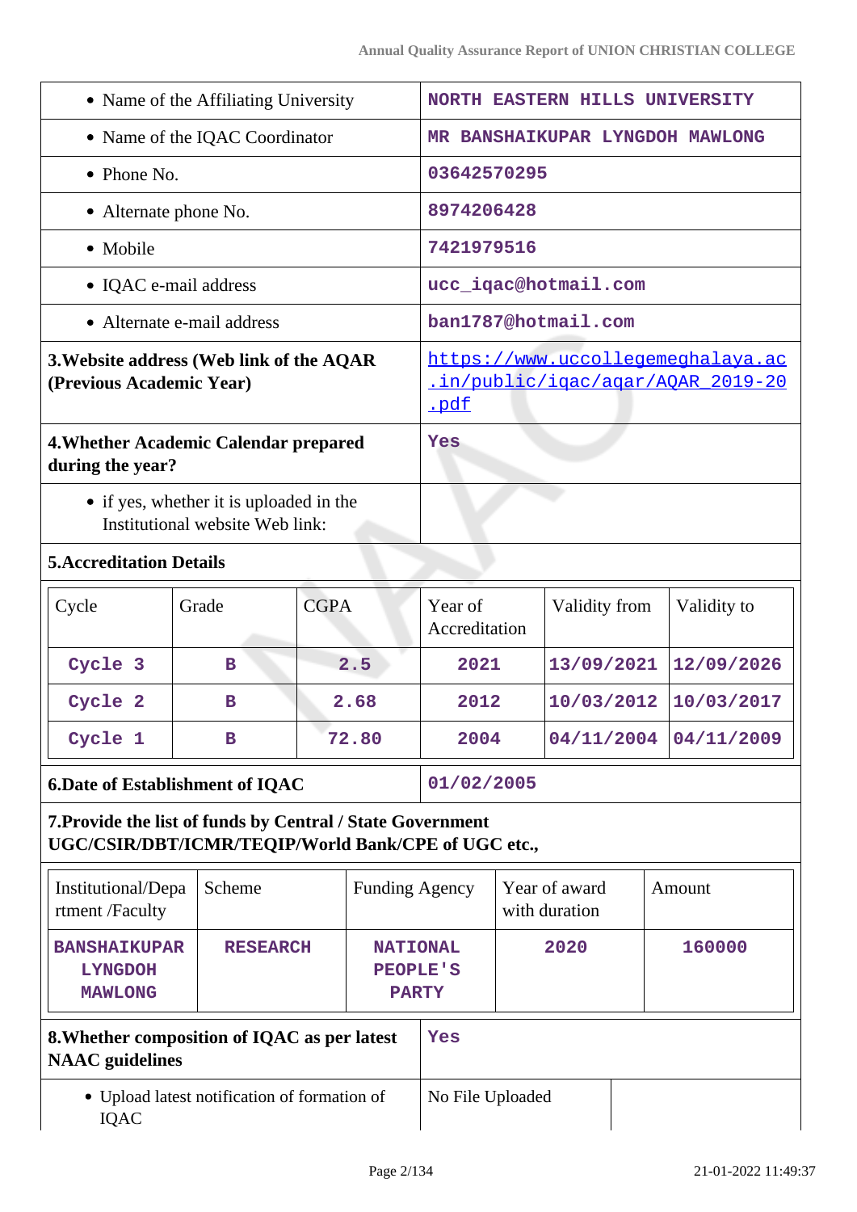| | |
|---|---|
| • Name of the Affiliating University | NORTH EASTERN HILLS UNIVERSITY |
| • Name of the IQAC Coordinator | MR BANSHAIKUPAR LYNGDOH MAWLONG |
| • Phone No. | 03642570295 |
| • Alternate phone No. | 8974206428 |
| • Mobile | 7421979516 |
| • IQAC e-mail address | ucc_iqac@hotmail.com |
| • Alternate e-mail address | ban1787@hotmail.com |
| **3.Website address (Web link of the AQAR (Previous Academic Year)** | https://www.uccollegemeghalaya.ac.in/public/iqac/aqar/AQAR_2019-20.pdf |
| **4.Whether Academic Calendar prepared during the year?** | Yes |
| • if yes, whether it is uploaded in the Institutional website Web link: | |

**5.Accreditation Details**

| Cycle | Grade | CGPA | Year of Accreditation | Validity from | Validity to |
|---|---|---|---|---|---|
| Cycle 3 | B | 2.5 | 2021 | 13/09/2021 | 12/09/2026 |
| Cycle 2 | B | 2.68 | 2012 | 10/03/2012 | 10/03/2017 |
| Cycle 1 | B | 72.80 | 2004 | 04/11/2004 | 04/11/2009 |

| | |
|---|---|
| **6.Date of Establishment of IQAC** | 01/02/2005 |

**7.Provide the list of funds by Central / State Government UGC/CSIR/DBT/ICMR/TEQIP/World Bank/CPE of UGC etc.,**

| Institutional/Department /Faculty | Scheme | Funding Agency | Year of award with duration | Amount |
|---|---|---|---|---|
| BANSHAIKUPAR LYNGDOH MAWLONG | RESEARCH | NATIONAL PEOPLE'S PARTY | 2020 | 160000 |

| | |
|---|---|
| **8.Whether composition of IQAC as per latest NAAC guidelines** | Yes |
| • Upload latest notification of formation of IQAC | No File Uploaded |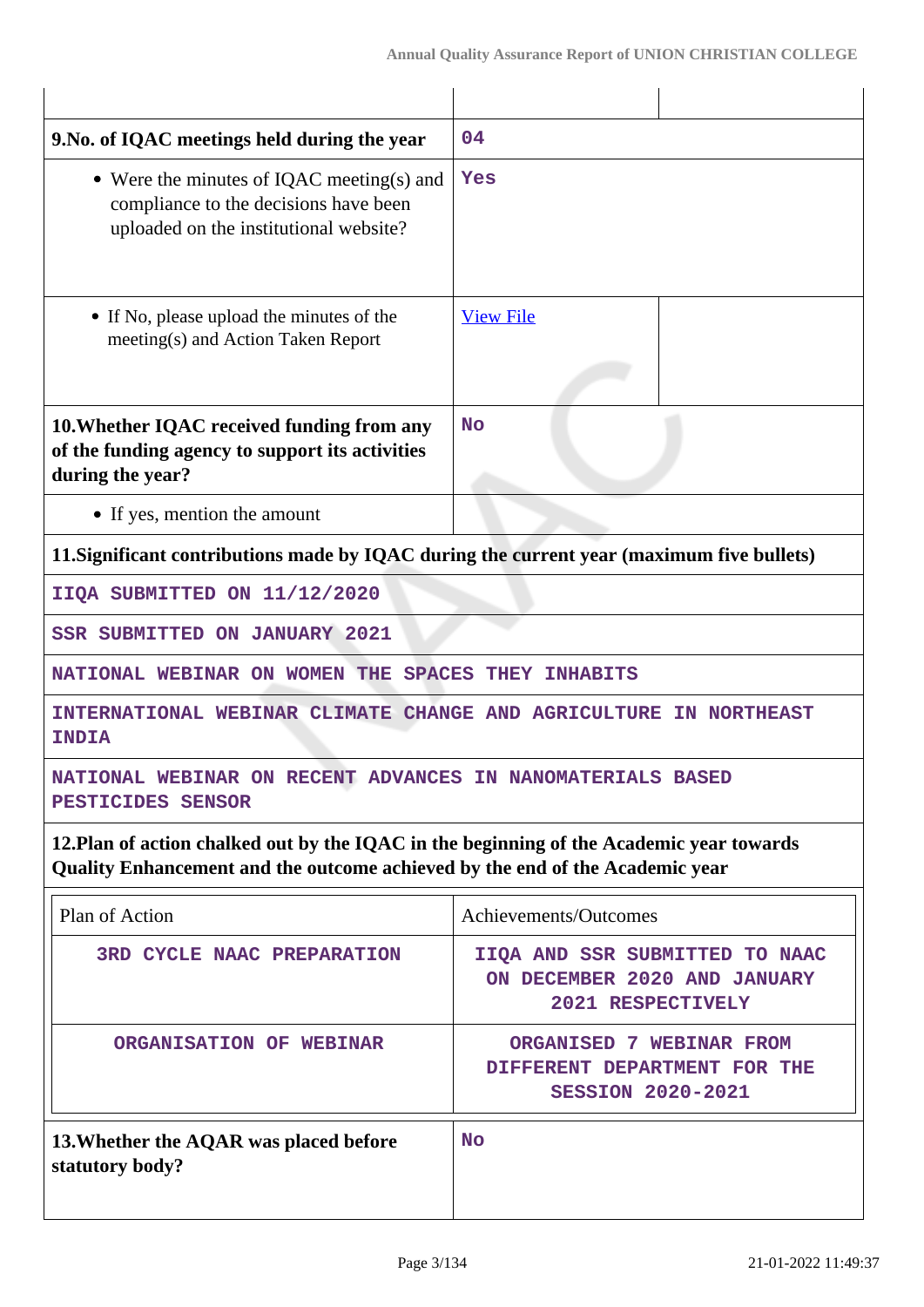| | | |
|---|---|---|
| **9.No. of IQAC meetings held during the year** | 04 | |
| • Were the minutes of IQAC meeting(s) and compliance to the decisions have been uploaded on the institutional website? | Yes | |
| • If No, please upload the minutes of the meeting(s) and Action Taken Report | [View File]() | |
| **10.Whether IQAC received funding from any of the funding agency to support its activities during the year?** | No | |
| • If yes, mention the amount | | |

**11.Significant contributions made by IQAC during the current year (maximum five bullets)**

- IIQA SUBMITTED ON 11/12/2020
- SSR SUBMITTED ON JANUARY 2021
- NATIONAL WEBINAR ON WOMEN THE SPACES THEY INHABITS
- INTERNATIONAL WEBINAR CLIMATE CHANGE AND AGRICULTURE IN NORTHEAST INDIA
- NATIONAL WEBINAR ON RECENT ADVANCES IN NANOMATERIALS BASED PESTICIDES SENSOR

**12.Plan of action chalked out by the IQAC in the beginning of the Academic year towards Quality Enhancement and the outcome achieved by the end of the Academic year**

| Plan of Action | Achievements/Outcomes |
|---|---|
| 3RD CYCLE NAAC PREPARATION | IIQA AND SSR SUBMITTED TO NAAC ON DECEMBER 2020 AND JANUARY 2021 RESPECTIVELY |
| ORGANISATION OF WEBINAR | ORGANISED 7 WEBINAR FROM DIFFERENT DEPARTMENT FOR THE SESSION 2020-2021 |

| | |
|---|---|
| **13.Whether the AQAR was placed before statutory body?** | No |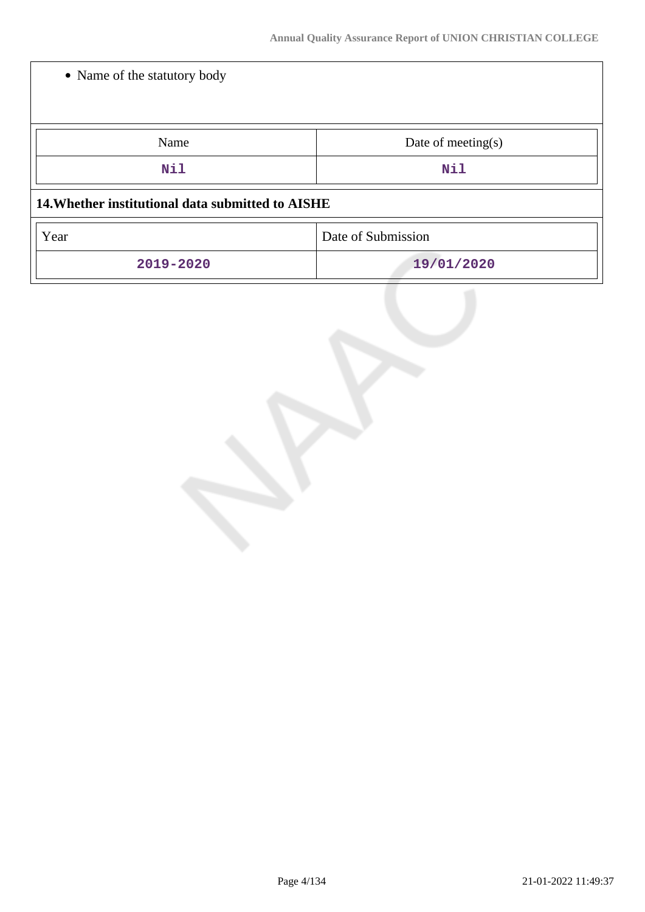- Name of the statutory body

| Name | Date of meeting(s) |
|---|---|
| Nil | Nil |

**14.Whether institutional data submitted to AISHE**

| Year | Date of Submission |
|---|---|
| 2019-2020 | 19/01/2020 |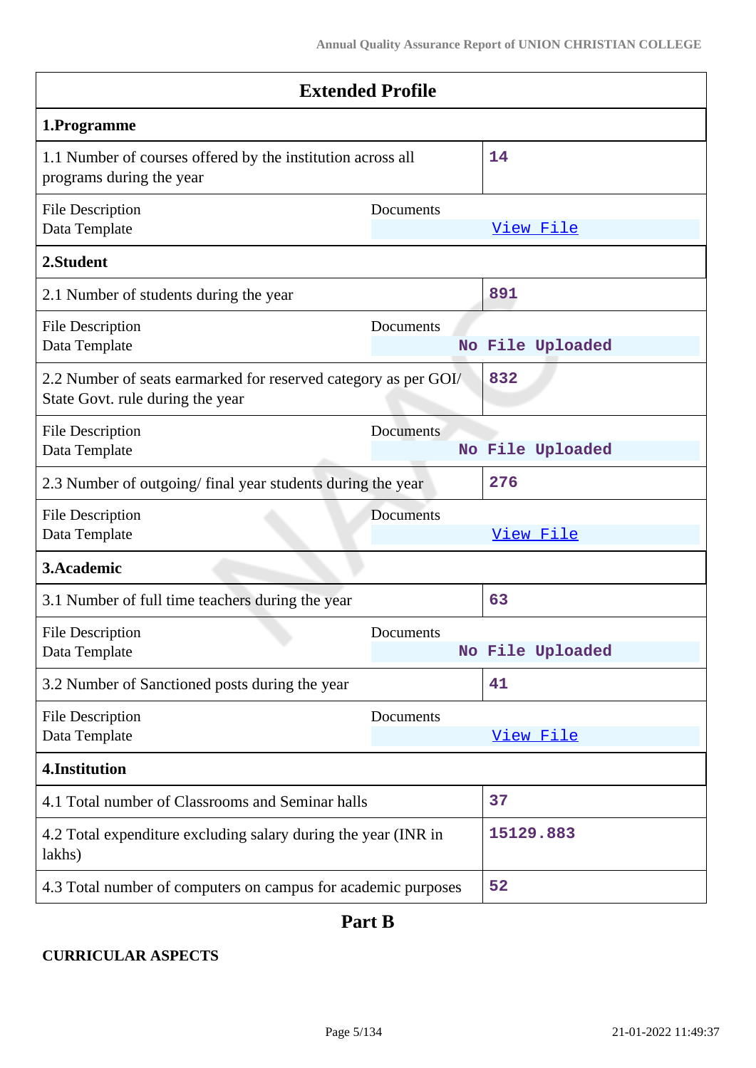| Extended Profile | | |
|---|---|---|
| **1.Programme** | | |
| 1.1 Number of courses offered by the institution across all programs during the year | | 14 |
| File Description<br>Data Template | Documents | View File |
| **2.Student** | | |
| 2.1 Number of students during the year | | 891 |
| File Description<br>Data Template | Documents | No File Uploaded |
| 2.2 Number of seats earmarked for reserved category as per GOI/ State Govt. rule during the year | | 832 |
| File Description<br>Data Template | Documents | No File Uploaded |
| 2.3 Number of outgoing/ final year students during the year | | 276 |
| File Description<br>Data Template | Documents | View File |
| **3.Academic** | | |
| 3.1 Number of full time teachers during the year | | 63 |
| File Description<br>Data Template | Documents | No File Uploaded |
| 3.2 Number of Sanctioned posts during the year | | 41 |
| File Description<br>Data Template | Documents | View File |
| **4.Institution** | | |
| 4.1 Total number of Classrooms and Seminar halls | | 37 |
| 4.2 Total expenditure excluding salary during the year (INR in lakhs) | | 15129.883 |
| 4.3 Total number of computers on campus for academic purposes | | 52 |

# Part B

**CURRICULAR ASPECTS**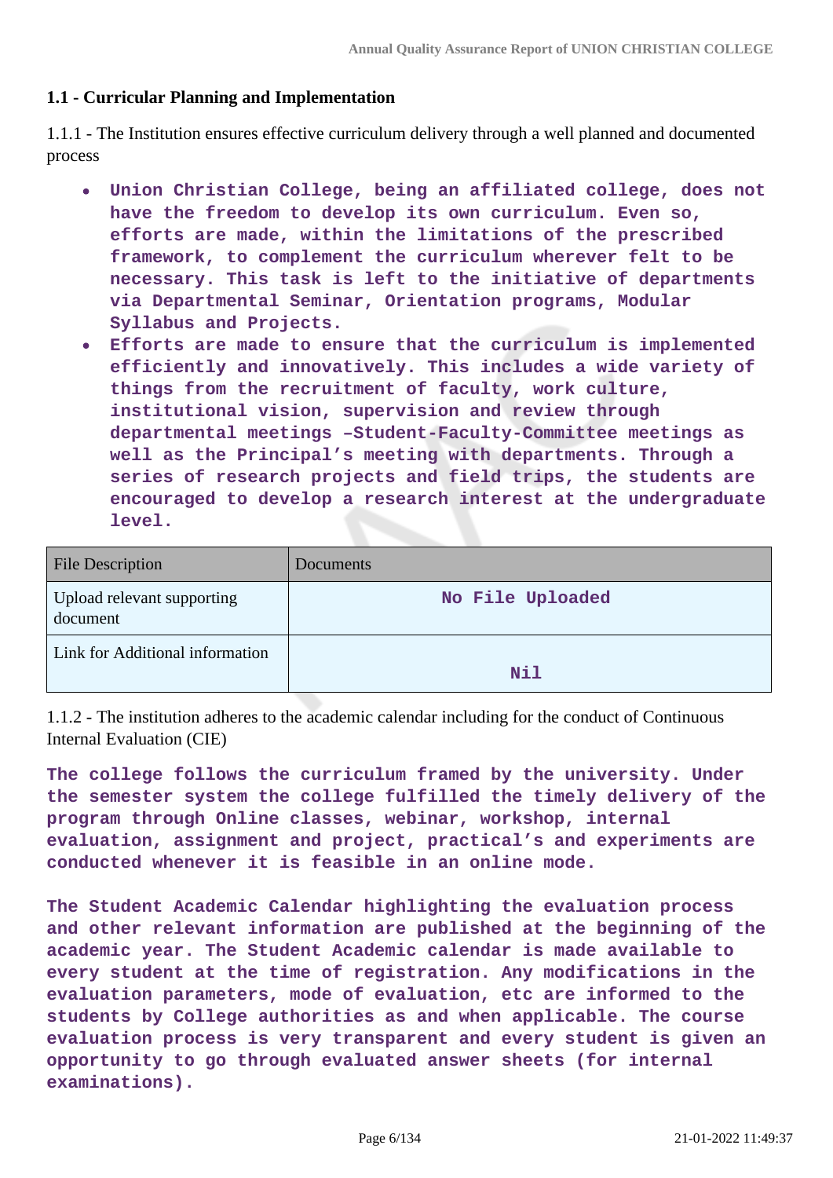**1.1 - Curricular Planning and Implementation**

1.1.1 - The Institution ensures effective curriculum delivery through a well planned and documented process

- **Union Christian College, being an affiliated college, does not have the freedom to develop its own curriculum. Even so, efforts are made, within the limitations of the prescribed framework, to complement the curriculum wherever felt to be necessary. This task is left to the initiative of departments via Departmental Seminar, Orientation programs, Modular Syllabus and Projects.**
- **Efforts are made to ensure that the curriculum is implemented efficiently and innovatively. This includes a wide variety of things from the recruitment of faculty, work culture, institutional vision, supervision and review through departmental meetings –Student-Faculty-Committee meetings as well as the Principal's meeting with departments. Through a series of research projects and field trips, the students are encouraged to develop a research interest at the undergraduate level.**

| File Description | Documents |
|---|---|
| Upload relevant supporting document | No File Uploaded |
| Link for Additional information | Nil |

1.1.2 - The institution adheres to the academic calendar including for the conduct of Continuous Internal Evaluation (CIE)

**The college follows the curriculum framed by the university. Under the semester system the college fulfilled the timely delivery of the program through Online classes, webinar, workshop, internal evaluation, assignment and project, practical's and experiments are conducted whenever it is feasible in an online mode.**

**The Student Academic Calendar highlighting the evaluation process and other relevant information are published at the beginning of the academic year. The Student Academic calendar is made available to every student at the time of registration. Any modifications in the evaluation parameters, mode of evaluation, etc are informed to the students by College authorities as and when applicable. The course evaluation process is very transparent and every student is given an opportunity to go through evaluated answer sheets (for internal examinations).**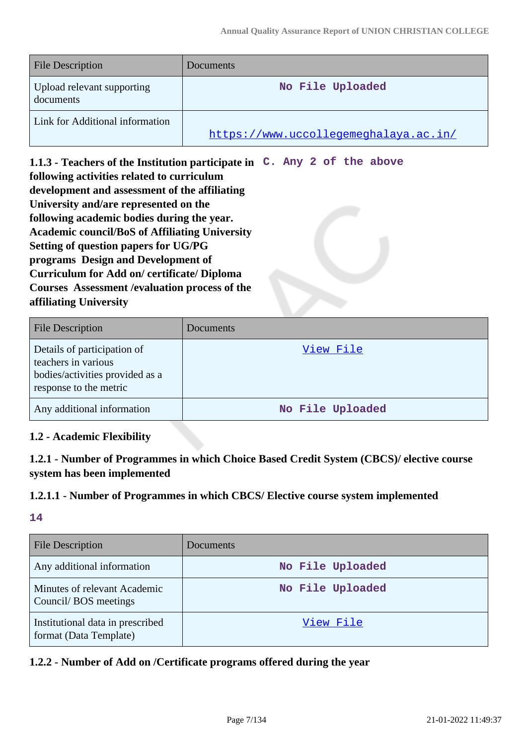| File Description | Documents |
| --- | --- |
| Upload relevant supporting documents | No File Uploaded |
| Link for Additional information | https://www.uccollegemeghalaya.ac.in/ |

**1.1.3 - Teachers of the Institution participate in following activities related to curriculum development and assessment of the affiliating University and/are represented on the following academic bodies during the year. Academic council/BoS of Affiliating University Setting of question papers for UG/PG programs Design and Development of Curriculum for Add on/ certificate/ Diploma Courses Assessment /evaluation process of the affiliating University**

C. Any 2 of the above

| File Description | Documents |
| --- | --- |
| Details of participation of teachers in various bodies/activities provided as a response to the metric | View File |
| Any additional information | No File Uploaded |

**1.2 - Academic Flexibility**

**1.2.1 - Number of Programmes in which Choice Based Credit System (CBCS)/ elective course system has been implemented**

**1.2.1.1 - Number of Programmes in which CBCS/ Elective course system implemented**

14

| File Description | Documents |
| --- | --- |
| Any additional information | No File Uploaded |
| Minutes of relevant Academic Council/ BOS meetings | No File Uploaded |
| Institutional data in prescribed format (Data Template) | View File |

**1.2.2 - Number of Add on /Certificate programs offered during the year**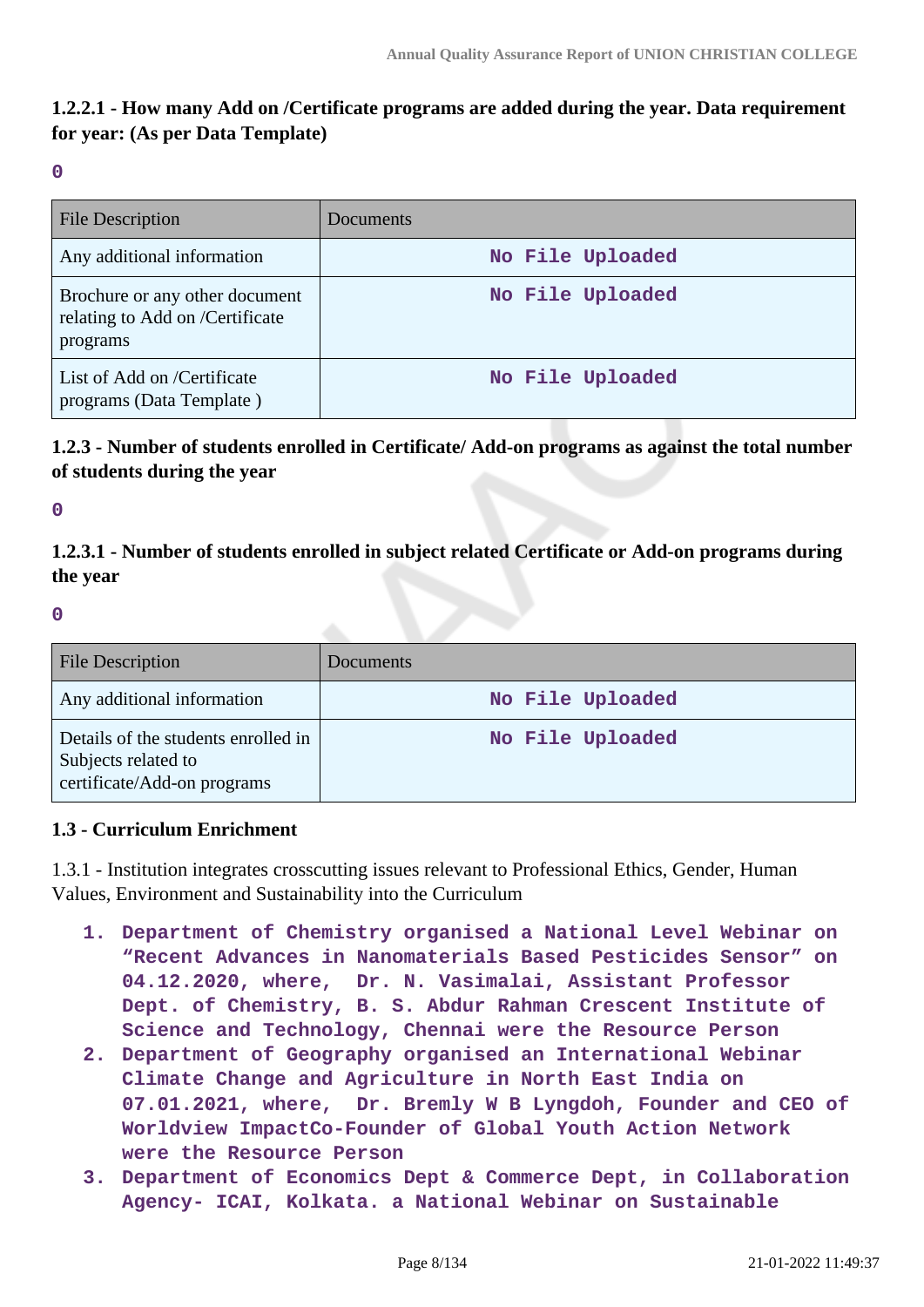### 1.2.2.1 - How many Add on /Certificate programs are added during the year. Data requirement for year: (As per Data Template)

**0**

| File Description | Documents |
|---|---|
| Any additional information | No File Uploaded |
| Brochure or any other document relating to Add on /Certificate programs | No File Uploaded |
| List of Add on /Certificate programs (Data Template ) | No File Uploaded |

### 1.2.3 - Number of students enrolled in Certificate/ Add-on programs as against the total number of students during the year

**0**

### 1.2.3.1 - Number of students enrolled in subject related Certificate or Add-on programs during the year

**0**

| File Description | Documents |
|---|---|
| Any additional information | No File Uploaded |
| Details of the students enrolled in Subjects related to certificate/Add-on programs | No File Uploaded |

### 1.3 - Curriculum Enrichment

1.3.1 - Institution integrates crosscutting issues relevant to Professional Ethics, Gender, Human Values, Environment and Sustainability into the Curriculum

1. **Department of Chemistry organised a National Level Webinar on "Recent Advances in Nanomaterials Based Pesticides Sensor" on 04.12.2020, where, Dr. N. Vasimalai, Assistant Professor Dept. of Chemistry, B. S. Abdur Rahman Crescent Institute of Science and Technology, Chennai were the Resource Person**
2. **Department of Geography organised an International Webinar Climate Change and Agriculture in North East India on 07.01.2021, where, Dr. Bremly W B Lyngdoh, Founder and CEO of Worldview ImpactCo-Founder of Global Youth Action Network were the Resource Person**
3. **Department of Economics Dept & Commerce Dept, in Collaboration Agency- ICAI, Kolkata. a National Webinar on Sustainable**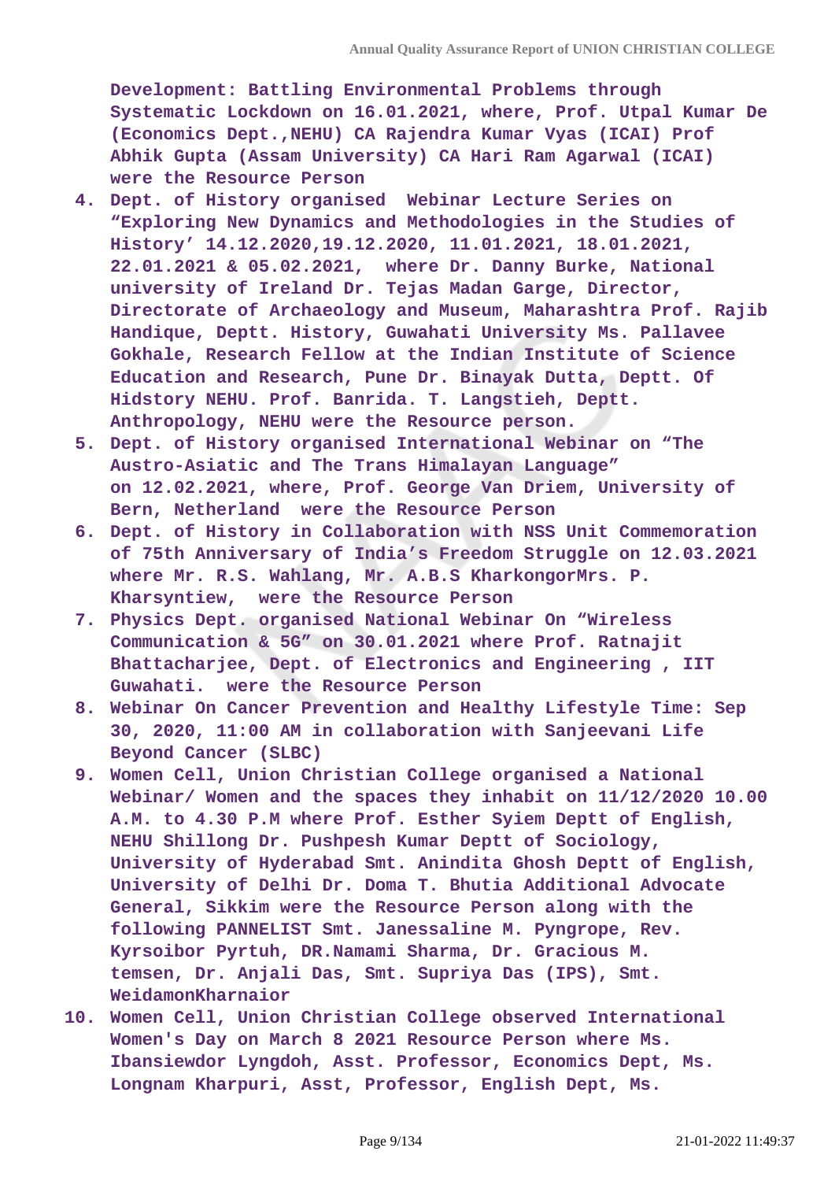Development: Battling Environmental Problems through Systematic Lockdown on 16.01.2021, where, Prof. Utpal Kumar De (Economics Dept.,NEHU) CA Rajendra Kumar Vyas (ICAI) Prof Abhik Gupta (Assam University) CA Hari Ram Agarwal (ICAI) were the Resource Person

4. Dept. of History organised Webinar Lecture Series on "Exploring New Dynamics and Methodologies in the Studies of History' 14.12.2020,19.12.2020, 11.01.2021, 18.01.2021, 22.01.2021 & 05.02.2021, where Dr. Danny Burke, National university of Ireland Dr. Tejas Madan Garge, Director, Directorate of Archaeology and Museum, Maharashtra Prof. Rajib Handique, Deptt. History, Guwahati University Ms. Pallavee Gokhale, Research Fellow at the Indian Institute of Science Education and Research, Pune Dr. Binayak Dutta, Deptt. Of Hidstory NEHU. Prof. Banrida. T. Langstieh, Deptt. Anthropology, NEHU were the Resource person.
5. Dept. of History organised International Webinar on "The Austro-Asiatic and The Trans Himalayan Language" on 12.02.2021, where, Prof. George Van Driem, University of Bern, Netherland were the Resource Person
6. Dept. of History in Collaboration with NSS Unit Commemoration of 75th Anniversary of India's Freedom Struggle on 12.03.2021 where Mr. R.S. Wahlang, Mr. A.B.S KharkongorMrs. P. Kharsyntiew, were the Resource Person
7. Physics Dept. organised National Webinar On "Wireless Communication & 5G" on 30.01.2021 where Prof. Ratnajit Bhattacharjee, Dept. of Electronics and Engineering , IIT Guwahati. were the Resource Person
8. Webinar On Cancer Prevention and Healthy Lifestyle Time: Sep 30, 2020, 11:00 AM in collaboration with Sanjeevani Life Beyond Cancer (SLBC)
9. Women Cell, Union Christian College organised a National Webinar/ Women and the spaces they inhabit on 11/12/2020 10.00 A.M. to 4.30 P.M where Prof. Esther Syiem Deptt of English, NEHU Shillong Dr. Pushpesh Kumar Deptt of Sociology, University of Hyderabad Smt. Anindita Ghosh Deptt of English, University of Delhi Dr. Doma T. Bhutia Additional Advocate General, Sikkim were the Resource Person along with the following PANNELIST Smt. Janessaline M. Pyngrope, Rev. Kyrsoibor Pyrtuh, DR.Namami Sharma, Dr. Gracious M. temsen, Dr. Anjali Das, Smt. Supriya Das (IPS), Smt. WeidamonKharnaior
10. Women Cell, Union Christian College observed International Women's Day on March 8 2021 Resource Person where Ms. Ibansiewdor Lyngdoh, Asst. Professor, Economics Dept, Ms. Longnam Kharpuri, Asst, Professor, English Dept, Ms.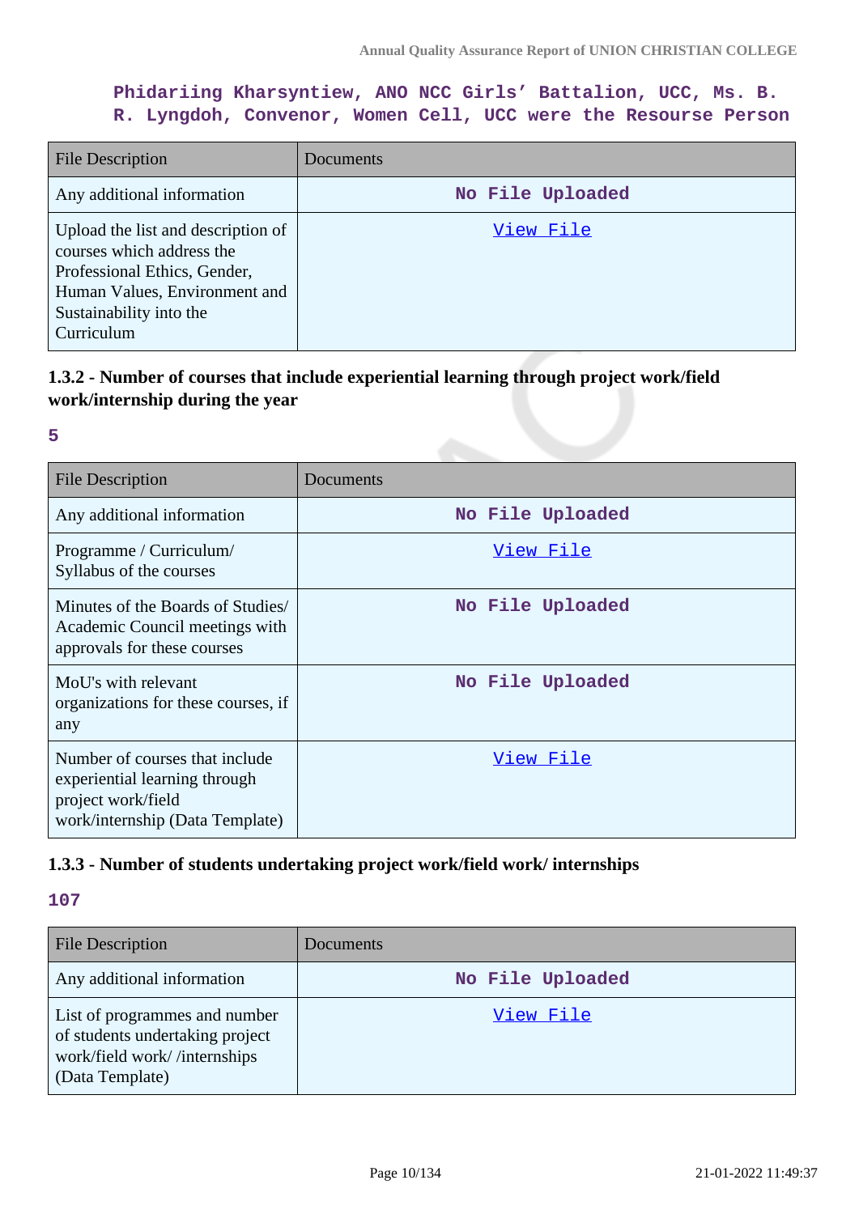Phidariing Kharsyntiew, ANO NCC Girls' Battalion, UCC, Ms. B. R. Lyngdoh, Convenor, Women Cell, UCC were the Resourse Person

| File Description | Documents |
| --- | --- |
| Any additional information | No File Uploaded |
| Upload the list and description of courses which address the Professional Ethics, Gender, Human Values, Environment and Sustainability into the Curriculum | View File |

### 1.3.2 - Number of courses that include experiential learning through project work/field work/internship during the year

**5**

| File Description | Documents |
| --- | --- |
| Any additional information | No File Uploaded |
| Programme / Curriculum/ Syllabus of the courses | View File |
| Minutes of the Boards of Studies/ Academic Council meetings with approvals for these courses | No File Uploaded |
| MoU's with relevant organizations for these courses, if any | No File Uploaded |
| Number of courses that include experiential learning through project work/field work/internship (Data Template) | View File |

### 1.3.3 - Number of students undertaking project work/field work/ internships

**107**

| File Description | Documents |
| --- | --- |
| Any additional information | No File Uploaded |
| List of programmes and number of students undertaking project work/field work/ /internships (Data Template) | View File |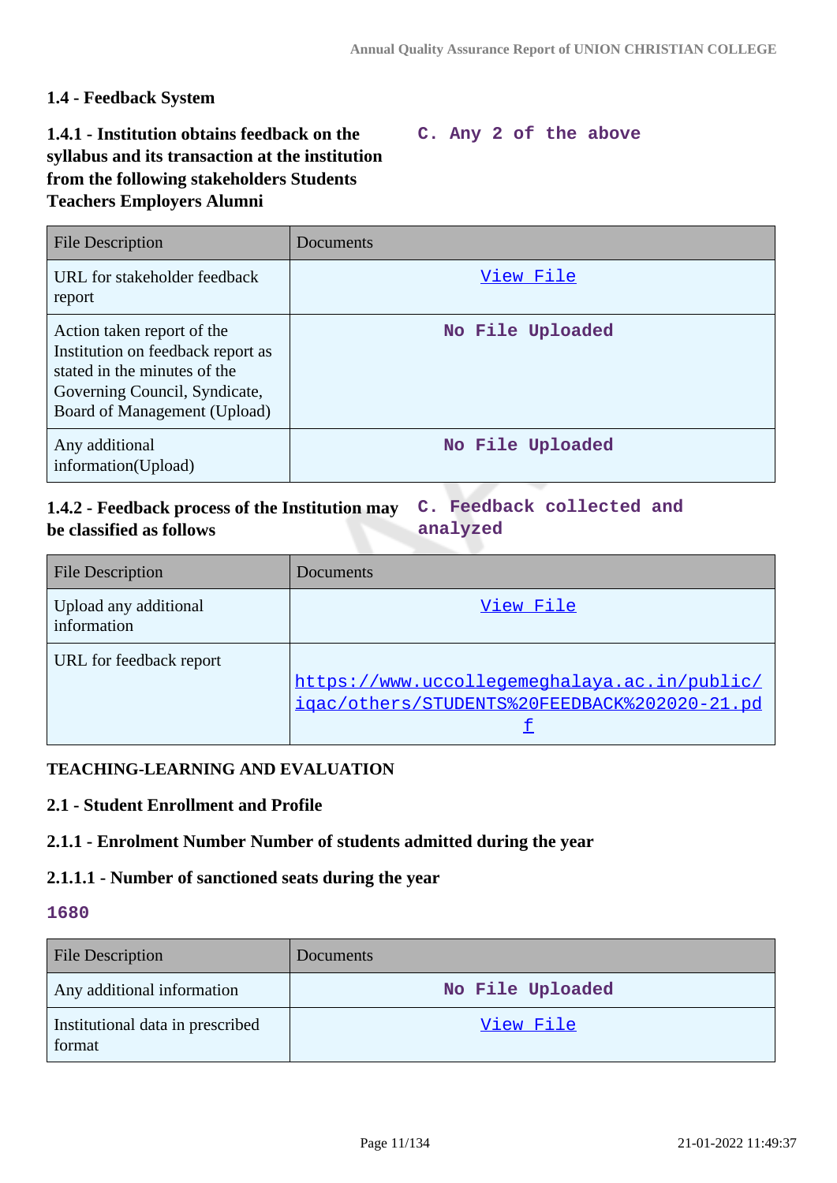### 1.4 - Feedback System

**1.4.1 - Institution obtains feedback on the syllabus and its transaction at the institution from the following stakeholders Students Teachers Employers Alumni**

C. Any 2 of the above

| File Description | Documents |
|---|---|
| URL for stakeholder feedback report | View File |
| Action taken report of the Institution on feedback report as stated in the minutes of the Governing Council, Syndicate, Board of Management (Upload) | No File Uploaded |
| Any additional information(Upload) | No File Uploaded |

**1.4.2 - Feedback process of the Institution may be classified as follows**

C. Feedback collected and analyzed

| File Description | Documents |
|---|---|
| Upload any additional information | View File |
| URL for feedback report | https://www.uccollegemeghalaya.ac.in/public/iqac/others/STUDENTS%20FEEDBACK%202020-21.pdf |

### TEACHING-LEARNING AND EVALUATION

#### 2.1 - Student Enrollment and Profile

**2.1.1 - Enrolment Number Number of students admitted during the year**

**2.1.1.1 - Number of sanctioned seats during the year**

1680

| File Description | Documents |
|---|---|
| Any additional information | No File Uploaded |
| Institutional data in prescribed format | View File |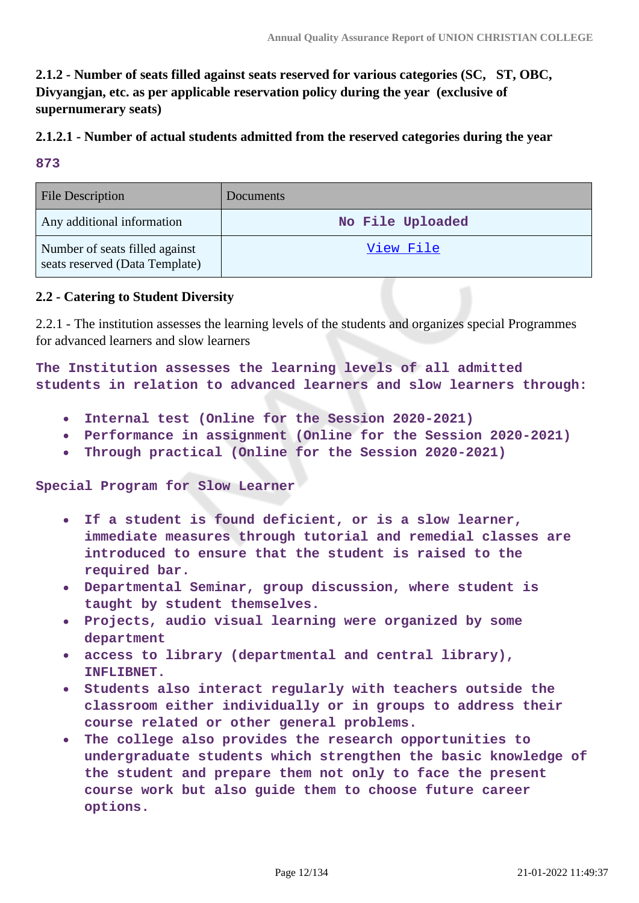**2.1.2 - Number of seats filled against seats reserved for various categories (SC, ST, OBC, Divyangjan, etc. as per applicable reservation policy during the year (exclusive of supernumerary seats)**

**2.1.2.1 - Number of actual students admitted from the reserved categories during the year**

**873**

| File Description | Documents |
|---|---|
| Any additional information | No File Uploaded |
| Number of seats filled against seats reserved (Data Template) | View File |

**2.2 - Catering to Student Diversity**

2.2.1 - The institution assesses the learning levels of the students and organizes special Programmes for advanced learners and slow learners

The Institution assesses the learning levels of all admitted students in relation to advanced learners and slow learners through:

- Internal test (Online for the Session 2020-2021)
- Performance in assignment (Online for the Session 2020-2021)
- Through practical (Online for the Session 2020-2021)

Special Program for Slow Learner

- If a student is found deficient, or is a slow learner, immediate measures through tutorial and remedial classes are introduced to ensure that the student is raised to the required bar.
- Departmental Seminar, group discussion, where student is taught by student themselves.
- Projects, audio visual learning were organized by some department
- access to library (departmental and central library), INFLIBNET.
- Students also interact regularly with teachers outside the classroom either individually or in groups to address their course related or other general problems.
- The college also provides the research opportunities to undergraduate students which strengthen the basic knowledge of the student and prepare them not only to face the present course work but also guide them to choose future career options.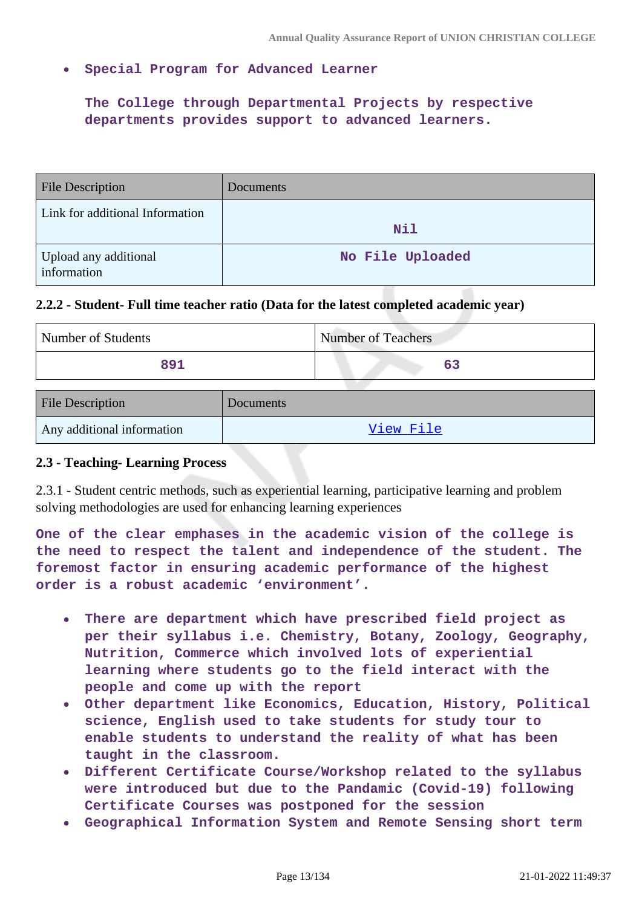- **Special Program for Advanced Learner**

  **The College through Departmental Projects by respective departments provides support to advanced learners.**

| File Description | Documents |
|---|---|
| Link for additional Information | Nil |
| Upload any additional information | No File Uploaded |

**2.2.2 - Student- Full time teacher ratio (Data for the latest completed academic year)**

| Number of Students | Number of Teachers |
|---|---|
| 891 | 63 |

| File Description | Documents |
|---|---|
| Any additional information | View File |

**2.3 - Teaching- Learning Process**

2.3.1 - Student centric methods, such as experiential learning, participative learning and problem solving methodologies are used for enhancing learning experiences

**One of the clear emphases in the academic vision of the college is the need to respect the talent and independence of the student. The foremost factor in ensuring academic performance of the highest order is a robust academic 'environment'.**

- **There are department which have prescribed field project as per their syllabus i.e. Chemistry, Botany, Zoology, Geography, Nutrition, Commerce which involved lots of experiential learning where students go to the field interact with the people and come up with the report**
- **Other department like Economics, Education, History, Political science, English used to take students for study tour to enable students to understand the reality of what has been taught in the classroom.**
- **Different Certificate Course/Workshop related to the syllabus were introduced but due to the Pandamic (Covid-19) following Certificate Courses was postponed for the session**
- **Geographical Information System and Remote Sensing short term**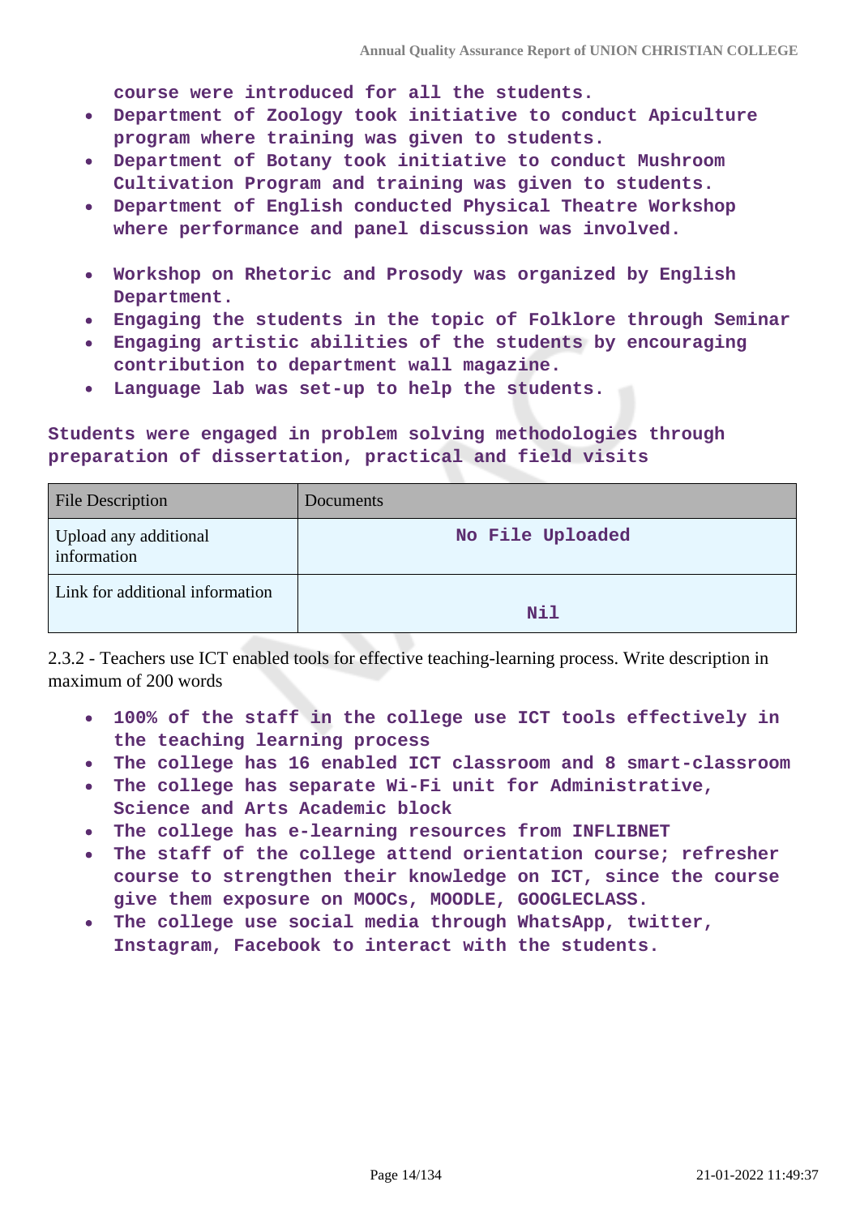course were introduced for all the students.

- Department of Zoology took initiative to conduct Apiculture program where training was given to students.
- Department of Botany took initiative to conduct Mushroom Cultivation Program and training was given to students.
- Department of English conducted Physical Theatre Workshop where performance and panel discussion was involved.
- Workshop on Rhetoric and Prosody was organized by English Department.
- Engaging the students in the topic of Folklore through Seminar
- Engaging artistic abilities of the students by encouraging contribution to department wall magazine.
- Language lab was set-up to help the students.

Students were engaged in problem solving methodologies through preparation of dissertation, practical and field visits

| File Description | Documents |
|---|---|
| Upload any additional information | No File Uploaded |
| Link for additional information | Nil |

2.3.2 - Teachers use ICT enabled tools for effective teaching-learning process. Write description in maximum of 200 words

- 100% of the staff in the college use ICT tools effectively in the teaching learning process
- The college has 16 enabled ICT classroom and 8 smart-classroom
- The college has separate Wi-Fi unit for Administrative, Science and Arts Academic block
- The college has e-learning resources from INFLIBNET
- The staff of the college attend orientation course; refresher course to strengthen their knowledge on ICT, since the course give them exposure on MOOCs, MOODLE, GOOGLECLASS.
- The college use social media through WhatsApp, twitter, Instagram, Facebook to interact with the students.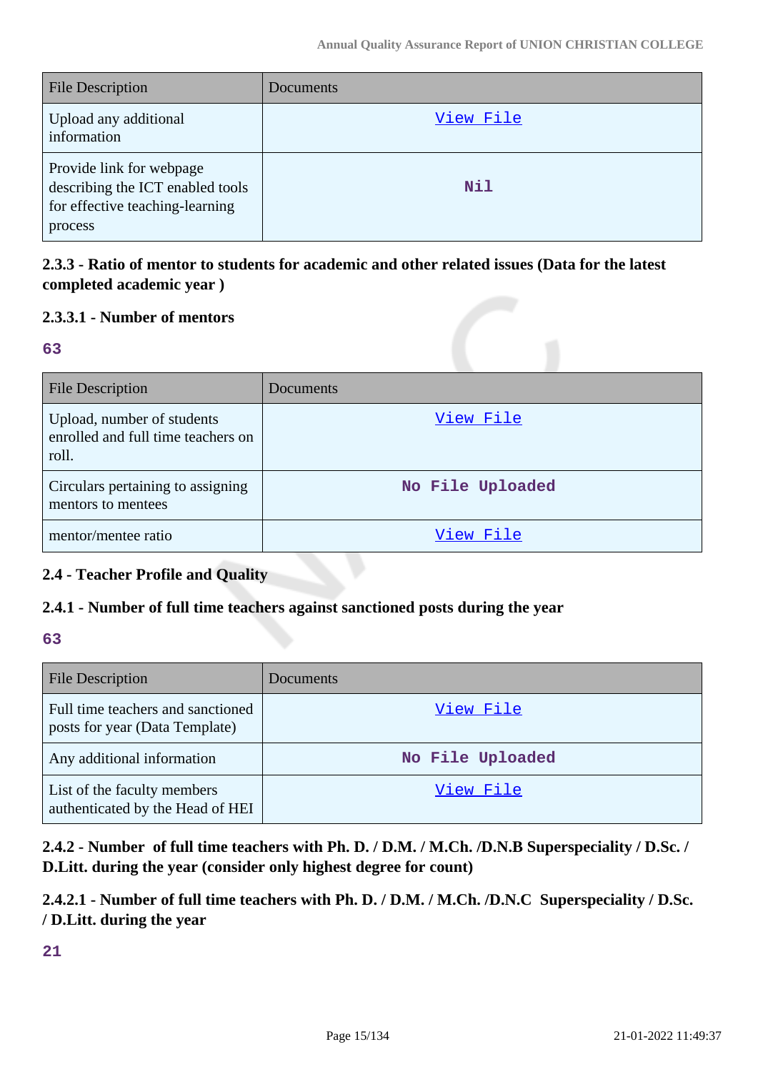| File Description | Documents |
|---|---|
| Upload any additional information | View File |
| Provide link for webpage describing the ICT enabled tools for effective teaching-learning process | Nil |

**2.3.3 - Ratio of mentor to students for academic and other related issues (Data for the latest completed academic year )**

**2.3.3.1 - Number of mentors**

**63**

| File Description | Documents |
|---|---|
| Upload, number of students enrolled and full time teachers on roll. | View File |
| Circulars pertaining to assigning mentors to mentees | No File Uploaded |
| mentor/mentee ratio | View File |

**2.4 - Teacher Profile and Quality**

**2.4.1 - Number of full time teachers against sanctioned posts during the year**

**63**

| File Description | Documents |
|---|---|
| Full time teachers and sanctioned posts for year (Data Template) | View File |
| Any additional information | No File Uploaded |
| List of the faculty members authenticated by the Head of HEI | View File |

**2.4.2 - Number of full time teachers with Ph. D. / D.M. / M.Ch. /D.N.B Superspeciality / D.Sc. / D.Litt. during the year (consider only highest degree for count)**

**2.4.2.1 - Number of full time teachers with Ph. D. / D.M. / M.Ch. /D.N.C Superspeciality / D.Sc. / D.Litt. during the year**

**21**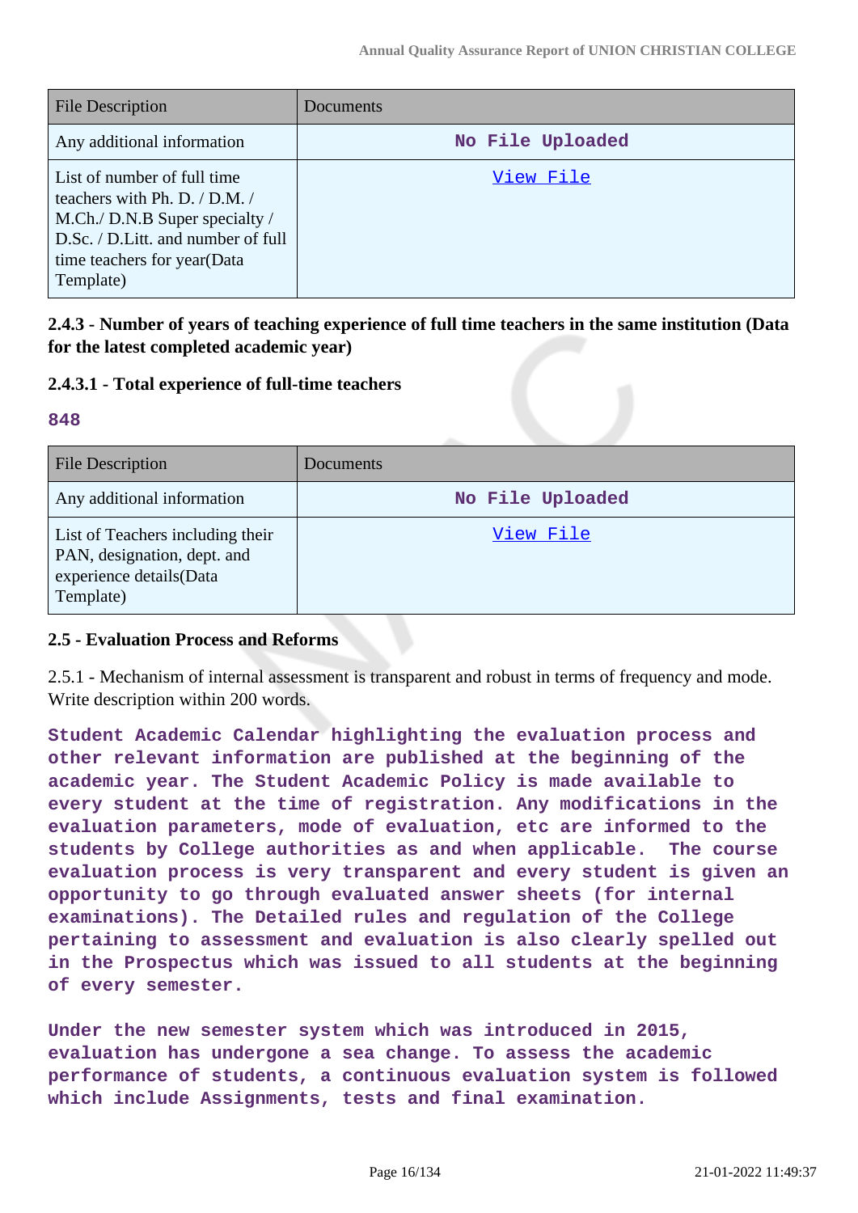| File Description | Documents |
|---|---|
| Any additional information | No File Uploaded |
| List of number of full time teachers with Ph. D. / D.M. / M.Ch./ D.N.B Super specialty / D.Sc. / D.Litt. and number of full time teachers for year(Data Template) | View File |

**2.4.3 - Number of years of teaching experience of full time teachers in the same institution (Data for the latest completed academic year)**

**2.4.3.1 - Total experience of full-time teachers**

**848**

| File Description | Documents |
|---|---|
| Any additional information | No File Uploaded |
| List of Teachers including their PAN, designation, dept. and experience details(Data Template) | View File |

**2.5 - Evaluation Process and Reforms**

2.5.1 - Mechanism of internal assessment is transparent and robust in terms of frequency and mode. Write description within 200 words.

**Student Academic Calendar highlighting the evaluation process and other relevant information are published at the beginning of the academic year. The Student Academic Policy is made available to every student at the time of registration. Any modifications in the evaluation parameters, mode of evaluation, etc are informed to the students by College authorities as and when applicable. The course evaluation process is very transparent and every student is given an opportunity to go through evaluated answer sheets (for internal examinations). The Detailed rules and regulation of the College pertaining to assessment and evaluation is also clearly spelled out in the Prospectus which was issued to all students at the beginning of every semester.**

**Under the new semester system which was introduced in 2015, evaluation has undergone a sea change. To assess the academic performance of students, a continuous evaluation system is followed which include Assignments, tests and final examination.**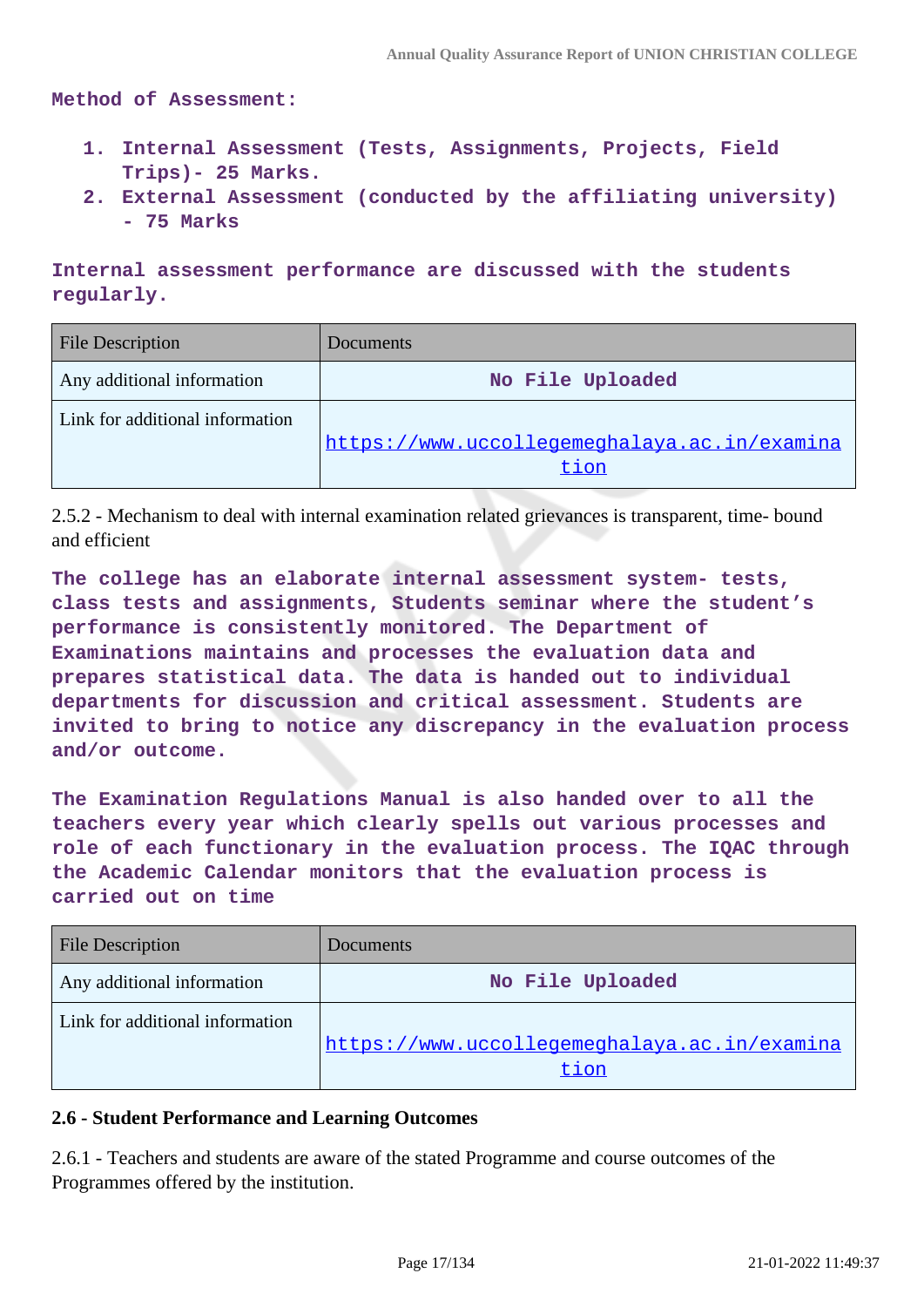**Method of Assessment:**

1. **Internal Assessment (Tests, Assignments, Projects, Field Trips)- 25 Marks.**
2. **External Assessment (conducted by the affiliating university) - 75 Marks**

**Internal assessment performance are discussed with the students regularly.**

| File Description | Documents |
|---|---|
| Any additional information | No File Uploaded |
| Link for additional information | https://www.uccollegemeghalaya.ac.in/examination |

2.5.2 - Mechanism to deal with internal examination related grievances is transparent, time- bound and efficient

**The college has an elaborate internal assessment system- tests, class tests and assignments, Students seminar where the student's performance is consistently monitored. The Department of Examinations maintains and processes the evaluation data and prepares statistical data. The data is handed out to individual departments for discussion and critical assessment. Students are invited to bring to notice any discrepancy in the evaluation process and/or outcome.**

**The Examination Regulations Manual is also handed over to all the teachers every year which clearly spells out various processes and role of each functionary in the evaluation process. The IQAC through the Academic Calendar monitors that the evaluation process is carried out on time**

| File Description | Documents |
|---|---|
| Any additional information | No File Uploaded |
| Link for additional information | https://www.uccollegemeghalaya.ac.in/examination |

**2.6 - Student Performance and Learning Outcomes**

2.6.1 - Teachers and students are aware of the stated Programme and course outcomes of the Programmes offered by the institution.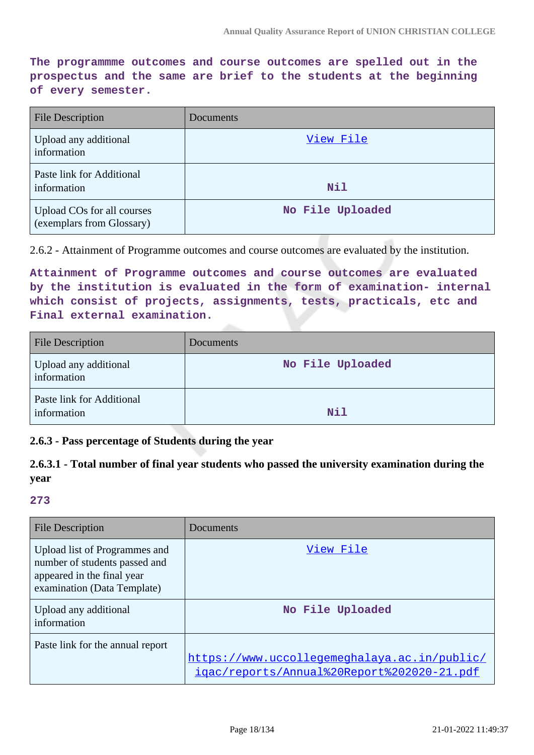**The programmme outcomes and course outcomes are spelled out in the prospectus and the same are brief to the students at the beginning of every semester.**

| File Description | Documents |
|---|---|
| Upload any additional information | View File |
| Paste link for Additional information | Nil |
| Upload COs for all courses (exemplars from Glossary) | No File Uploaded |

2.6.2 - Attainment of Programme outcomes and course outcomes are evaluated by the institution.

**Attainment of Programme outcomes and course outcomes are evaluated by the institution is evaluated in the form of examination- internal which consist of projects, assignments, tests, practicals, etc and Final external examination.**

| File Description | Documents |
|---|---|
| Upload any additional information | No File Uploaded |
| Paste link for Additional information | Nil |

**2.6.3 - Pass percentage of Students during the year**

**2.6.3.1 - Total number of final year students who passed the university examination during the year**

**273**

| File Description | Documents |
|---|---|
| Upload list of Programmes and number of students passed and appeared in the final year examination (Data Template) | View File |
| Upload any additional information | No File Uploaded |
| Paste link for the annual report | https://www.uccollegemeghalaya.ac.in/public/iqac/reports/Annual%20Report%202020-21.pdf |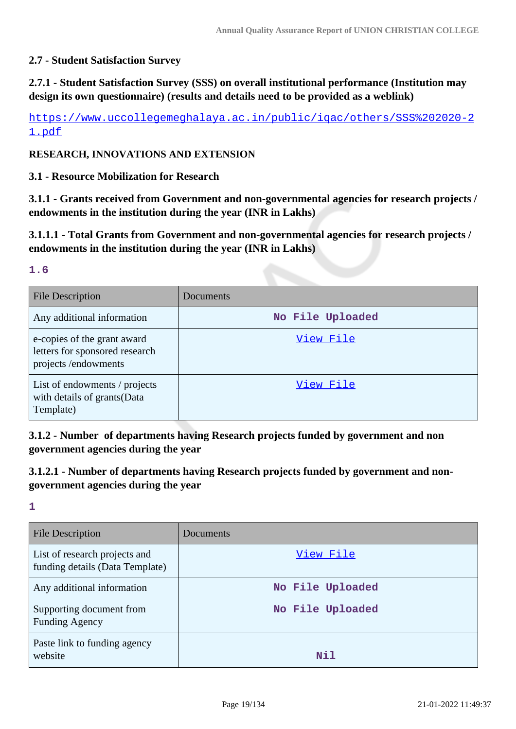**2.7 - Student Satisfaction Survey**

**2.7.1 - Student Satisfaction Survey (SSS) on overall institutional performance (Institution may design its own questionnaire) (results and details need to be provided as a weblink)**

https://www.uccollegemeghalaya.ac.in/public/iqac/others/SSS%202020-21.pdf

**RESEARCH, INNOVATIONS AND EXTENSION**

**3.1 - Resource Mobilization for Research**

**3.1.1 - Grants received from Government and non-governmental agencies for research projects / endowments in the institution during the year (INR in Lakhs)**

**3.1.1.1 - Total Grants from Government and non-governmental agencies for research projects / endowments in the institution during the year (INR in Lakhs)**

**1.6**

| File Description | Documents |
|---|---|
| Any additional information | No File Uploaded |
| e-copies of the grant award letters for sponsored research projects /endowments | View File |
| List of endowments / projects with details of grants(Data Template) | View File |

**3.1.2 - Number of departments having Research projects funded by government and non government agencies during the year**

**3.1.2.1 - Number of departments having Research projects funded by government and non-government agencies during the year**

**1**

| File Description | Documents |
|---|---|
| List of research projects and funding details (Data Template) | View File |
| Any additional information | No File Uploaded |
| Supporting document from Funding Agency | No File Uploaded |
| Paste link to funding agency website | Nil |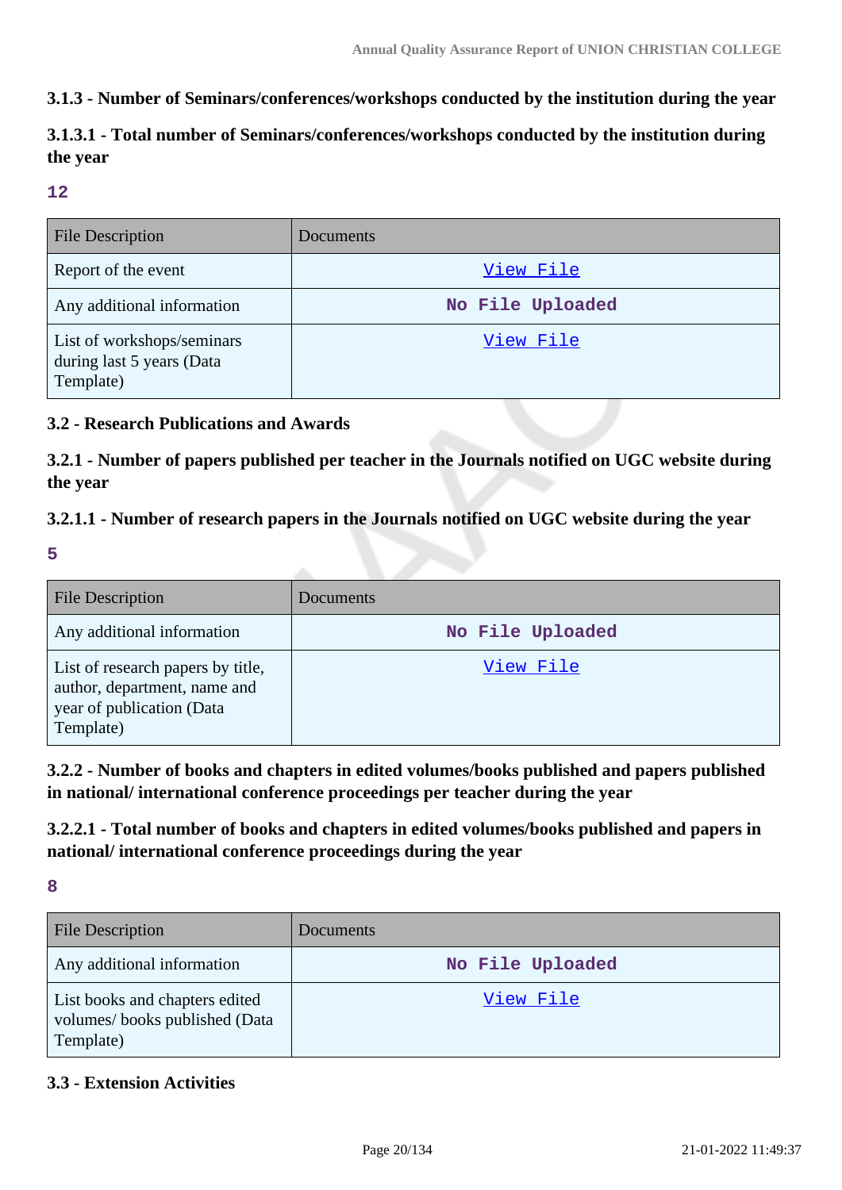### 3.1.3 - Number of Seminars/conferences/workshops conducted by the institution during the year

### 3.1.3.1 - Total number of Seminars/conferences/workshops conducted by the institution during the year

**12**

| File Description | Documents |
|---|---|
| Report of the event | View File |
| Any additional information | No File Uploaded |
| List of workshops/seminars during last 5 years (Data Template) | View File |

### 3.2 - Research Publications and Awards

### 3.2.1 - Number of papers published per teacher in the Journals notified on UGC website during the year

### 3.2.1.1 - Number of research papers in the Journals notified on UGC website during the year

**5**

| File Description | Documents |
|---|---|
| Any additional information | No File Uploaded |
| List of research papers by title, author, department, name and year of publication (Data Template) | View File |

### 3.2.2 - Number of books and chapters in edited volumes/books published and papers published in national/ international conference proceedings per teacher during the year

### 3.2.2.1 - Total number of books and chapters in edited volumes/books published and papers in national/ international conference proceedings during the year

**8**

| File Description | Documents |
|---|---|
| Any additional information | No File Uploaded |
| List books and chapters edited volumes/ books published (Data Template) | View File |

### 3.3 - Extension Activities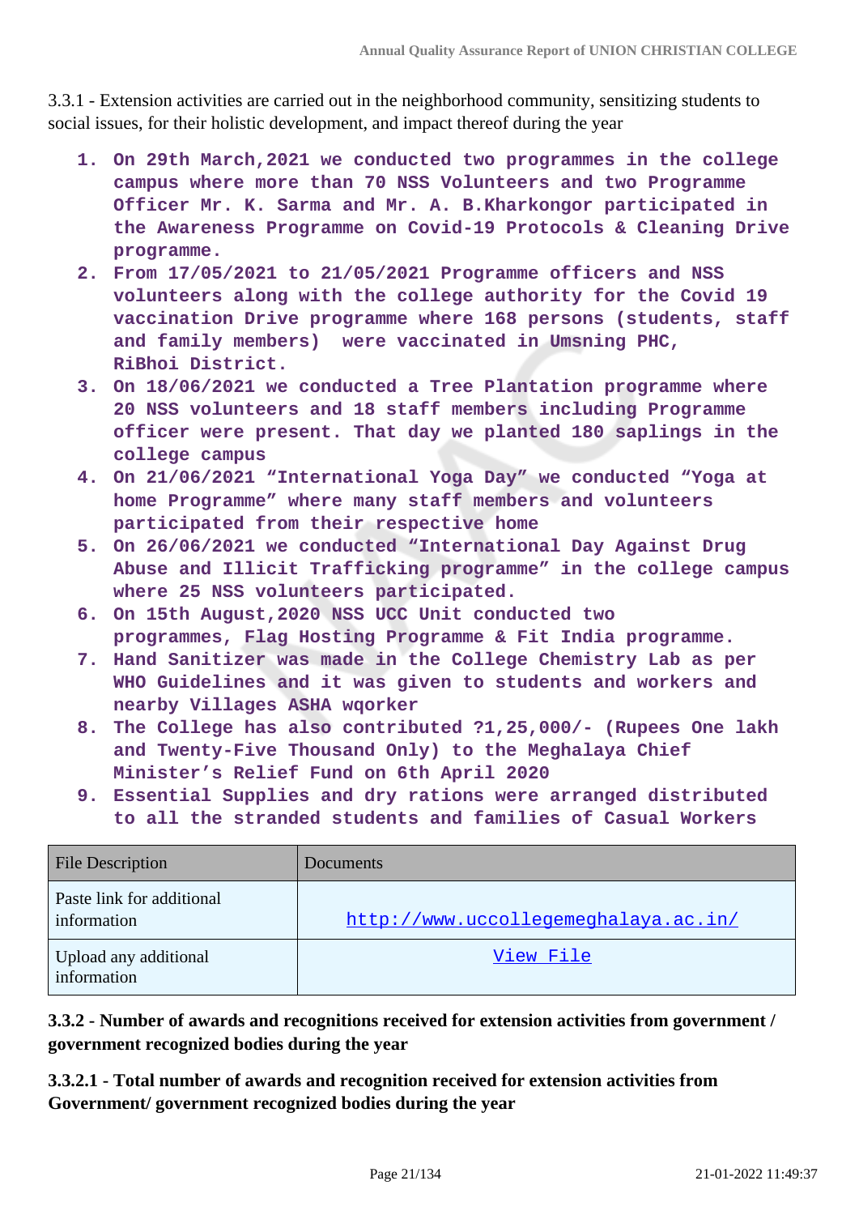3.3.1 - Extension activities are carried out in the neighborhood community, sensitizing students to social issues, for their holistic development, and impact thereof during the year

1. **On 29th March,2021 we conducted two programmes in the college campus where more than 70 NSS Volunteers and two Programme Officer Mr. K. Sarma and Mr. A. B.Kharkongor participated in the Awareness Programme on Covid-19 Protocols & Cleaning Drive programme.**
2. **From 17/05/2021 to 21/05/2021 Programme officers and NSS volunteers along with the college authority for the Covid 19 vaccination Drive programme where 168 persons (students, staff and family members) were vaccinated in Umsning PHC, RiBhoi District.**
3. **On 18/06/2021 we conducted a Tree Plantation programme where 20 NSS volunteers and 18 staff members including Programme officer were present. That day we planted 180 saplings in the college campus**
4. **On 21/06/2021 "International Yoga Day" we conducted "Yoga at home Programme" where many staff members and volunteers participated from their respective home**
5. **On 26/06/2021 we conducted "International Day Against Drug Abuse and Illicit Trafficking programme" in the college campus where 25 NSS volunteers participated.**
6. **On 15th August,2020 NSS UCC Unit conducted two programmes, Flag Hosting Programme & Fit India programme.**
7. **Hand Sanitizer was made in the College Chemistry Lab as per WHO Guidelines and it was given to students and workers and nearby Villages ASHA wqorker**
8. **The College has also contributed ?1,25,000/- (Rupees One lakh and Twenty-Five Thousand Only) to the Meghalaya Chief Minister's Relief Fund on 6th April 2020**
9. **Essential Supplies and dry rations were arranged distributed to all the stranded students and families of Casual Workers**

| File Description | Documents |
|---|---|
| Paste link for additional information | http://www.uccollegemeghalaya.ac.in/ |
| Upload any additional information | View File |

**3.3.2 - Number of awards and recognitions received for extension activities from government / government recognized bodies during the year**

**3.3.2.1 - Total number of awards and recognition received for extension activities from Government/ government recognized bodies during the year**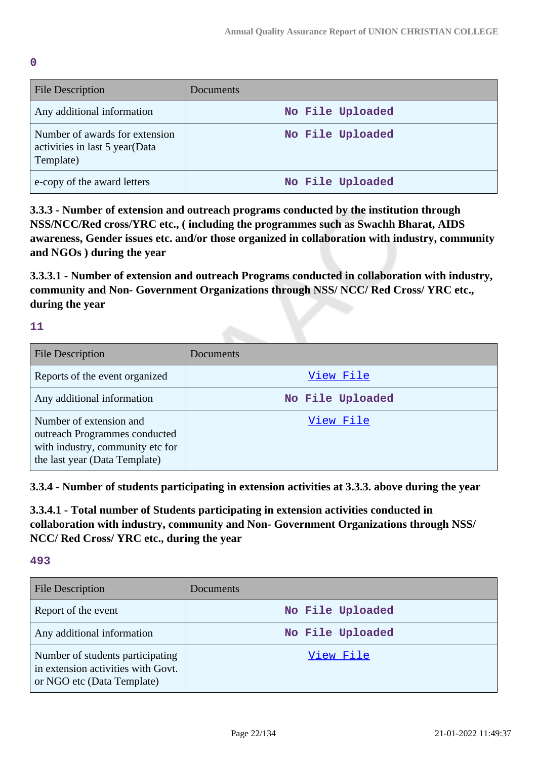**0**

| File Description | Documents |
|---|---|
| Any additional information | No File Uploaded |
| Number of awards for extension activities in last 5 year(Data Template) | No File Uploaded |
| e-copy of the award letters | No File Uploaded |

### 3.3.3 - Number of extension and outreach programs conducted by the institution through NSS/NCC/Red cross/YRC etc., ( including the programmes such as Swachh Bharat, AIDS awareness, Gender issues etc. and/or those organized in collaboration with industry, community and NGOs ) during the year

### 3.3.3.1 - Number of extension and outreach Programs conducted in collaboration with industry, community and Non- Government Organizations through NSS/ NCC/ Red Cross/ YRC etc., during the year

**11**

| File Description | Documents |
|---|---|
| Reports of the event organized | View File |
| Any additional information | No File Uploaded |
| Number of extension and outreach Programmes conducted with industry, community etc for the last year (Data Template) | View File |

### 3.3.4 - Number of students participating in extension activities at 3.3.3. above during the year

### 3.3.4.1 - Total number of Students participating in extension activities conducted in collaboration with industry, community and Non- Government Organizations through NSS/ NCC/ Red Cross/ YRC etc., during the year

**493**

| File Description | Documents |
|---|---|
| Report of the event | No File Uploaded |
| Any additional information | No File Uploaded |
| Number of students participating in extension activities with Govt. or NGO etc (Data Template) | View File |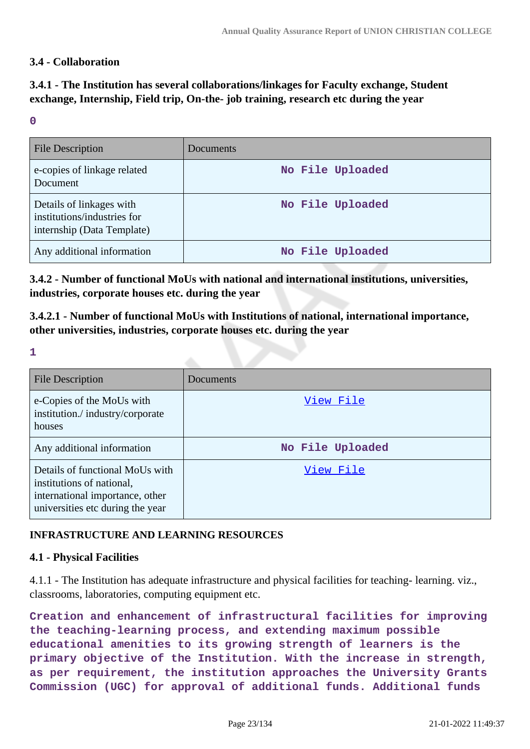### 3.4 - Collaboration

### 3.4.1 - The Institution has several collaborations/linkages for Faculty exchange, Student exchange, Internship, Field trip, On-the- job training, research etc during the year

**0**

| File Description | Documents |
|---|---|
| e-copies of linkage related Document | No File Uploaded |
| Details of linkages with institutions/industries for internship (Data Template) | No File Uploaded |
| Any additional information | No File Uploaded |

### 3.4.2 - Number of functional MoUs with national and international institutions, universities, industries, corporate houses etc. during the year

### 3.4.2.1 - Number of functional MoUs with Institutions of national, international importance, other universities, industries, corporate houses etc. during the year

**1**

| File Description | Documents |
|---|---|
| e-Copies of the MoUs with institution./ industry/corporate houses | View File |
| Any additional information | No File Uploaded |
| Details of functional MoUs with institutions of national, international importance, other universities etc during the year | View File |

## INFRASTRUCTURE AND LEARNING RESOURCES

### 4.1 - Physical Facilities

4.1.1 - The Institution has adequate infrastructure and physical facilities for teaching- learning. viz., classrooms, laboratories, computing equipment etc.

**Creation and enhancement of infrastructural facilities for improving the teaching-learning process, and extending maximum possible educational amenities to its growing strength of learners is the primary objective of the Institution. With the increase in strength, as per requirement, the institution approaches the University Grants Commission (UGC) for approval of additional funds. Additional funds**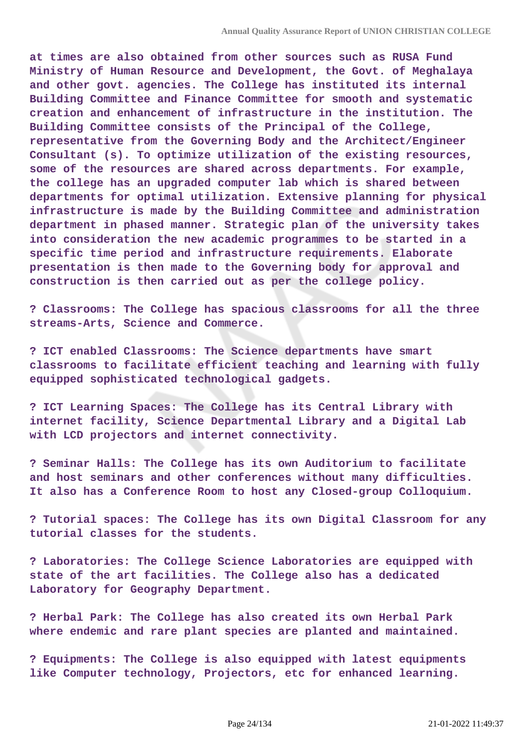**at times are also obtained from other sources such as RUSA Fund Ministry of Human Resource and Development, the Govt. of Meghalaya and other govt. agencies. The College has instituted its internal Building Committee and Finance Committee for smooth and systematic creation and enhancement of infrastructure in the institution. The Building Committee consists of the Principal of the College, representative from the Governing Body and the Architect/Engineer Consultant (s). To optimize utilization of the existing resources, some of the resources are shared across departments. For example, the college has an upgraded computer lab which is shared between departments for optimal utilization. Extensive planning for physical infrastructure is made by the Building Committee and administration department in phased manner. Strategic plan of the university takes into consideration the new academic programmes to be started in a specific time period and infrastructure requirements. Elaborate presentation is then made to the Governing body for approval and construction is then carried out as per the college policy.**

**? Classrooms: The College has spacious classrooms for all the three streams-Arts, Science and Commerce.**

**? ICT enabled Classrooms: The Science departments have smart classrooms to facilitate efficient teaching and learning with fully equipped sophisticated technological gadgets.**

**? ICT Learning Spaces: The College has its Central Library with internet facility, Science Departmental Library and a Digital Lab with LCD projectors and internet connectivity.**

**? Seminar Halls: The College has its own Auditorium to facilitate and host seminars and other conferences without many difficulties. It also has a Conference Room to host any Closed-group Colloquium.**

**? Tutorial spaces: The College has its own Digital Classroom for any tutorial classes for the students.**

**? Laboratories: The College Science Laboratories are equipped with state of the art facilities. The College also has a dedicated Laboratory for Geography Department.**

**? Herbal Park: The College has also created its own Herbal Park where endemic and rare plant species are planted and maintained.**

**? Equipments: The College is also equipped with latest equipments like Computer technology, Projectors, etc for enhanced learning.**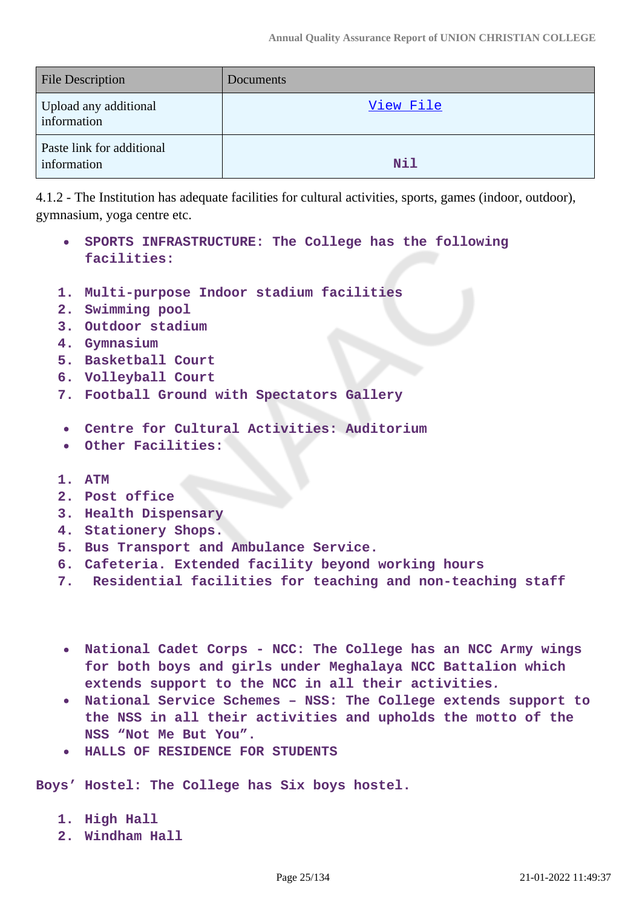| File Description | Documents |
| --- | --- |
| Upload any additional information | View File |
| Paste link for additional information | Nil |

4.1.2 - The Institution has adequate facilities for cultural activities, sports, games (indoor, outdoor), gymnasium, yoga centre etc.

- **SPORTS INFRASTRUCTURE: The College has the following facilities:**

1. **Multi-purpose Indoor stadium facilities**
2. **Swimming pool**
3. **Outdoor stadium**
4. **Gymnasium**
5. **Basketball Court**
6. **Volleyball Court**
7. **Football Ground with Spectators Gallery**

- **Centre for Cultural Activities: Auditorium**
- **Other Facilities:**

1. **ATM**
2. **Post office**
3. **Health Dispensary**
4. **Stationery Shops.**
5. **Bus Transport and Ambulance Service.**
6. **Cafeteria. Extended facility beyond working hours**
7. **Residential facilities for teaching and non-teaching staff**

- **National Cadet Corps - NCC: The College has an NCC Army wings for both boys and girls under Meghalaya NCC Battalion which extends support to the NCC in all their activities.**
- **National Service Schemes – NSS: The College extends support to the NSS in all their activities and upholds the motto of the NSS "Not Me But You".**
- **HALLS OF RESIDENCE FOR STUDENTS**

**Boys' Hostel: The College has Six boys hostel.**

1. **High Hall**
2. **Windham Hall**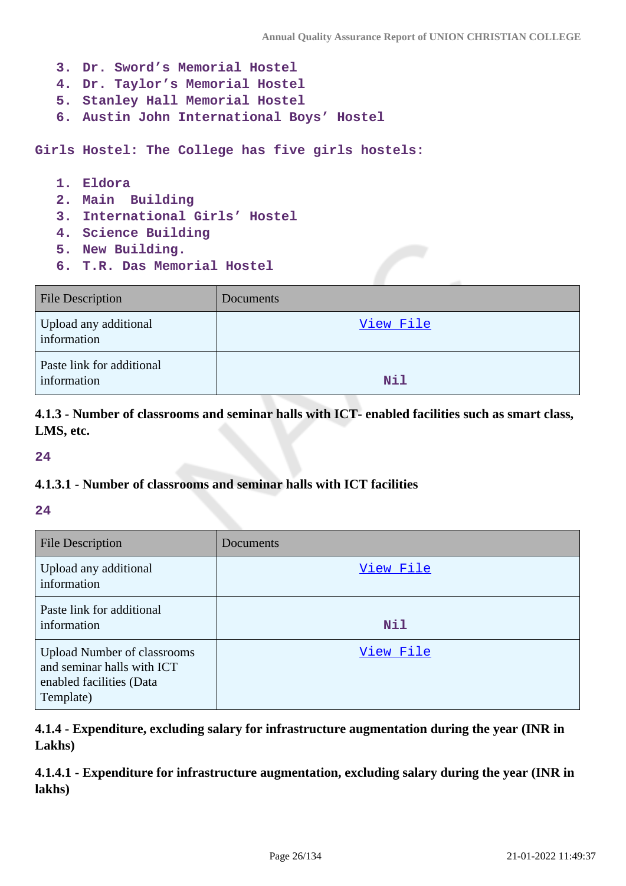3. Dr. Sword's Memorial Hostel
4. Dr. Taylor's Memorial Hostel
5. Stanley Hall Memorial Hostel
6. Austin John International Boys' Hostel

Girls Hostel: The College has five girls hostels:

1. Eldora
2. Main Building
3. International Girls' Hostel
4. Science Building
5. New Building.
6. T.R. Das Memorial Hostel

| File Description | Documents |
|---|---|
| Upload any additional information | View File |
| Paste link for additional information | Nil |

**4.1.3 - Number of classrooms and seminar halls with ICT- enabled facilities such as smart class, LMS, etc.**

24

**4.1.3.1 - Number of classrooms and seminar halls with ICT facilities**

24

| File Description | Documents |
|---|---|
| Upload any additional information | View File |
| Paste link for additional information | Nil |
| Upload Number of classrooms and seminar halls with ICT enabled facilities (Data Template) | View File |

**4.1.4 - Expenditure, excluding salary for infrastructure augmentation during the year (INR in Lakhs)**

**4.1.4.1 - Expenditure for infrastructure augmentation, excluding salary during the year (INR in lakhs)**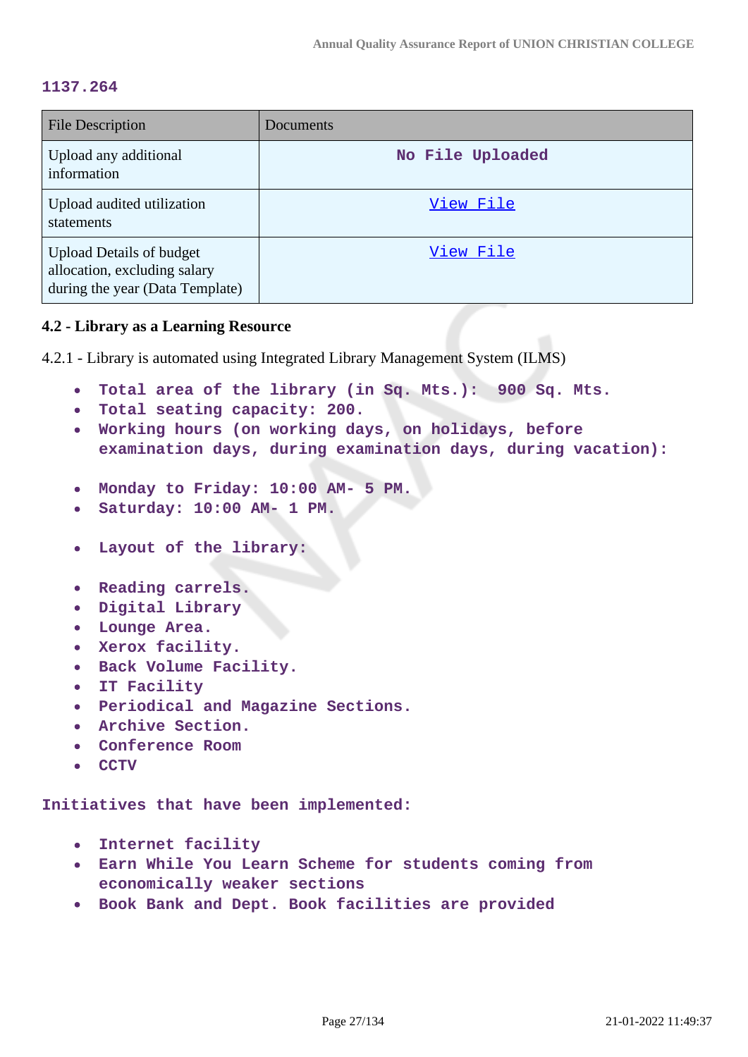**1137.264**

| File Description | Documents |
|---|---|
| Upload any additional information | No File Uploaded |
| Upload audited utilization statements | View File |
| Upload Details of budget allocation, excluding salary during the year (Data Template) | View File |

**4.2 - Library as a Learning Resource**

4.2.1 - Library is automated using Integrated Library Management System (ILMS)

- **Total area of the library (in Sq. Mts.): 900 Sq. Mts.**
- **Total seating capacity: 200.**
- **Working hours (on working days, on holidays, before examination days, during examination days, during vacation):**

- **Monday to Friday: 10:00 AM- 5 PM.**
- **Saturday: 10:00 AM- 1 PM.**

- **Layout of the library:**

- **Reading carrels.**
- **Digital Library**
- **Lounge Area.**
- **Xerox facility.**
- **Back Volume Facility.**
- **IT Facility**
- **Periodical and Magazine Sections.**
- **Archive Section.**
- **Conference Room**
- **CCTV**

**Initiatives that have been implemented:**

- **Internet facility**
- **Earn While You Learn Scheme for students coming from economically weaker sections**
- **Book Bank and Dept. Book facilities are provided**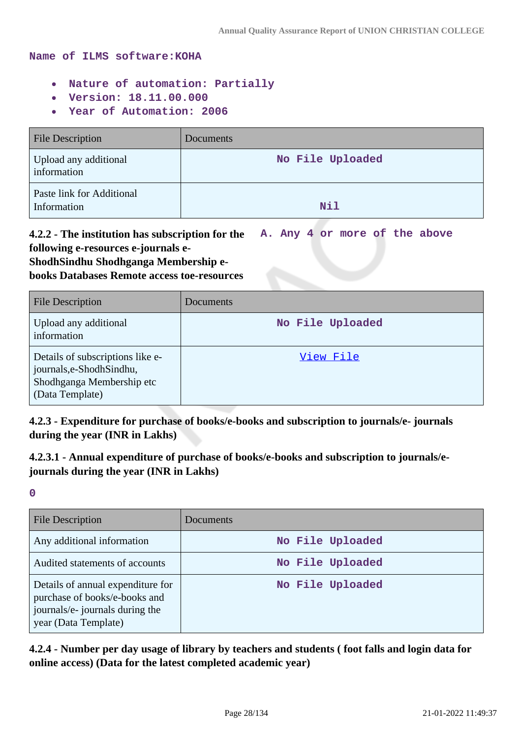Name of ILMS software:KOHA

- Nature of automation: Partially
- Version: 18.11.00.000
- Year of Automation: 2006

| File Description | Documents |
|---|---|
| Upload any additional information | No File Uploaded |
| Paste link for Additional Information | Nil |

**4.2.2 - The institution has subscription for the following e-resources e-journals e-ShodhSindhu Shodhganga Membership e-books Databases Remote access toe-resources**

A. Any 4 or more of the above

| File Description | Documents |
|---|---|
| Upload any additional information | No File Uploaded |
| Details of subscriptions like e-journals,e-ShodhSindhu, Shodhganga Membership etc (Data Template) | View File |

**4.2.3 - Expenditure for purchase of books/e-books and subscription to journals/e- journals during the year (INR in Lakhs)**

**4.2.3.1 - Annual expenditure of purchase of books/e-books and subscription to journals/e-journals during the year (INR in Lakhs)**

0

| File Description | Documents |
|---|---|
| Any additional information | No File Uploaded |
| Audited statements of accounts | No File Uploaded |
| Details of annual expenditure for purchase of books/e-books and journals/e- journals during the year (Data Template) | No File Uploaded |

**4.2.4 - Number per day usage of library by teachers and students ( foot falls and login data for online access) (Data for the latest completed academic year)**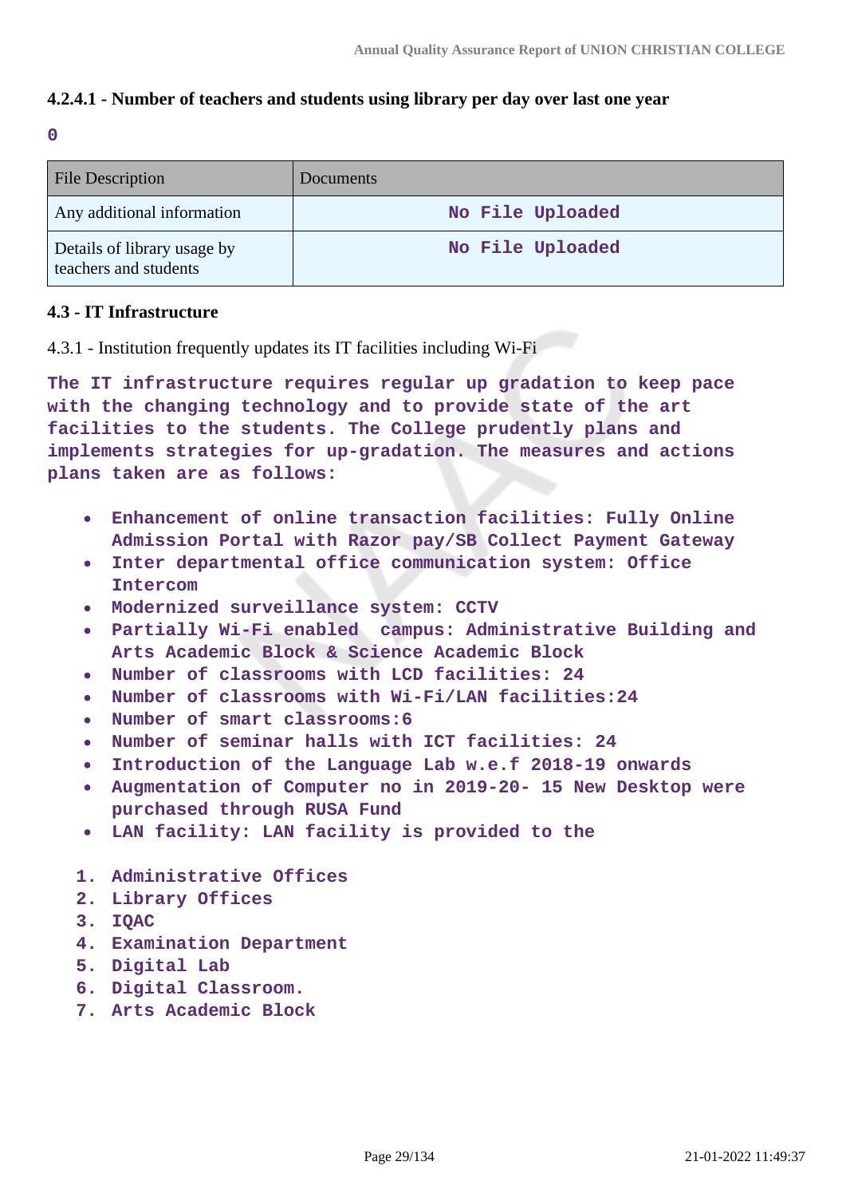**4.2.4.1 - Number of teachers and students using library per day over last one year**

**0**

| File Description | Documents |
|---|---|
| Any additional information | No File Uploaded |
| Details of library usage by teachers and students | No File Uploaded |

**4.3 - IT Infrastructure**

4.3.1 - Institution frequently updates its IT facilities including Wi-Fi

**The IT infrastructure requires regular up gradation to keep pace with the changing technology and to provide state of the art facilities to the students. The College prudently plans and implements strategies for up-gradation. The measures and actions plans taken are as follows:**

- **Enhancement of online transaction facilities: Fully Online Admission Portal with Razor pay/SB Collect Payment Gateway**
- **Inter departmental office communication system: Office Intercom**
- **Modernized surveillance system: CCTV**
- **Partially Wi-Fi enabled campus: Administrative Building and Arts Academic Block & Science Academic Block**
- **Number of classrooms with LCD facilities: 24**
- **Number of classrooms with Wi-Fi/LAN facilities:24**
- **Number of smart classrooms:6**
- **Number of seminar halls with ICT facilities: 24**
- **Introduction of the Language Lab w.e.f 2018-19 onwards**
- **Augmentation of Computer no in 2019-20- 15 New Desktop were purchased through RUSA Fund**
- **LAN facility: LAN facility is provided to the**

1. **Administrative Offices**
2. **Library Offices**
3. **IQAC**
4. **Examination Department**
5. **Digital Lab**
6. **Digital Classroom.**
7. **Arts Academic Block**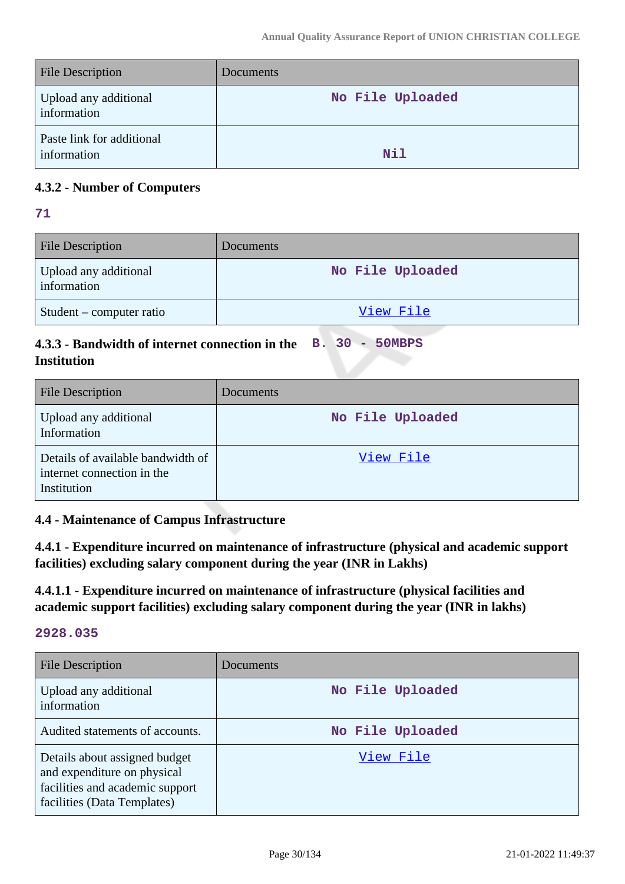| File Description | Documents |
| --- | --- |
| Upload any additional information | No File Uploaded |
| Paste link for additional information | Nil |

#### 4.3.2 - Number of Computers

**71**

| File Description | Documents |
| --- | --- |
| Upload any additional information | No File Uploaded |
| Student – computer ratio | View File |

#### 4.3.3 - Bandwidth of internet connection in the Institution

**B. 30 - 50MBPS**

| File Description | Documents |
| --- | --- |
| Upload any additional Information | No File Uploaded |
| Details of available bandwidth of internet connection in the Institution | View File |

### 4.4 - Maintenance of Campus Infrastructure

#### 4.4.1 - Expenditure incurred on maintenance of infrastructure (physical and academic support facilities) excluding salary component during the year (INR in Lakhs)

#### 4.4.1.1 - Expenditure incurred on maintenance of infrastructure (physical facilities and academic support facilities) excluding salary component during the year (INR in lakhs)

**2928.035**

| File Description | Documents |
| --- | --- |
| Upload any additional information | No File Uploaded |
| Audited statements of accounts. | No File Uploaded |
| Details about assigned budget and expenditure on physical facilities and academic support facilities (Data Templates) | View File |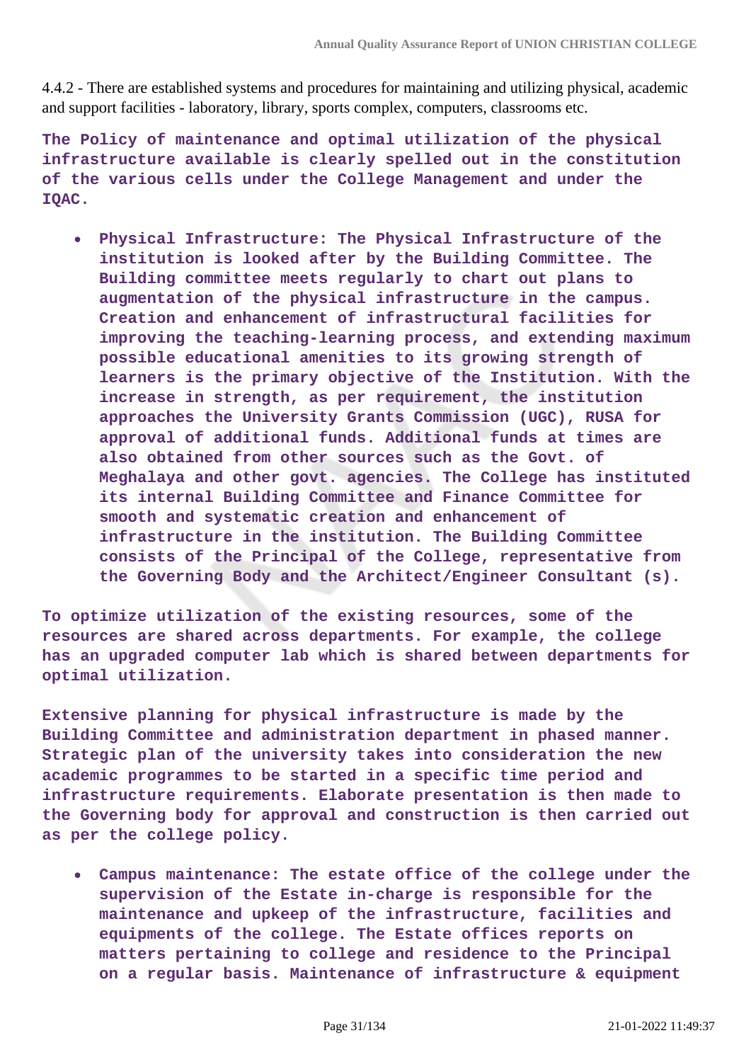4.4.2 - There are established systems and procedures for maintaining and utilizing physical, academic and support facilities - laboratory, library, sports complex, computers, classrooms etc.

**The Policy of maintenance and optimal utilization of the physical infrastructure available is clearly spelled out in the constitution of the various cells under the College Management and under the IQAC.**

- **Physical Infrastructure: The Physical Infrastructure of the institution is looked after by the Building Committee. The Building committee meets regularly to chart out plans to augmentation of the physical infrastructure in the campus. Creation and enhancement of infrastructural facilities for improving the teaching-learning process, and extending maximum possible educational amenities to its growing strength of learners is the primary objective of the Institution. With the increase in strength, as per requirement, the institution approaches the University Grants Commission (UGC), RUSA for approval of additional funds. Additional funds at times are also obtained from other sources such as the Govt. of Meghalaya and other govt. agencies. The College has instituted its internal Building Committee and Finance Committee for smooth and systematic creation and enhancement of infrastructure in the institution. The Building Committee consists of the Principal of the College, representative from the Governing Body and the Architect/Engineer Consultant (s).**

**To optimize utilization of the existing resources, some of the resources are shared across departments. For example, the college has an upgraded computer lab which is shared between departments for optimal utilization.**

**Extensive planning for physical infrastructure is made by the Building Committee and administration department in phased manner. Strategic plan of the university takes into consideration the new academic programmes to be started in a specific time period and infrastructure requirements. Elaborate presentation is then made to the Governing body for approval and construction is then carried out as per the college policy.**

- **Campus maintenance: The estate office of the college under the supervision of the Estate in-charge is responsible for the maintenance and upkeep of the infrastructure, facilities and equipments of the college. The Estate offices reports on matters pertaining to college and residence to the Principal on a regular basis. Maintenance of infrastructure & equipment**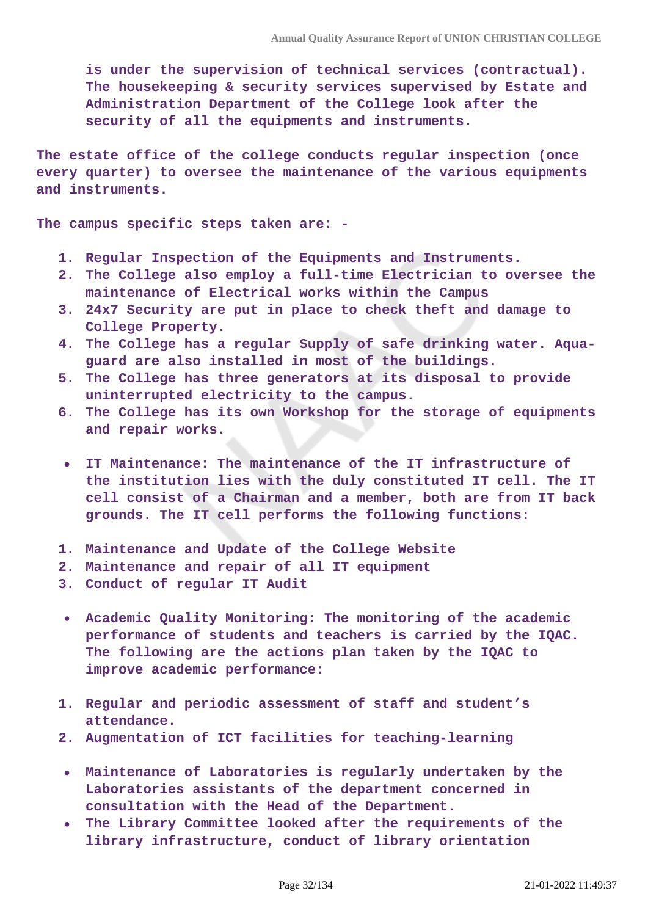is under the supervision of technical services (contractual). The housekeeping & security services supervised by Estate and Administration Department of the College look after the security of all the equipments and instruments.

The estate office of the college conducts regular inspection (once every quarter) to oversee the maintenance of the various equipments and instruments.

The campus specific steps taken are: -

1. Regular Inspection of the Equipments and Instruments.
2. The College also employ a full-time Electrician to oversee the maintenance of Electrical works within the Campus
3. 24x7 Security are put in place to check theft and damage to College Property.
4. The College has a regular Supply of safe drinking water. Aqua-guard are also installed in most of the buildings.
5. The College has three generators at its disposal to provide uninterrupted electricity to the campus.
6. The College has its own Workshop for the storage of equipments and repair works.

- IT Maintenance: The maintenance of the IT infrastructure of the institution lies with the duly constituted IT cell. The IT cell consist of a Chairman and a member, both are from IT back grounds. The IT cell performs the following functions:

1. Maintenance and Update of the College Website
2. Maintenance and repair of all IT equipment
3. Conduct of regular IT Audit

- Academic Quality Monitoring: The monitoring of the academic performance of students and teachers is carried by the IQAC. The following are the actions plan taken by the IQAC to improve academic performance:

1. Regular and periodic assessment of staff and student's attendance.
2. Augmentation of ICT facilities for teaching-learning

- Maintenance of Laboratories is regularly undertaken by the Laboratories assistants of the department concerned in consultation with the Head of the Department.
- The Library Committee looked after the requirements of the library infrastructure, conduct of library orientation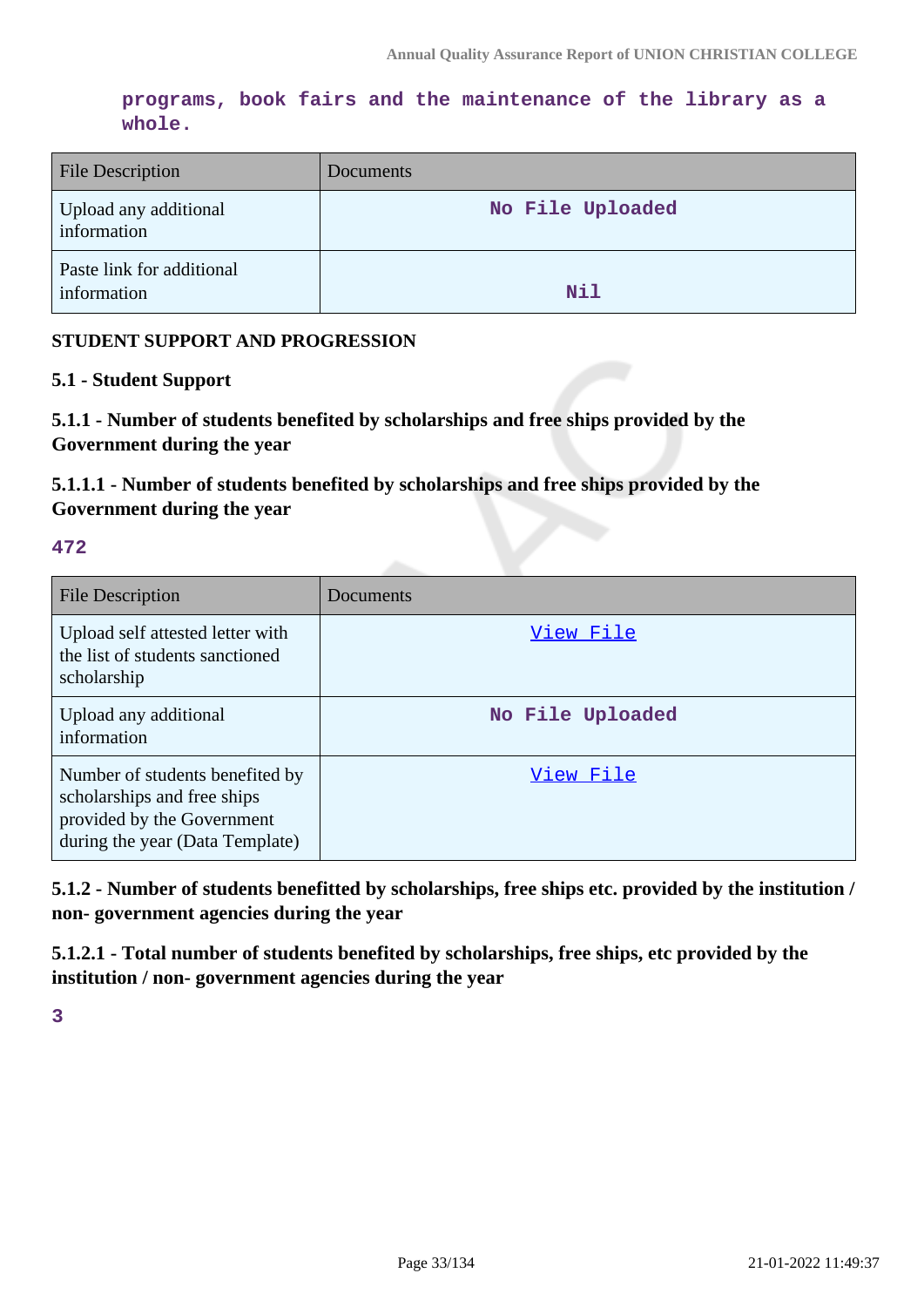programs, book fairs and the maintenance of the library as a whole.

| File Description | Documents |
| --- | --- |
| Upload any additional information | No File Uploaded |
| Paste link for additional information | Nil |

**STUDENT SUPPORT AND PROGRESSION**

**5.1 - Student Support**

**5.1.1 - Number of students benefited by scholarships and free ships provided by the Government during the year**

**5.1.1.1 - Number of students benefited by scholarships and free ships provided by the Government during the year**

472

| File Description | Documents |
| --- | --- |
| Upload self attested letter with the list of students sanctioned scholarship | View File |
| Upload any additional information | No File Uploaded |
| Number of students benefited by scholarships and free ships provided by the Government during the year (Data Template) | View File |

**5.1.2 - Number of students benefitted by scholarships, free ships etc. provided by the institution / non- government agencies during the year**

**5.1.2.1 - Total number of students benefited by scholarships, free ships, etc provided by the institution / non- government agencies during the year**

3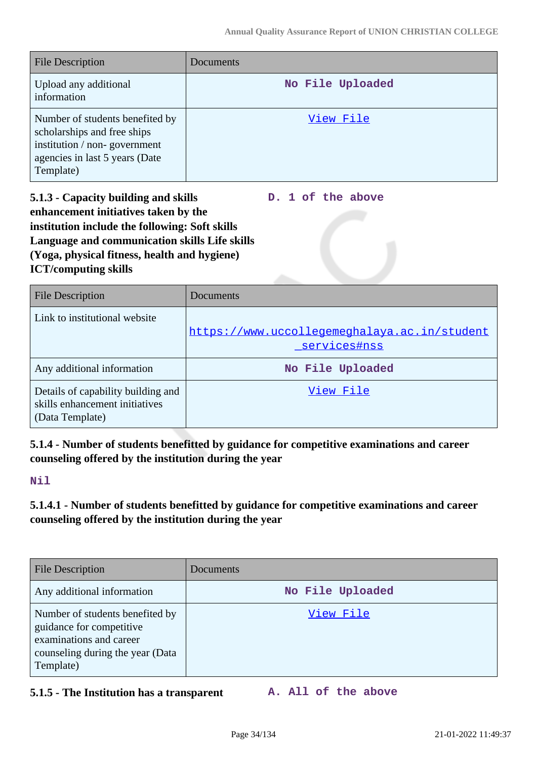| File Description | Documents |
| --- | --- |
| Upload any additional information | No File Uploaded |
| Number of students benefited by scholarships and free ships institution / non- government agencies in last 5 years (Date Template) | View File |

**5.1.3 - Capacity building and skills enhancement initiatives taken by the institution include the following: Soft skills Language and communication skills Life skills (Yoga, physical fitness, health and hygiene) ICT/computing skills**

D. 1 of the above

| File Description | Documents |
| --- | --- |
| Link to institutional website | https://www.uccollegemeghalaya.ac.in/student_services#nss |
| Any additional information | No File Uploaded |
| Details of capability building and skills enhancement initiatives (Data Template) | View File |

**5.1.4 - Number of students benefitted by guidance for competitive examinations and career counseling offered by the institution during the year**

Nil

**5.1.4.1 - Number of students benefitted by guidance for competitive examinations and career counseling offered by the institution during the year**

| File Description | Documents |
| --- | --- |
| Any additional information | No File Uploaded |
| Number of students benefited by guidance for competitive examinations and career counseling during the year (Data Template) | View File |

**5.1.5 - The Institution has a transparent**

A. All of the above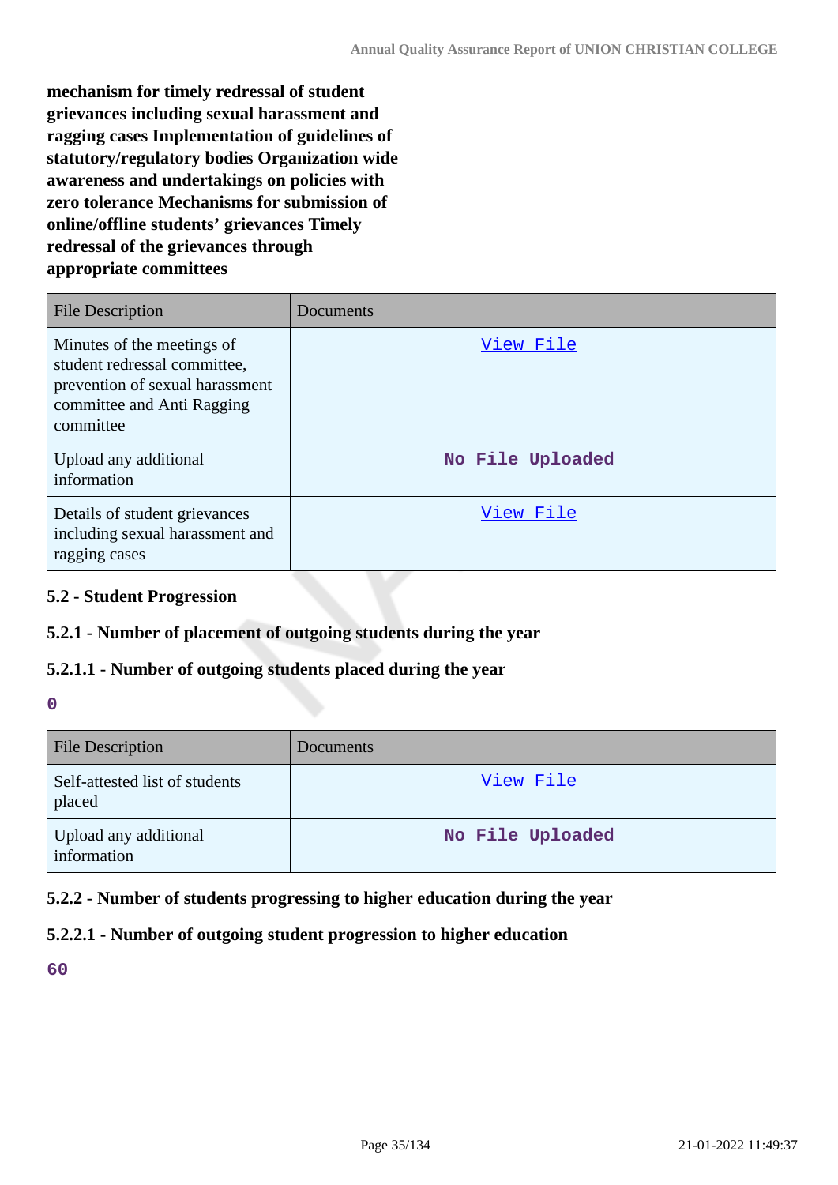**mechanism for timely redressal of student grievances including sexual harassment and ragging cases Implementation of guidelines of statutory/regulatory bodies Organization wide awareness and undertakings on policies with zero tolerance Mechanisms for submission of online/offline students' grievances Timely redressal of the grievances through appropriate committees**

| File Description | Documents |
|---|---|
| Minutes of the meetings of student redressal committee, prevention of sexual harassment committee and Anti Ragging committee | View File |
| Upload any additional information | No File Uploaded |
| Details of student grievances including sexual harassment and ragging cases | View File |

### 5.2 - Student Progression

#### 5.2.1 - Number of placement of outgoing students during the year

#### 5.2.1.1 - Number of outgoing students placed during the year

0

| File Description | Documents |
|---|---|
| Self-attested list of students placed | View File |
| Upload any additional information | No File Uploaded |

#### 5.2.2 - Number of students progressing to higher education during the year

#### 5.2.2.1 - Number of outgoing student progression to higher education

60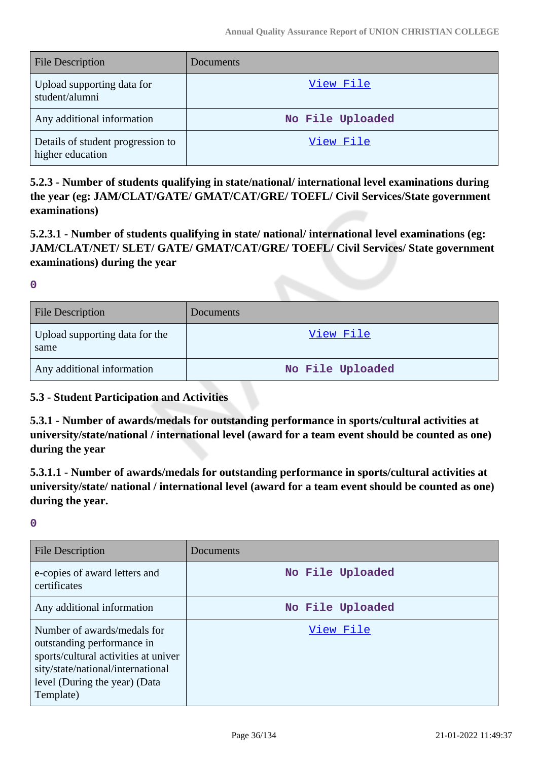| File Description | Documents |
|---|---|
| Upload supporting data for student/alumni | View File |
| Any additional information | No File Uploaded |
| Details of student progression to higher education | View File |

**5.2.3 - Number of students qualifying in state/national/ international level examinations during the year (eg: JAM/CLAT/GATE/ GMAT/CAT/GRE/ TOEFL/ Civil Services/State government examinations)**

**5.2.3.1 - Number of students qualifying in state/ national/ international level examinations (eg: JAM/CLAT/NET/ SLET/ GATE/ GMAT/CAT/GRE/ TOEFL/ Civil Services/ State government examinations) during the year**

**0**

| File Description | Documents |
|---|---|
| Upload supporting data for the same | View File |
| Any additional information | No File Uploaded |

**5.3 - Student Participation and Activities**

**5.3.1 - Number of awards/medals for outstanding performance in sports/cultural activities at university/state/national / international level (award for a team event should be counted as one) during the year**

**5.3.1.1 - Number of awards/medals for outstanding performance in sports/cultural activities at university/state/ national / international level (award for a team event should be counted as one) during the year.**

**0**

| File Description | Documents |
|---|---|
| e-copies of award letters and certificates | No File Uploaded |
| Any additional information | No File Uploaded |
| Number of awards/medals for outstanding performance in sports/cultural activities at university/state/national/international level (During the year) (Data Template) | View File |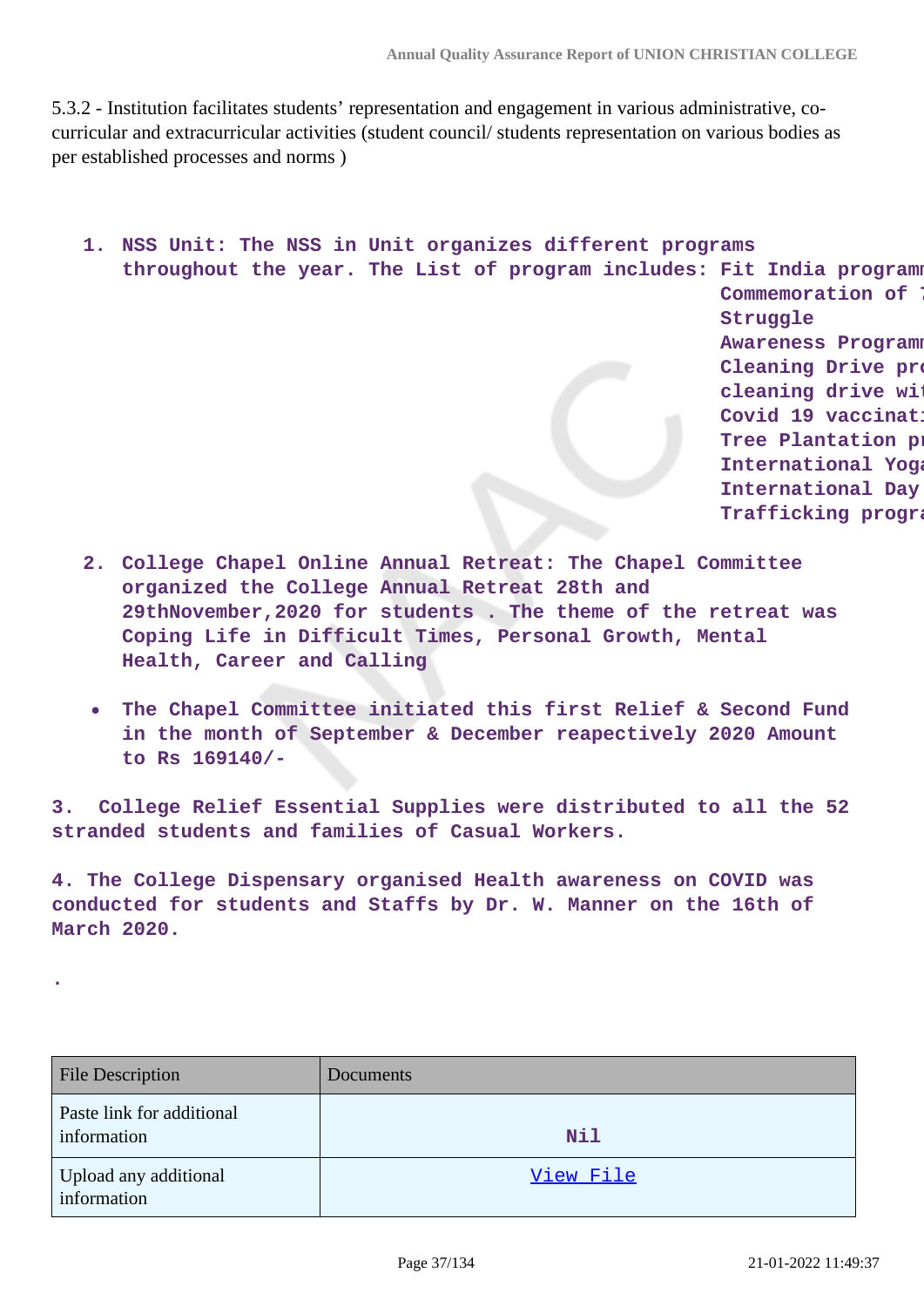5.3.2 - Institution facilitates students' representation and engagement in various administrative, co-curricular and extracurricular activities (student council/ students representation on various bodies as per established processes and norms )

1. **NSS Unit: The NSS in Unit organizes different programs throughout the year. The List of program includes: Fit India programm Commemoration of 7 Struggle Awareness Programm Cleaning Drive pro cleaning drive wit Covid 19 vaccinati Tree Plantation pr International Yoga International Day Trafficking progra**

2. **College Chapel Online Annual Retreat: The Chapel Committee organized the College Annual Retreat 28th and 29thNovember,2020 for students . The theme of the retreat was Coping Life in Difficult Times, Personal Growth, Mental Health, Career and Calling**

- **The Chapel Committee initiated this first Relief & Second Fund in the month of September & December reapectively 2020 Amount to Rs 169140/-**

**3. College Relief Essential Supplies were distributed to all the 52 stranded students and families of Casual Workers.**

**4. The College Dispensary organised Health awareness on COVID was conducted for students and Staffs by Dr. W. Manner on the 16th of March 2020.**

.

| File Description | Documents |
|---|---|
| Paste link for additional information | Nil |
| Upload any additional information | View File |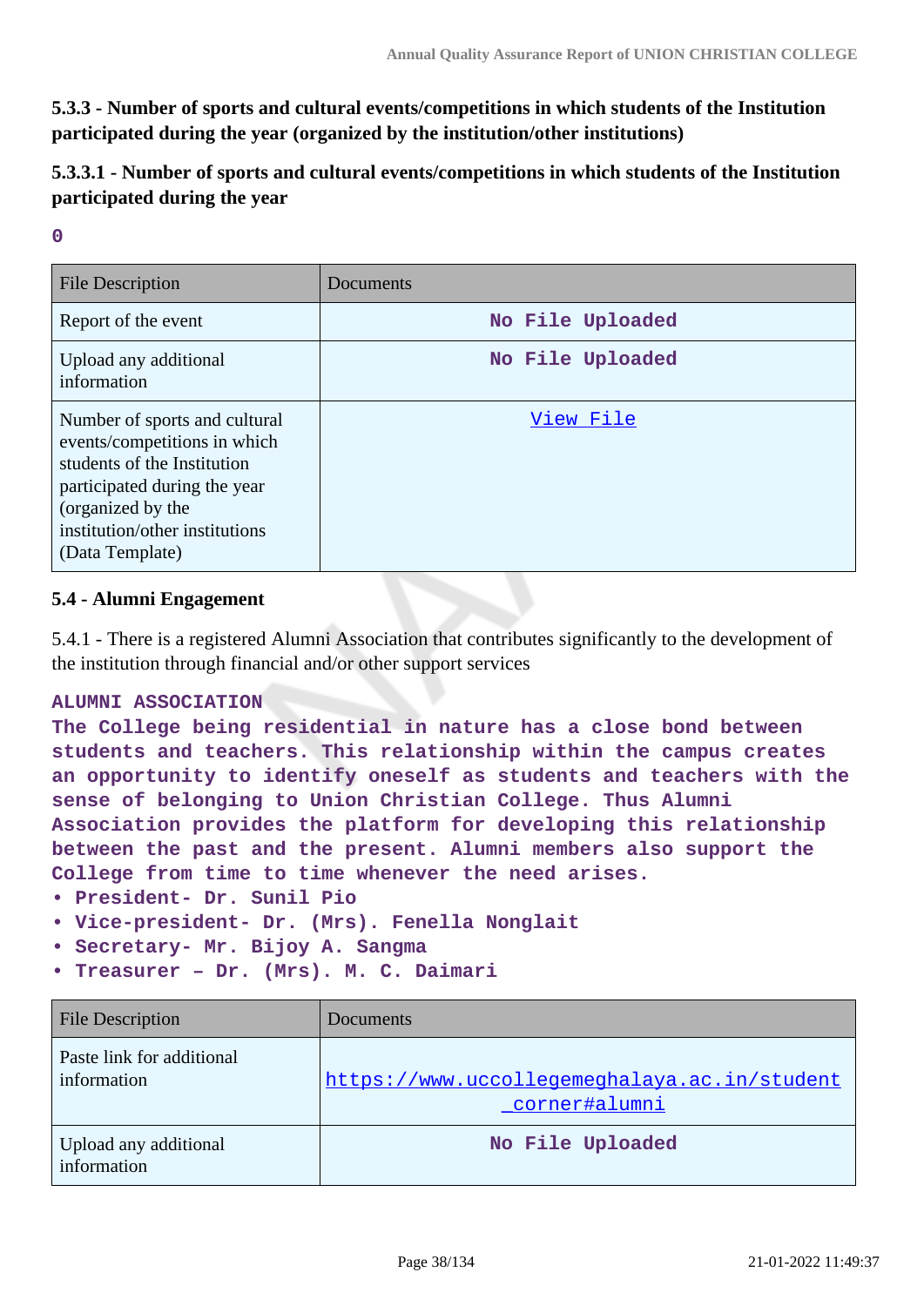**5.3.3 - Number of sports and cultural events/competitions in which students of the Institution participated during the year (organized by the institution/other institutions)**

**5.3.3.1 - Number of sports and cultural events/competitions in which students of the Institution participated during the year**

**0**

| File Description | Documents |
| --- | --- |
| Report of the event | No File Uploaded |
| Upload any additional information | No File Uploaded |
| Number of sports and cultural events/competitions in which students of the Institution participated during the year (organized by the institution/other institutions (Data Template) | View File |

**5.4 - Alumni Engagement**

5.4.1 - There is a registered Alumni Association that contributes significantly to the development of the institution through financial and/or other support services

**ALUMNI ASSOCIATION**
**The College being residential in nature has a close bond between students and teachers. This relationship within the campus creates an opportunity to identify oneself as students and teachers with the sense of belonging to Union Christian College. Thus Alumni Association provides the platform for developing this relationship between the past and the present. Alumni members also support the College from time to time whenever the need arises.**

- **President- Dr. Sunil Pio**
- **Vice-president- Dr. (Mrs). Fenella Nonglait**
- **Secretary- Mr. Bijoy A. Sangma**
- **Treasurer – Dr. (Mrs). M. C. Daimari**

| File Description | Documents |
| --- | --- |
| Paste link for additional information | https://www.uccollegemeghalaya.ac.in/student_corner#alumni |
| Upload any additional information | No File Uploaded |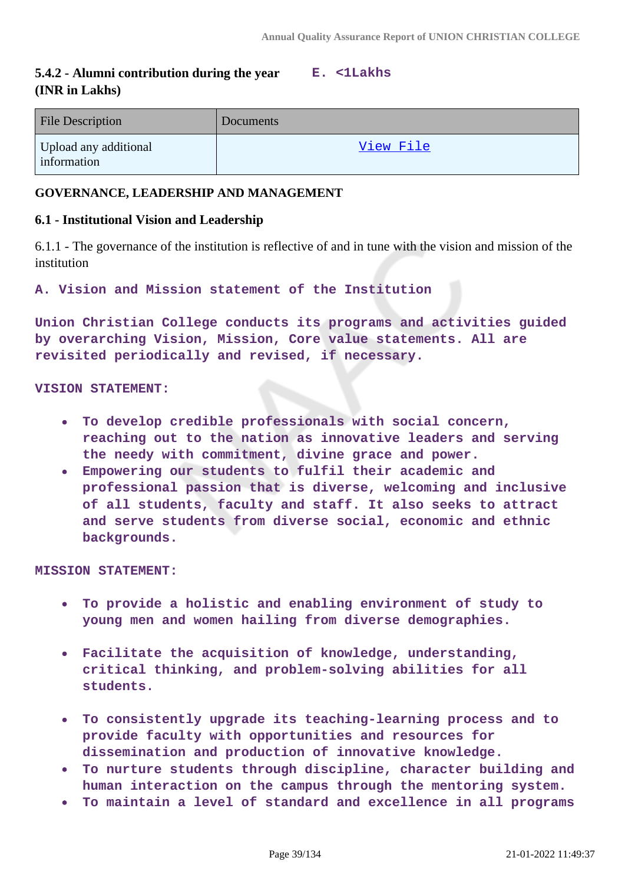**5.4.2 - Alumni contribution during the year (INR in Lakhs)** E. <1Lakhs

| File Description | Documents |
|---|---|
| Upload any additional information | View File |

**GOVERNANCE, LEADERSHIP AND MANAGEMENT**

**6.1 - Institutional Vision and Leadership**

6.1.1 - The governance of the institution is reflective of and in tune with the vision and mission of the institution

A. Vision and Mission statement of the Institution

Union Christian College conducts its programs and activities guided by overarching Vision, Mission, Core value statements. All are revisited periodically and revised, if necessary.

VISION STATEMENT:

- To develop credible professionals with social concern, reaching out to the nation as innovative leaders and serving the needy with commitment, divine grace and power.
- Empowering our students to fulfil their academic and professional passion that is diverse, welcoming and inclusive of all students, faculty and staff. It also seeks to attract and serve students from diverse social, economic and ethnic backgrounds.

MISSION STATEMENT:

- To provide a holistic and enabling environment of study to young men and women hailing from diverse demographies.
- Facilitate the acquisition of knowledge, understanding, critical thinking, and problem-solving abilities for all students.
- To consistently upgrade its teaching-learning process and to provide faculty with opportunities and resources for dissemination and production of innovative knowledge.
- To nurture students through discipline, character building and human interaction on the campus through the mentoring system.
- To maintain a level of standard and excellence in all programs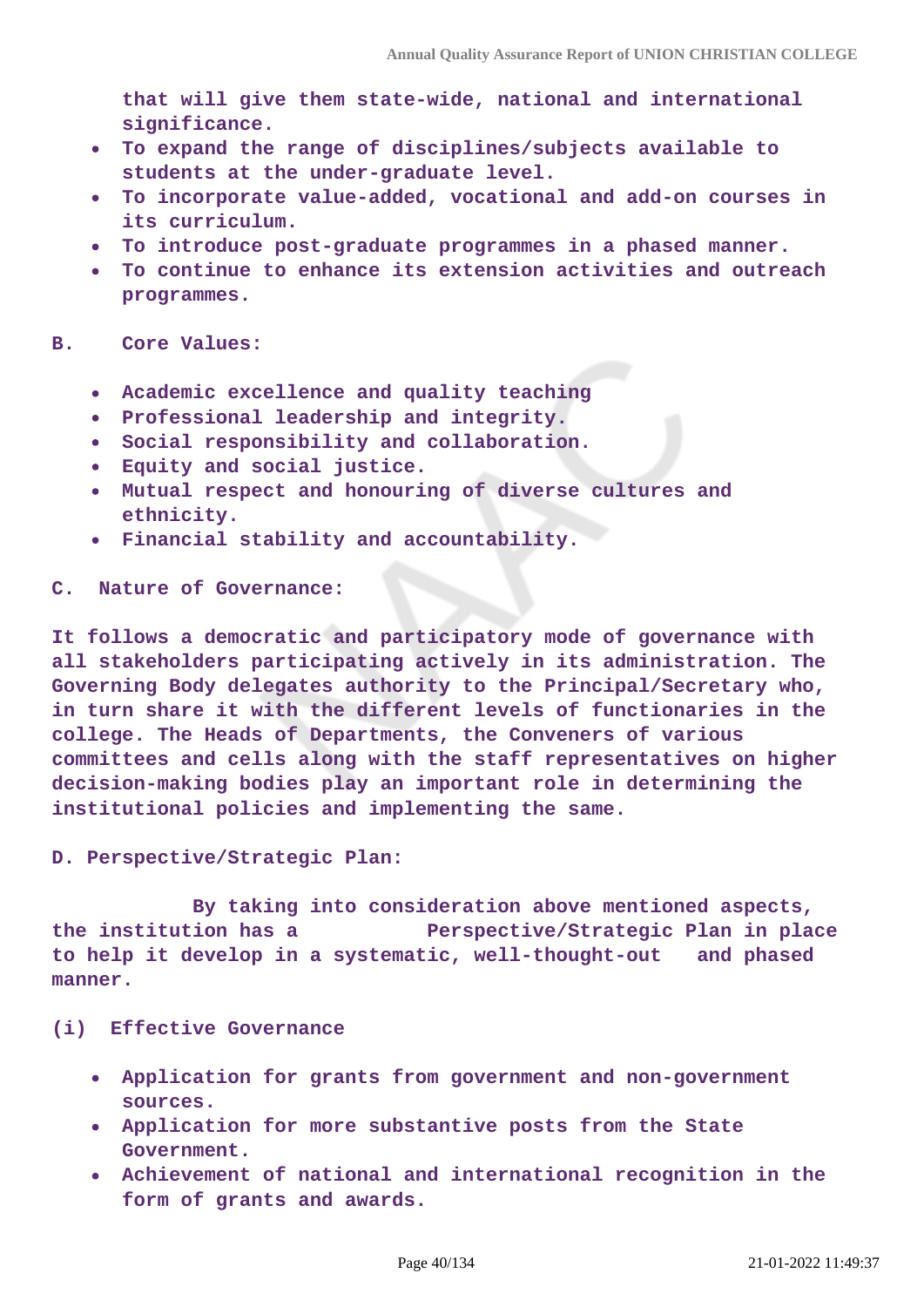that will give them state-wide, national and international significance.

- To expand the range of disciplines/subjects available to students at the under-graduate level.
- To incorporate value-added, vocational and add-on courses in its curriculum.
- To introduce post-graduate programmes in a phased manner.
- To continue to enhance its extension activities and outreach programmes.

**B. Core Values:**

- Academic excellence and quality teaching
- Professional leadership and integrity.
- Social responsibility and collaboration.
- Equity and social justice.
- Mutual respect and honouring of diverse cultures and ethnicity.
- Financial stability and accountability.

**C. Nature of Governance:**

It follows a democratic and participatory mode of governance with all stakeholders participating actively in its administration. The Governing Body delegates authority to the Principal/Secretary who, in turn share it with the different levels of functionaries in the college. The Heads of Departments, the Conveners of various committees and cells along with the staff representatives on higher decision-making bodies play an important role in determining the institutional policies and implementing the same.

**D. Perspective/Strategic Plan:**

By taking into consideration above mentioned aspects, the institution has a Perspective/Strategic Plan in place to help it develop in a systematic, well-thought-out and phased manner.

**(i) Effective Governance**

- Application for grants from government and non-government sources.
- Application for more substantive posts from the State Government.
- Achievement of national and international recognition in the form of grants and awards.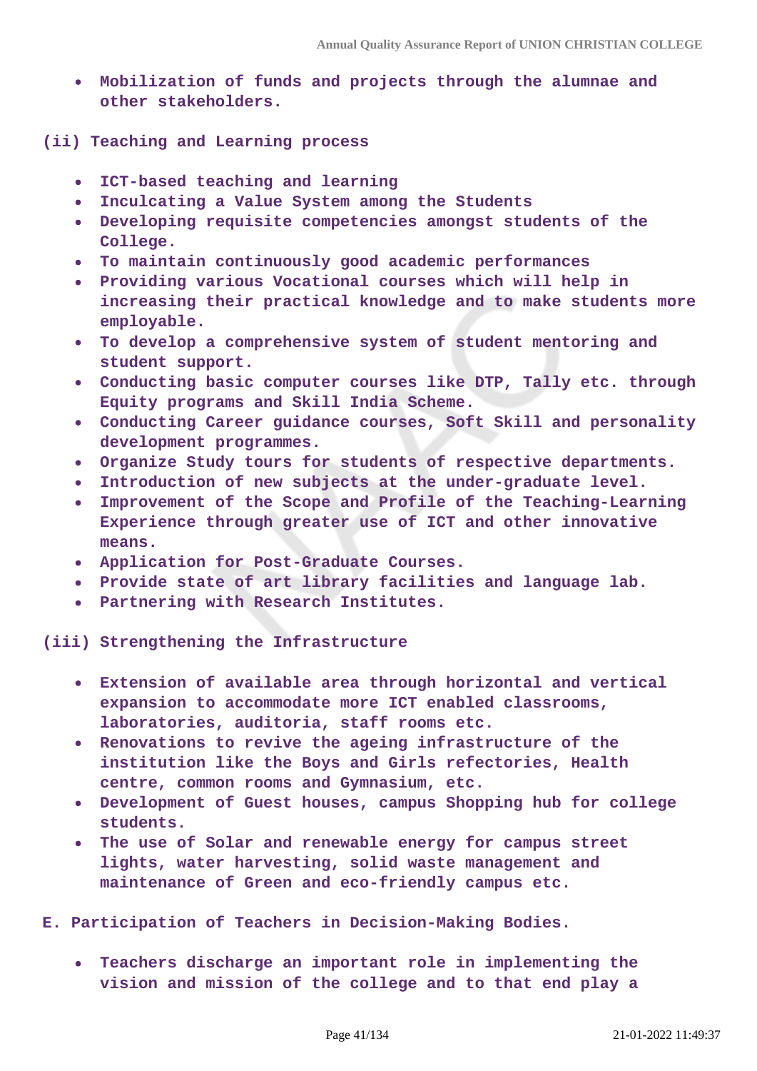- **Mobilization of funds and projects through the alumnae and other stakeholders.**

**(ii) Teaching and Learning process**

- **ICT-based teaching and learning**
- **Inculcating a Value System among the Students**
- **Developing requisite competencies amongst students of the College.**
- **To maintain continuously good academic performances**
- **Providing various Vocational courses which will help in increasing their practical knowledge and to make students more employable.**
- **To develop a comprehensive system of student mentoring and student support.**
- **Conducting basic computer courses like DTP, Tally etc. through Equity programs and Skill India Scheme.**
- **Conducting Career guidance courses, Soft Skill and personality development programmes.**
- **Organize Study tours for students of respective departments.**
- **Introduction of new subjects at the under-graduate level.**
- **Improvement of the Scope and Profile of the Teaching-Learning Experience through greater use of ICT and other innovative means.**
- **Application for Post-Graduate Courses.**
- **Provide state of art library facilities and language lab.**
- **Partnering with Research Institutes.**

**(iii) Strengthening the Infrastructure**

- **Extension of available area through horizontal and vertical expansion to accommodate more ICT enabled classrooms, laboratories, auditoria, staff rooms etc.**
- **Renovations to revive the ageing infrastructure of the institution like the Boys and Girls refectories, Health centre, common rooms and Gymnasium, etc.**
- **Development of Guest houses, campus Shopping hub for college students.**
- **The use of Solar and renewable energy for campus street lights, water harvesting, solid waste management and maintenance of Green and eco-friendly campus etc.**

**E. Participation of Teachers in Decision-Making Bodies.**

- **Teachers discharge an important role in implementing the vision and mission of the college and to that end play a**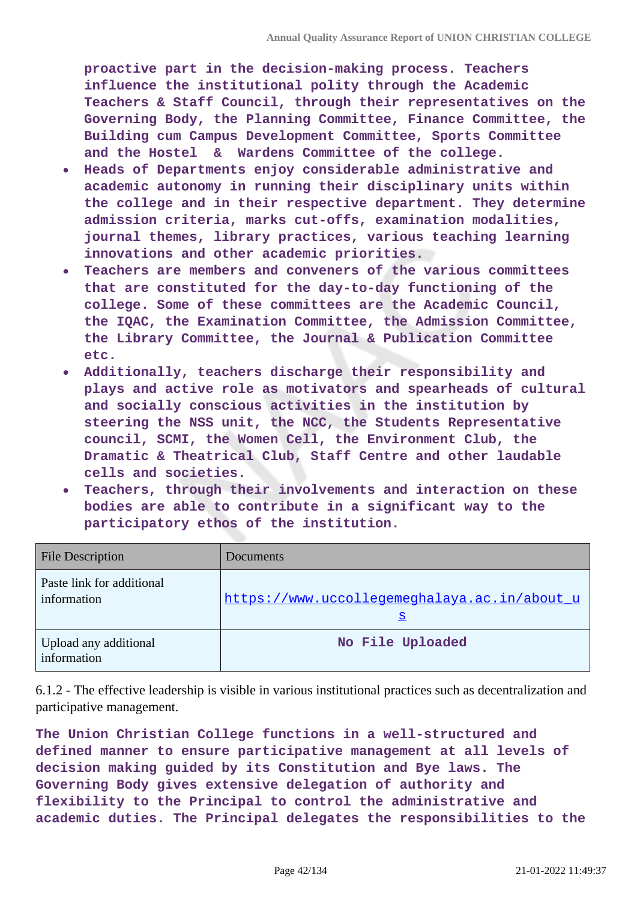**proactive part in the decision-making process. Teachers influence the institutional polity through the Academic Teachers & Staff Council, through their representatives on the Governing Body, the Planning Committee, Finance Committee, the Building cum Campus Development Committee, Sports Committee and the Hostel & Wardens Committee of the college.**

- **Heads of Departments enjoy considerable administrative and academic autonomy in running their disciplinary units within the college and in their respective department. They determine admission criteria, marks cut-offs, examination modalities, journal themes, library practices, various teaching learning innovations and other academic priorities.**
- **Teachers are members and conveners of the various committees that are constituted for the day-to-day functioning of the college. Some of these committees are the Academic Council, the IQAC, the Examination Committee, the Admission Committee, the Library Committee, the Journal & Publication Committee etc.**
- **Additionally, teachers discharge their responsibility and plays and active role as motivators and spearheads of cultural and socially conscious activities in the institution by steering the NSS unit, the NCC, the Students Representative council, SCMI, the Women Cell, the Environment Club, the Dramatic & Theatrical Club, Staff Centre and other laudable cells and societies.**
- **Teachers, through their involvements and interaction on these bodies are able to contribute in a significant way to the participatory ethos of the institution.**

| File Description | Documents |
|---|---|
| Paste link for additional information | https://www.uccollegemeghalaya.ac.in/about_us |
| Upload any additional information | **No File Uploaded** |

6.1.2 - The effective leadership is visible in various institutional practices such as decentralization and participative management.

**The Union Christian College functions in a well-structured and defined manner to ensure participative management at all levels of decision making guided by its Constitution and Bye laws. The Governing Body gives extensive delegation of authority and flexibility to the Principal to control the administrative and academic duties. The Principal delegates the responsibilities to the**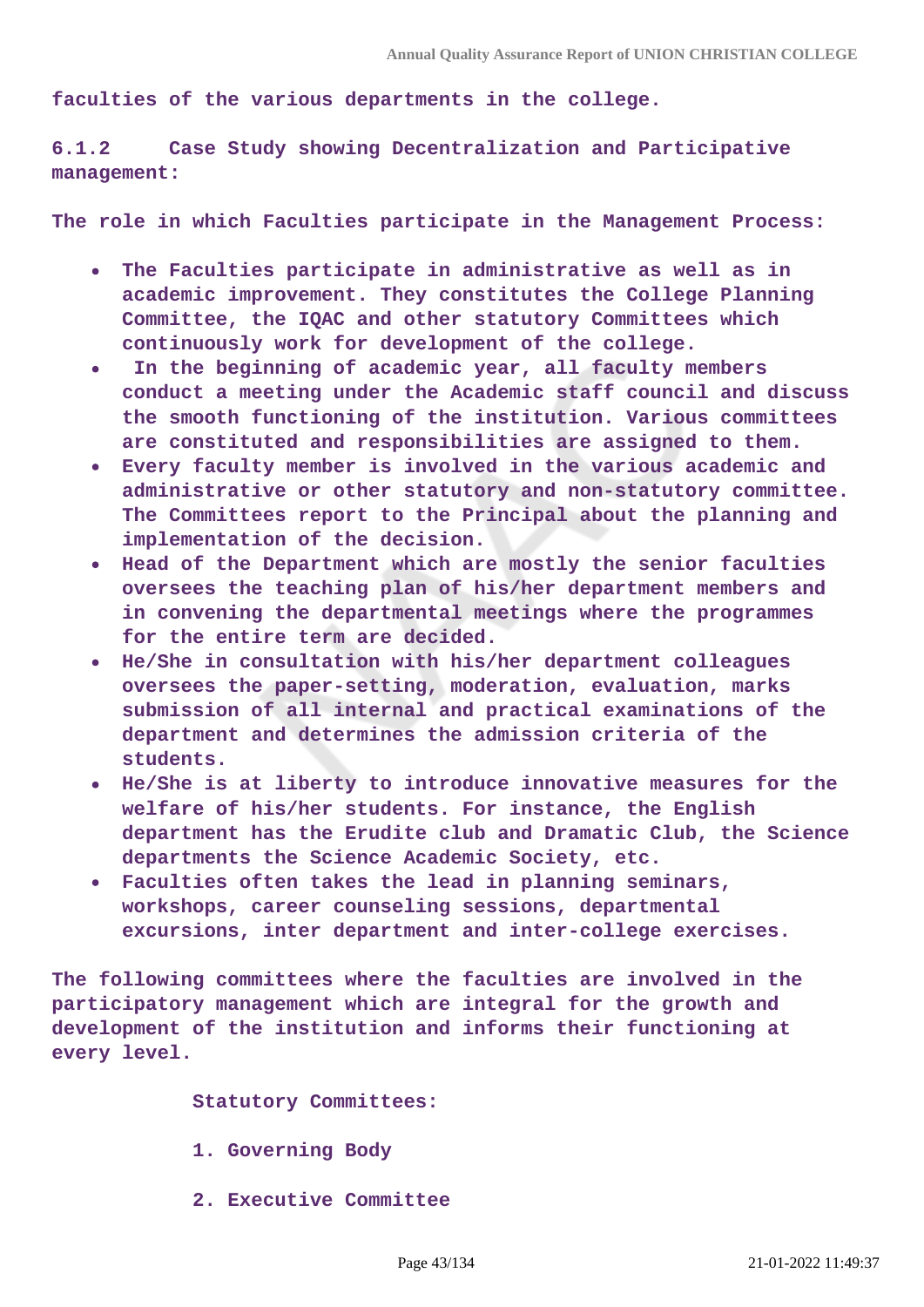faculties of the various departments in the college.

**6.1.2 Case Study showing Decentralization and Participative management:**

The role in which Faculties participate in the Management Process:

- The Faculties participate in administrative as well as in academic improvement. They constitutes the College Planning Committee, the IQAC and other statutory Committees which continuously work for development of the college.
- In the beginning of academic year, all faculty members conduct a meeting under the Academic staff council and discuss the smooth functioning of the institution. Various committees are constituted and responsibilities are assigned to them.
- Every faculty member is involved in the various academic and administrative or other statutory and non-statutory committee. The Committees report to the Principal about the planning and implementation of the decision.
- Head of the Department which are mostly the senior faculties oversees the teaching plan of his/her department members and in convening the departmental meetings where the programmes for the entire term are decided.
- He/She in consultation with his/her department colleagues oversees the paper-setting, moderation, evaluation, marks submission of all internal and practical examinations of the department and determines the admission criteria of the students.
- He/She is at liberty to introduce innovative measures for the welfare of his/her students. For instance, the English department has the Erudite club and Dramatic Club, the Science departments the Science Academic Society, etc.
- Faculties often takes the lead in planning seminars, workshops, career counseling sessions, departmental excursions, inter department and inter-college exercises.

The following committees where the faculties are involved in the participatory management which are integral for the growth and development of the institution and informs their functioning at every level.

Statutory Committees:

1. Governing Body
2. Executive Committee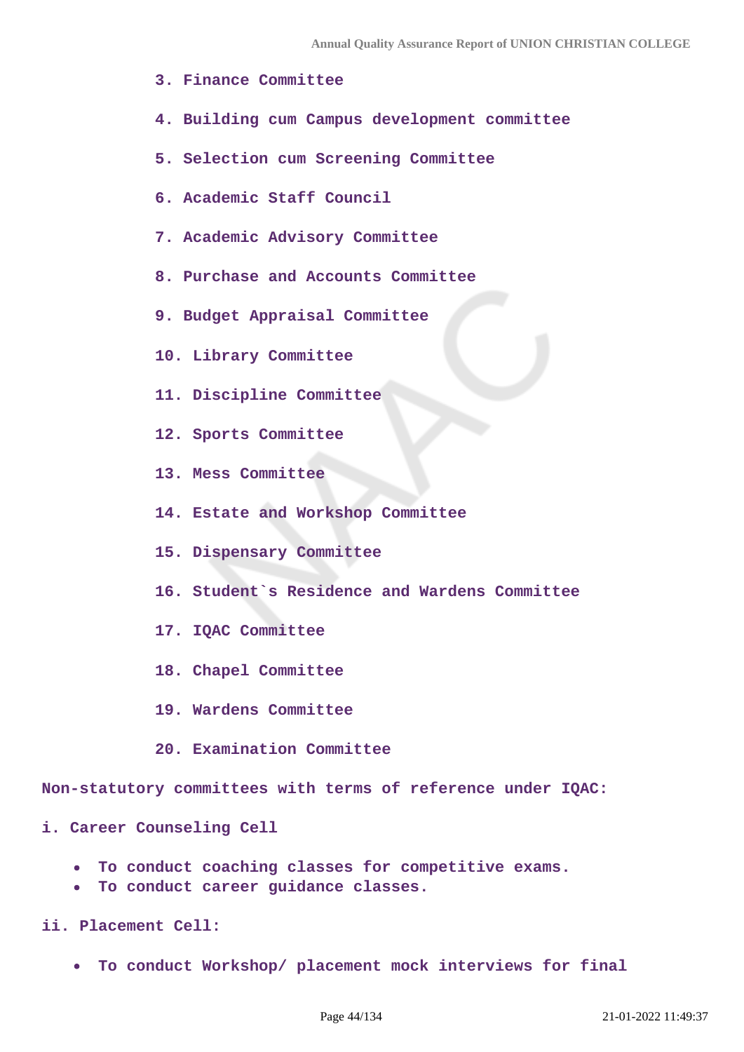3. Finance Committee
4. Building cum Campus development committee
5. Selection cum Screening Committee
6. Academic Staff Council
7. Academic Advisory Committee
8. Purchase and Accounts Committee
9. Budget Appraisal Committee
10. Library Committee
11. Discipline Committee
12. Sports Committee
13. Mess Committee
14. Estate and Workshop Committee
15. Dispensary Committee
16. Student`s Residence and Wardens Committee
17. IQAC Committee
18. Chapel Committee
19. Wardens Committee
20. Examination Committee

Non-statutory committees with terms of reference under IQAC:

i. Career Counseling Cell

- To conduct coaching classes for competitive exams.
- To conduct career guidance classes.

ii. Placement Cell:

- To conduct Workshop/ placement mock interviews for final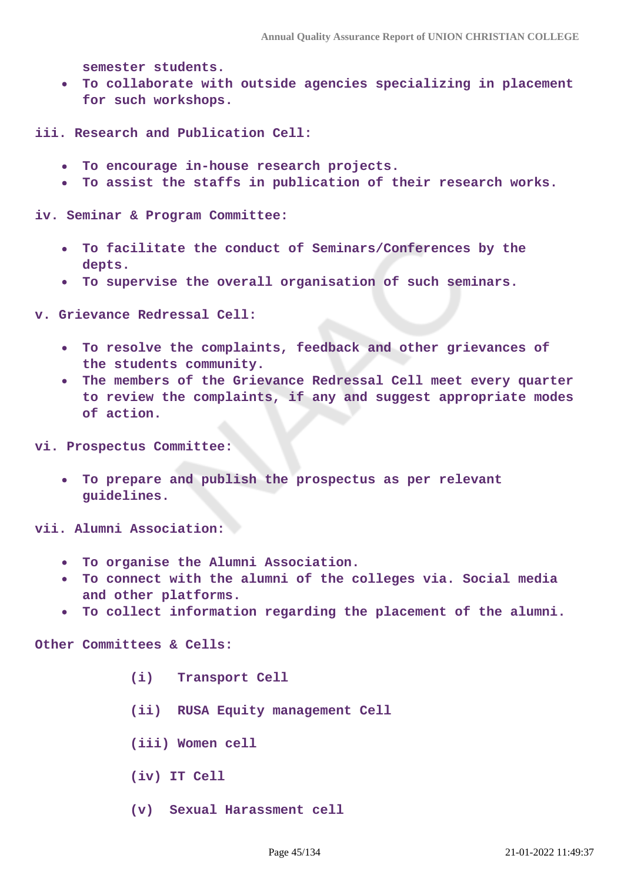semester students.

- To collaborate with outside agencies specializing in placement for such workshops.

iii. Research and Publication Cell:

- To encourage in-house research projects.
- To assist the staffs in publication of their research works.

iv. Seminar & Program Committee:

- To facilitate the conduct of Seminars/Conferences by the depts.
- To supervise the overall organisation of such seminars.

v. Grievance Redressal Cell:

- To resolve the complaints, feedback and other grievances of the students community.
- The members of the Grievance Redressal Cell meet every quarter to review the complaints, if any and suggest appropriate modes of action.

vi. Prospectus Committee:

- To prepare and publish the prospectus as per relevant guidelines.

vii. Alumni Association:

- To organise the Alumni Association.
- To connect with the alumni of the colleges via. Social media and other platforms.
- To collect information regarding the placement of the alumni.

Other Committees & Cells:

(i) Transport Cell

(ii) RUSA Equity management Cell

(iii) Women cell

(iv) IT Cell

(v) Sexual Harassment cell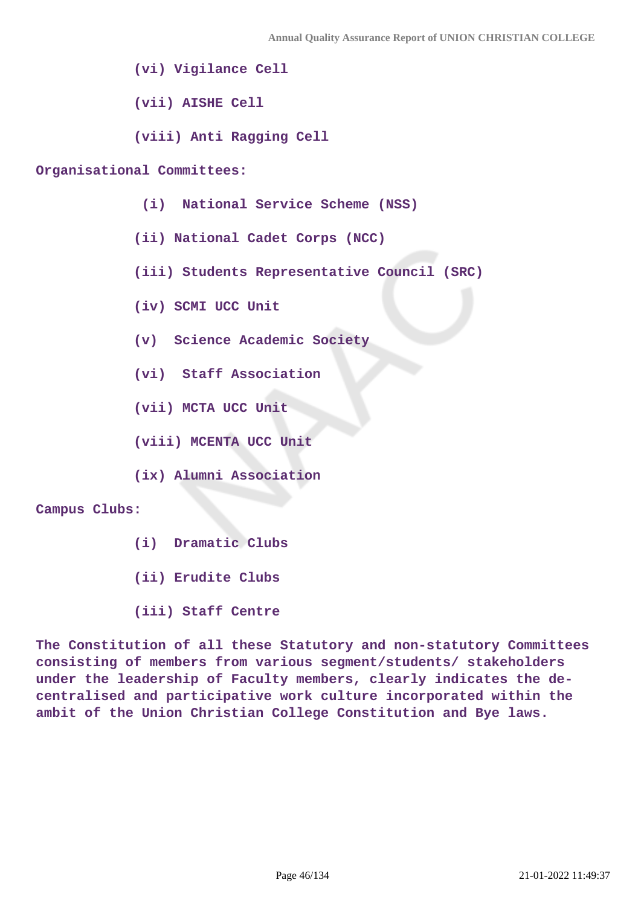(vi) Vigilance Cell

(vii) AISHE Cell

(viii) Anti Ragging Cell

**Organisational Committees:**

(i) National Service Scheme (NSS)

(ii) National Cadet Corps (NCC)

(iii) Students Representative Council (SRC)

(iv) SCMI UCC Unit

(v) Science Academic Society

(vi) Staff Association

(vii) MCTA UCC Unit

(viii) MCENTA UCC Unit

(ix) Alumni Association

**Campus Clubs:**

(i) Dramatic Clubs

(ii) Erudite Clubs

(iii) Staff Centre

The Constitution of all these Statutory and non-statutory Committees consisting of members from various segment/students/ stakeholders under the leadership of Faculty members, clearly indicates the de-centralised and participative work culture incorporated within the ambit of the Union Christian College Constitution and Bye laws.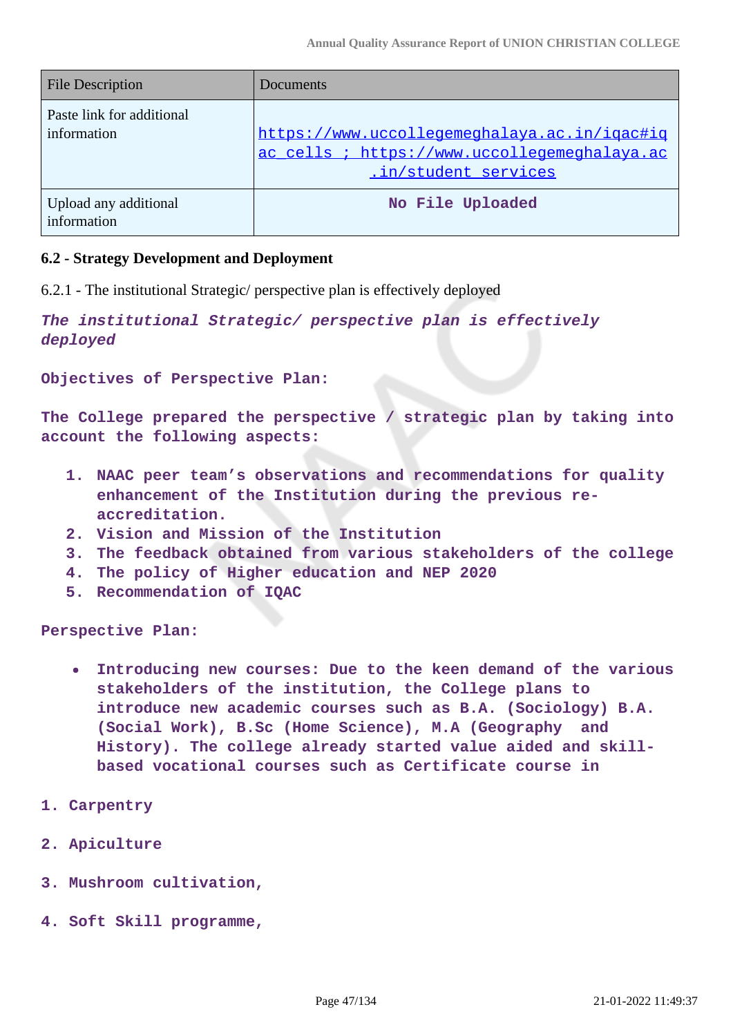| File Description | Documents |
| --- | --- |
| Paste link for additional information | https://www.uccollegemeghalaya.ac.in/iqac#iqac_cells ; https://www.uccollegemeghalaya.ac.in/student_services |
| Upload any additional information | No File Uploaded |

**6.2 - Strategy Development and Deployment**

6.2.1 - The institutional Strategic/ perspective plan is effectively deployed

***The institutional Strategic/ perspective plan is effectively deployed***

**Objectives of Perspective Plan:**

**The College prepared the perspective / strategic plan by taking into account the following aspects:**

1. **NAAC peer team's observations and recommendations for quality enhancement of the Institution during the previous re-accreditation.**
2. **Vision and Mission of the Institution**
3. **The feedback obtained from various stakeholders of the college**
4. **The policy of Higher education and NEP 2020**
5. **Recommendation of IQAC**

**Perspective Plan:**

- **Introducing new courses: Due to the keen demand of the various stakeholders of the institution, the College plans to introduce new academic courses such as B.A. (Sociology) B.A. (Social Work), B.Sc (Home Science), M.A (Geography and History). The college already started value aided and skill-based vocational courses such as Certificate course in**

1. **Carpentry**
2. **Apiculture**
3. **Mushroom cultivation,**
4. **Soft Skill programme,**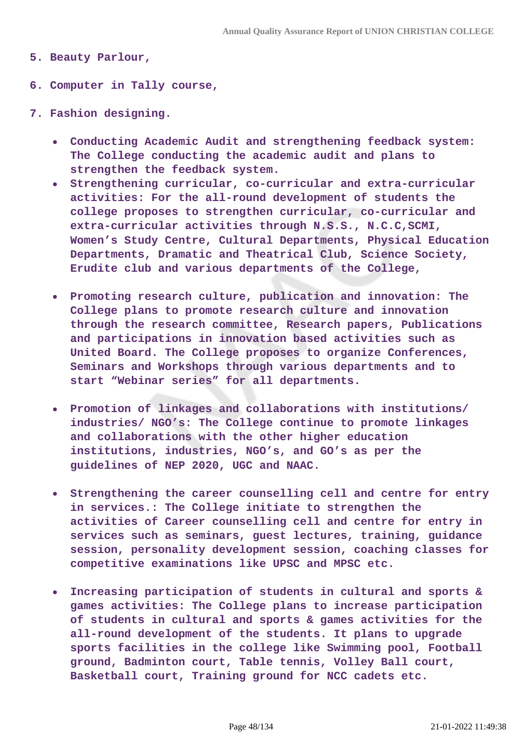5. Beauty Parlour,
6. Computer in Tally course,
7. Fashion designing.

- Conducting Academic Audit and strengthening feedback system: The College conducting the academic audit and plans to strengthen the feedback system.
- Strengthening curricular, co-curricular and extra-curricular activities: For the all-round development of students the college proposes to strengthen curricular, co-curricular and extra-curricular activities through N.S.S., N.C.C,SCMI, Women's Study Centre, Cultural Departments, Physical Education Departments, Dramatic and Theatrical Club, Science Society, Erudite club and various departments of the College,
- Promoting research culture, publication and innovation: The College plans to promote research culture and innovation through the research committee, Research papers, Publications and participations in innovation based activities such as United Board. The College proposes to organize Conferences, Seminars and Workshops through various departments and to start "Webinar series" for all departments.
- Promotion of linkages and collaborations with institutions/ industries/ NGO's: The College continue to promote linkages and collaborations with the other higher education institutions, industries, NGO's, and GO's as per the guidelines of NEP 2020, UGC and NAAC.
- Strengthening the career counselling cell and centre for entry in services.: The College initiate to strengthen the activities of Career counselling cell and centre for entry in services such as seminars, guest lectures, training, guidance session, personality development session, coaching classes for competitive examinations like UPSC and MPSC etc.
- Increasing participation of students in cultural and sports & games activities: The College plans to increase participation of students in cultural and sports & games activities for the all-round development of the students. It plans to upgrade sports facilities in the college like Swimming pool, Football ground, Badminton court, Table tennis, Volley Ball court, Basketball court, Training ground for NCC cadets etc.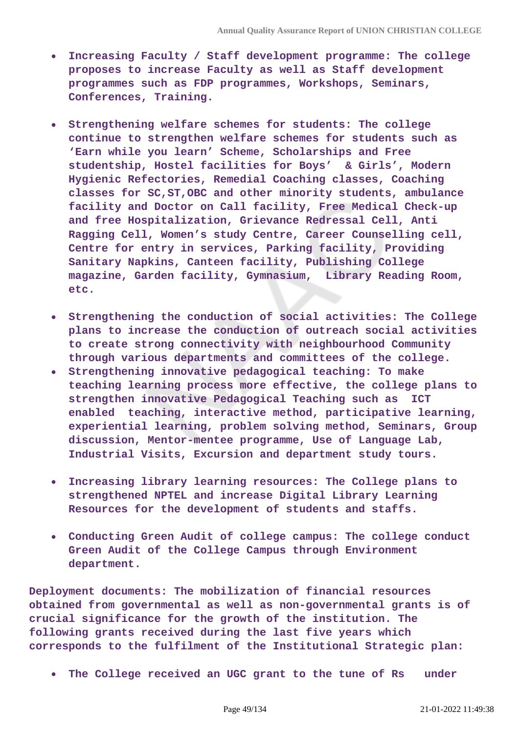- **Increasing Faculty / Staff development programme: The college proposes to increase Faculty as well as Staff development programmes such as FDP programmes, Workshops, Seminars, Conferences, Training.**

- **Strengthening welfare schemes for students: The college continue to strengthen welfare schemes for students such as 'Earn while you learn' Scheme, Scholarships and Free studentship, Hostel facilities for Boys' & Girls', Modern Hygienic Refectories, Remedial Coaching classes, Coaching classes for SC,ST,OBC and other minority students, ambulance facility and Doctor on Call facility, Free Medical Check-up and free Hospitalization, Grievance Redressal Cell, Anti Ragging Cell, Women's study Centre, Career Counselling cell, Centre for entry in services, Parking facility, Providing Sanitary Napkins, Canteen facility, Publishing College magazine, Garden facility, Gymnasium, Library Reading Room, etc.**

- **Strengthening the conduction of social activities: The College plans to increase the conduction of outreach social activities to create strong connectivity with neighbourhood Community through various departments and committees of the college.**
- **Strengthening innovative pedagogical teaching: To make teaching learning process more effective, the college plans to strengthen innovative Pedagogical Teaching such as ICT enabled teaching, interactive method, participative learning, experiential learning, problem solving method, Seminars, Group discussion, Mentor-mentee programme, Use of Language Lab, Industrial Visits, Excursion and department study tours.**

- **Increasing library learning resources: The College plans to strengthened NPTEL and increase Digital Library Learning Resources for the development of students and staffs.**

- **Conducting Green Audit of college campus: The college conduct Green Audit of the College Campus through Environment department.**

**Deployment documents: The mobilization of financial resources obtained from governmental as well as non-governmental grants is of crucial significance for the growth of the institution. The following grants received during the last five years which corresponds to the fulfilment of the Institutional Strategic plan:**

- **The College received an UGC grant to the tune of Rs under**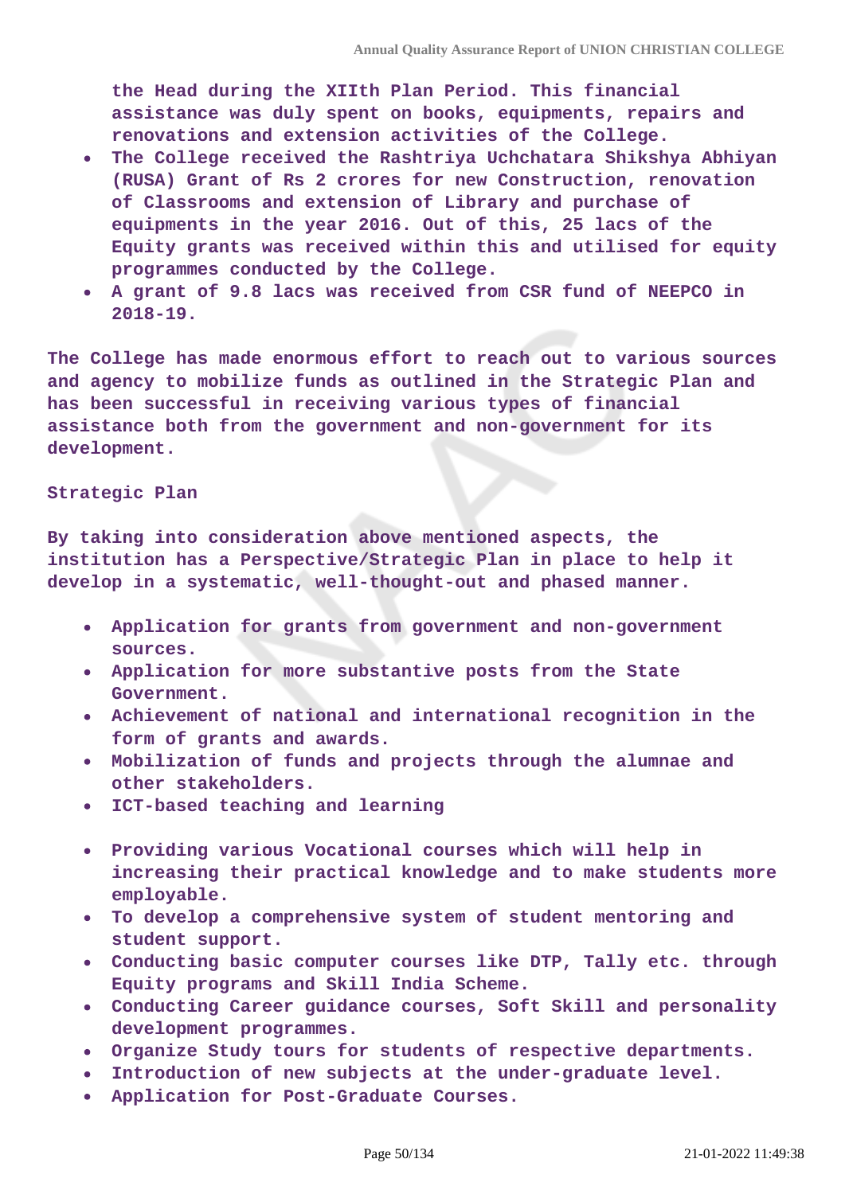the Head during the XIIth Plan Period. This financial assistance was duly spent on books, equipments, repairs and renovations and extension activities of the College.

- The College received the Rashtriya Uchchatara Shikshya Abhiyan (RUSA) Grant of Rs 2 crores for new Construction, renovation of Classrooms and extension of Library and purchase of equipments in the year 2016. Out of this, 25 lacs of the Equity grants was received within this and utilised for equity programmes conducted by the College.
- A grant of 9.8 lacs was received from CSR fund of NEEPCO in 2018-19.

The College has made enormous effort to reach out to various sources and agency to mobilize funds as outlined in the Strategic Plan and has been successful in receiving various types of financial assistance both from the government and non-government for its development.

Strategic Plan

By taking into consideration above mentioned aspects, the institution has a Perspective/Strategic Plan in place to help it develop in a systematic, well-thought-out and phased manner.

- Application for grants from government and non-government sources.
- Application for more substantive posts from the State Government.
- Achievement of national and international recognition in the form of grants and awards.
- Mobilization of funds and projects through the alumnae and other stakeholders.
- ICT-based teaching and learning
- Providing various Vocational courses which will help in increasing their practical knowledge and to make students more employable.
- To develop a comprehensive system of student mentoring and student support.
- Conducting basic computer courses like DTP, Tally etc. through Equity programs and Skill India Scheme.
- Conducting Career guidance courses, Soft Skill and personality development programmes.
- Organize Study tours for students of respective departments.
- Introduction of new subjects at the under-graduate level.
- Application for Post-Graduate Courses.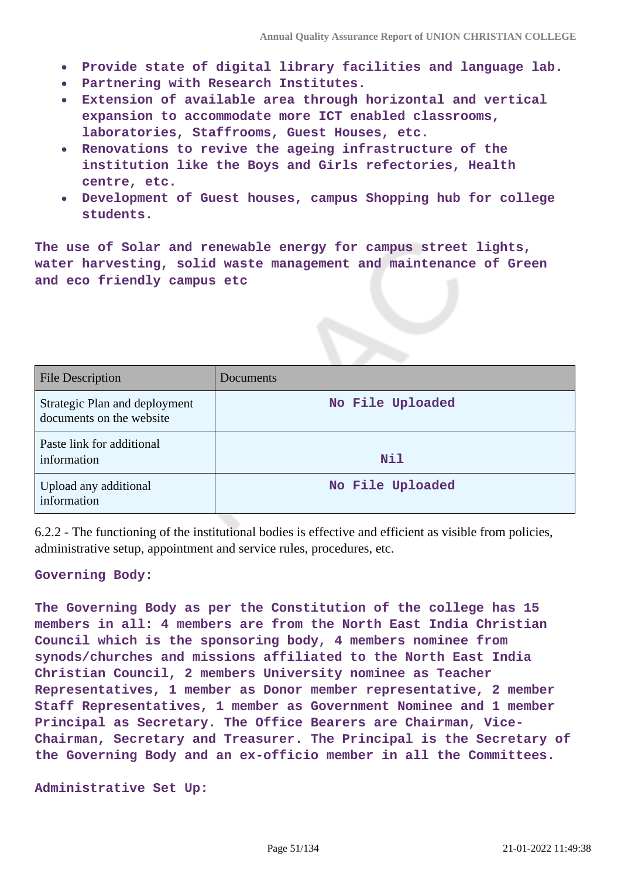- **Provide state of digital library facilities and language lab.**
- **Partnering with Research Institutes.**
- **Extension of available area through horizontal and vertical expansion to accommodate more ICT enabled classrooms, laboratories, Staffrooms, Guest Houses, etc.**
- **Renovations to revive the ageing infrastructure of the institution like the Boys and Girls refectories, Health centre, etc.**
- **Development of Guest houses, campus Shopping hub for college students.**

**The use of Solar and renewable energy for campus street lights, water harvesting, solid waste management and maintenance of Green and eco friendly campus etc**

| File Description | Documents |
|---|---|
| Strategic Plan and deployment documents on the website | No File Uploaded |
| Paste link for additional information | Nil |
| Upload any additional information | No File Uploaded |

6.2.2 - The functioning of the institutional bodies is effective and efficient as visible from policies, administrative setup, appointment and service rules, procedures, etc.

**Governing Body:**

**The Governing Body as per the Constitution of the college has 15 members in all: 4 members are from the North East India Christian Council which is the sponsoring body, 4 members nominee from synods/churches and missions affiliated to the North East India Christian Council, 2 members University nominee as Teacher Representatives, 1 member as Donor member representative, 2 member Staff Representatives, 1 member as Government Nominee and 1 member Principal as Secretary. The Office Bearers are Chairman, Vice-Chairman, Secretary and Treasurer. The Principal is the Secretary of the Governing Body and an ex-officio member in all the Committees.**

**Administrative Set Up:**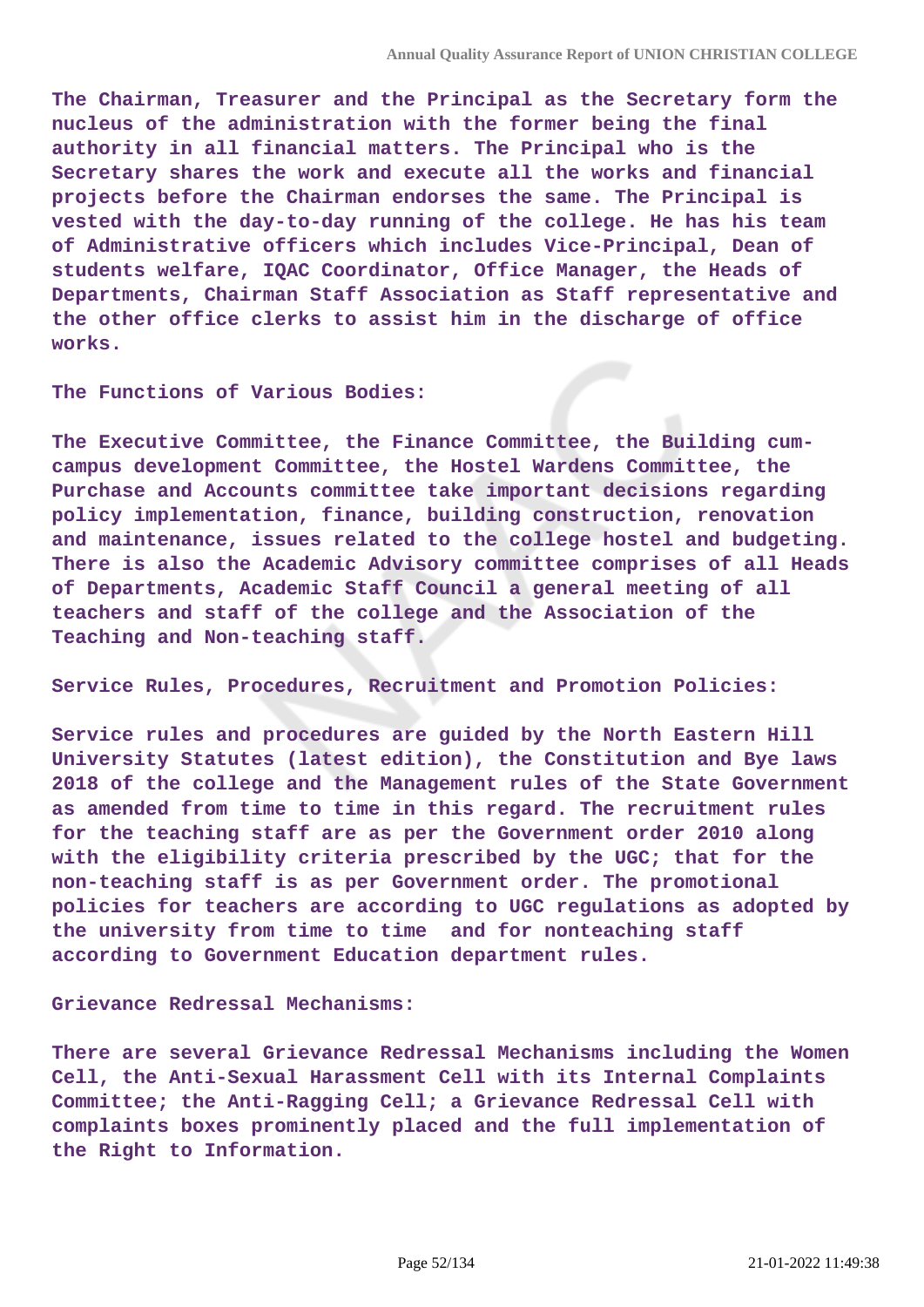The Chairman, Treasurer and the Principal as the Secretary form the nucleus of the administration with the former being the final authority in all financial matters. The Principal who is the Secretary shares the work and execute all the works and financial projects before the Chairman endorses the same. The Principal is vested with the day-to-day running of the college. He has his team of Administrative officers which includes Vice-Principal, Dean of students welfare, IQAC Coordinator, Office Manager, the Heads of Departments, Chairman Staff Association as Staff representative and the other office clerks to assist him in the discharge of office works.

The Functions of Various Bodies:

The Executive Committee, the Finance Committee, the Building cum-campus development Committee, the Hostel Wardens Committee, the Purchase and Accounts committee take important decisions regarding policy implementation, finance, building construction, renovation and maintenance, issues related to the college hostel and budgeting. There is also the Academic Advisory committee comprises of all Heads of Departments, Academic Staff Council a general meeting of all teachers and staff of the college and the Association of the Teaching and Non-teaching staff.

Service Rules, Procedures, Recruitment and Promotion Policies:

Service rules and procedures are guided by the North Eastern Hill University Statutes (latest edition), the Constitution and Bye laws 2018 of the college and the Management rules of the State Government as amended from time to time in this regard. The recruitment rules for the teaching staff are as per the Government order 2010 along with the eligibility criteria prescribed by the UGC; that for the non-teaching staff is as per Government order. The promotional policies for teachers are according to UGC regulations as adopted by the university from time to time and for nonteaching staff according to Government Education department rules.

Grievance Redressal Mechanisms:

There are several Grievance Redressal Mechanisms including the Women Cell, the Anti-Sexual Harassment Cell with its Internal Complaints Committee; the Anti-Ragging Cell; a Grievance Redressal Cell with complaints boxes prominently placed and the full implementation of the Right to Information.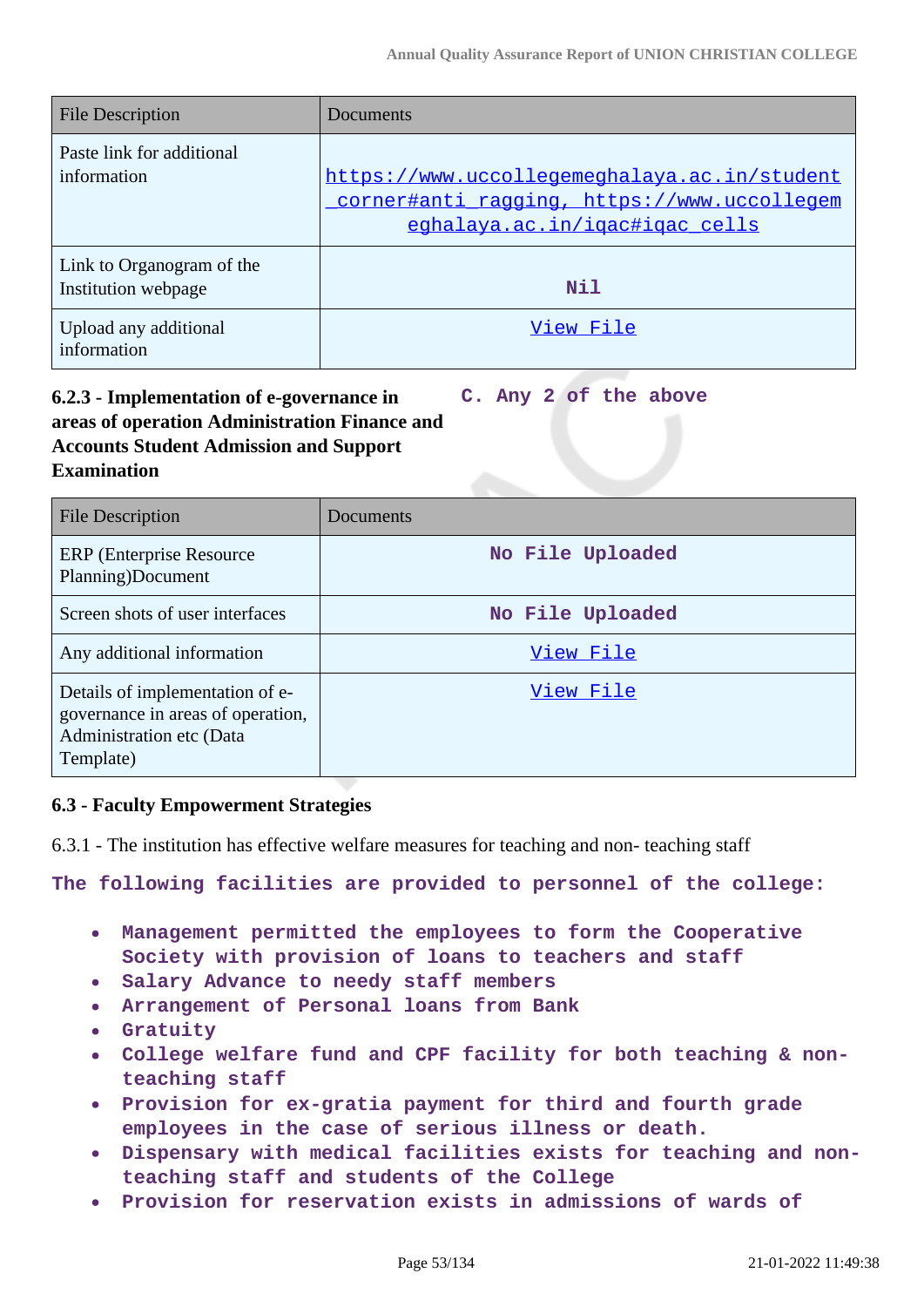| File Description | Documents |
|---|---|
| Paste link for additional information | https://www.uccollegemeghalaya.ac.in/student_corner#anti_ragging, https://www.uccollegemeghalaya.ac.in/iqac#iqac_cells |
| Link to Organogram of the Institution webpage | Nil |
| Upload any additional information | View File |

**6.2.3 - Implementation of e-governance in areas of operation Administration Finance and Accounts Student Admission and Support Examination**

C. Any 2 of the above

| File Description | Documents |
|---|---|
| ERP (Enterprise Resource Planning)Document | No File Uploaded |
| Screen shots of user interfaces | No File Uploaded |
| Any additional information | View File |
| Details of implementation of e-governance in areas of operation, Administration etc (Data Template) | View File |

**6.3 - Faculty Empowerment Strategies**

6.3.1 - The institution has effective welfare measures for teaching and non- teaching staff

The following facilities are provided to personnel of the college:

- Management permitted the employees to form the Cooperative Society with provision of loans to teachers and staff
- Salary Advance to needy staff members
- Arrangement of Personal loans from Bank
- Gratuity
- College welfare fund and CPF facility for both teaching & non-teaching staff
- Provision for ex-gratia payment for third and fourth grade employees in the case of serious illness or death.
- Dispensary with medical facilities exists for teaching and non-teaching staff and students of the College
- Provision for reservation exists in admissions of wards of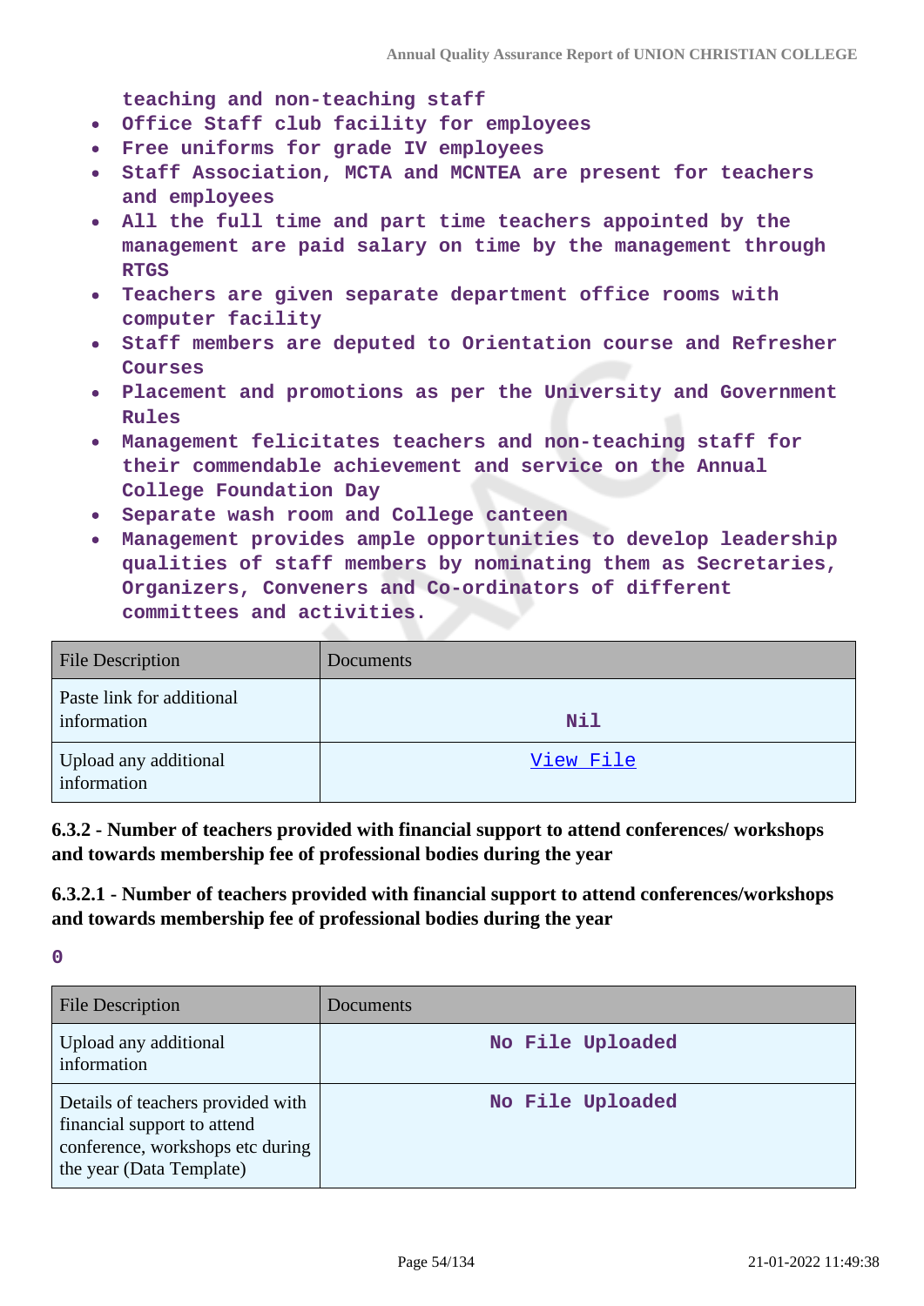teaching and non-teaching staff

- Office Staff club facility for employees
- Free uniforms for grade IV employees
- Staff Association, MCTA and MCNTEA are present for teachers and employees
- All the full time and part time teachers appointed by the management are paid salary on time by the management through RTGS
- Teachers are given separate department office rooms with computer facility
- Staff members are deputed to Orientation course and Refresher Courses
- Placement and promotions as per the University and Government Rules
- Management felicitates teachers and non-teaching staff for their commendable achievement and service on the Annual College Foundation Day
- Separate wash room and College canteen
- Management provides ample opportunities to develop leadership qualities of staff members by nominating them as Secretaries, Organizers, Conveners and Co-ordinators of different committees and activities.

| File Description | Documents |
|---|---|
| Paste link for additional information | Nil |
| Upload any additional information | View File |

**6.3.2 - Number of teachers provided with financial support to attend conferences/ workshops and towards membership fee of professional bodies during the year**

**6.3.2.1 - Number of teachers provided with financial support to attend conferences/workshops and towards membership fee of professional bodies during the year**

0

| File Description | Documents |
|---|---|
| Upload any additional information | No File Uploaded |
| Details of teachers provided with financial support to attend conference, workshops etc during the year (Data Template) | No File Uploaded |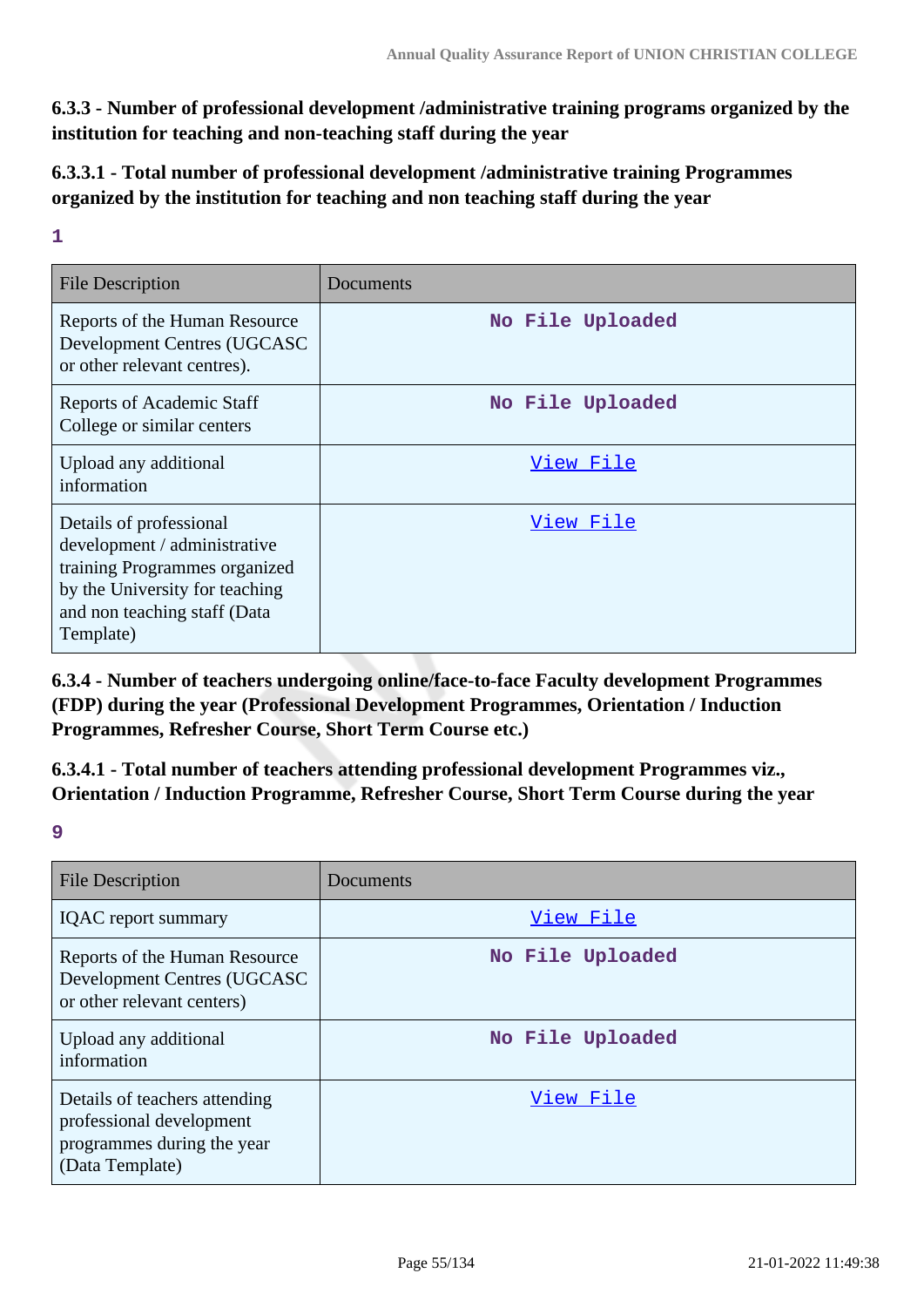**6.3.3 - Number of professional development /administrative training programs organized by the institution for teaching and non-teaching staff during the year**

**6.3.3.1 - Total number of professional development /administrative training Programmes organized by the institution for teaching and non teaching staff during the year**

**1**

| File Description | Documents |
|---|---|
| Reports of the Human Resource Development Centres (UGCASC or other relevant centres). | No File Uploaded |
| Reports of Academic Staff College or similar centers | No File Uploaded |
| Upload any additional information | View File |
| Details of professional development / administrative training Programmes organized by the University for teaching and non teaching staff (Data Template) | View File |

**6.3.4 - Number of teachers undergoing online/face-to-face Faculty development Programmes (FDP) during the year (Professional Development Programmes, Orientation / Induction Programmes, Refresher Course, Short Term Course etc.)**

**6.3.4.1 - Total number of teachers attending professional development Programmes viz., Orientation / Induction Programme, Refresher Course, Short Term Course during the year**

**9**

| File Description | Documents |
|---|---|
| IQAC report summary | View File |
| Reports of the Human Resource Development Centres (UGCASC or other relevant centers) | No File Uploaded |
| Upload any additional information | No File Uploaded |
| Details of teachers attending professional development programmes during the year (Data Template) | View File |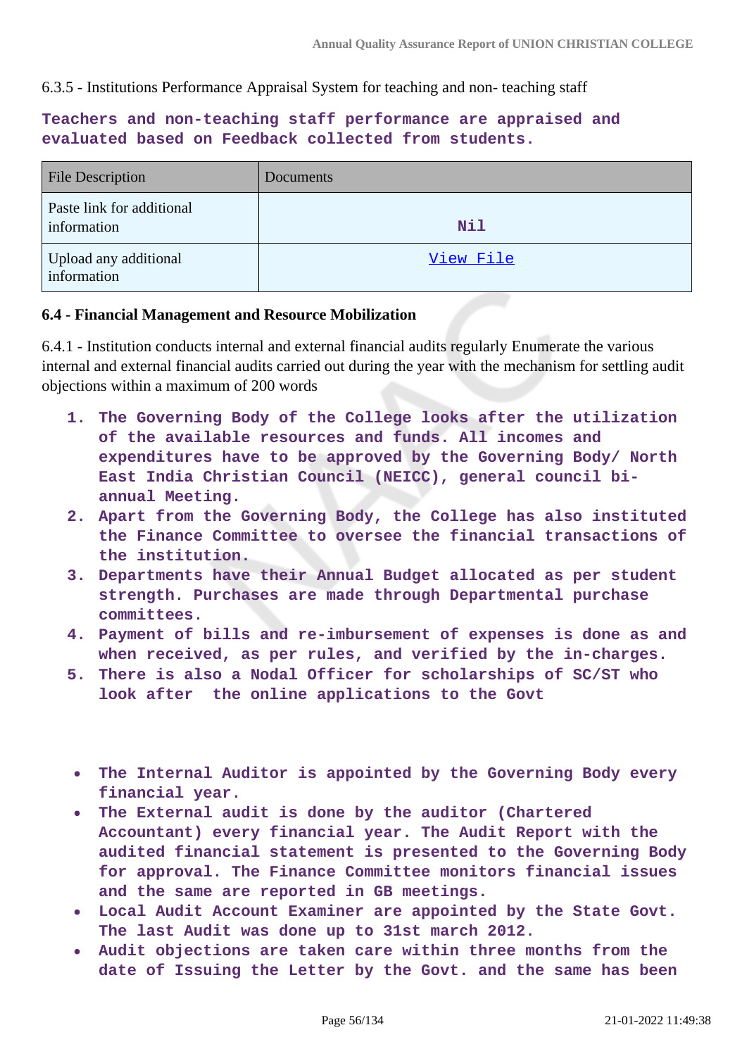6.3.5 - Institutions Performance Appraisal System for teaching and non- teaching staff

**Teachers and non-teaching staff performance are appraised and evaluated based on Feedback collected from students.**

| File Description | Documents |
|---|---|
| Paste link for additional information | Nil |
| Upload any additional information | View File |

### 6.4 - Financial Management and Resource Mobilization

6.4.1 - Institution conducts internal and external financial audits regularly Enumerate the various internal and external financial audits carried out during the year with the mechanism for settling audit objections within a maximum of 200 words

1. **The Governing Body of the College looks after the utilization of the available resources and funds. All incomes and expenditures have to be approved by the Governing Body/ North East India Christian Council (NEICC), general council bi-annual Meeting.**
2. **Apart from the Governing Body, the College has also instituted the Finance Committee to oversee the financial transactions of the institution.**
3. **Departments have their Annual Budget allocated as per student strength. Purchases are made through Departmental purchase committees.**
4. **Payment of bills and re-imbursement of expenses is done as and when received, as per rules, and verified by the in-charges.**
5. **There is also a Nodal Officer for scholarships of SC/ST who look after the online applications to the Govt**

- **The Internal Auditor is appointed by the Governing Body every financial year.**
- **The External audit is done by the auditor (Chartered Accountant) every financial year. The Audit Report with the audited financial statement is presented to the Governing Body for approval. The Finance Committee monitors financial issues and the same are reported in GB meetings.**
- **Local Audit Account Examiner are appointed by the State Govt. The last Audit was done up to 31st march 2012.**
- **Audit objections are taken care within three months from the date of Issuing the Letter by the Govt. and the same has been**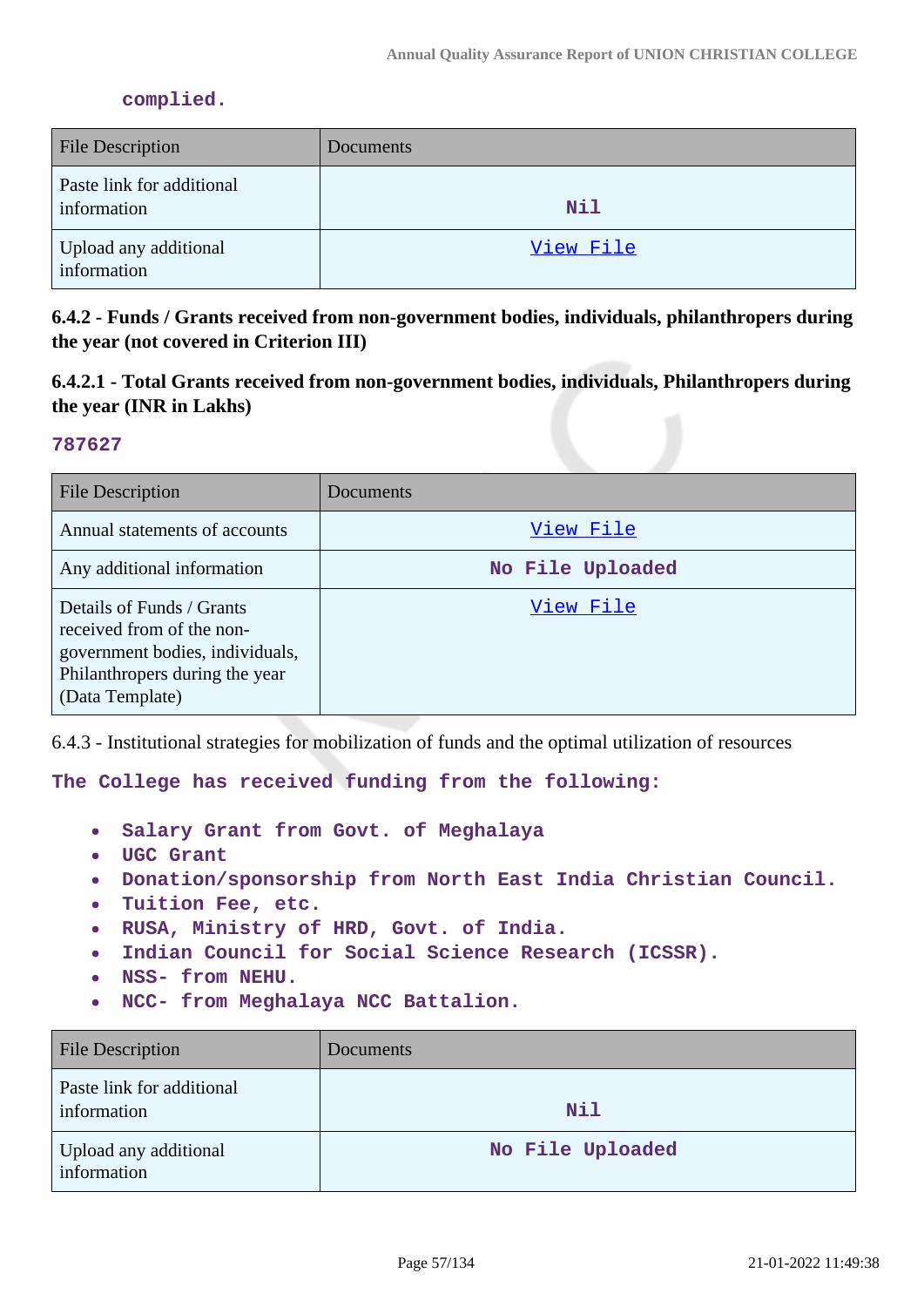complied.

| File Description | Documents |
|---|---|
| Paste link for additional information | Nil |
| Upload any additional information | View File |

**6.4.2 - Funds / Grants received from non-government bodies, individuals, philanthropers during the year (not covered in Criterion III)**

**6.4.2.1 - Total Grants received from non-government bodies, individuals, Philanthropers during the year (INR in Lakhs)**

**787627**

| File Description | Documents |
|---|---|
| Annual statements of accounts | View File |
| Any additional information | No File Uploaded |
| Details of Funds / Grants received from of the non-government bodies, individuals, Philanthropers during the year (Data Template) | View File |

6.4.3 - Institutional strategies for mobilization of funds and the optimal utilization of resources

**The College has received funding from the following:**

- **Salary Grant from Govt. of Meghalaya**
- **UGC Grant**
- **Donation/sponsorship from North East India Christian Council.**
- **Tuition Fee, etc.**
- **RUSA, Ministry of HRD, Govt. of India.**
- **Indian Council for Social Science Research (ICSSR).**
- **NSS- from NEHU.**
- **NCC- from Meghalaya NCC Battalion.**

| File Description | Documents |
|---|---|
| Paste link for additional information | Nil |
| Upload any additional information | No File Uploaded |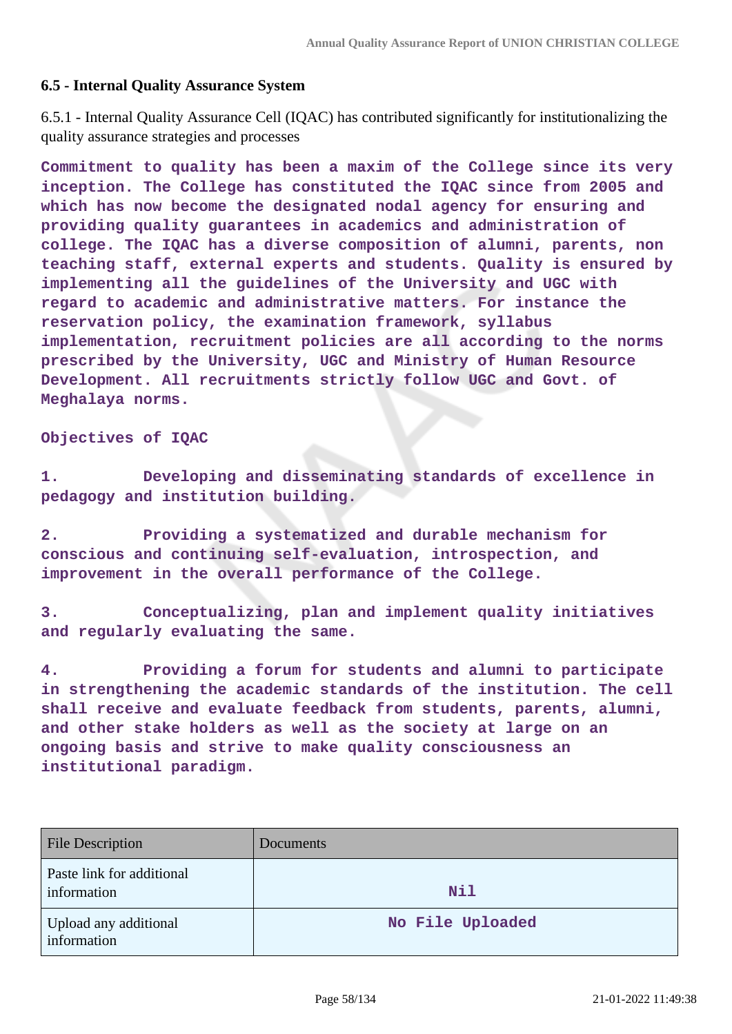### 6.5 - Internal Quality Assurance System

6.5.1 - Internal Quality Assurance Cell (IQAC) has contributed significantly for institutionalizing the quality assurance strategies and processes

**Commitment to quality has been a maxim of the College since its very inception. The College has constituted the IQAC since from 2005 and which has now become the designated nodal agency for ensuring and providing quality guarantees in academics and administration of college. The IQAC has a diverse composition of alumni, parents, non teaching staff, external experts and students. Quality is ensured by implementing all the guidelines of the University and UGC with regard to academic and administrative matters. For instance the reservation policy, the examination framework, syllabus implementation, recruitment policies are all according to the norms prescribed by the University, UGC and Ministry of Human Resource Development. All recruitments strictly follow UGC and Govt. of Meghalaya norms.**

**Objectives of IQAC**

**1. Developing and disseminating standards of excellence in pedagogy and institution building.**

**2. Providing a systematized and durable mechanism for conscious and continuing self-evaluation, introspection, and improvement in the overall performance of the College.**

**3. Conceptualizing, plan and implement quality initiatives and regularly evaluating the same.**

**4. Providing a forum for students and alumni to participate in strengthening the academic standards of the institution. The cell shall receive and evaluate feedback from students, parents, alumni, and other stake holders as well as the society at large on an ongoing basis and strive to make quality consciousness an institutional paradigm.**

| File Description | Documents |
| --- | --- |
| Paste link for additional information | Nil |
| Upload any additional information | No File Uploaded |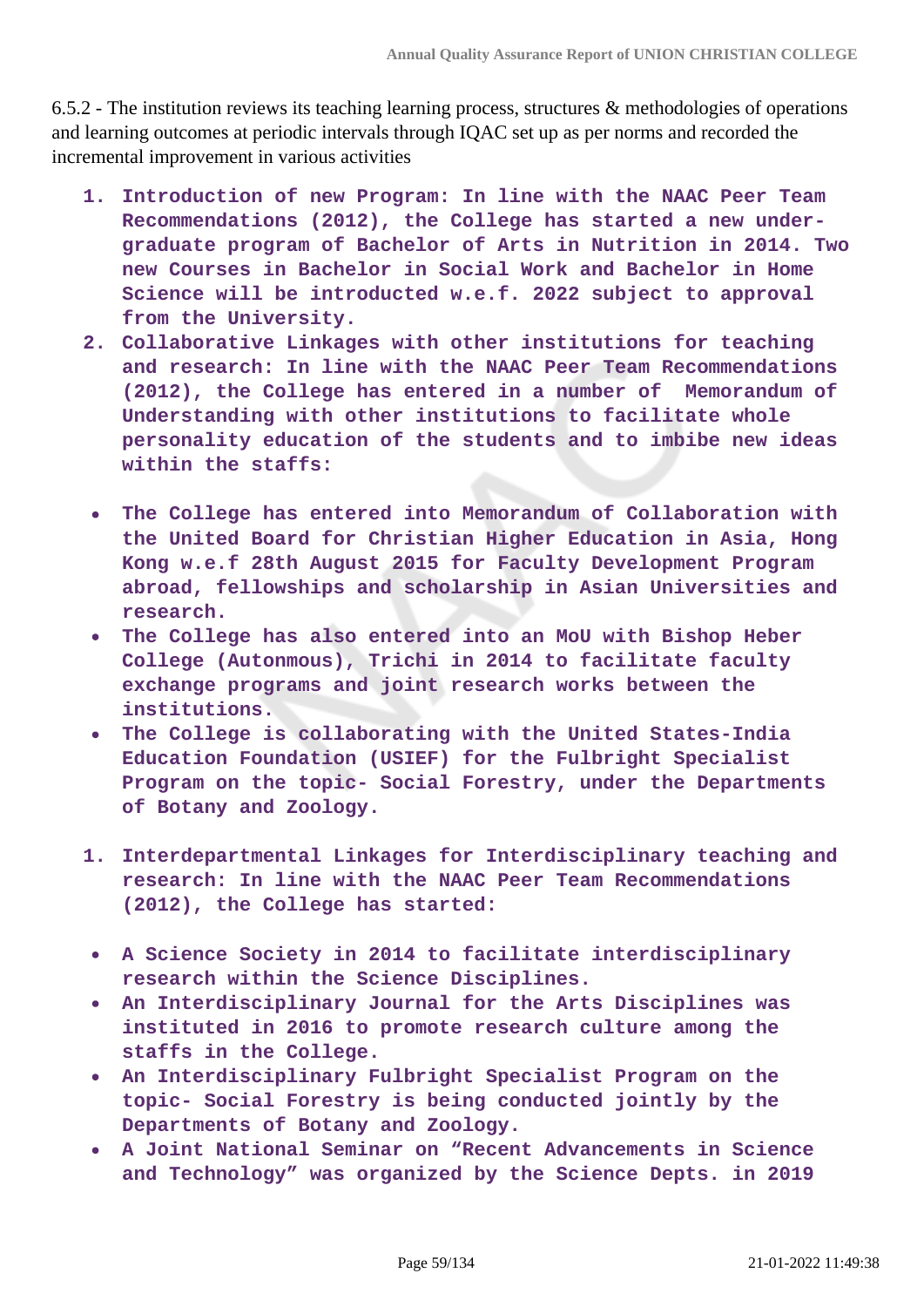6.5.2 - The institution reviews its teaching learning process, structures & methodologies of operations and learning outcomes at periodic intervals through IQAC set up as per norms and recorded the incremental improvement in various activities

1. **Introduction of new Program: In line with the NAAC Peer Team Recommendations (2012), the College has started a new under-graduate program of Bachelor of Arts in Nutrition in 2014. Two new Courses in Bachelor in Social Work and Bachelor in Home Science will be introducted w.e.f. 2022 subject to approval from the University.**
2. **Collaborative Linkages with other institutions for teaching and research: In line with the NAAC Peer Team Recommendations (2012), the College has entered in a number of Memorandum of Understanding with other institutions to facilitate whole personality education of the students and to imbibe new ideas within the staffs:**

- **The College has entered into Memorandum of Collaboration with the United Board for Christian Higher Education in Asia, Hong Kong w.e.f 28th August 2015 for Faculty Development Program abroad, fellowships and scholarship in Asian Universities and research.**
- **The College has also entered into an MoU with Bishop Heber College (Autonmous), Trichi in 2014 to facilitate faculty exchange programs and joint research works between the institutions.**
- **The College is collaborating with the United States-India Education Foundation (USIEF) for the Fulbright Specialist Program on the topic- Social Forestry, under the Departments of Botany and Zoology.**

1. **Interdepartmental Linkages for Interdisciplinary teaching and research: In line with the NAAC Peer Team Recommendations (2012), the College has started:**

- **A Science Society in 2014 to facilitate interdisciplinary research within the Science Disciplines.**
- **An Interdisciplinary Journal for the Arts Disciplines was instituted in 2016 to promote research culture among the staffs in the College.**
- **An Interdisciplinary Fulbright Specialist Program on the topic- Social Forestry is being conducted jointly by the Departments of Botany and Zoology.**
- **A Joint National Seminar on "Recent Advancements in Science and Technology" was organized by the Science Depts. in 2019**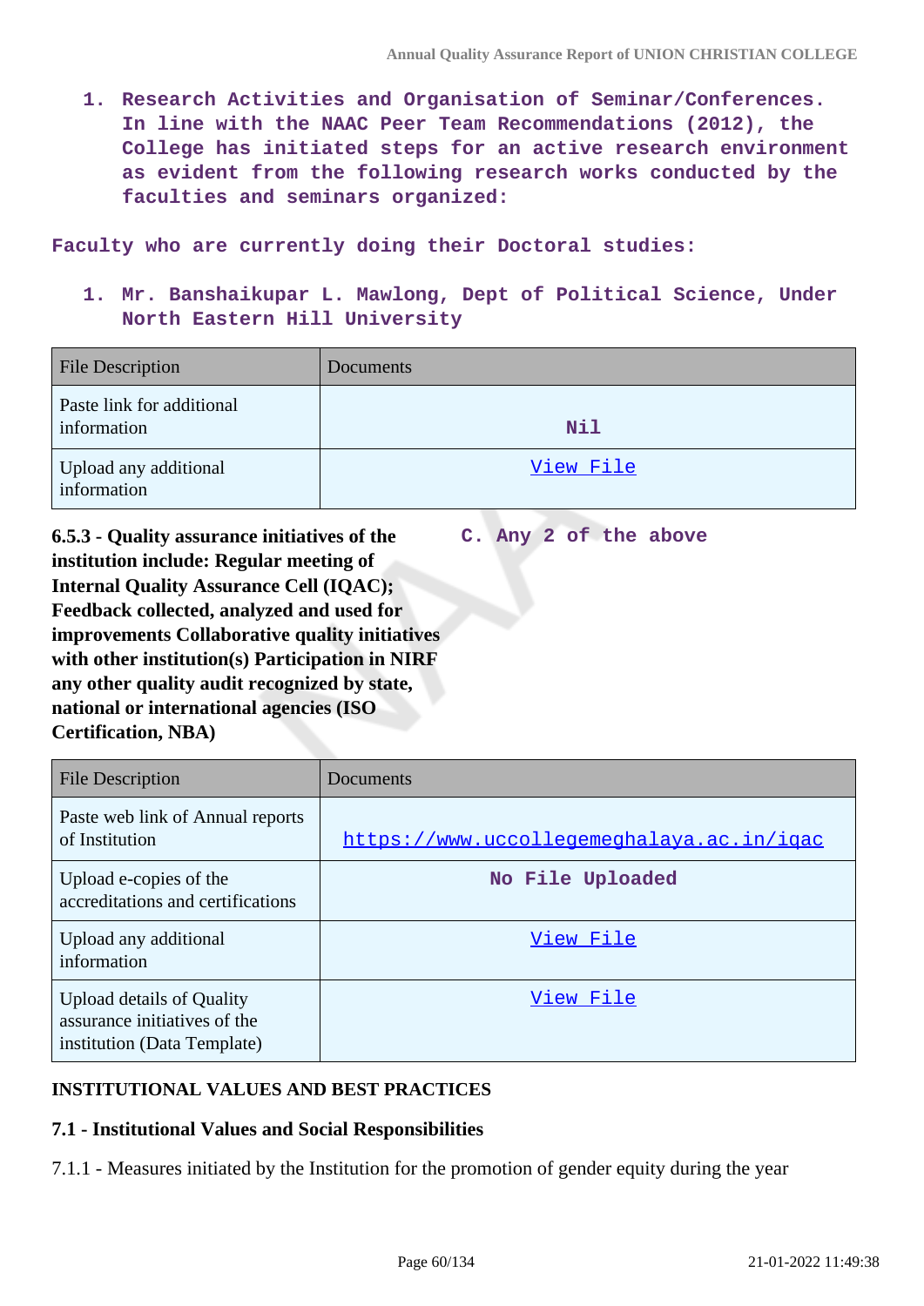1. **Research Activities and Organisation of Seminar/Conferences. In line with the NAAC Peer Team Recommendations (2012), the College has initiated steps for an active research environment as evident from the following research works conducted by the faculties and seminars organized:**

**Faculty who are currently doing their Doctoral studies:**

1. **Mr. Banshaikupar L. Mawlong, Dept of Political Science, Under North Eastern Hill University**

| File Description | Documents |
|---|---|
| Paste link for additional information | Nil |
| Upload any additional information | View File |

**6.5.3 - Quality assurance initiatives of the institution include: Regular meeting of Internal Quality Assurance Cell (IQAC); Feedback collected, analyzed and used for improvements Collaborative quality initiatives with other institution(s) Participation in NIRF any other quality audit recognized by state, national or international agencies (ISO Certification, NBA)**

**C. Any 2 of the above**

| File Description | Documents |
|---|---|
| Paste web link of Annual reports of Institution | https://www.uccollegemeghalaya.ac.in/iqac |
| Upload e-copies of the accreditations and certifications | No File Uploaded |
| Upload any additional information | View File |
| Upload details of Quality assurance initiatives of the institution (Data Template) | View File |

## INSTITUTIONAL VALUES AND BEST PRACTICES

### 7.1 - Institutional Values and Social Responsibilities

7.1.1 - Measures initiated by the Institution for the promotion of gender equity during the year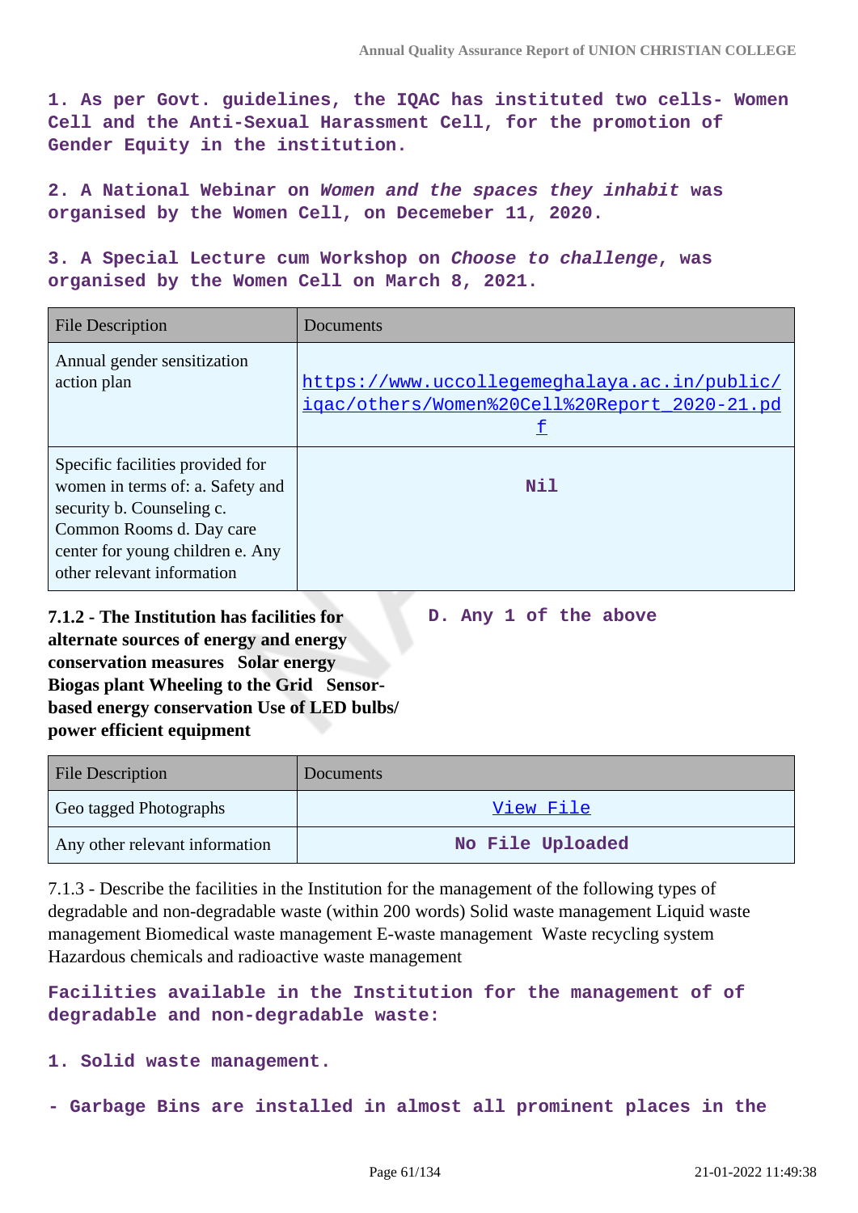1. As per Govt. guidelines, the IQAC has instituted two cells- Women Cell and the Anti-Sexual Harassment Cell, for the promotion of Gender Equity in the institution.

2. A National Webinar on *Women and the spaces they inhabit* was organised by the Women Cell, on Decemeber 11, 2020.

3. A Special Lecture cum Workshop on *Choose to challenge*, was organised by the Women Cell on March 8, 2021.

| File Description | Documents |
|---|---|
| Annual gender sensitization action plan | https://www.uccollegemeghalaya.ac.in/public/iqac/others/Women%20Cell%20Report_2020-21.pdf |
| Specific facilities provided for women in terms of: a. Safety and security b. Counseling c. Common Rooms d. Day care center for young children e. Any other relevant information | Nil |

**7.1.2 - The Institution has facilities for alternate sources of energy and energy conservation measures Solar energy Biogas plant Wheeling to the Grid Sensor-based energy conservation Use of LED bulbs/ power efficient equipment**

D. Any 1 of the above

| File Description | Documents |
|---|---|
| Geo tagged Photographs | View File |
| Any other relevant information | No File Uploaded |

7.1.3 - Describe the facilities in the Institution for the management of the following types of degradable and non-degradable waste (within 200 words) Solid waste management Liquid waste management Biomedical waste management E-waste management Waste recycling system Hazardous chemicals and radioactive waste management

Facilities available in the Institution for the management of of degradable and non-degradable waste:

1. Solid waste management.

- Garbage Bins are installed in almost all prominent places in the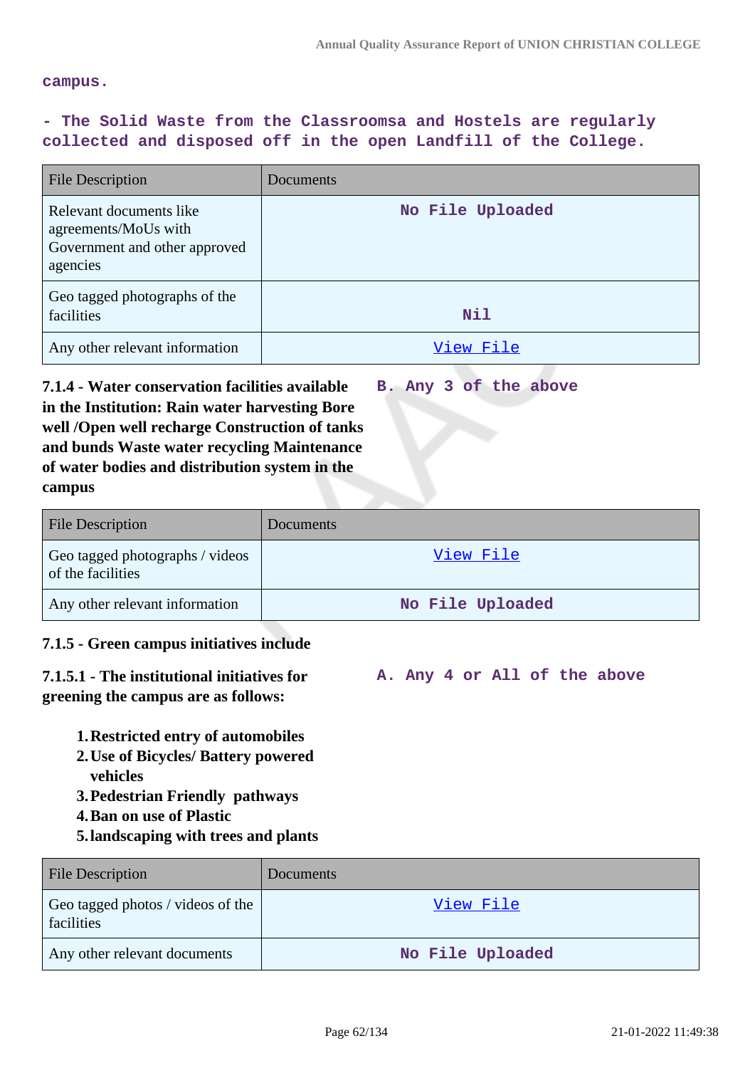campus.

- The Solid Waste from the Classroomsa and Hostels are regularly collected and disposed off in the open Landfill of the College.

| File Description | Documents |
|---|---|
| Relevant documents like agreements/MoUs with Government and other approved agencies | No File Uploaded |
| Geo tagged photographs of the facilities | Nil |
| Any other relevant information | View File |

**7.1.4 - Water conservation facilities available in the Institution: Rain water harvesting Bore well /Open well recharge Construction of tanks and bunds Waste water recycling Maintenance of water bodies and distribution system in the campus**

B. Any 3 of the above

| File Description | Documents |
|---|---|
| Geo tagged photographs / videos of the facilities | View File |
| Any other relevant information | No File Uploaded |

**7.1.5 - Green campus initiatives include**

**7.1.5.1 - The institutional initiatives for greening the campus are as follows:**

A. Any 4 or All of the above

1. **Restricted entry of automobiles**
2. **Use of Bicycles/ Battery powered vehicles**
3. **Pedestrian Friendly pathways**
4. **Ban on use of Plastic**
5. **landscaping with trees and plants**

| File Description | Documents |
|---|---|
| Geo tagged photos / videos of the facilities | View File |
| Any other relevant documents | No File Uploaded |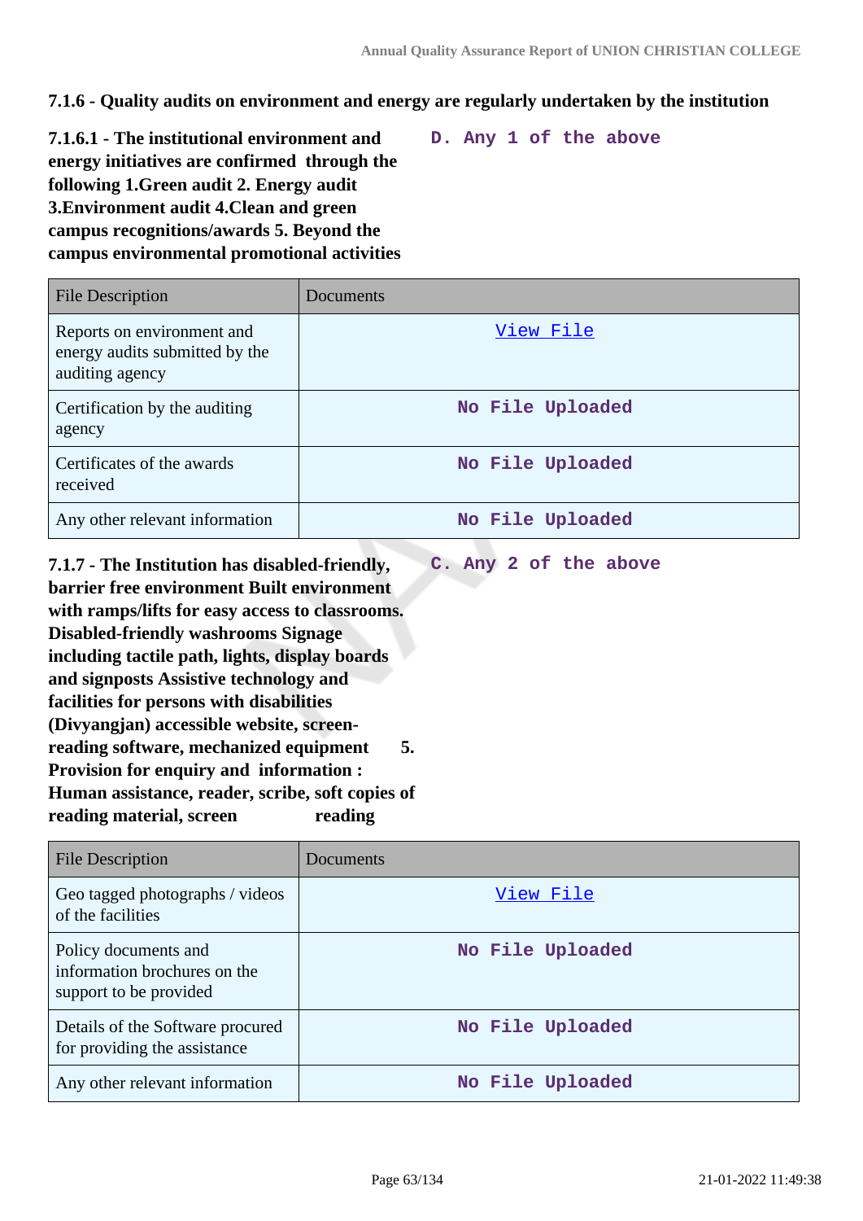**7.1.6 - Quality audits on environment and energy are regularly undertaken by the institution**

**7.1.6.1 - The institutional environment and energy initiatives are confirmed through the following 1.Green audit 2. Energy audit 3.Environment audit 4.Clean and green campus recognitions/awards 5. Beyond the campus environmental promotional activities**

D. Any 1 of the above

| File Description | Documents |
|---|---|
| Reports on environment and energy audits submitted by the auditing agency | View File |
| Certification by the auditing agency | No File Uploaded |
| Certificates of the awards received | No File Uploaded |
| Any other relevant information | No File Uploaded |

**7.1.7 - The Institution has disabled-friendly, barrier free environment Built environment with ramps/lifts for easy access to classrooms. Disabled-friendly washrooms Signage including tactile path, lights, display boards and signposts Assistive technology and facilities for persons with disabilities (Divyangjan) accessible website, screen-reading software, mechanized equipment 5. Provision for enquiry and information : Human assistance, reader, scribe, soft copies of reading material, screen reading**

C. Any 2 of the above

| File Description | Documents |
|---|---|
| Geo tagged photographs / videos of the facilities | View File |
| Policy documents and information brochures on the support to be provided | No File Uploaded |
| Details of the Software procured for providing the assistance | No File Uploaded |
| Any other relevant information | No File Uploaded |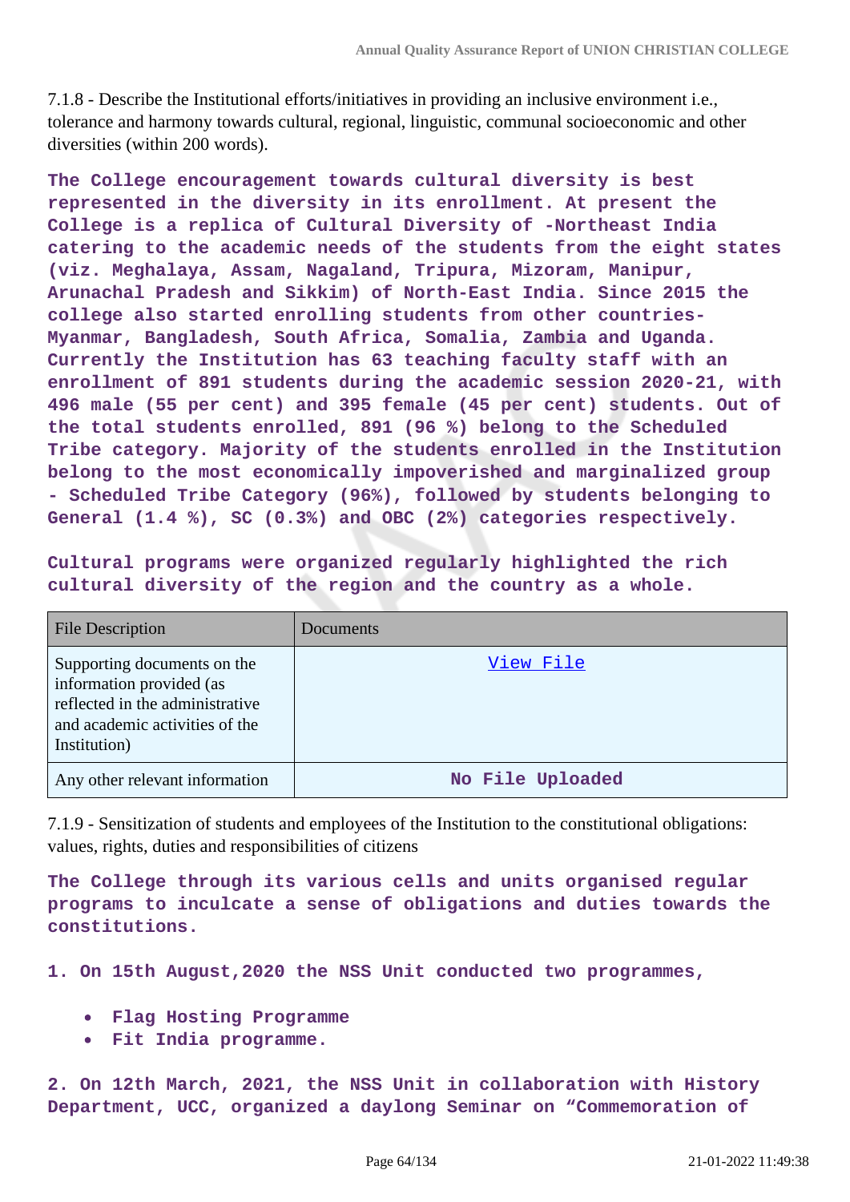7.1.8 - Describe the Institutional efforts/initiatives in providing an inclusive environment i.e., tolerance and harmony towards cultural, regional, linguistic, communal socioeconomic and other diversities (within 200 words).

**The College encouragement towards cultural diversity is best represented in the diversity in its enrollment. At present the College is a replica of Cultural Diversity of -Northeast India catering to the academic needs of the students from the eight states (viz. Meghalaya, Assam, Nagaland, Tripura, Mizoram, Manipur, Arunachal Pradesh and Sikkim) of North-East India. Since 2015 the college also started enrolling students from other countries- Myanmar, Bangladesh, South Africa, Somalia, Zambia and Uganda. Currently the Institution has 63 teaching faculty staff with an enrollment of 891 students during the academic session 2020-21, with 496 male (55 per cent) and 395 female (45 per cent) students. Out of the total students enrolled, 891 (96 %) belong to the Scheduled Tribe category. Majority of the students enrolled in the Institution belong to the most economically impoverished and marginalized group - Scheduled Tribe Category (96%), followed by students belonging to General (1.4 %), SC (0.3%) and OBC (2%) categories respectively.**

**Cultural programs were organized regularly highlighted the rich cultural diversity of the region and the country as a whole.**

| File Description | Documents |
|---|---|
| Supporting documents on the information provided (as reflected in the administrative and academic activities of the Institution) | View File |
| Any other relevant information | No File Uploaded |

7.1.9 - Sensitization of students and employees of the Institution to the constitutional obligations: values, rights, duties and responsibilities of citizens

**The College through its various cells and units organised regular programs to inculcate a sense of obligations and duties towards the constitutions.**

**1. On 15th August,2020 the NSS Unit conducted two programmes,**

- **Flag Hosting Programme**
- **Fit India programme.**

**2. On 12th March, 2021, the NSS Unit in collaboration with History Department, UCC, organized a daylong Seminar on "Commemoration of**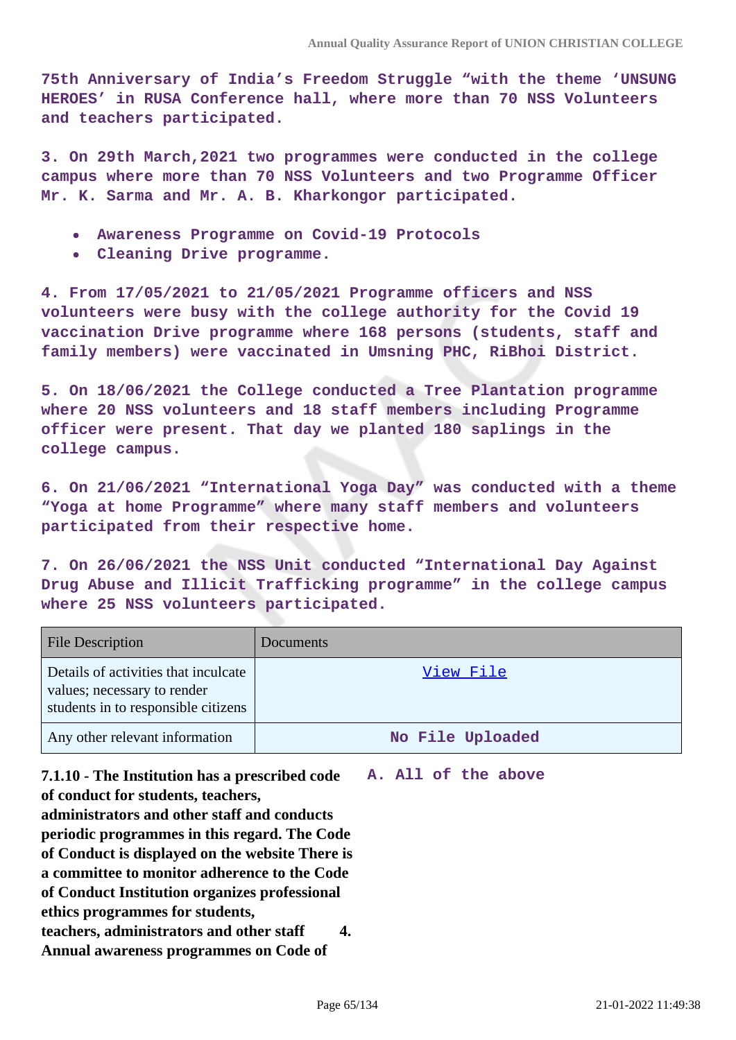**75th Anniversary of India's Freedom Struggle "with the theme 'UNSUNG HEROES' in RUSA Conference hall, where more than 70 NSS Volunteers and teachers participated.**

**3. On 29th March,2021 two programmes were conducted in the college campus where more than 70 NSS Volunteers and two Programme Officer Mr. K. Sarma and Mr. A. B. Kharkongor participated.**

- **Awareness Programme on Covid-19 Protocols**
- **Cleaning Drive programme.**

**4. From 17/05/2021 to 21/05/2021 Programme officers and NSS volunteers were busy with the college authority for the Covid 19 vaccination Drive programme where 168 persons (students, staff and family members) were vaccinated in Umsning PHC, RiBhoi District.**

**5. On 18/06/2021 the College conducted a Tree Plantation programme where 20 NSS volunteers and 18 staff members including Programme officer were present. That day we planted 180 saplings in the college campus.**

**6. On 21/06/2021 "International Yoga Day" was conducted with a theme "Yoga at home Programme" where many staff members and volunteers participated from their respective home.**

**7. On 26/06/2021 the NSS Unit conducted "International Day Against Drug Abuse and Illicit Trafficking programme" in the college campus where 25 NSS volunteers participated.**

| File Description | Documents |
|---|---|
| Details of activities that inculcate values; necessary to render students in to responsible citizens | View File |
| Any other relevant information | No File Uploaded |

**7.1.10 - The Institution has a prescribed code of conduct for students, teachers, administrators and other staff and conducts periodic programmes in this regard. The Code of Conduct is displayed on the website There is a committee to monitor adherence to the Code of Conduct Institution organizes professional ethics programmes for students, teachers, administrators and other staff 4. Annual awareness programmes on Code of**

**A. All of the above**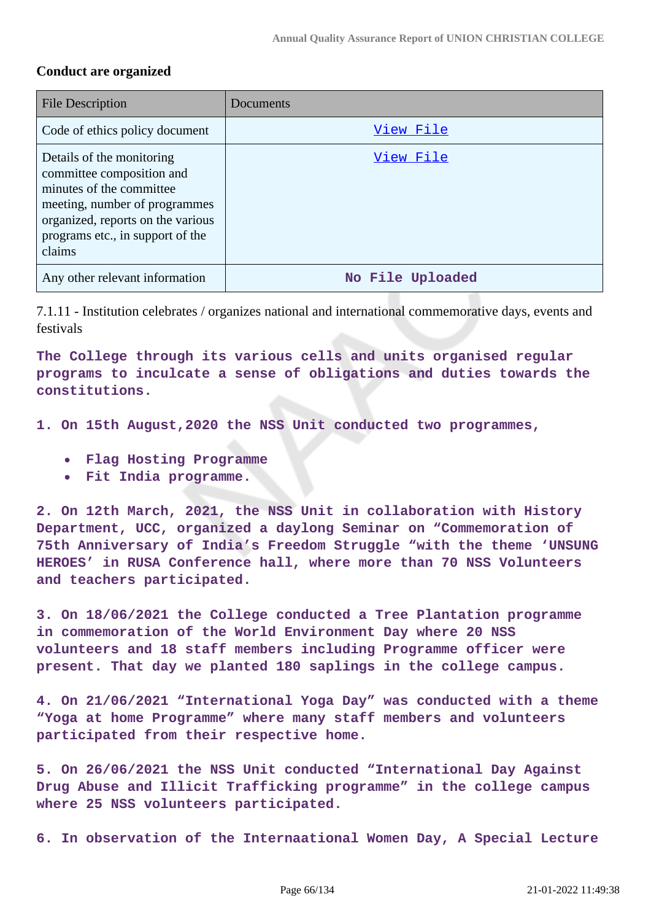**Conduct are organized**

| File Description | Documents |
|---|---|
| Code of ethics policy document | View File |
| Details of the monitoring committee composition and minutes of the committee meeting, number of programmes organized, reports on the various programs etc., in support of the claims | View File |
| Any other relevant information | No File Uploaded |

7.1.11 - Institution celebrates / organizes national and international commemorative days, events and festivals

**The College through its various cells and units organised regular programs to inculcate a sense of obligations and duties towards the constitutions.**

**1. On 15th August,2020 the NSS Unit conducted two programmes,**

- **Flag Hosting Programme**
- **Fit India programme.**

**2. On 12th March, 2021, the NSS Unit in collaboration with History Department, UCC, organized a daylong Seminar on "Commemoration of 75th Anniversary of India's Freedom Struggle "with the theme 'UNSUNG HEROES' in RUSA Conference hall, where more than 70 NSS Volunteers and teachers participated.**

**3. On 18/06/2021 the College conducted a Tree Plantation programme in commemoration of the World Environment Day where 20 NSS volunteers and 18 staff members including Programme officer were present. That day we planted 180 saplings in the college campus.**

**4. On 21/06/2021 "International Yoga Day" was conducted with a theme "Yoga at home Programme" where many staff members and volunteers participated from their respective home.**

**5. On 26/06/2021 the NSS Unit conducted "International Day Against Drug Abuse and Illicit Trafficking programme" in the college campus where 25 NSS volunteers participated.**

**6. In observation of the Internaational Women Day, A Special Lecture**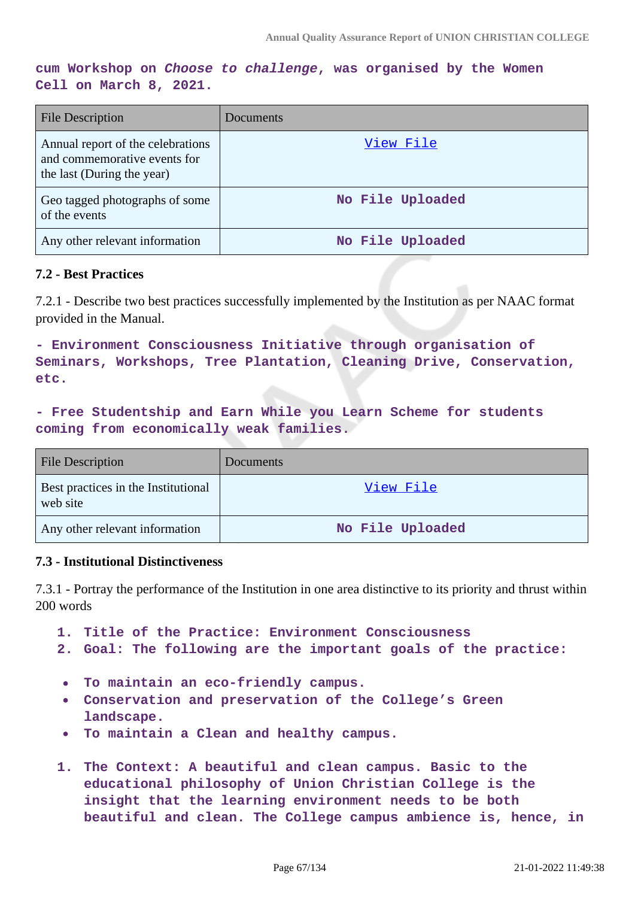**cum Workshop on *Choose to challenge*, was organised by the Women Cell on March 8, 2021.**

| File Description | Documents |
|---|---|
| Annual report of the celebrations and commemorative events for the last (During the year) | View File |
| Geo tagged photographs of some of the events | No File Uploaded |
| Any other relevant information | No File Uploaded |

### 7.2 - Best Practices

7.2.1 - Describe two best practices successfully implemented by the Institution as per NAAC format provided in the Manual.

**- Environment Consciousness Initiative through organisation of Seminars, Workshops, Tree Plantation, Cleaning Drive, Conservation, etc.**

**- Free Studentship and Earn While you Learn Scheme for students coming from economically weak families.**

| File Description | Documents |
|---|---|
| Best practices in the Institutional web site | View File |
| Any other relevant information | No File Uploaded |

### 7.3 - Institutional Distinctiveness

7.3.1 - Portray the performance of the Institution in one area distinctive to its priority and thrust within 200 words

1. **Title of the Practice: Environment Consciousness**
2. **Goal: The following are the important goals of the practice:**

- **To maintain an eco-friendly campus.**
- **Conservation and preservation of the College's Green landscape.**
- **To maintain a Clean and healthy campus.**

1. **The Context: A beautiful and clean campus. Basic to the educational philosophy of Union Christian College is the insight that the learning environment needs to be both beautiful and clean. The College campus ambience is, hence, in**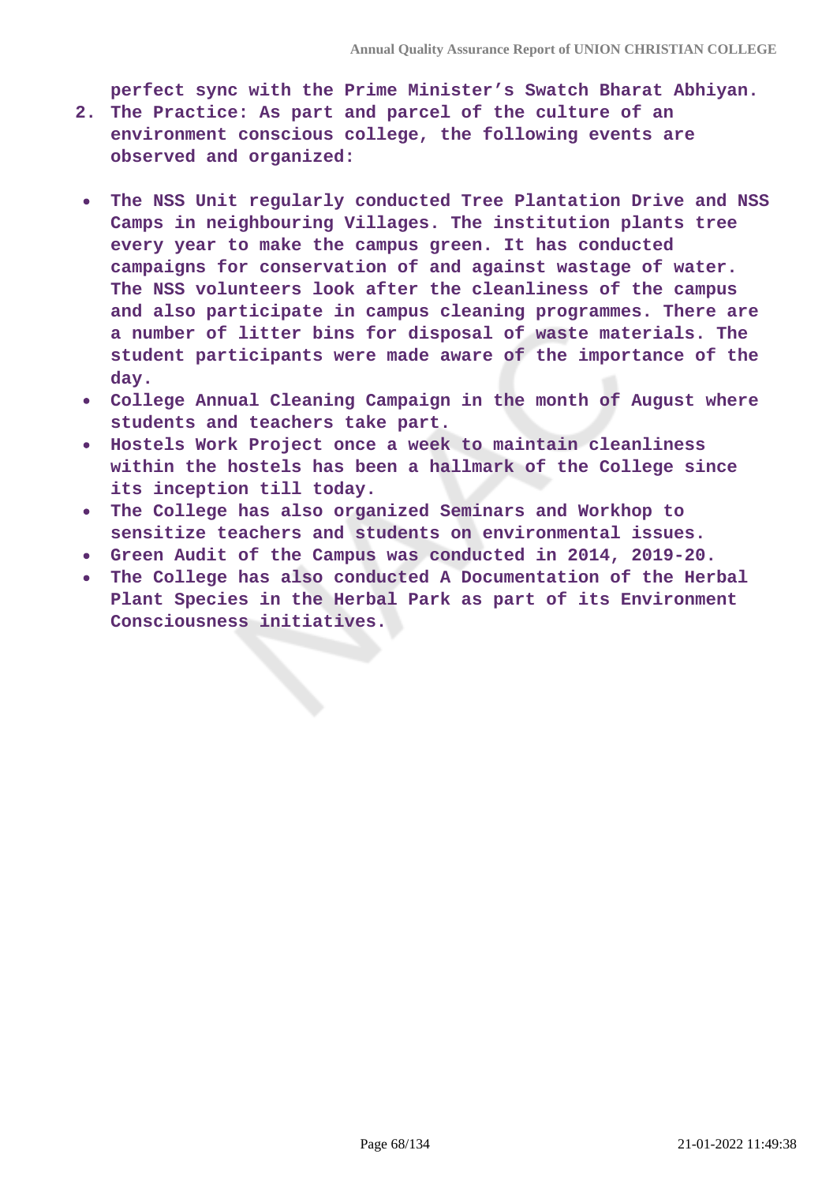perfect sync with the Prime Minister's Swatch Bharat Abhiyan.

2. The Practice: As part and parcel of the culture of an environment conscious college, the following events are observed and organized:

- The NSS Unit regularly conducted Tree Plantation Drive and NSS Camps in neighbouring Villages. The institution plants tree every year to make the campus green. It has conducted campaigns for conservation of and against wastage of water. The NSS volunteers look after the cleanliness of the campus and also participate in campus cleaning programmes. There are a number of litter bins for disposal of waste materials. The student participants were made aware of the importance of the day.
- College Annual Cleaning Campaign in the month of August where students and teachers take part.
- Hostels Work Project once a week to maintain cleanliness within the hostels has been a hallmark of the College since its inception till today.
- The College has also organized Seminars and Workhop to sensitize teachers and students on environmental issues.
- Green Audit of the Campus was conducted in 2014, 2019-20.
- The College has also conducted A Documentation of the Herbal Plant Species in the Herbal Park as part of its Environment Consciousness initiatives.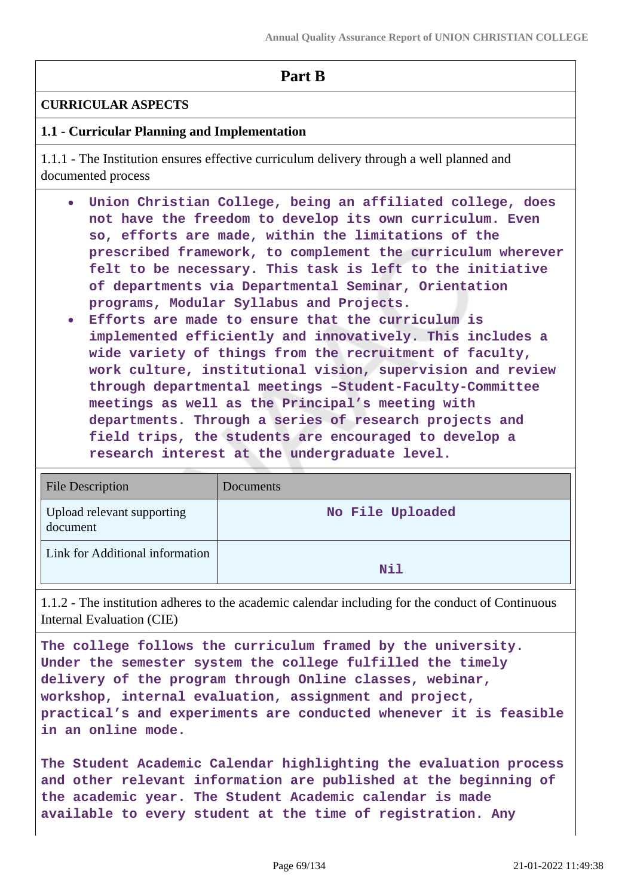# Part B

## CURRICULAR ASPECTS

### 1.1 - Curricular Planning and Implementation

1.1.1 - The Institution ensures effective curriculum delivery through a well planned and documented process

- Union Christian College, being an affiliated college, does not have the freedom to develop its own curriculum. Even so, efforts are made, within the limitations of the prescribed framework, to complement the curriculum wherever felt to be necessary. This task is left to the initiative of departments via Departmental Seminar, Orientation programs, Modular Syllabus and Projects.
- Efforts are made to ensure that the curriculum is implemented efficiently and innovatively. This includes a wide variety of things from the recruitment of faculty, work culture, institutional vision, supervision and review through departmental meetings –Student-Faculty-Committee meetings as well as the Principal's meeting with departments. Through a series of research projects and field trips, the students are encouraged to develop a research interest at the undergraduate level.

| File Description | Documents |
|---|---|
| Upload relevant supporting document | No File Uploaded |
| Link for Additional information | Nil |

1.1.2 - The institution adheres to the academic calendar including for the conduct of Continuous Internal Evaluation (CIE)

The college follows the curriculum framed by the university. Under the semester system the college fulfilled the timely delivery of the program through Online classes, webinar, workshop, internal evaluation, assignment and project, practical's and experiments are conducted whenever it is feasible in an online mode.

The Student Academic Calendar highlighting the evaluation process and other relevant information are published at the beginning of the academic year. The Student Academic calendar is made available to every student at the time of registration. Any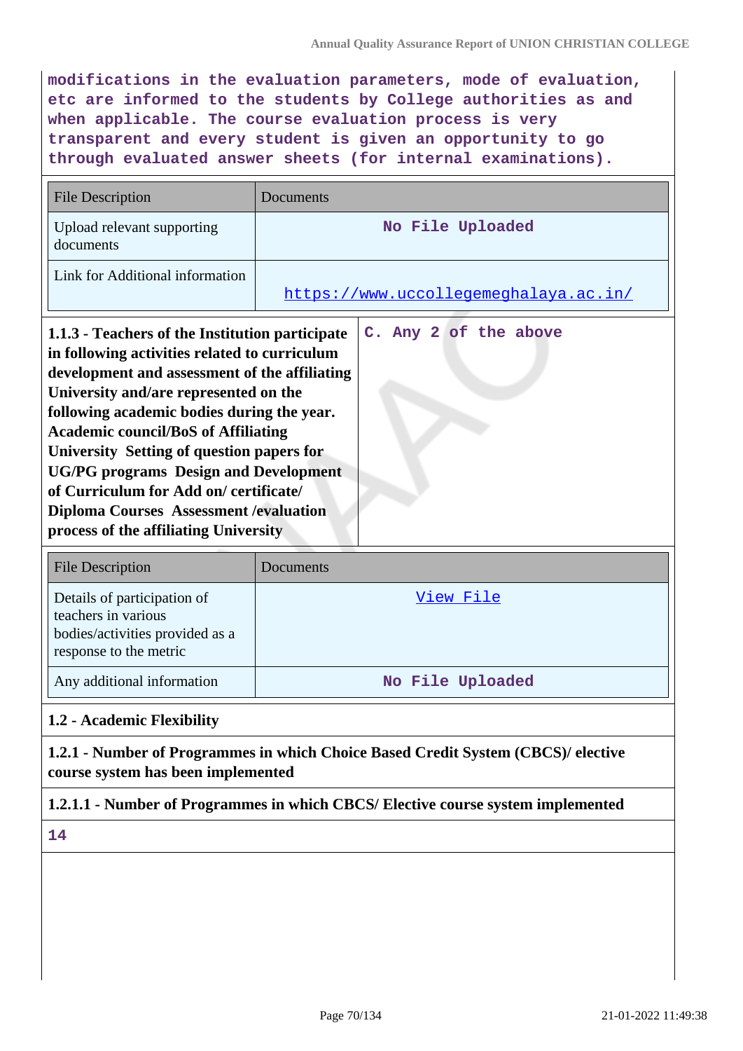modifications in the evaluation parameters, mode of evaluation, etc are informed to the students by College authorities as and when applicable. The course evaluation process is very transparent and every student is given an opportunity to go through evaluated answer sheets (for internal examinations).

| File Description | Documents |
|---|---|
| Upload relevant supporting documents | No File Uploaded |
| Link for Additional information | https://www.uccollegemeghalaya.ac.in/ |

| **1.1.3 - Teachers of the Institution participate in following activities related to curriculum development and assessment of the affiliating University and/are represented on the following academic bodies during the year. Academic council/BoS of Affiliating University Setting of question papers for UG/PG programs Design and Development of Curriculum for Add on/ certificate/ Diploma Courses Assessment /evaluation process of the affiliating University** | C. Any 2 of the above |
|---|---|

| File Description | Documents |
|---|---|
| Details of participation of teachers in various bodies/activities provided as a response to the metric | View File |
| Any additional information | No File Uploaded |

**1.2 - Academic Flexibility**

**1.2.1 - Number of Programmes in which Choice Based Credit System (CBCS)/ elective course system has been implemented**

**1.2.1.1 - Number of Programmes in which CBCS/ Elective course system implemented**

14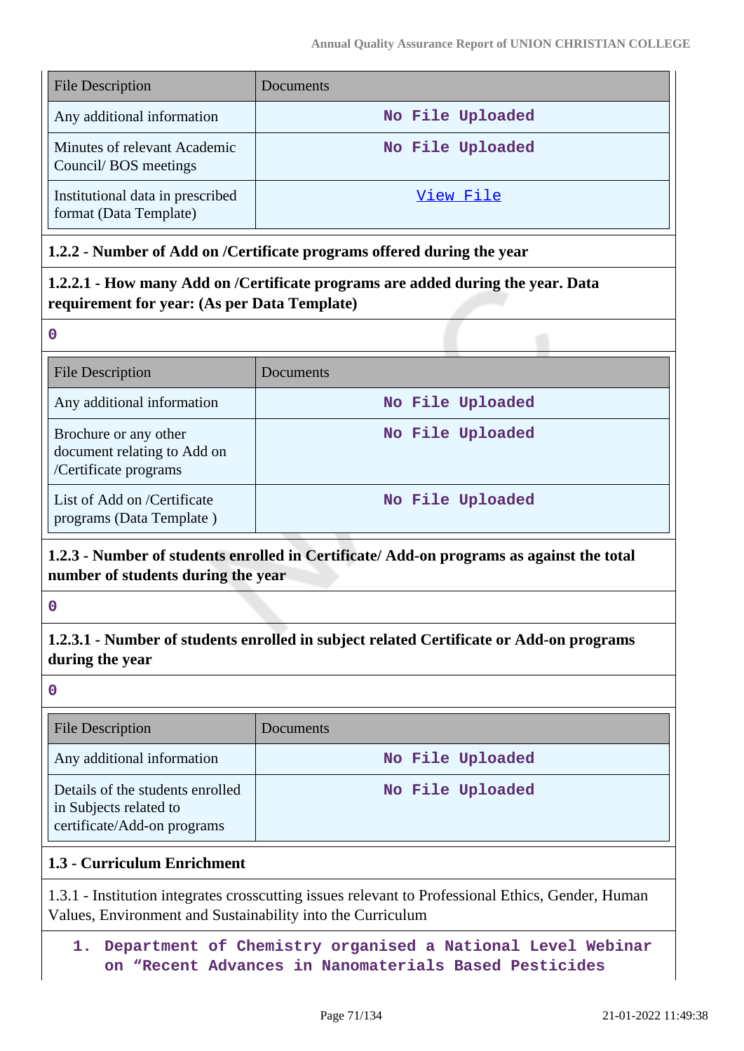| File Description | Documents |
|---|---|
| Any additional information | No File Uploaded |
| Minutes of relevant Academic Council/ BOS meetings | No File Uploaded |
| Institutional data in prescribed format (Data Template) | View File |

**1.2.2 - Number of Add on /Certificate programs offered during the year**

**1.2.2.1 - How many Add on /Certificate programs are added during the year. Data requirement for year: (As per Data Template)**

**0**

| File Description | Documents |
|---|---|
| Any additional information | No File Uploaded |
| Brochure or any other document relating to Add on /Certificate programs | No File Uploaded |
| List of Add on /Certificate programs (Data Template ) | No File Uploaded |

**1.2.3 - Number of students enrolled in Certificate/ Add-on programs as against the total number of students during the year**

**0**

**1.2.3.1 - Number of students enrolled in subject related Certificate or Add-on programs during the year**

**0**

| File Description | Documents |
|---|---|
| Any additional information | No File Uploaded |
| Details of the students enrolled in Subjects related to certificate/Add-on programs | No File Uploaded |

**1.3 - Curriculum Enrichment**

1.3.1 - Institution integrates crosscutting issues relevant to Professional Ethics, Gender, Human Values, Environment and Sustainability into the Curriculum

1. **Department of Chemistry organised a National Level Webinar on “Recent Advances in Nanomaterials Based Pesticides**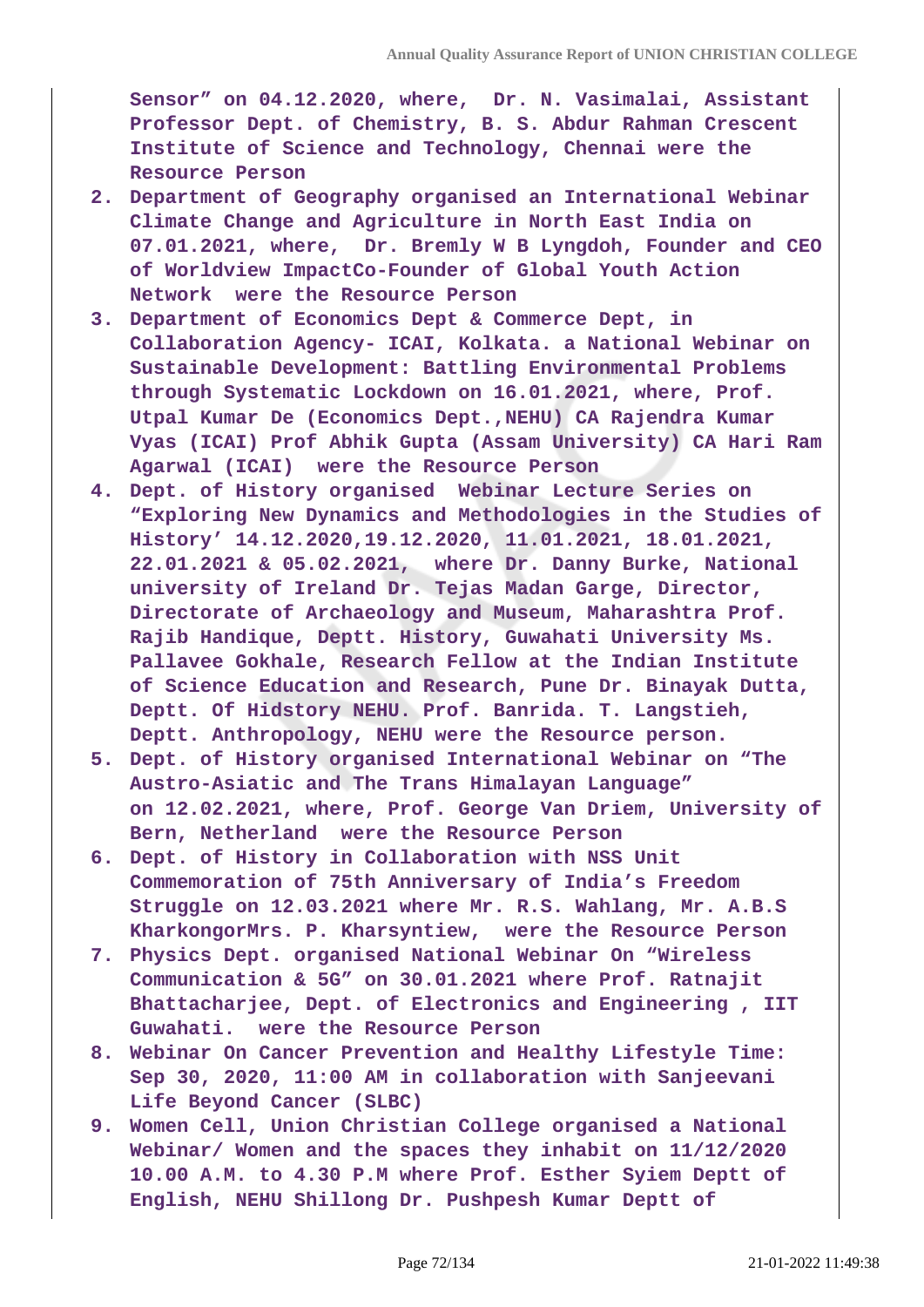Sensor" on 04.12.2020, where,  Dr. N. Vasimalai, Assistant Professor Dept. of Chemistry, B. S. Abdur Rahman Crescent Institute of Science and Technology, Chennai were the Resource Person

2. Department of Geography organised an International Webinar Climate Change and Agriculture in North East India on 07.01.2021, where,  Dr. Bremly W B Lyngdoh, Founder and CEO of Worldview ImpactCo-Founder of Global Youth Action Network  were the Resource Person
3. Department of Economics Dept & Commerce Dept, in Collaboration Agency- ICAI, Kolkata. a National Webinar on Sustainable Development: Battling Environmental Problems through Systematic Lockdown on 16.01.2021, where, Prof. Utpal Kumar De (Economics Dept.,NEHU) CA Rajendra Kumar Vyas (ICAI) Prof Abhik Gupta (Assam University) CA Hari Ram Agarwal (ICAI)  were the Resource Person
4. Dept. of History organised  Webinar Lecture Series on "Exploring New Dynamics and Methodologies in the Studies of History' 14.12.2020,19.12.2020, 11.01.2021, 18.01.2021, 22.01.2021 & 05.02.2021,  where Dr. Danny Burke, National university of Ireland Dr. Tejas Madan Garge, Director, Directorate of Archaeology and Museum, Maharashtra Prof. Rajib Handique, Deptt. History, Guwahati University Ms. Pallavee Gokhale, Research Fellow at the Indian Institute of Science Education and Research, Pune Dr. Binayak Dutta, Deptt. Of Hidstory NEHU. Prof. Banrida. T. Langstieh, Deptt. Anthropology, NEHU were the Resource person.
5. Dept. of History organised International Webinar on "The Austro-Asiatic and The Trans Himalayan Language" on 12.02.2021, where, Prof. George Van Driem, University of Bern, Netherland  were the Resource Person
6. Dept. of History in Collaboration with NSS Unit Commemoration of 75th Anniversary of India's Freedom Struggle on 12.03.2021 where Mr. R.S. Wahlang, Mr. A.B.S KharkongorMrs. P. Kharsyntiew,  were the Resource Person
7. Physics Dept. organised National Webinar On "Wireless Communication & 5G" on 30.01.2021 where Prof. Ratnajit Bhattacharjee, Dept. of Electronics and Engineering , IIT Guwahati.  were the Resource Person
8. Webinar On Cancer Prevention and Healthy Lifestyle Time: Sep 30, 2020, 11:00 AM in collaboration with Sanjeevani Life Beyond Cancer (SLBC)
9. Women Cell, Union Christian College organised a National Webinar/ Women and the spaces they inhabit on 11/12/2020 10.00 A.M. to 4.30 P.M where Prof. Esther Syiem Deptt of English, NEHU Shillong Dr. Pushpesh Kumar Deptt of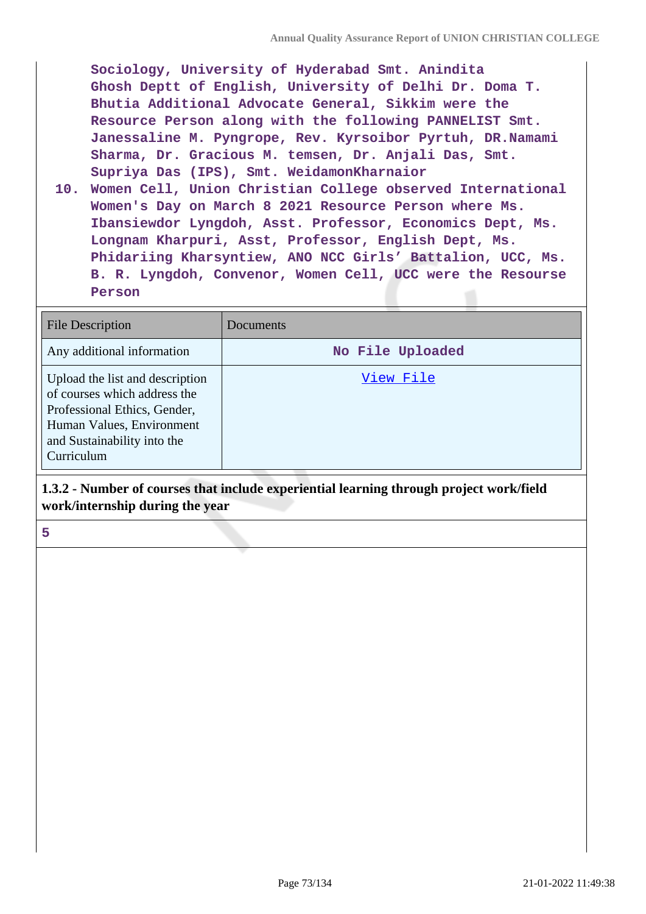Sociology, University of Hyderabad Smt. Anindita Ghosh Deptt of English, University of Delhi Dr. Doma T. Bhutia Additional Advocate General, Sikkim were the Resource Person along with the following PANNELIST Smt. Janessaline M. Pyngrope, Rev. Kyrsoibor Pyrtuh, DR.Namami Sharma, Dr. Gracious M. temsen, Dr. Anjali Das, Smt. Supriya Das (IPS), Smt. WeidamonKharnaior

10. Women Cell, Union Christian College observed International Women's Day on March 8 2021 Resource Person where Ms. Ibansiewdor Lyngdoh, Asst. Professor, Economics Dept, Ms. Longnam Kharpuri, Asst, Professor, English Dept, Ms. Phidariing Kharsyntiew, ANO NCC Girls' Battalion, UCC, Ms. B. R. Lyngdoh, Convenor, Women Cell, UCC were the Resourse Person

| File Description | Documents |
|---|---|
| Any additional information | No File Uploaded |
| Upload the list and description of courses which address the Professional Ethics, Gender, Human Values, Environment and Sustainability into the Curriculum | View File |

**1.3.2 - Number of courses that include experiential learning through project work/field work/internship during the year**

5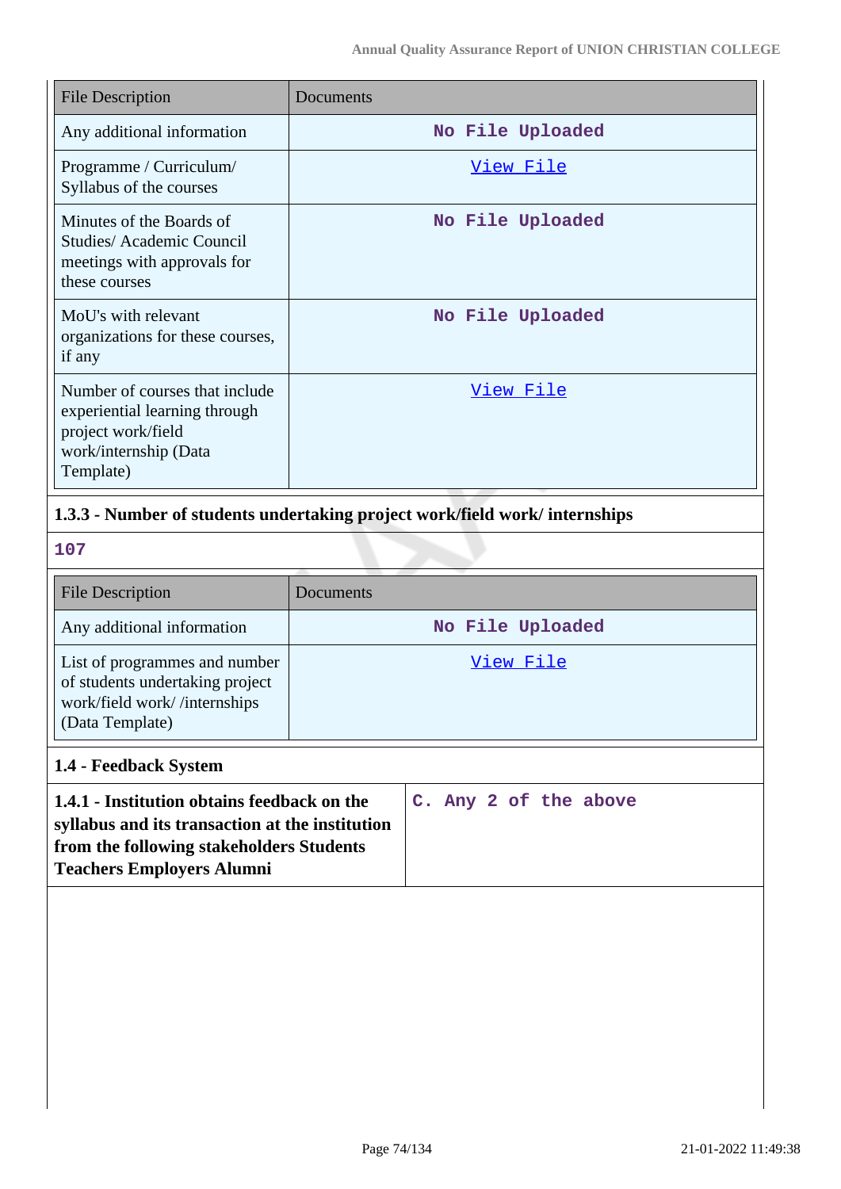| File Description | Documents |
|---|---|
| Any additional information | No File Uploaded |
| Programme / Curriculum/ Syllabus of the courses | View File |
| Minutes of the Boards of Studies/ Academic Council meetings with approvals for these courses | No File Uploaded |
| MoU's with relevant organizations for these courses, if any | No File Uploaded |
| Number of courses that include experiential learning through project work/field work/internship (Data Template) | View File |

### 1.3.3 - Number of students undertaking project work/field work/ internships

107

| File Description | Documents |
|---|---|
| Any additional information | No File Uploaded |
| List of programmes and number of students undertaking project work/field work/ /internships (Data Template) | View File |

### 1.4 - Feedback System

| **1.4.1 - Institution obtains feedback on the syllabus and its transaction at the institution from the following stakeholders Students Teachers Employers Alumni** | C. Any 2 of the above |
|---|---|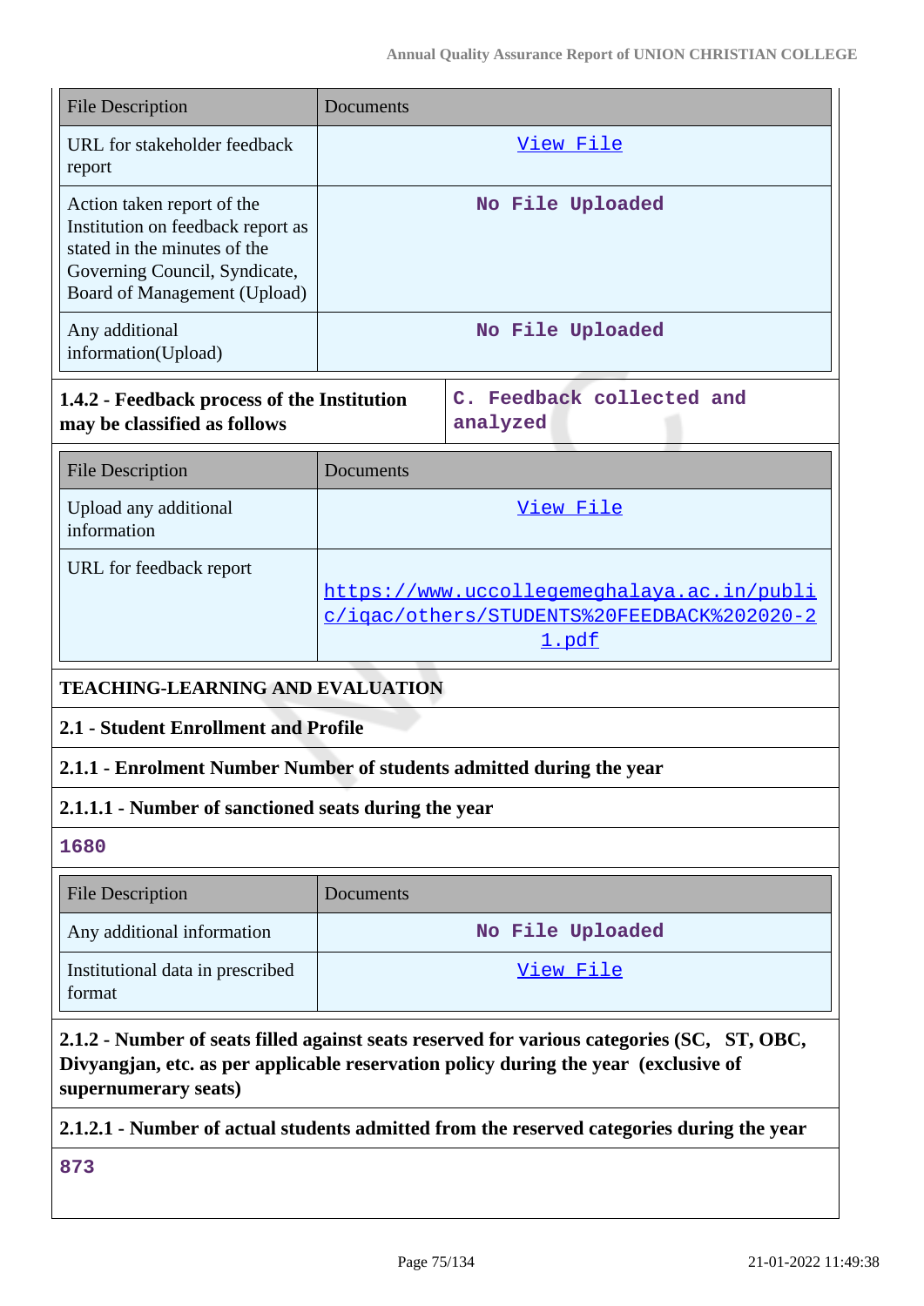| File Description | Documents |
|---|---|
| URL for stakeholder feedback report | View File |
| Action taken report of the Institution on feedback report as stated in the minutes of the Governing Council, Syndicate, Board of Management (Upload) | No File Uploaded |
| Any additional information(Upload) | No File Uploaded |

| **1.4.2 - Feedback process of the Institution may be classified as follows** | C. Feedback collected and analyzed |
|---|---|

| File Description | Documents |
|---|---|
| Upload any additional information | View File |
| URL for feedback report | https://www.uccollegemeghalaya.ac.in/public/iqac/others/STUDENTS%20FEEDBACK%202020-21.pdf |

**TEACHING-LEARNING AND EVALUATION**

**2.1 - Student Enrollment and Profile**

**2.1.1 - Enrolment Number Number of students admitted during the year**

**2.1.1.1 - Number of sanctioned seats during the year**

1680

| File Description | Documents |
|---|---|
| Any additional information | No File Uploaded |
| Institutional data in prescribed format | View File |

**2.1.2 - Number of seats filled against seats reserved for various categories (SC, ST, OBC, Divyangjan, etc. as per applicable reservation policy during the year (exclusive of supernumerary seats)**

**2.1.2.1 - Number of actual students admitted from the reserved categories during the year**

873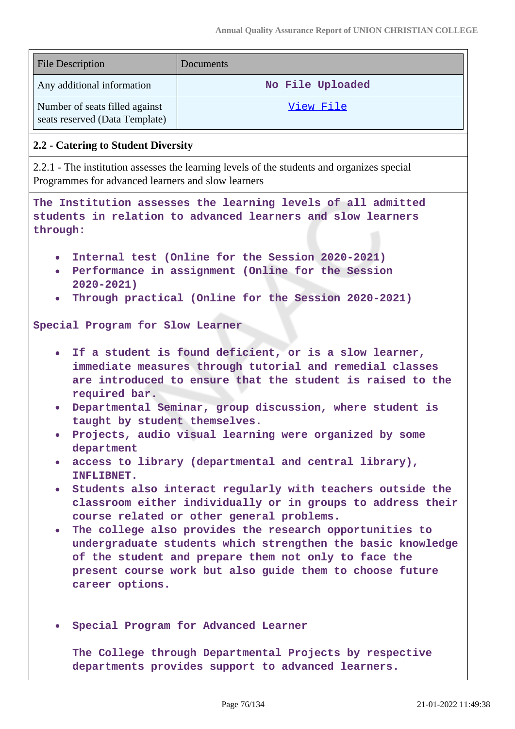| File Description | Documents |
|---|---|
| Any additional information | No File Uploaded |
| Number of seats filled against seats reserved (Data Template) | View File |

**2.2 - Catering to Student Diversity**

2.2.1 - The institution assesses the learning levels of the students and organizes special Programmes for advanced learners and slow learners

**The Institution assesses the learning levels of all admitted students in relation to advanced learners and slow learners through:**

- **Internal test (Online for the Session 2020-2021)**
- **Performance in assignment (Online for the Session 2020-2021)**
- **Through practical (Online for the Session 2020-2021)**

**Special Program for Slow Learner**

- **If a student is found deficient, or is a slow learner, immediate measures through tutorial and remedial classes are introduced to ensure that the student is raised to the required bar.**
- **Departmental Seminar, group discussion, where student is taught by student themselves.**
- **Projects, audio visual learning were organized by some department**
- **access to library (departmental and central library), INFLIBNET.**
- **Students also interact regularly with teachers outside the classroom either individually or in groups to address their course related or other general problems.**
- **The college also provides the research opportunities to undergraduate students which strengthen the basic knowledge of the student and prepare them not only to face the present course work but also guide them to choose future career options.**

- **Special Program for Advanced Learner**

  **The College through Departmental Projects by respective departments provides support to advanced learners.**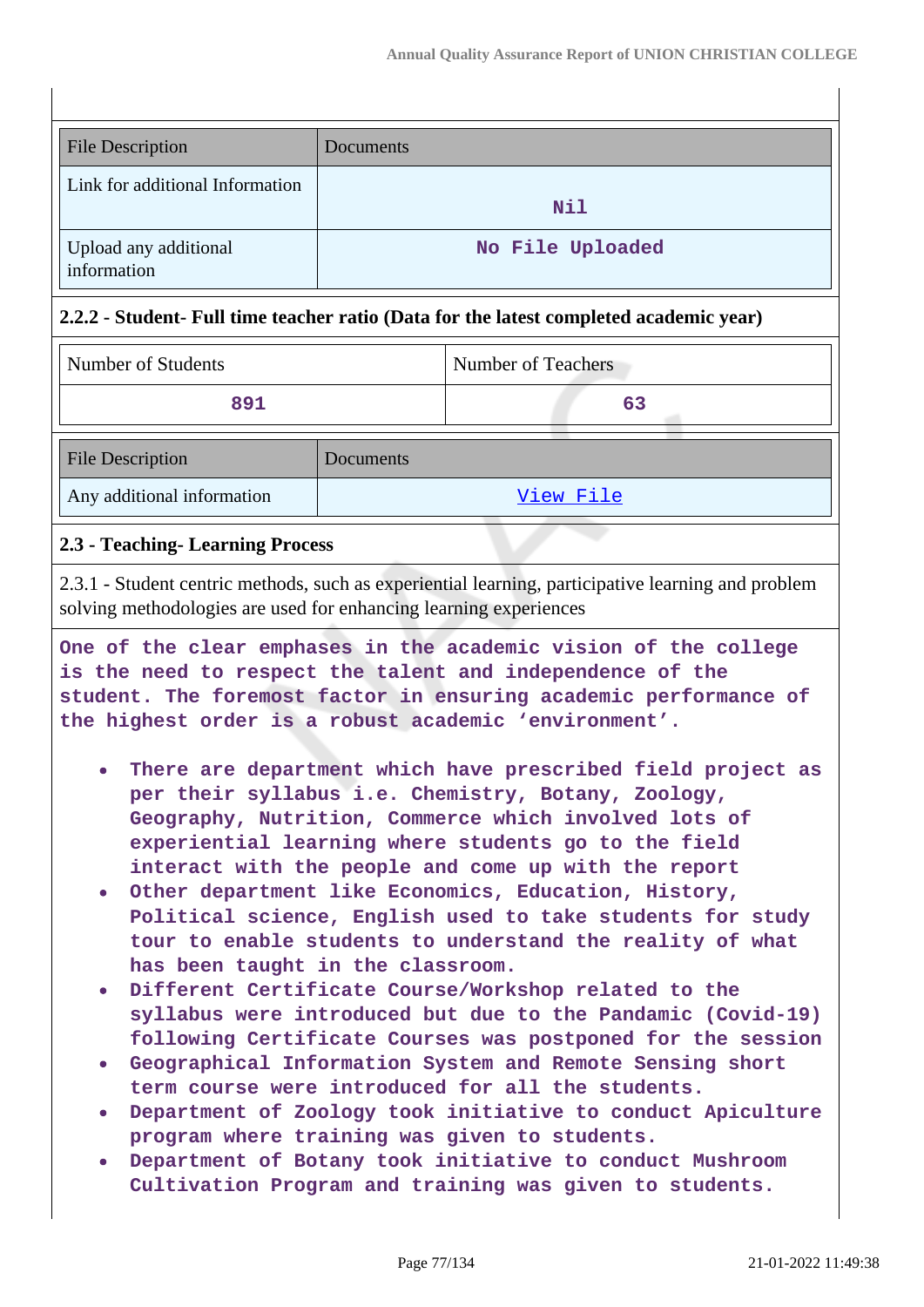| File Description | Documents |
|---|---|
| Link for additional Information | Nil |
| Upload any additional information | No File Uploaded |

**2.2.2 - Student- Full time teacher ratio (Data for the latest completed academic year)**

| Number of Students | Number of Teachers |
|---|---|
| 891 | 63 |

| File Description | Documents |
|---|---|
| Any additional information | View File |

**2.3 - Teaching- Learning Process**

2.3.1 - Student centric methods, such as experiential learning, participative learning and problem solving methodologies are used for enhancing learning experiences

One of the clear emphases in the academic vision of the college is the need to respect the talent and independence of the student. The foremost factor in ensuring academic performance of the highest order is a robust academic ‘environment’.

- There are department which have prescribed field project as per their syllabus i.e. Chemistry, Botany, Zoology, Geography, Nutrition, Commerce which involved lots of experiential learning where students go to the field interact with the people and come up with the report
- Other department like Economics, Education, History, Political science, English used to take students for study tour to enable students to understand the reality of what has been taught in the classroom.
- Different Certificate Course/Workshop related to the syllabus were introduced but due to the Pandamic (Covid-19) following Certificate Courses was postponed for the session
- Geographical Information System and Remote Sensing short term course were introduced for all the students.
- Department of Zoology took initiative to conduct Apiculture program where training was given to students.
- Department of Botany took initiative to conduct Mushroom Cultivation Program and training was given to students.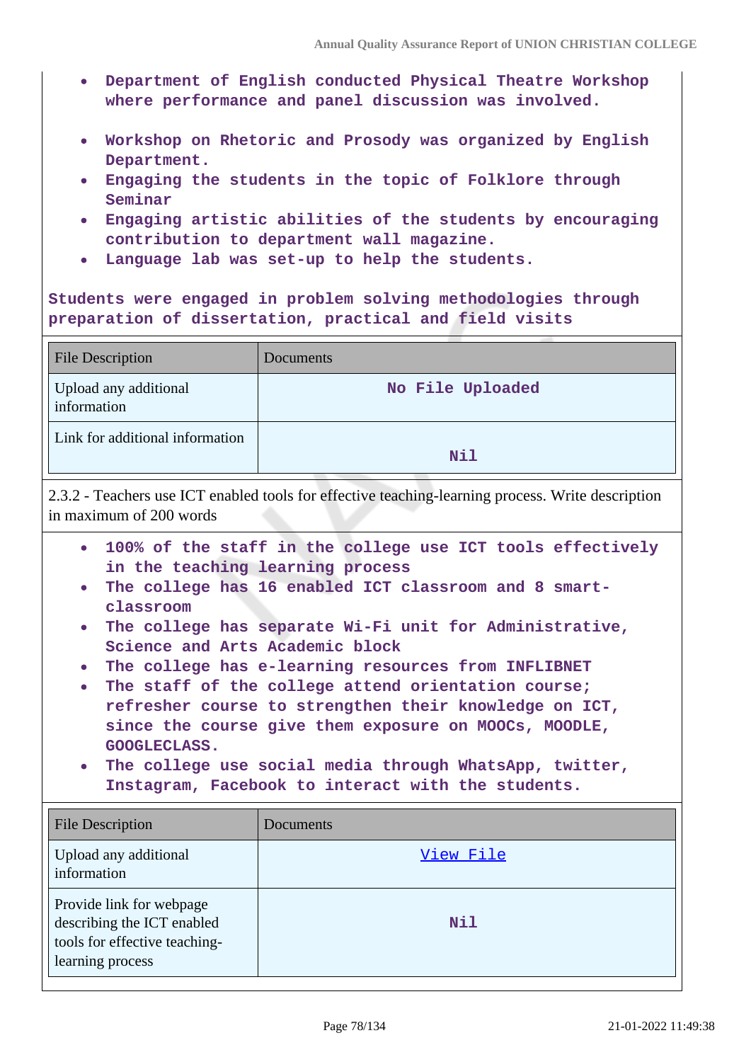- Department of English conducted Physical Theatre Workshop where performance and panel discussion was involved.
- Workshop on Rhetoric and Prosody was organized by English Department.
- Engaging the students in the topic of Folklore through Seminar
- Engaging artistic abilities of the students by encouraging contribution to department wall magazine.
- Language lab was set-up to help the students.

Students were engaged in problem solving methodologies through preparation of dissertation, practical and field visits

| File Description | Documents |
|---|---|
| Upload any additional information | No File Uploaded |
| Link for additional information | Nil |

2.3.2 - Teachers use ICT enabled tools for effective teaching-learning process. Write description in maximum of 200 words

- 100% of the staff in the college use ICT tools effectively in the teaching learning process
- The college has 16 enabled ICT classroom and 8 smart-classroom
- The college has separate Wi-Fi unit for Administrative, Science and Arts Academic block
- The college has e-learning resources from INFLIBNET
- The staff of the college attend orientation course; refresher course to strengthen their knowledge on ICT, since the course give them exposure on MOOCs, MOODLE, GOOGLECLASS.
- The college use social media through WhatsApp, twitter, Instagram, Facebook to interact with the students.

| File Description | Documents |
|---|---|
| Upload any additional information | View File |
| Provide link for webpage describing the ICT enabled tools for effective teaching-learning process | Nil |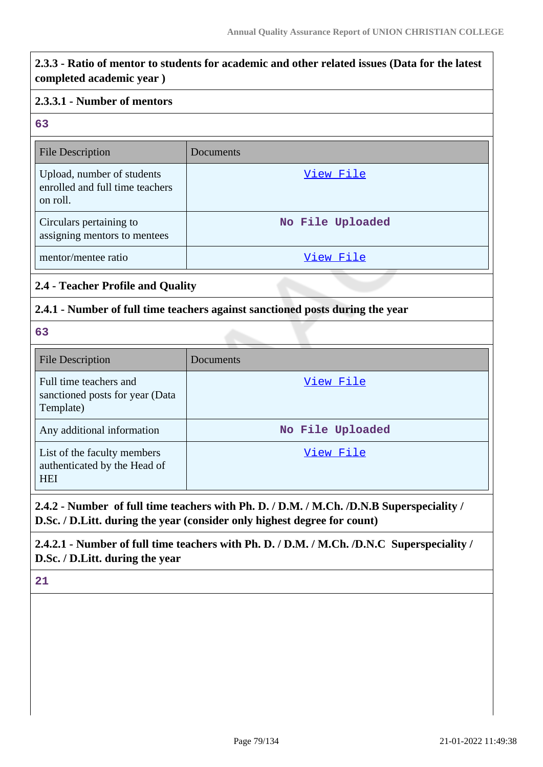**2.3.3 - Ratio of mentor to students for academic and other related issues (Data for the latest completed academic year )**

**2.3.3.1 - Number of mentors**

63

| File Description | Documents |
|---|---|
| Upload, number of students enrolled and full time teachers on roll. | View File |
| Circulars pertaining to assigning mentors to mentees | No File Uploaded |
| mentor/mentee ratio | View File |

**2.4 - Teacher Profile and Quality**

**2.4.1 - Number of full time teachers against sanctioned posts during the year**

63

| File Description | Documents |
|---|---|
| Full time teachers and sanctioned posts for year (Data Template) | View File |
| Any additional information | No File Uploaded |
| List of the faculty members authenticated by the Head of HEI | View File |

**2.4.2 - Number of full time teachers with Ph. D. / D.M. / M.Ch. /D.N.B Superspeciality / D.Sc. / D.Litt. during the year (consider only highest degree for count)**

**2.4.2.1 - Number of full time teachers with Ph. D. / D.M. / M.Ch. /D.N.C Superspeciality / D.Sc. / D.Litt. during the year**

21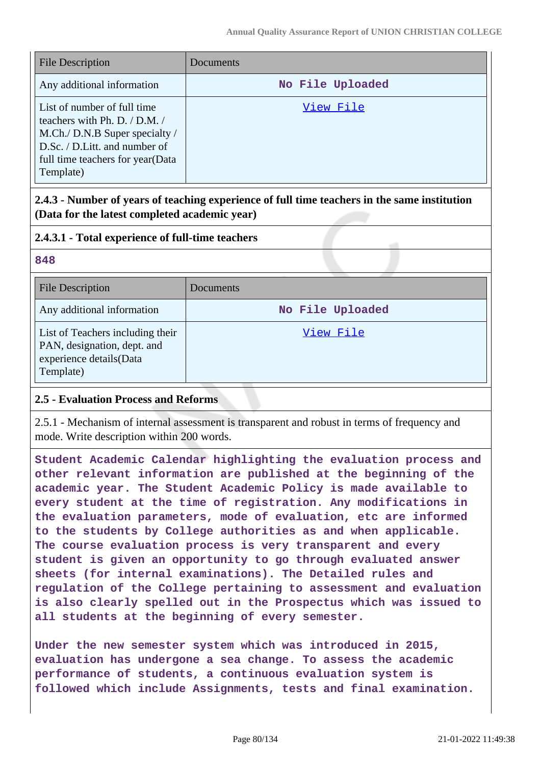| File Description | Documents |
|---|---|
| Any additional information | No File Uploaded |
| List of number of full time teachers with Ph. D. / D.M. / M.Ch./ D.N.B Super specialty / D.Sc. / D.Litt. and number of full time teachers for year(Data Template) | View File |

**2.4.3 - Number of years of teaching experience of full time teachers in the same institution (Data for the latest completed academic year)**

**2.4.3.1 - Total experience of full-time teachers**

**848**

| File Description | Documents |
|---|---|
| Any additional information | No File Uploaded |
| List of Teachers including their PAN, designation, dept. and experience details(Data Template) | View File |

**2.5 - Evaluation Process and Reforms**

2.5.1 - Mechanism of internal assessment is transparent and robust in terms of frequency and mode. Write description within 200 words.

**Student Academic Calendar highlighting the evaluation process and other relevant information are published at the beginning of the academic year. The Student Academic Policy is made available to every student at the time of registration. Any modifications in the evaluation parameters, mode of evaluation, etc are informed to the students by College authorities as and when applicable. The course evaluation process is very transparent and every student is given an opportunity to go through evaluated answer sheets (for internal examinations). The Detailed rules and regulation of the College pertaining to assessment and evaluation is also clearly spelled out in the Prospectus which was issued to all students at the beginning of every semester.**

**Under the new semester system which was introduced in 2015, evaluation has undergone a sea change. To assess the academic performance of students, a continuous evaluation system is followed which include Assignments, tests and final examination.**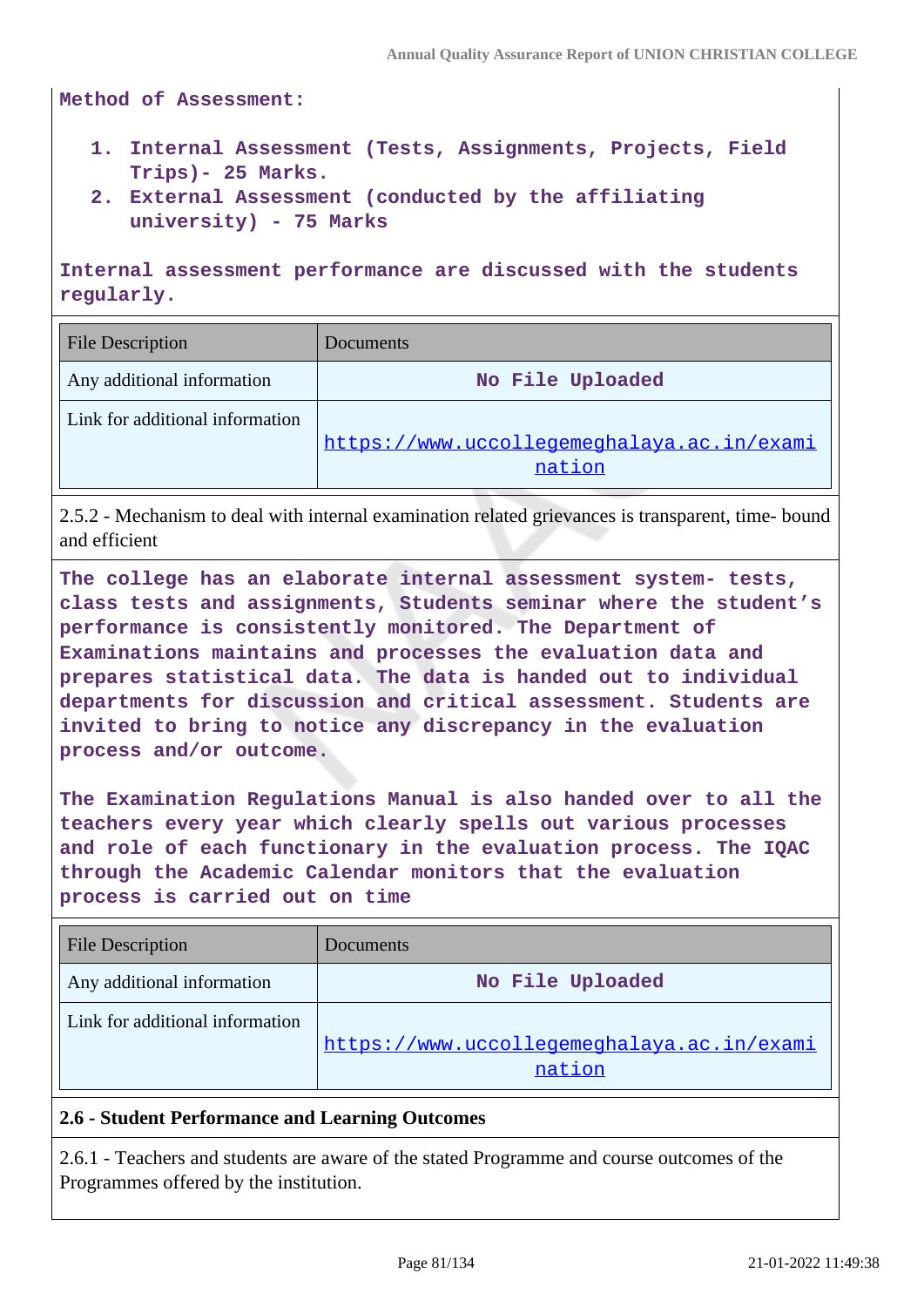**Method of Assessment:**

1. **Internal Assessment (Tests, Assignments, Projects, Field Trips)- 25 Marks.**
2. **External Assessment (conducted by the affiliating university) - 75 Marks**

**Internal assessment performance are discussed with the students regularly.**

| File Description | Documents |
|---|---|
| Any additional information | No File Uploaded |
| Link for additional information | https://www.uccollegemeghalaya.ac.in/examination |

2.5.2 - Mechanism to deal with internal examination related grievances is transparent, time- bound and efficient

**The college has an elaborate internal assessment system- tests, class tests and assignments, Students seminar where the student's performance is consistently monitored. The Department of Examinations maintains and processes the evaluation data and prepares statistical data. The data is handed out to individual departments for discussion and critical assessment. Students are invited to bring to notice any discrepancy in the evaluation process and/or outcome.**

**The Examination Regulations Manual is also handed over to all the teachers every year which clearly spells out various processes and role of each functionary in the evaluation process. The IQAC through the Academic Calendar monitors that the evaluation process is carried out on time**

| File Description | Documents |
|---|---|
| Any additional information | No File Uploaded |
| Link for additional information | https://www.uccollegemeghalaya.ac.in/examination |

**2.6 - Student Performance and Learning Outcomes**

2.6.1 - Teachers and students are aware of the stated Programme and course outcomes of the Programmes offered by the institution.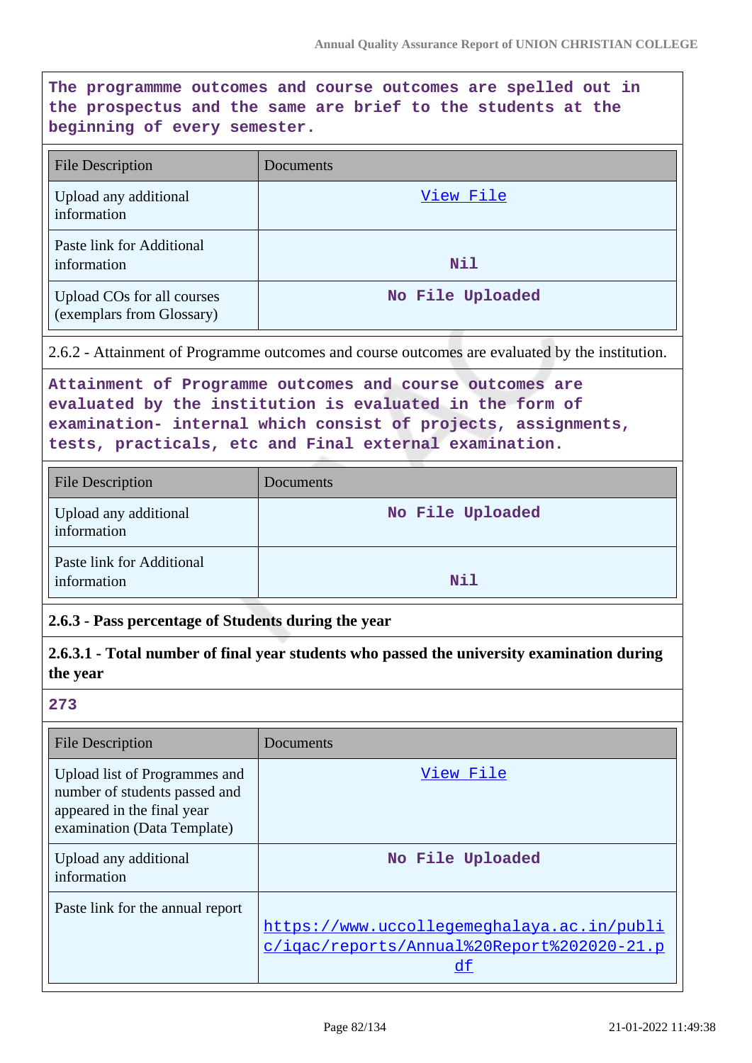The programmme outcomes and course outcomes are spelled out in the prospectus and the same are brief to the students at the beginning of every semester.

| File Description | Documents |
|---|---|
| Upload any additional information | View File |
| Paste link for Additional information | Nil |
| Upload COs for all courses (exemplars from Glossary) | No File Uploaded |

2.6.2 - Attainment of Programme outcomes and course outcomes are evaluated by the institution.

Attainment of Programme outcomes and course outcomes are evaluated by the institution is evaluated in the form of examination- internal which consist of projects, assignments, tests, practicals, etc and Final external examination.

| File Description | Documents |
|---|---|
| Upload any additional information | No File Uploaded |
| Paste link for Additional information | Nil |

**2.6.3 - Pass percentage of Students during the year**

**2.6.3.1 - Total number of final year students who passed the university examination during the year**

273

| File Description | Documents |
|---|---|
| Upload list of Programmes and number of students passed and appeared in the final year examination (Data Template) | View File |
| Upload any additional information | No File Uploaded |
| Paste link for the annual report | https://www.uccollegemeghalaya.ac.in/public/iqac/reports/Annual%20Report%202020-21.pdf |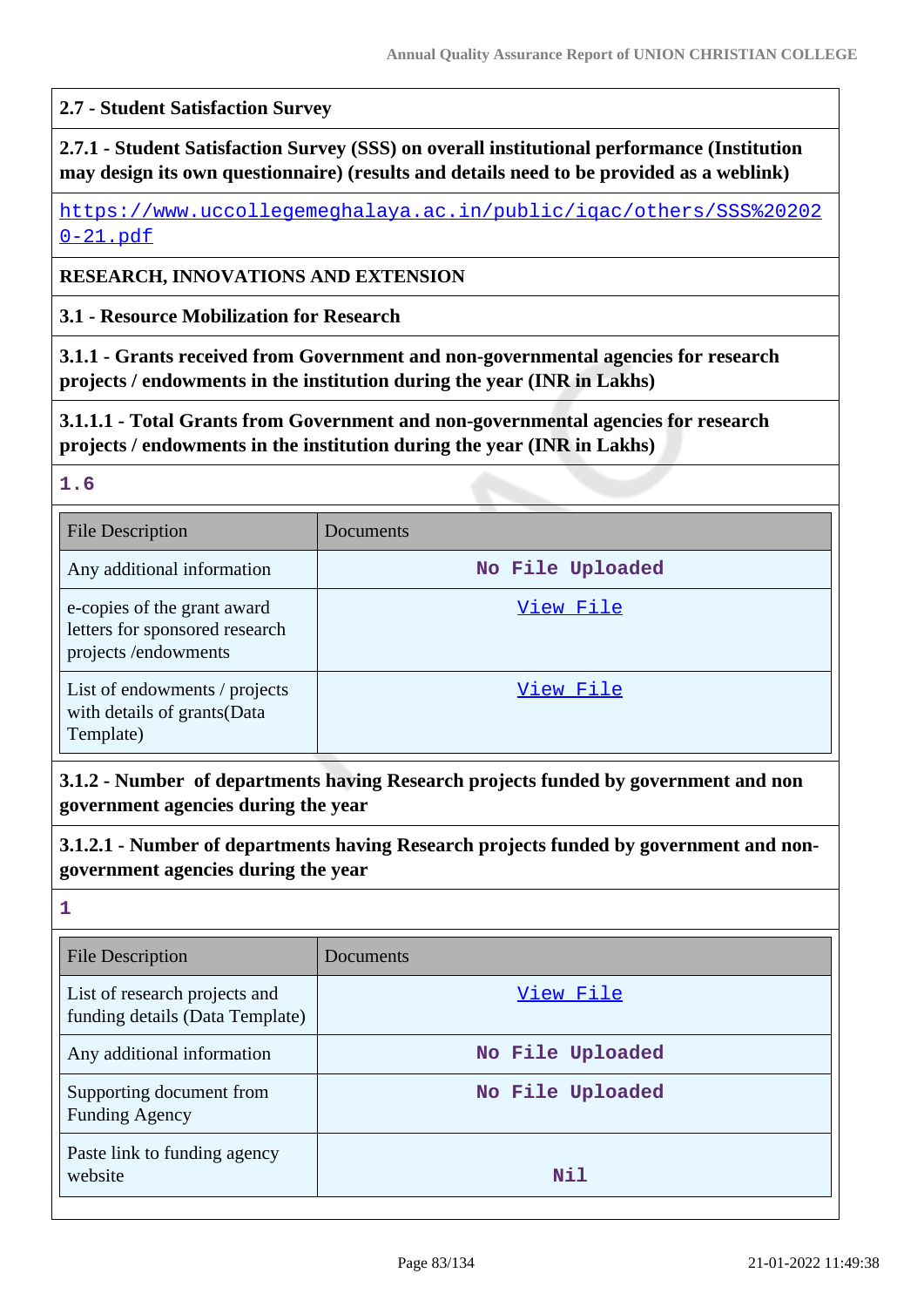**2.7 - Student Satisfaction Survey**

**2.7.1 - Student Satisfaction Survey (SSS) on overall institutional performance (Institution may design its own questionnaire) (results and details need to be provided as a weblink)**

https://www.uccollegemeghalaya.ac.in/public/iqac/others/SSS%202020-21.pdf

**RESEARCH, INNOVATIONS AND EXTENSION**

**3.1 - Resource Mobilization for Research**

**3.1.1 - Grants received from Government and non-governmental agencies for research projects / endowments in the institution during the year (INR in Lakhs)**

**3.1.1.1 - Total Grants from Government and non-governmental agencies for research projects / endowments in the institution during the year (INR in Lakhs)**

1.6

| File Description | Documents |
|---|---|
| Any additional information | No File Uploaded |
| e-copies of the grant award letters for sponsored research projects /endowments | View File |
| List of endowments / projects with details of grants(Data Template) | View File |

**3.1.2 - Number of departments having Research projects funded by government and non government agencies during the year**

**3.1.2.1 - Number of departments having Research projects funded by government and non-government agencies during the year**

1

| File Description | Documents |
|---|---|
| List of research projects and funding details (Data Template) | View File |
| Any additional information | No File Uploaded |
| Supporting document from Funding Agency | No File Uploaded |
| Paste link to funding agency website | Nil |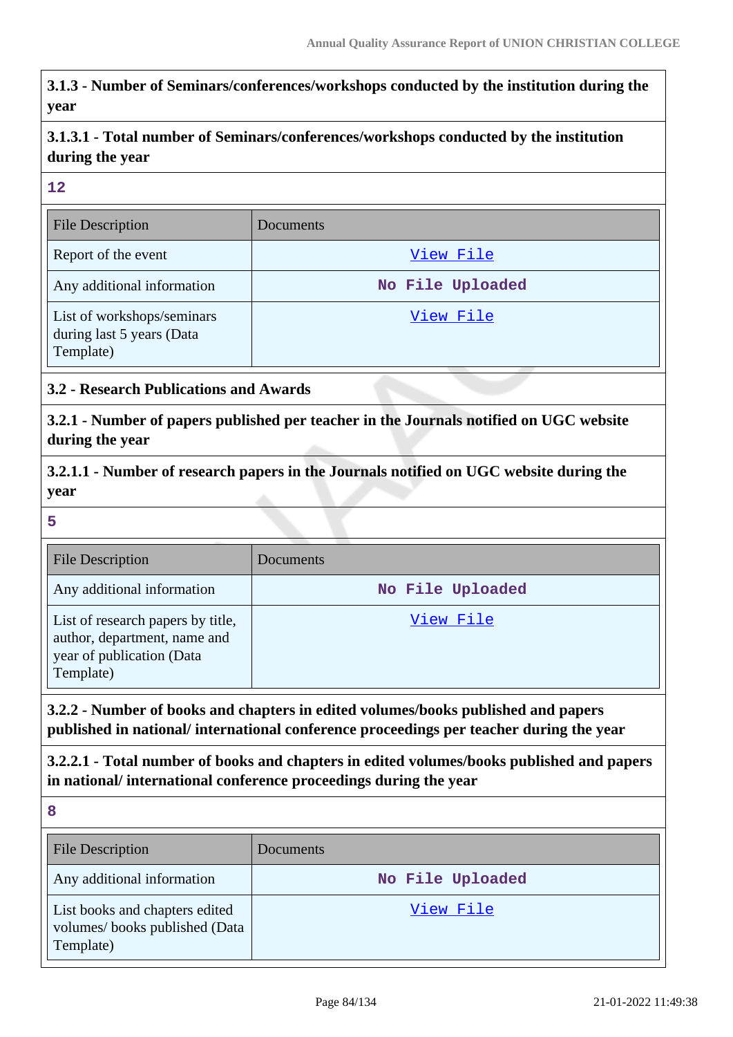**3.1.3 - Number of Seminars/conferences/workshops conducted by the institution during the year**

**3.1.3.1 - Total number of Seminars/conferences/workshops conducted by the institution during the year**

12

| File Description | Documents |
|---|---|
| Report of the event | View File |
| Any additional information | No File Uploaded |
| List of workshops/seminars during last 5 years (Data Template) | View File |

**3.2 - Research Publications and Awards**

**3.2.1 - Number of papers published per teacher in the Journals notified on UGC website during the year**

**3.2.1.1 - Number of research papers in the Journals notified on UGC website during the year**

5

| File Description | Documents |
|---|---|
| Any additional information | No File Uploaded |
| List of research papers by title, author, department, name and year of publication (Data Template) | View File |

**3.2.2 - Number of books and chapters in edited volumes/books published and papers published in national/ international conference proceedings per teacher during the year**

**3.2.2.1 - Total number of books and chapters in edited volumes/books published and papers in national/ international conference proceedings during the year**

8

| File Description | Documents |
|---|---|
| Any additional information | No File Uploaded |
| List books and chapters edited volumes/ books published (Data Template) | View File |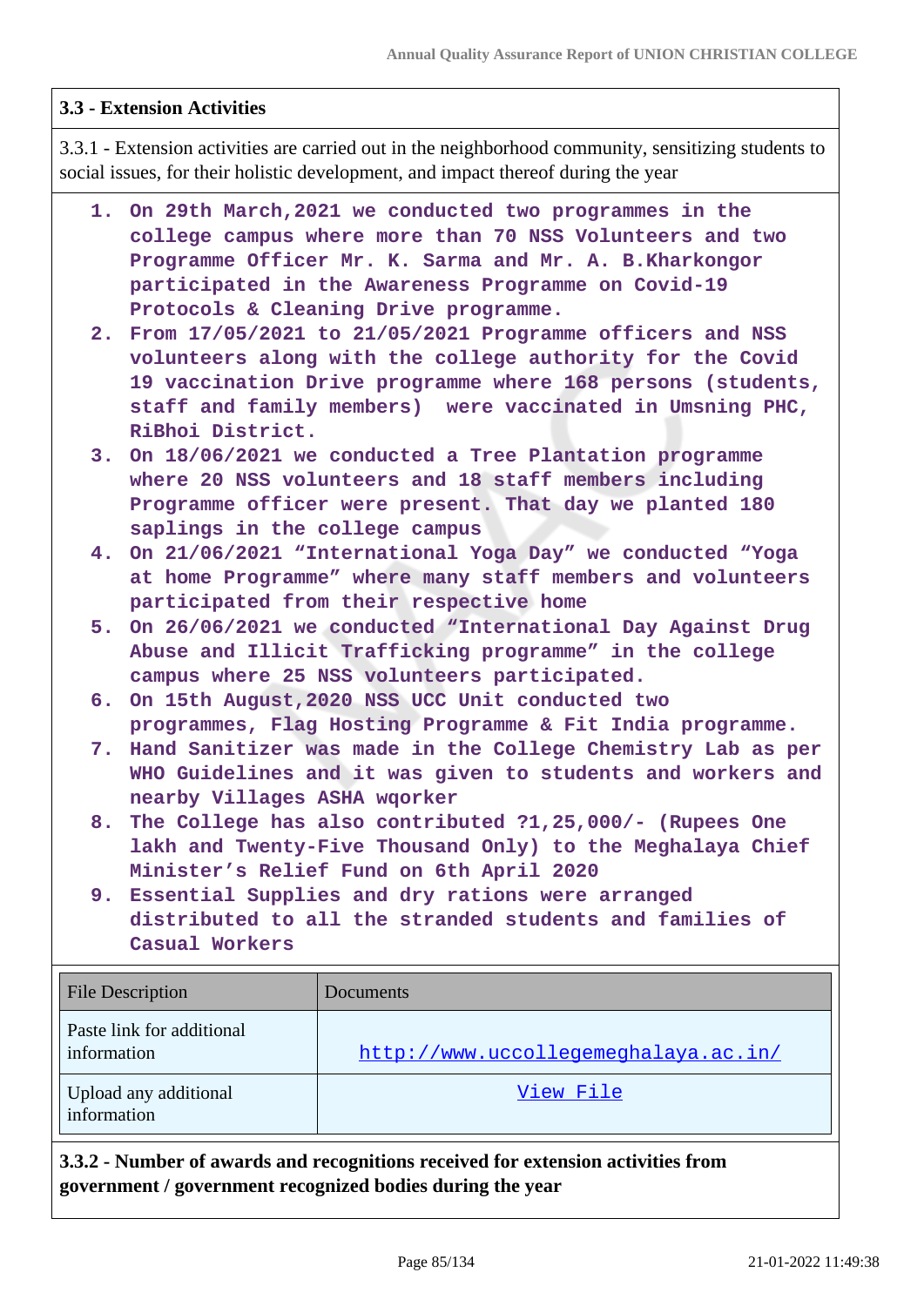### 3.3 - Extension Activities

3.3.1 - Extension activities are carried out in the neighborhood community, sensitizing students to social issues, for their holistic development, and impact thereof during the year

1. On 29th March,2021 we conducted two programmes in the college campus where more than 70 NSS Volunteers and two Programme Officer Mr. K. Sarma and Mr. A. B.Kharkongor participated in the Awareness Programme on Covid-19 Protocols & Cleaning Drive programme.
2. From 17/05/2021 to 21/05/2021 Programme officers and NSS volunteers along with the college authority for the Covid 19 vaccination Drive programme where 168 persons (students, staff and family members) were vaccinated in Umsning PHC, RiBhoi District.
3. On 18/06/2021 we conducted a Tree Plantation programme where 20 NSS volunteers and 18 staff members including Programme officer were present. That day we planted 180 saplings in the college campus
4. On 21/06/2021 "International Yoga Day" we conducted "Yoga at home Programme" where many staff members and volunteers participated from their respective home
5. On 26/06/2021 we conducted "International Day Against Drug Abuse and Illicit Trafficking programme" in the college campus where 25 NSS volunteers participated.
6. On 15th August,2020 NSS UCC Unit conducted two programmes, Flag Hosting Programme & Fit India programme.
7. Hand Sanitizer was made in the College Chemistry Lab as per WHO Guidelines and it was given to students and workers and nearby Villages ASHA wqorker
8. The College has also contributed ?1,25,000/- (Rupees One lakh and Twenty-Five Thousand Only) to the Meghalaya Chief Minister's Relief Fund on 6th April 2020
9. Essential Supplies and dry rations were arranged distributed to all the stranded students and families of Casual Workers

| File Description | Documents |
|---|---|
| Paste link for additional information | http://www.uccollegemeghalaya.ac.in/ |
| Upload any additional information | View File |

**3.3.2 - Number of awards and recognitions received for extension activities from government / government recognized bodies during the year**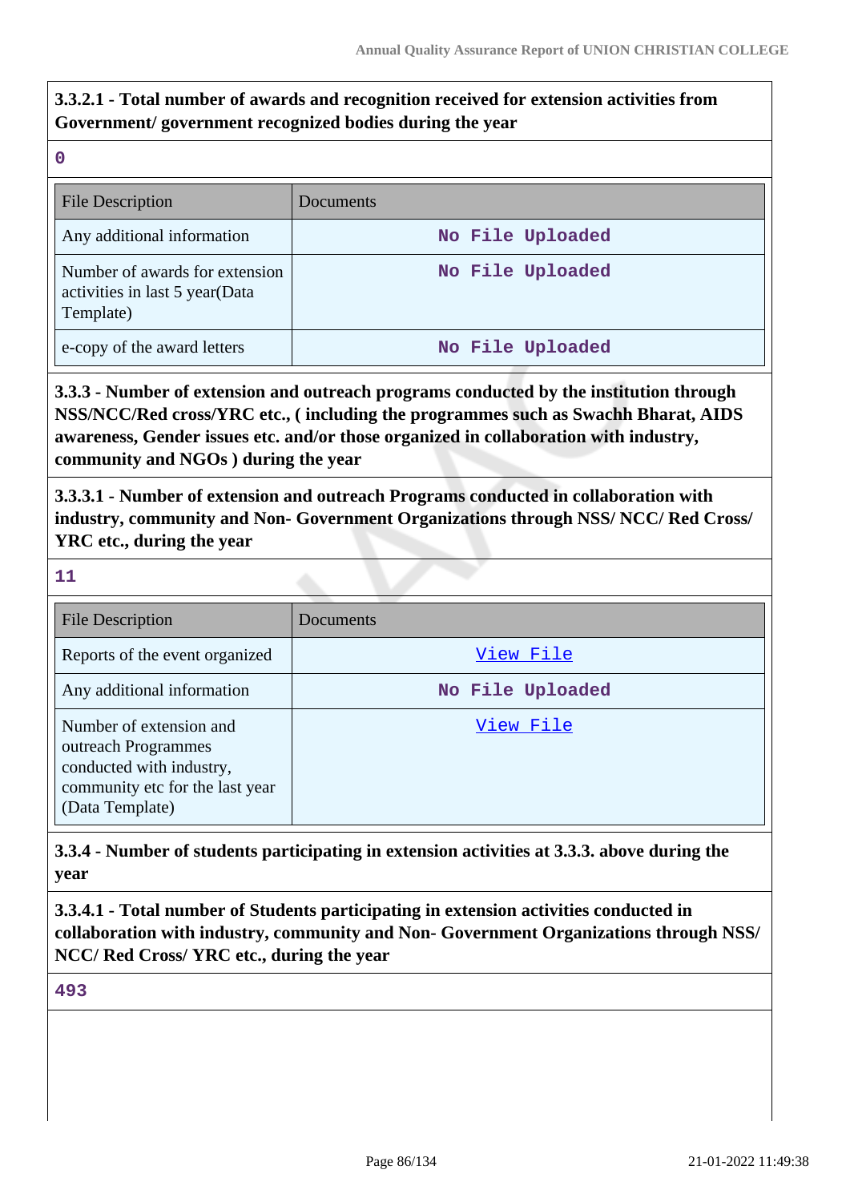**3.3.2.1 - Total number of awards and recognition received for extension activities from Government/ government recognized bodies during the year**

0

| File Description | Documents |
| --- | --- |
| Any additional information | No File Uploaded |
| Number of awards for extension activities in last 5 year(Data Template) | No File Uploaded |
| e-copy of the award letters | No File Uploaded |

**3.3.3 - Number of extension and outreach programs conducted by the institution through NSS/NCC/Red cross/YRC etc., ( including the programmes such as Swachh Bharat, AIDS awareness, Gender issues etc. and/or those organized in collaboration with industry, community and NGOs ) during the year**

**3.3.3.1 - Number of extension and outreach Programs conducted in collaboration with industry, community and Non- Government Organizations through NSS/ NCC/ Red Cross/ YRC etc., during the year**

11

| File Description | Documents |
| --- | --- |
| Reports of the event organized | View File |
| Any additional information | No File Uploaded |
| Number of extension and outreach Programmes conducted with industry, community etc for the last year (Data Template) | View File |

**3.3.4 - Number of students participating in extension activities at 3.3.3. above during the year**

**3.3.4.1 - Total number of Students participating in extension activities conducted in collaboration with industry, community and Non- Government Organizations through NSS/ NCC/ Red Cross/ YRC etc., during the year**

493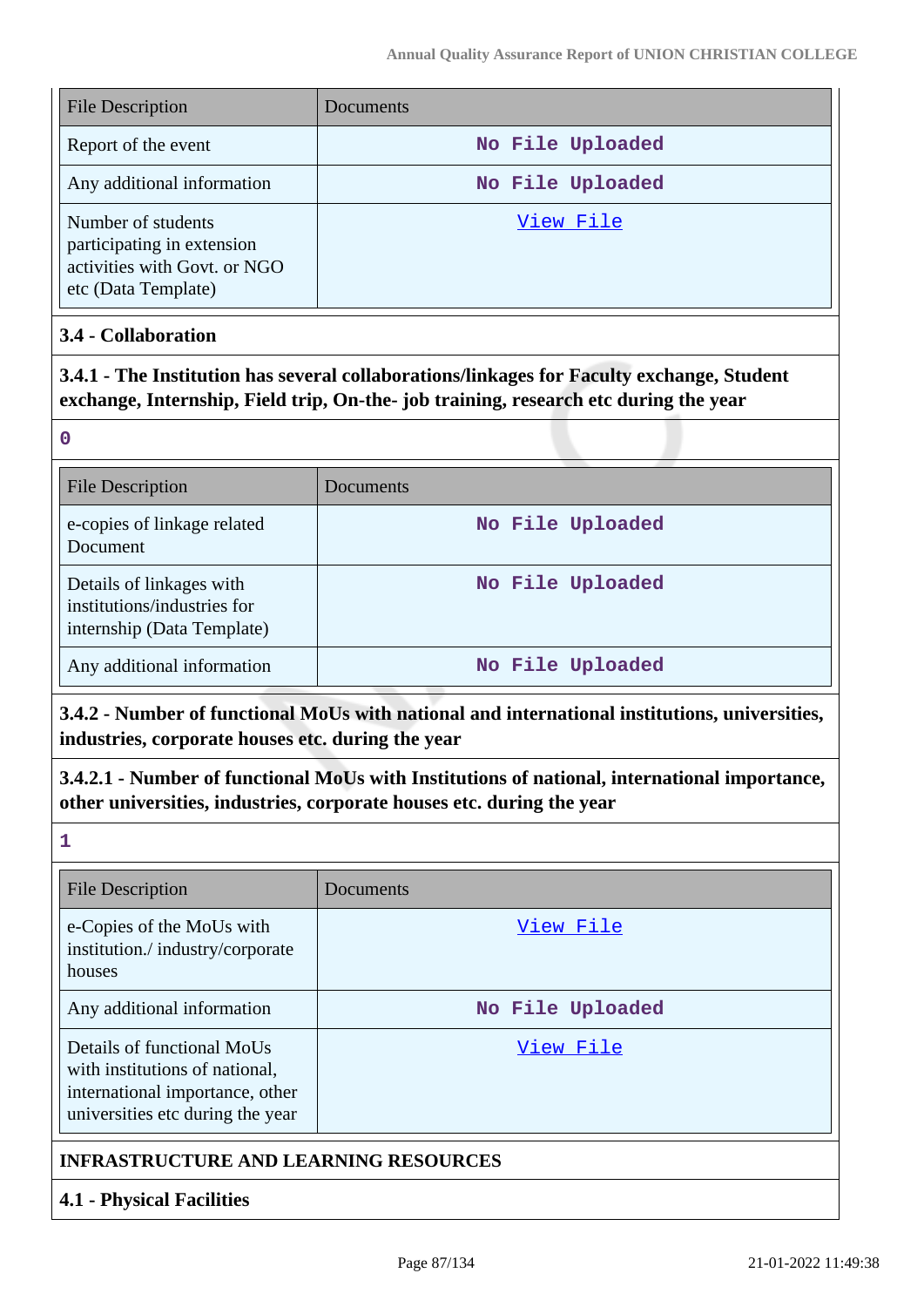| File Description | Documents |
|---|---|
| Report of the event | No File Uploaded |
| Any additional information | No File Uploaded |
| Number of students participating in extension activities with Govt. or NGO etc (Data Template) | View File |

**3.4 - Collaboration**

**3.4.1 - The Institution has several collaborations/linkages for Faculty exchange, Student exchange, Internship, Field trip, On-the- job training, research etc during the year**

0

| File Description | Documents |
|---|---|
| e-copies of linkage related Document | No File Uploaded |
| Details of linkages with institutions/industries for internship (Data Template) | No File Uploaded |
| Any additional information | No File Uploaded |

**3.4.2 - Number of functional MoUs with national and international institutions, universities, industries, corporate houses etc. during the year**

**3.4.2.1 - Number of functional MoUs with Institutions of national, international importance, other universities, industries, corporate houses etc. during the year**

1

| File Description | Documents |
|---|---|
| e-Copies of the MoUs with institution./ industry/corporate houses | View File |
| Any additional information | No File Uploaded |
| Details of functional MoUs with institutions of national, international importance, other universities etc during the year | View File |

**INFRASTRUCTURE AND LEARNING RESOURCES**

**4.1 - Physical Facilities**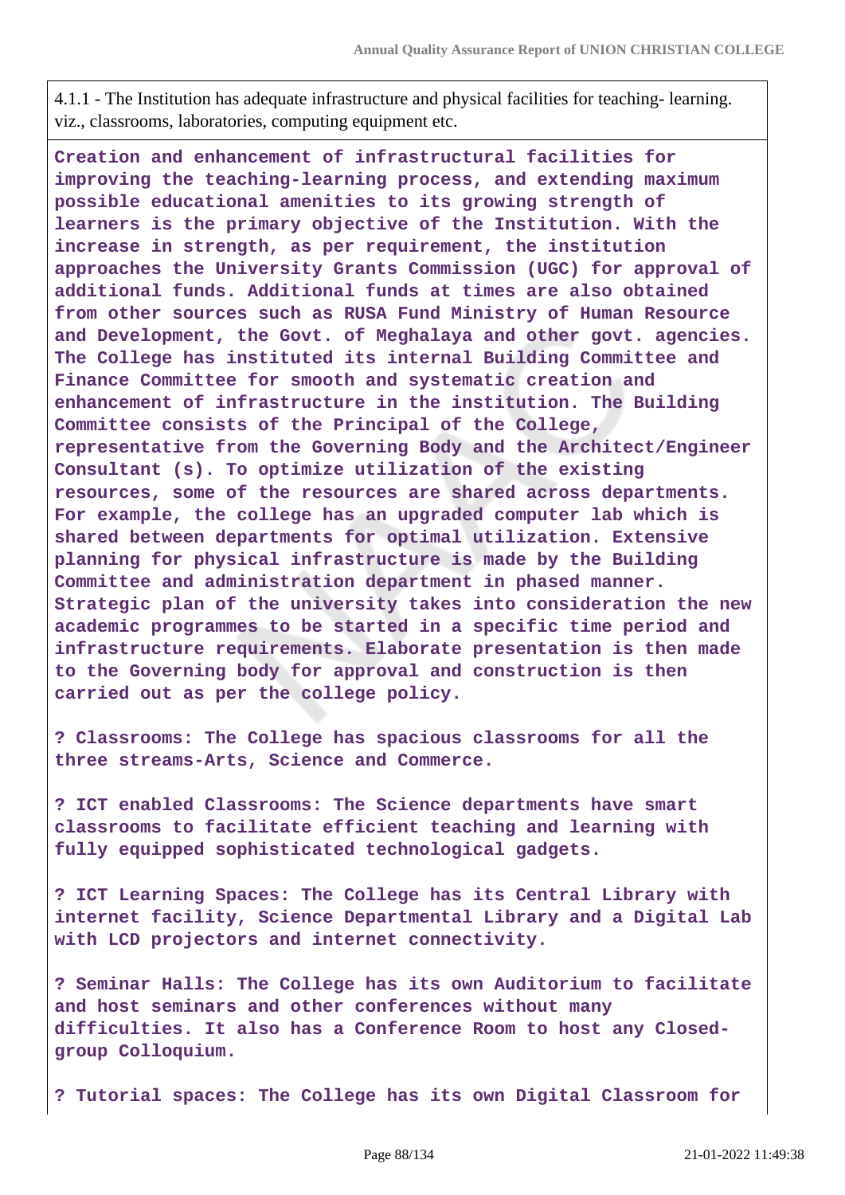4.1.1 - The Institution has adequate infrastructure and physical facilities for teaching- learning. viz., classrooms, laboratories, computing equipment etc.

**Creation and enhancement of infrastructural facilities for improving the teaching-learning process, and extending maximum possible educational amenities to its growing strength of learners is the primary objective of the Institution. With the increase in strength, as per requirement, the institution approaches the University Grants Commission (UGC) for approval of additional funds. Additional funds at times are also obtained from other sources such as RUSA Fund Ministry of Human Resource and Development, the Govt. of Meghalaya and other govt. agencies. The College has instituted its internal Building Committee and Finance Committee for smooth and systematic creation and enhancement of infrastructure in the institution. The Building Committee consists of the Principal of the College, representative from the Governing Body and the Architect/Engineer Consultant (s). To optimize utilization of the existing resources, some of the resources are shared across departments. For example, the college has an upgraded computer lab which is shared between departments for optimal utilization. Extensive planning for physical infrastructure is made by the Building Committee and administration department in phased manner. Strategic plan of the university takes into consideration the new academic programmes to be started in a specific time period and infrastructure requirements. Elaborate presentation is then made to the Governing body for approval and construction is then carried out as per the college policy.**

**? Classrooms: The College has spacious classrooms for all the three streams-Arts, Science and Commerce.**

**? ICT enabled Classrooms: The Science departments have smart classrooms to facilitate efficient teaching and learning with fully equipped sophisticated technological gadgets.**

**? ICT Learning Spaces: The College has its Central Library with internet facility, Science Departmental Library and a Digital Lab with LCD projectors and internet connectivity.**

**? Seminar Halls: The College has its own Auditorium to facilitate and host seminars and other conferences without many difficulties. It also has a Conference Room to host any Closed-group Colloquium.**

**? Tutorial spaces: The College has its own Digital Classroom for**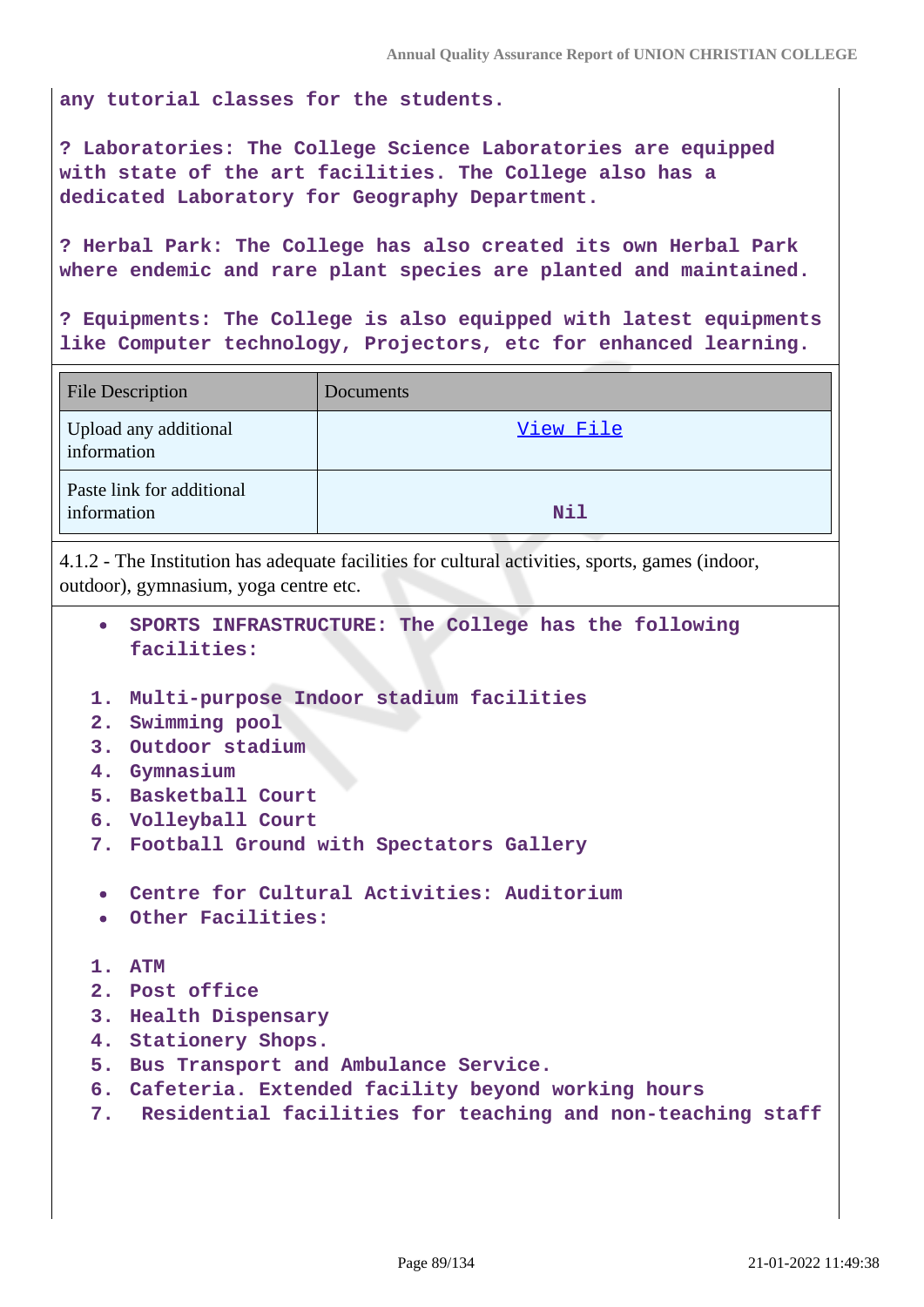any tutorial classes for the students.

? Laboratories: The College Science Laboratories are equipped with state of the art facilities. The College also has a dedicated Laboratory for Geography Department.

? Herbal Park: The College has also created its own Herbal Park where endemic and rare plant species are planted and maintained.

? Equipments: The College is also equipped with latest equipments like Computer technology, Projectors, etc for enhanced learning.

| File Description | Documents |
| --- | --- |
| Upload any additional information | View File |
| Paste link for additional information | Nil |

4.1.2 - The Institution has adequate facilities for cultural activities, sports, games (indoor, outdoor), gymnasium, yoga centre etc.

- SPORTS INFRASTRUCTURE: The College has the following facilities:

1. Multi-purpose Indoor stadium facilities
2. Swimming pool
3. Outdoor stadium
4. Gymnasium
5. Basketball Court
6. Volleyball Court
7. Football Ground with Spectators Gallery

- Centre for Cultural Activities: Auditorium
- Other Facilities:

1. ATM
2. Post office
3. Health Dispensary
4. Stationery Shops.
5. Bus Transport and Ambulance Service.
6. Cafeteria. Extended facility beyond working hours
7. Residential facilities for teaching and non-teaching staff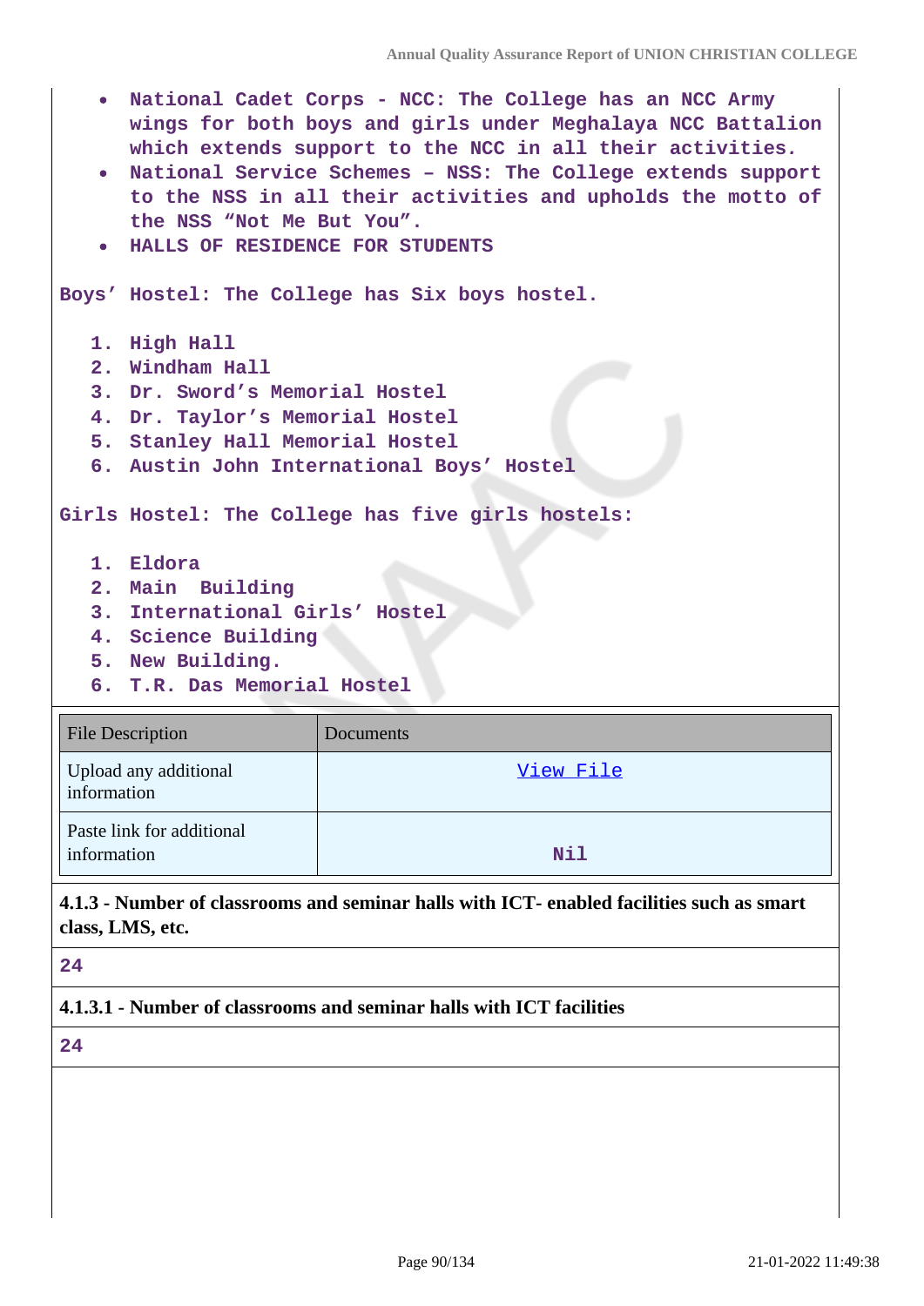- **National Cadet Corps - NCC: The College has an NCC Army wings for both boys and girls under Meghalaya NCC Battalion which extends support to the NCC in all their activities.**
- **National Service Schemes – NSS: The College extends support to the NSS in all their activities and upholds the motto of the NSS “Not Me But You”.**
- **HALLS OF RESIDENCE FOR STUDENTS**

**Boys’ Hostel: The College has Six boys hostel.**

1. **High Hall**
2. **Windham Hall**
3. **Dr. Sword’s Memorial Hostel**
4. **Dr. Taylor’s Memorial Hostel**
5. **Stanley Hall Memorial Hostel**
6. **Austin John International Boys’ Hostel**

**Girls Hostel: The College has five girls hostels:**

1. **Eldora**
2. **Main Building**
3. **International Girls’ Hostel**
4. **Science Building**
5. **New Building.**
6. **T.R. Das Memorial Hostel**

| File Description | Documents |
|---|---|
| Upload any additional information | View File |
| Paste link for additional information | Nil |

**4.1.3 - Number of classrooms and seminar halls with ICT- enabled facilities such as smart class, LMS, etc.**

**24**

**4.1.3.1 - Number of classrooms and seminar halls with ICT facilities**

**24**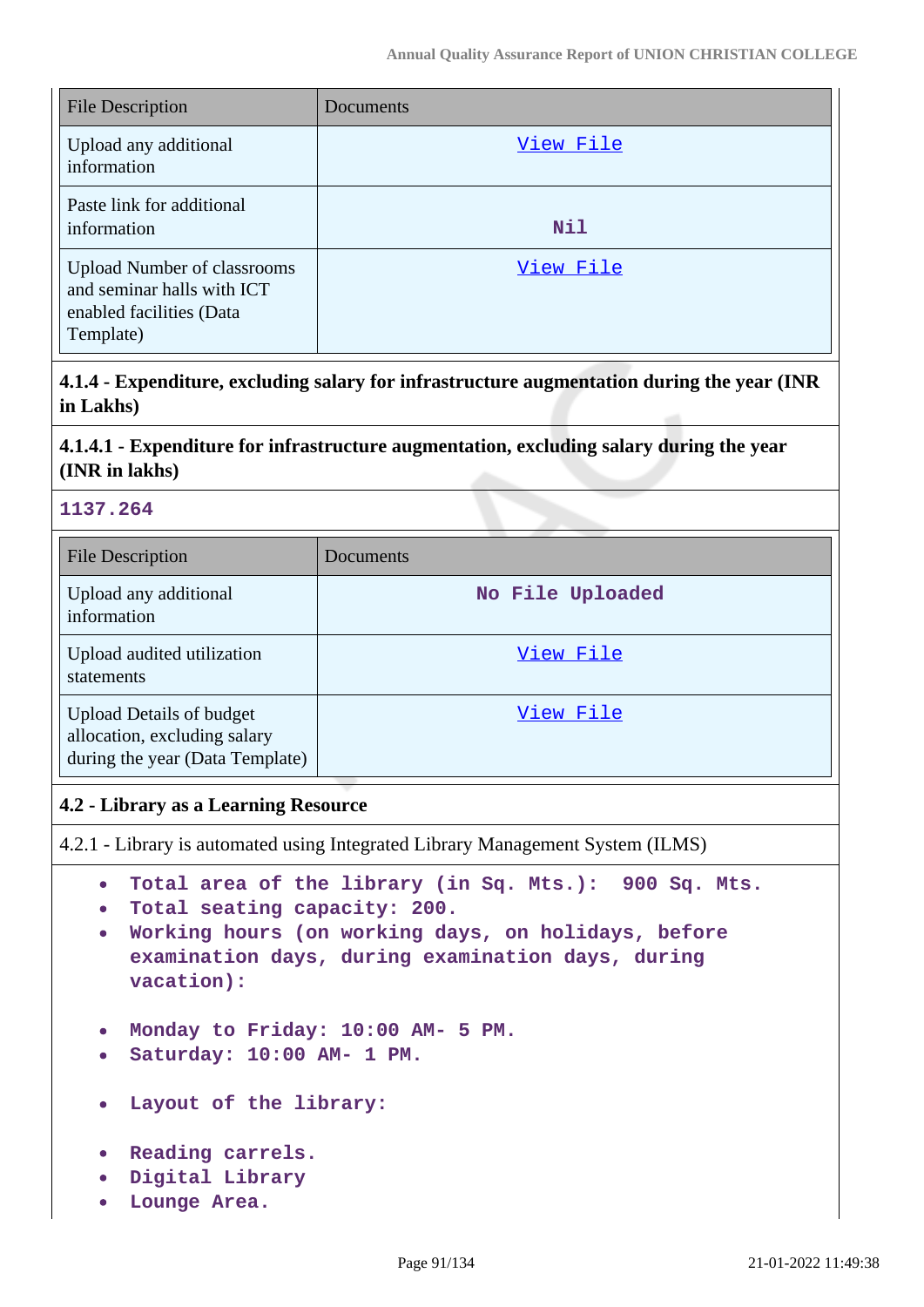| File Description | Documents |
|---|---|
| Upload any additional information | View File |
| Paste link for additional information | Nil |
| Upload Number of classrooms and seminar halls with ICT enabled facilities (Data Template) | View File |

**4.1.4 - Expenditure, excluding salary for infrastructure augmentation during the year (INR in Lakhs)**

**4.1.4.1 - Expenditure for infrastructure augmentation, excluding salary during the year (INR in lakhs)**

**1137.264**

| File Description | Documents |
|---|---|
| Upload any additional information | No File Uploaded |
| Upload audited utilization statements | View File |
| Upload Details of budget allocation, excluding salary during the year (Data Template) | View File |

**4.2 - Library as a Learning Resource**

4.2.1 - Library is automated using Integrated Library Management System (ILMS)

- **Total area of the library (in Sq. Mts.): 900 Sq. Mts.**
- **Total seating capacity: 200.**
- **Working hours (on working days, on holidays, before examination days, during examination days, during vacation):**

- **Monday to Friday: 10:00 AM- 5 PM.**
- **Saturday: 10:00 AM- 1 PM.**

- **Layout of the library:**

- **Reading carrels.**
- **Digital Library**
- **Lounge Area.**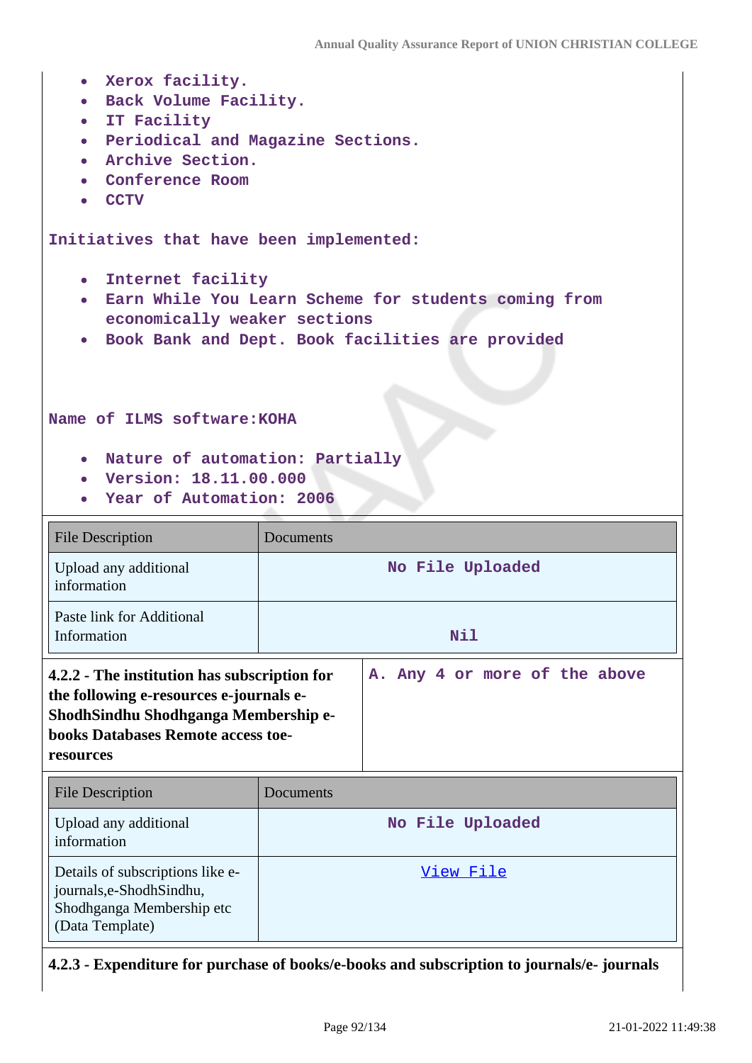- Xerox facility.
- Back Volume Facility.
- IT Facility
- Periodical and Magazine Sections.
- Archive Section.
- Conference Room
- CCTV

Initiatives that have been implemented:

- Internet facility
- Earn While You Learn Scheme for students coming from economically weaker sections
- Book Bank and Dept. Book facilities are provided

Name of ILMS software:KOHA

- Nature of automation: Partially
- Version: 18.11.00.000
- Year of Automation: 2006

| File Description | Documents |
|---|---|
| Upload any additional information | No File Uploaded |
| Paste link for Additional Information | Nil |

| **4.2.2 - The institution has subscription for the following e-resources e-journals e-ShodhSindhu Shodhganga Membership e-books Databases Remote access toe-resources** | A. Any 4 or more of the above |
|---|---|

| File Description | Documents |
|---|---|
| Upload any additional information | No File Uploaded |
| Details of subscriptions like e-journals,e-ShodhSindhu, Shodhganga Membership etc (Data Template) | View File |

**4.2.3 - Expenditure for purchase of books/e-books and subscription to journals/e- journals**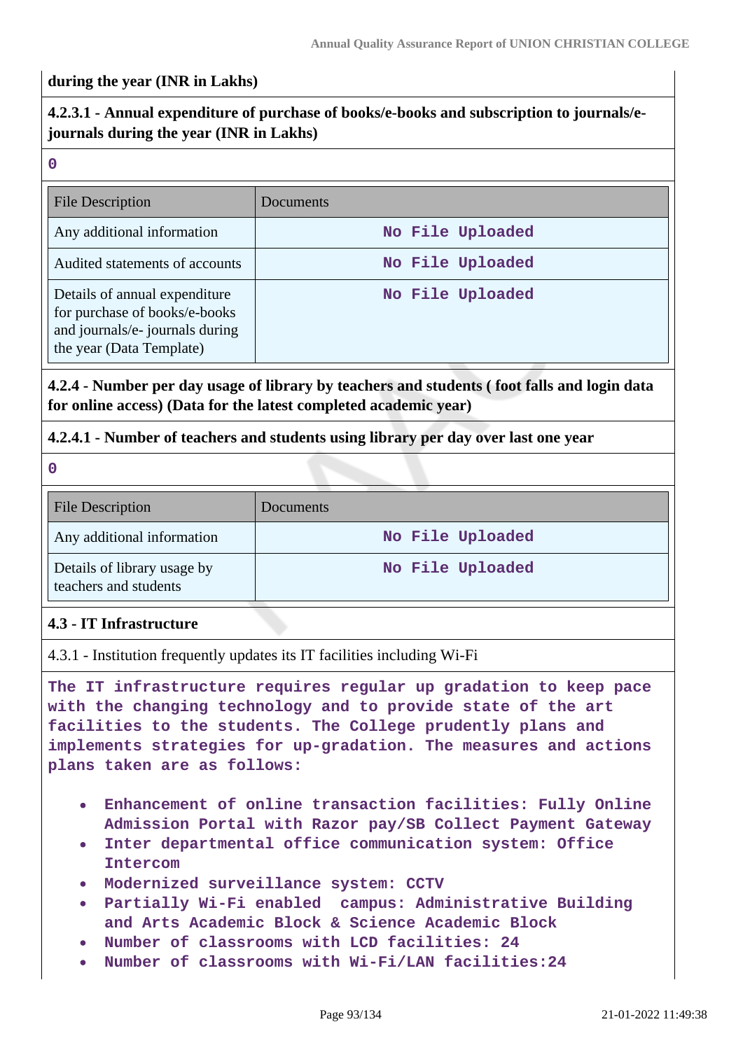**during the year (INR in Lakhs)**

**4.2.3.1 - Annual expenditure of purchase of books/e-books and subscription to journals/e-journals during the year (INR in Lakhs)**

**0**

| File Description | Documents |
|---|---|
| Any additional information | No File Uploaded |
| Audited statements of accounts | No File Uploaded |
| Details of annual expenditure for purchase of books/e-books and journals/e- journals during the year (Data Template) | No File Uploaded |

**4.2.4 - Number per day usage of library by teachers and students ( foot falls and login data for online access) (Data for the latest completed academic year)**

**4.2.4.1 - Number of teachers and students using library per day over last one year**

**0**

| File Description | Documents |
|---|---|
| Any additional information | No File Uploaded |
| Details of library usage by teachers and students | No File Uploaded |

**4.3 - IT Infrastructure**

4.3.1 - Institution frequently updates its IT facilities including Wi-Fi

**The IT infrastructure requires regular up gradation to keep pace with the changing technology and to provide state of the art facilities to the students. The College prudently plans and implements strategies for up-gradation. The measures and actions plans taken are as follows:**

- **Enhancement of online transaction facilities: Fully Online Admission Portal with Razor pay/SB Collect Payment Gateway**
- **Inter departmental office communication system: Office Intercom**
- **Modernized surveillance system: CCTV**
- **Partially Wi-Fi enabled campus: Administrative Building and Arts Academic Block & Science Academic Block**
- **Number of classrooms with LCD facilities: 24**
- **Number of classrooms with Wi-Fi/LAN facilities:24**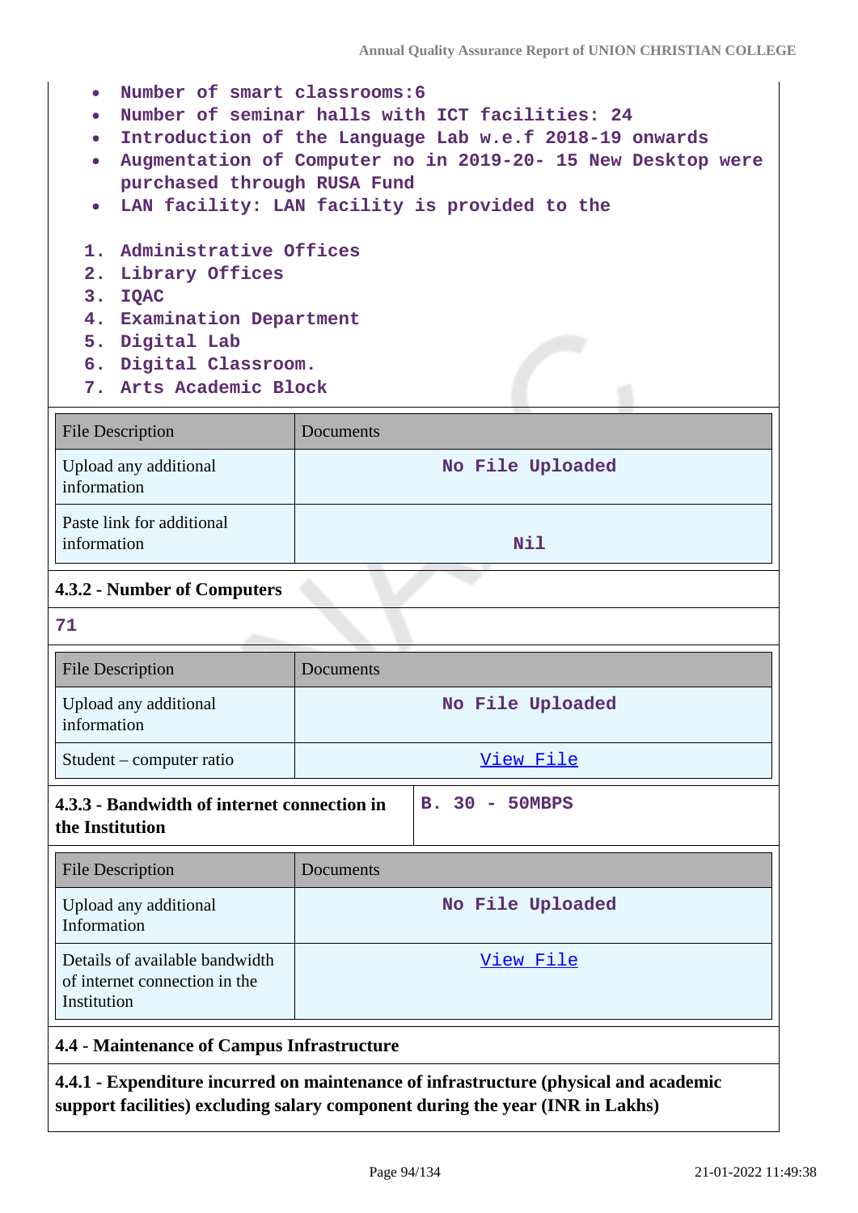- Number of smart classrooms:6
- Number of seminar halls with ICT facilities: 24
- Introduction of the Language Lab w.e.f 2018-19 onwards
- Augmentation of Computer no in 2019-20- 15 New Desktop were purchased through RUSA Fund
- LAN facility: LAN facility is provided to the

1. Administrative Offices
2. Library Offices
3. IQAC
4. Examination Department
5. Digital Lab
6. Digital Classroom.
7. Arts Academic Block

| File Description | Documents |
|---|---|
| Upload any additional information | No File Uploaded |
| Paste link for additional information | Nil |

**4.3.2 - Number of Computers**

71

| File Description | Documents |
|---|---|
| Upload any additional information | No File Uploaded |
| Student – computer ratio | View File |

| 4.3.3 - Bandwidth of internet connection in the Institution | B. 30 - 50MBPS |
|---|---|

| File Description | Documents |
|---|---|
| Upload any additional Information | No File Uploaded |
| Details of available bandwidth of internet connection in the Institution | View File |

**4.4 - Maintenance of Campus Infrastructure**

**4.4.1 - Expenditure incurred on maintenance of infrastructure (physical and academic support facilities) excluding salary component during the year (INR in Lakhs)**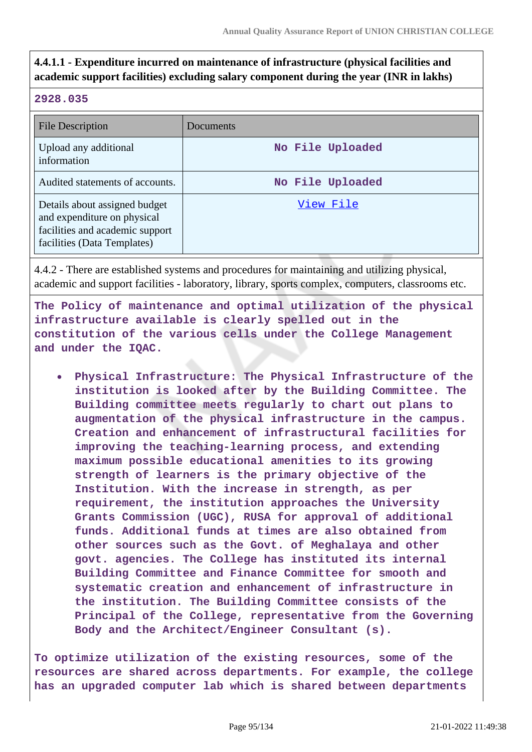**4.4.1.1 - Expenditure incurred on maintenance of infrastructure (physical facilities and academic support facilities) excluding salary component during the year (INR in lakhs)**

**2928.035**

| File Description | Documents |
|---|---|
| Upload any additional information | No File Uploaded |
| Audited statements of accounts. | No File Uploaded |
| Details about assigned budget and expenditure on physical facilities and academic support facilities (Data Templates) | View File |

4.4.2 - There are established systems and procedures for maintaining and utilizing physical, academic and support facilities - laboratory, library, sports complex, computers, classrooms etc.

**The Policy of maintenance and optimal utilization of the physical infrastructure available is clearly spelled out in the constitution of the various cells under the College Management and under the IQAC.**

- **Physical Infrastructure: The Physical Infrastructure of the institution is looked after by the Building Committee. The Building committee meets regularly to chart out plans to augmentation of the physical infrastructure in the campus. Creation and enhancement of infrastructural facilities for improving the teaching-learning process, and extending maximum possible educational amenities to its growing strength of learners is the primary objective of the Institution. With the increase in strength, as per requirement, the institution approaches the University Grants Commission (UGC), RUSA for approval of additional funds. Additional funds at times are also obtained from other sources such as the Govt. of Meghalaya and other govt. agencies. The College has instituted its internal Building Committee and Finance Committee for smooth and systematic creation and enhancement of infrastructure in the institution. The Building Committee consists of the Principal of the College, representative from the Governing Body and the Architect/Engineer Consultant (s).**

**To optimize utilization of the existing resources, some of the resources are shared across departments. For example, the college has an upgraded computer lab which is shared between departments**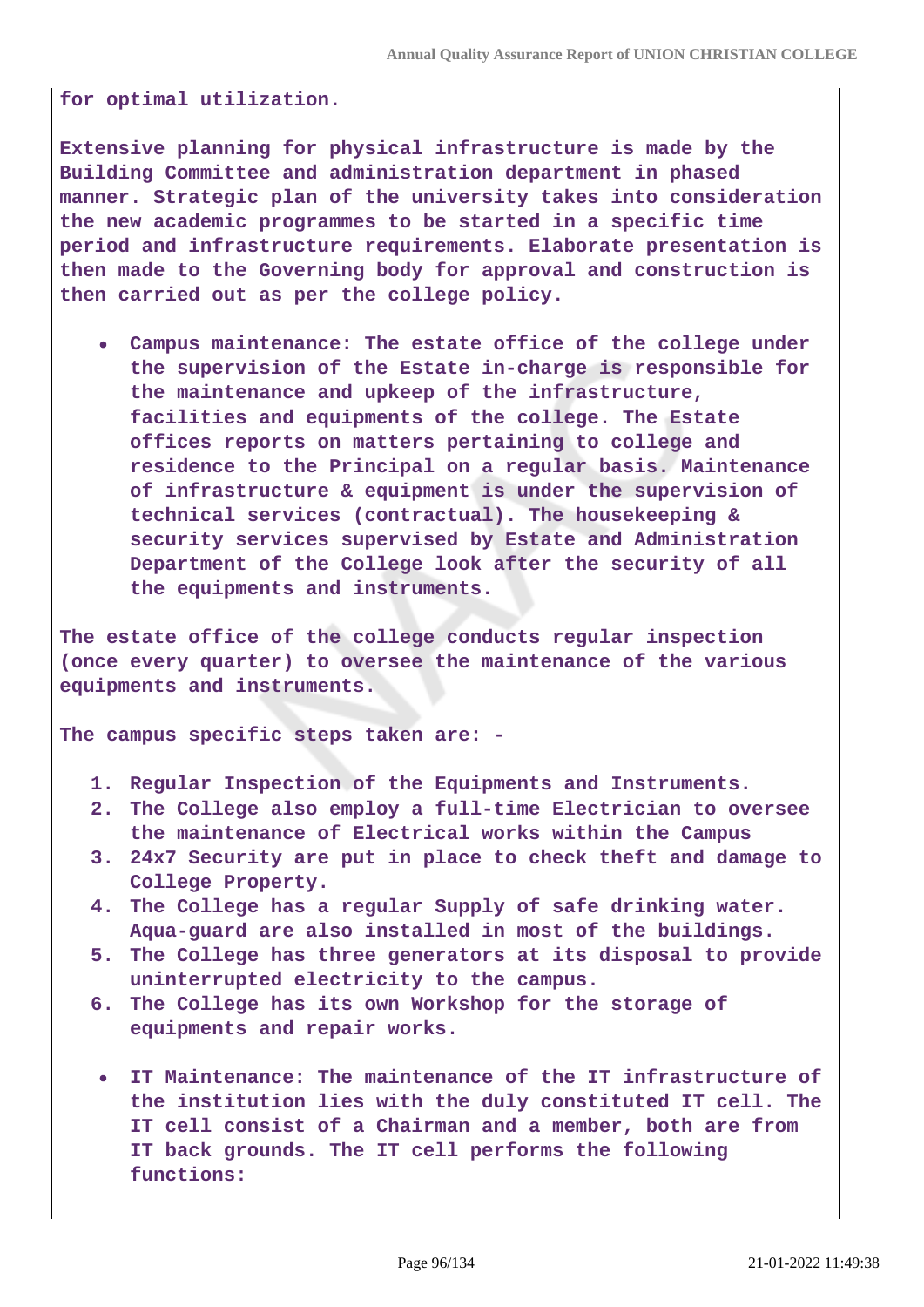**for optimal utilization.**

**Extensive planning for physical infrastructure is made by the Building Committee and administration department in phased manner. Strategic plan of the university takes into consideration the new academic programmes to be started in a specific time period and infrastructure requirements. Elaborate presentation is then made to the Governing body for approval and construction is then carried out as per the college policy.**

- **Campus maintenance: The estate office of the college under the supervision of the Estate in-charge is responsible for the maintenance and upkeep of the infrastructure, facilities and equipments of the college. The Estate offices reports on matters pertaining to college and residence to the Principal on a regular basis. Maintenance of infrastructure & equipment is under the supervision of technical services (contractual). The housekeeping & security services supervised by Estate and Administration Department of the College look after the security of all the equipments and instruments.**

**The estate office of the college conducts regular inspection (once every quarter) to oversee the maintenance of the various equipments and instruments.**

**The campus specific steps taken are: -**

1. **Regular Inspection of the Equipments and Instruments.**
2. **The College also employ a full-time Electrician to oversee the maintenance of Electrical works within the Campus**
3. **24x7 Security are put in place to check theft and damage to College Property.**
4. **The College has a regular Supply of safe drinking water. Aqua-guard are also installed in most of the buildings.**
5. **The College has three generators at its disposal to provide uninterrupted electricity to the campus.**
6. **The College has its own Workshop for the storage of equipments and repair works.**

- **IT Maintenance: The maintenance of the IT infrastructure of the institution lies with the duly constituted IT cell. The IT cell consist of a Chairman and a member, both are from IT back grounds. The IT cell performs the following functions:**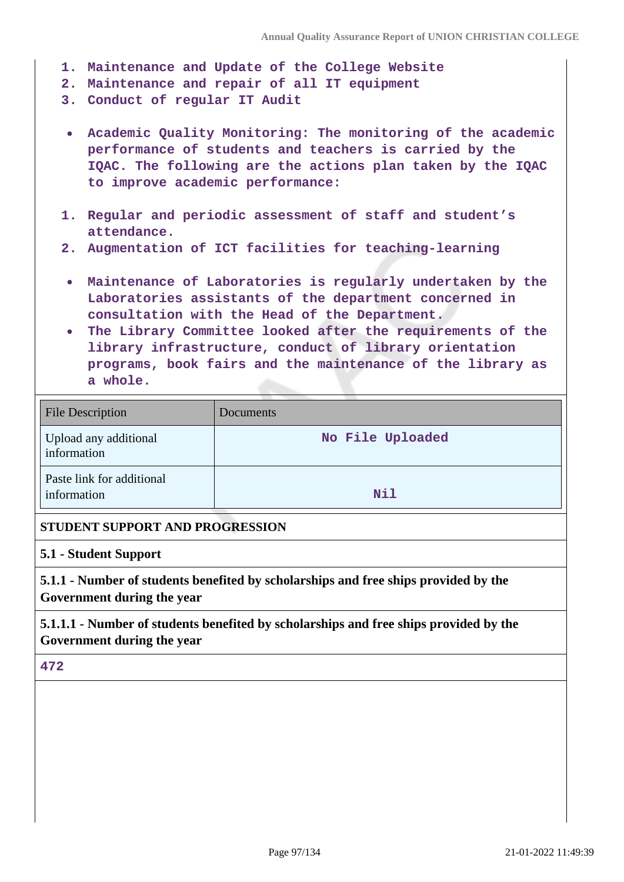1. **Maintenance and Update of the College Website**
2. **Maintenance and repair of all IT equipment**
3. **Conduct of regular IT Audit**

- **Academic Quality Monitoring: The monitoring of the academic performance of students and teachers is carried by the IQAC. The following are the actions plan taken by the IQAC to improve academic performance:**

1. **Regular and periodic assessment of staff and student's attendance.**
2. **Augmentation of ICT facilities for teaching-learning**

- **Maintenance of Laboratories is regularly undertaken by the Laboratories assistants of the department concerned in consultation with the Head of the Department.**
- **The Library Committee looked after the requirements of the library infrastructure, conduct of library orientation programs, book fairs and the maintenance of the library as a whole.**

| File Description | Documents |
|---|---|
| Upload any additional information | No File Uploaded |
| Paste link for additional information | Nil |

**STUDENT SUPPORT AND PROGRESSION**

**5.1 - Student Support**

**5.1.1 - Number of students benefited by scholarships and free ships provided by the Government during the year**

**5.1.1.1 - Number of students benefited by scholarships and free ships provided by the Government during the year**

**472**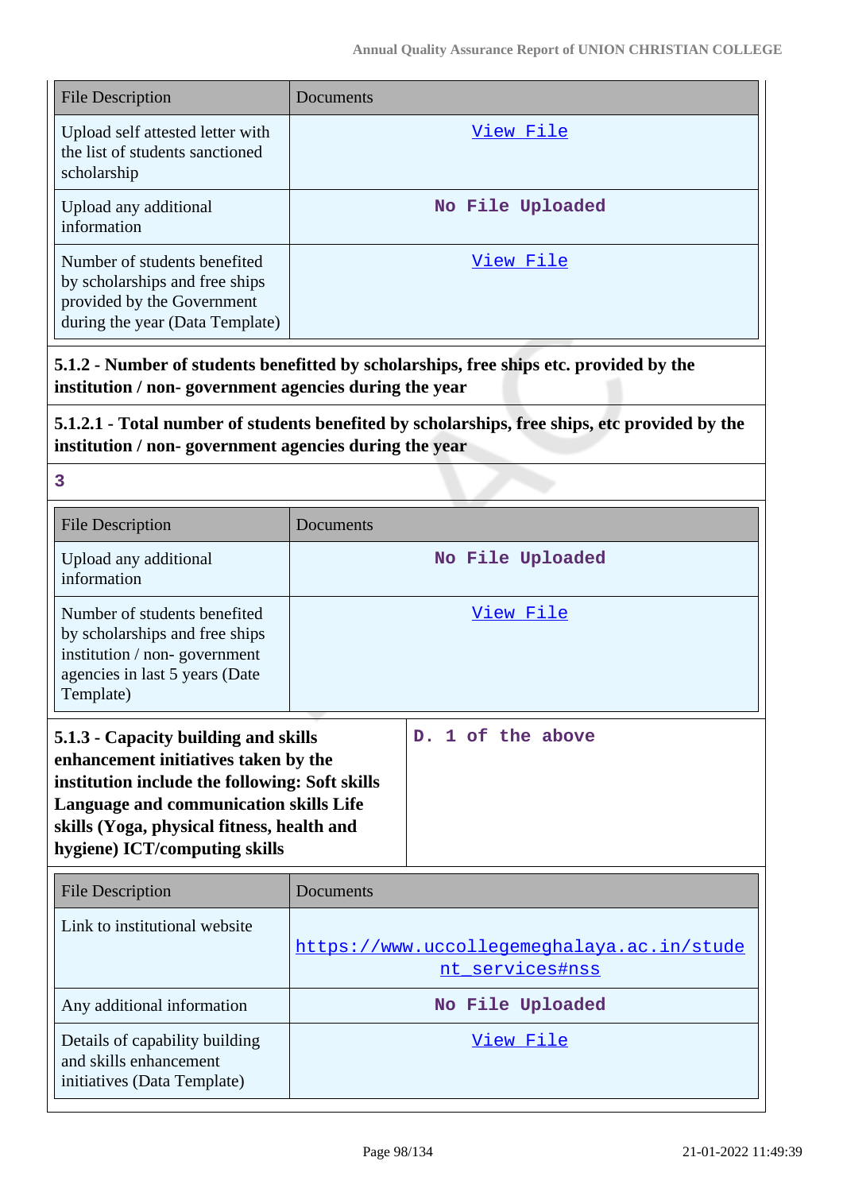| File Description | Documents |
|---|---|
| Upload self attested letter with the list of students sanctioned scholarship | View File |
| Upload any additional information | No File Uploaded |
| Number of students benefited by scholarships and free ships provided by the Government during the year (Data Template) | View File |

**5.1.2 - Number of students benefitted by scholarships, free ships etc. provided by the institution / non- government agencies during the year**

**5.1.2.1 - Total number of students benefited by scholarships, free ships, etc provided by the institution / non- government agencies during the year**

3

| File Description | Documents |
|---|---|
| Upload any additional information | No File Uploaded |
| Number of students benefited by scholarships and free ships institution / non- government agencies in last 5 years (Date Template) | View File |

| **5.1.3 - Capacity building and skills enhancement initiatives taken by the institution include the following: Soft skills Language and communication skills Life skills (Yoga, physical fitness, health and hygiene) ICT/computing skills** | D. 1 of the above |
|---|---|

| File Description | Documents |
|---|---|
| Link to institutional website | https://www.uccollegemeghalaya.ac.in/student_services#nss |
| Any additional information | No File Uploaded |
| Details of capability building and skills enhancement initiatives (Data Template) | View File |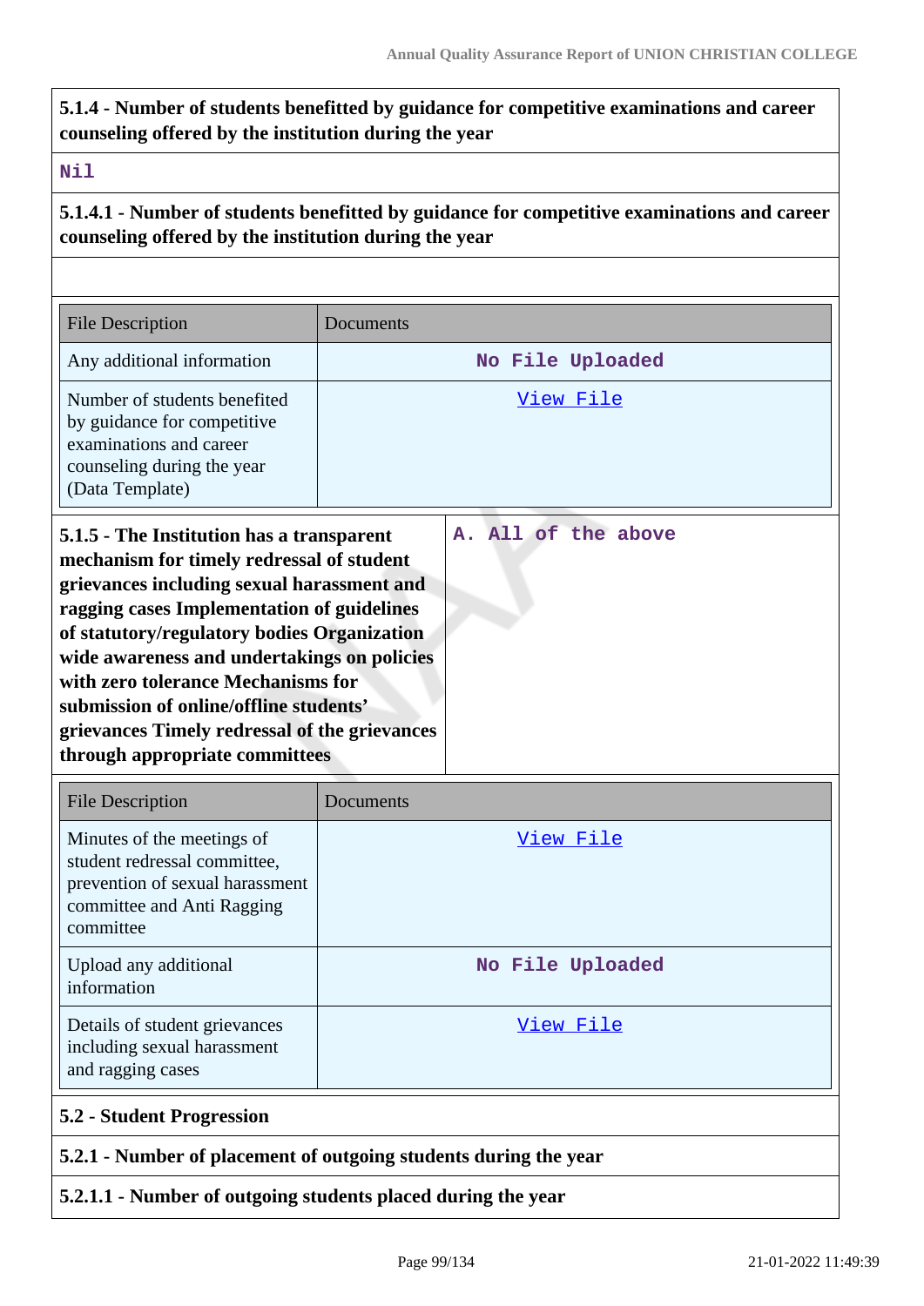**5.1.4 - Number of students benefitted by guidance for competitive examinations and career counseling offered by the institution during the year**

Nil

**5.1.4.1 - Number of students benefitted by guidance for competitive examinations and career counseling offered by the institution during the year**

| File Description | Documents |
|---|---|
| Any additional information | No File Uploaded |
| Number of students benefited by guidance for competitive examinations and career counseling during the year (Data Template) | View File |

| **5.1.5 - The Institution has a transparent mechanism for timely redressal of student grievances including sexual harassment and ragging cases Implementation of guidelines of statutory/regulatory bodies Organization wide awareness and undertakings on policies with zero tolerance Mechanisms for submission of online/offline students' grievances Timely redressal of the grievances through appropriate committees** | A. All of the above |
|---|---|

| File Description | Documents |
|---|---|
| Minutes of the meetings of student redressal committee, prevention of sexual harassment committee and Anti Ragging committee | View File |
| Upload any additional information | No File Uploaded |
| Details of student grievances including sexual harassment and ragging cases | View File |

**5.2 - Student Progression**

**5.2.1 - Number of placement of outgoing students during the year**

**5.2.1.1 - Number of outgoing students placed during the year**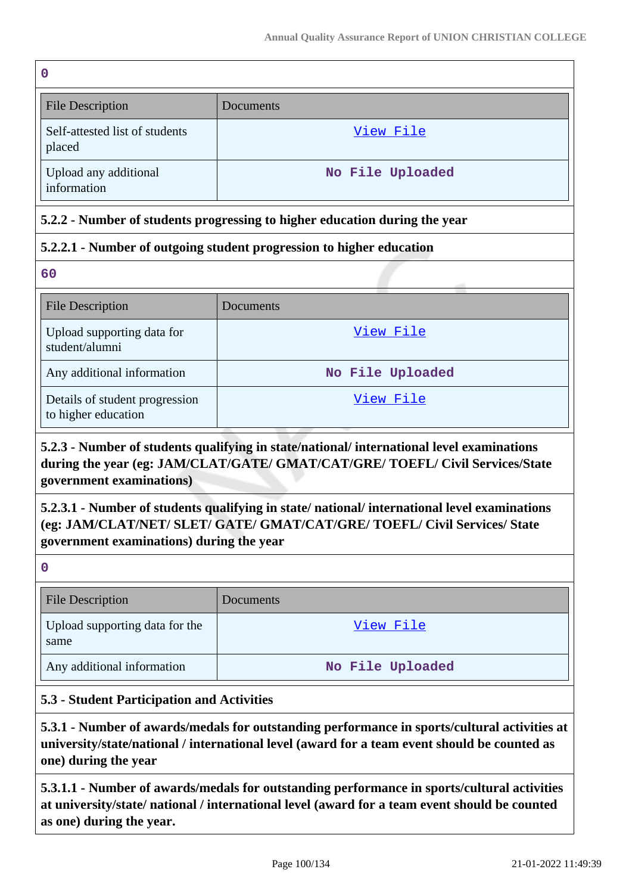0

| File Description | Documents |
|---|---|
| Self-attested list of students placed | View File |
| Upload any additional information | No File Uploaded |

**5.2.2 - Number of students progressing to higher education during the year**

**5.2.2.1 - Number of outgoing student progression to higher education**

60

| File Description | Documents |
|---|---|
| Upload supporting data for student/alumni | View File |
| Any additional information | No File Uploaded |
| Details of student progression to higher education | View File |

**5.2.3 - Number of students qualifying in state/national/ international level examinations during the year (eg: JAM/CLAT/GATE/ GMAT/CAT/GRE/ TOEFL/ Civil Services/State government examinations)**

**5.2.3.1 - Number of students qualifying in state/ national/ international level examinations (eg: JAM/CLAT/NET/ SLET/ GATE/ GMAT/CAT/GRE/ TOEFL/ Civil Services/ State government examinations) during the year**

0

| File Description | Documents |
|---|---|
| Upload supporting data for the same | View File |
| Any additional information | No File Uploaded |

**5.3 - Student Participation and Activities**

**5.3.1 - Number of awards/medals for outstanding performance in sports/cultural activities at university/state/national / international level (award for a team event should be counted as one) during the year**

**5.3.1.1 - Number of awards/medals for outstanding performance in sports/cultural activities at university/state/ national / international level (award for a team event should be counted as one) during the year.**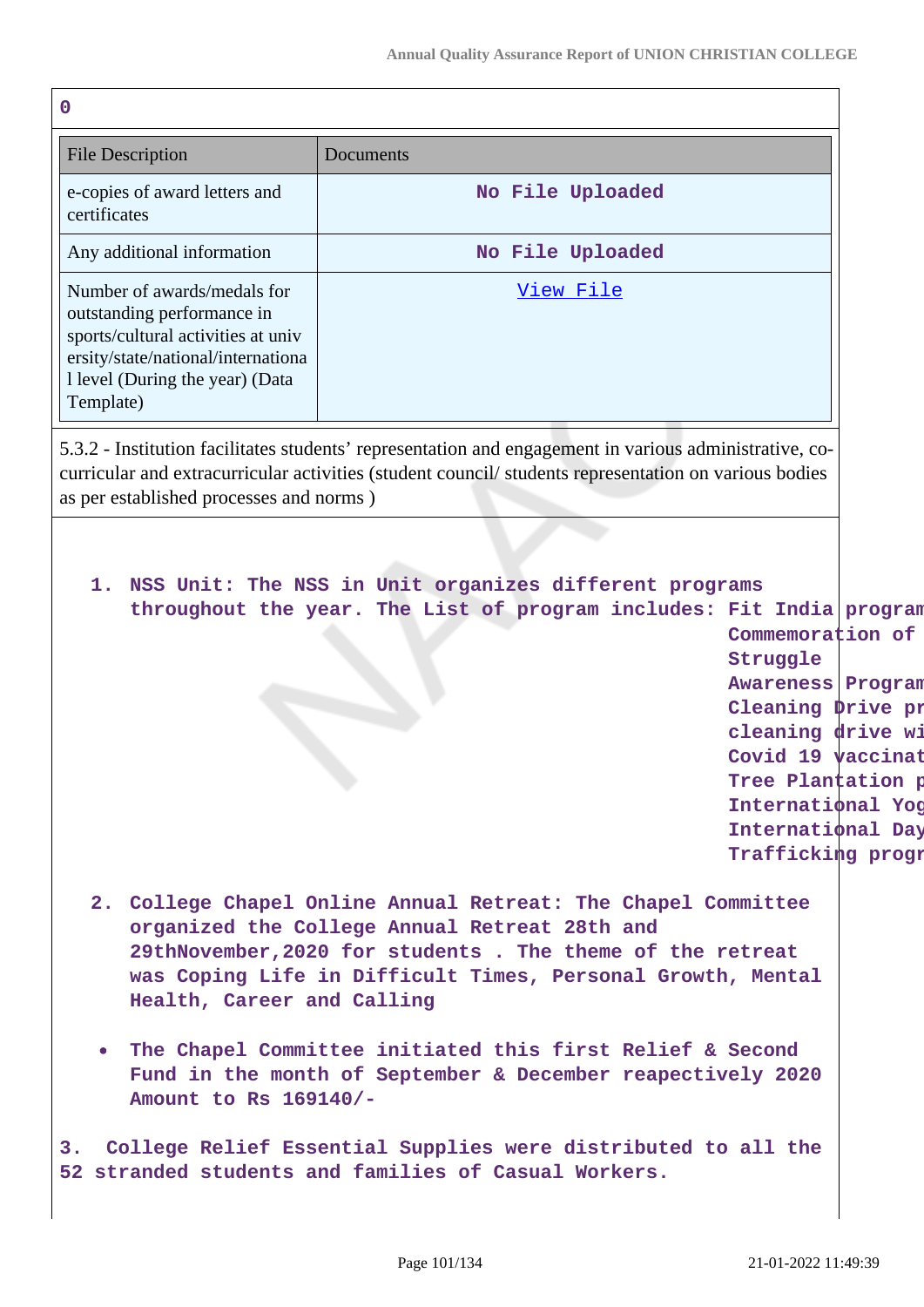0

| File Description | Documents |
|---|---|
| e-copies of award letters and certificates | No File Uploaded |
| Any additional information | No File Uploaded |
| Number of awards/medals for outstanding performance in sports/cultural activities at university/state/national/international level (During the year) (Data Template) | View File |

5.3.2 - Institution facilitates students' representation and engagement in various administrative, co-curricular and extracurricular activities (student council/ students representation on various bodies as per established processes and norms )

1. **NSS Unit: The NSS in Unit organizes different programs throughout the year. The List of program includes: Fit India program Commemoration of Struggle Awareness Program Cleaning Drive pr cleaning drive wi Covid 19 vaccinat Tree Plantation p International Yog International Day Trafficking progr**

2. **College Chapel Online Annual Retreat: The Chapel Committee organized the College Annual Retreat 28th and 29thNovember,2020 for students . The theme of the retreat was Coping Life in Difficult Times, Personal Growth, Mental Health, Career and Calling**

- **The Chapel Committee initiated this first Relief & Second Fund in the month of September & December reapectively 2020 Amount to Rs 169140/-**

**3. College Relief Essential Supplies were distributed to all the 52 stranded students and families of Casual Workers.**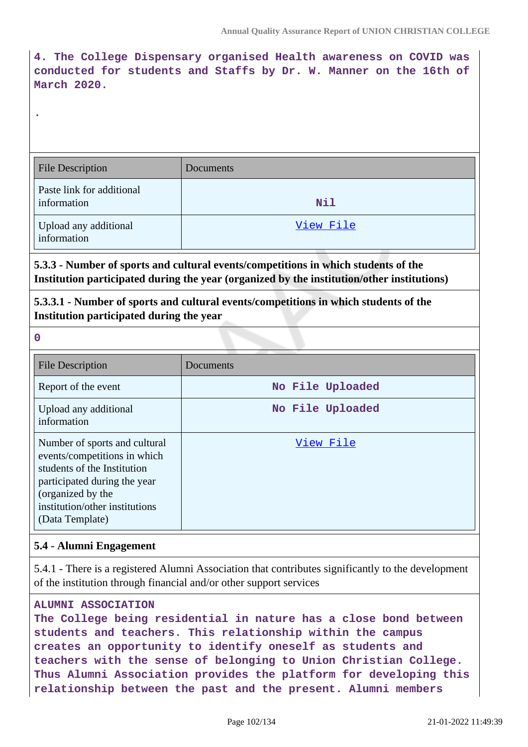4. The College Dispensary organised Health awareness on COVID was conducted for students and Staffs by Dr. W. Manner on the 16th of March 2020.

.

| File Description | Documents |
| --- | --- |
| Paste link for additional information | Nil |
| Upload any additional information | View File |

**5.3.3 - Number of sports and cultural events/competitions in which students of the Institution participated during the year (organized by the institution/other institutions)**

**5.3.3.1 - Number of sports and cultural events/competitions in which students of the Institution participated during the year**

0

| File Description | Documents |
| --- | --- |
| Report of the event | No File Uploaded |
| Upload any additional information | No File Uploaded |
| Number of sports and cultural events/competitions in which students of the Institution participated during the year (organized by the institution/other institutions (Data Template) | View File |

**5.4 - Alumni Engagement**

5.4.1 - There is a registered Alumni Association that contributes significantly to the development of the institution through financial and/or other support services

ALUMNI ASSOCIATION
The College being residential in nature has a close bond between students and teachers. This relationship within the campus creates an opportunity to identify oneself as students and teachers with the sense of belonging to Union Christian College. Thus Alumni Association provides the platform for developing this relationship between the past and the present. Alumni members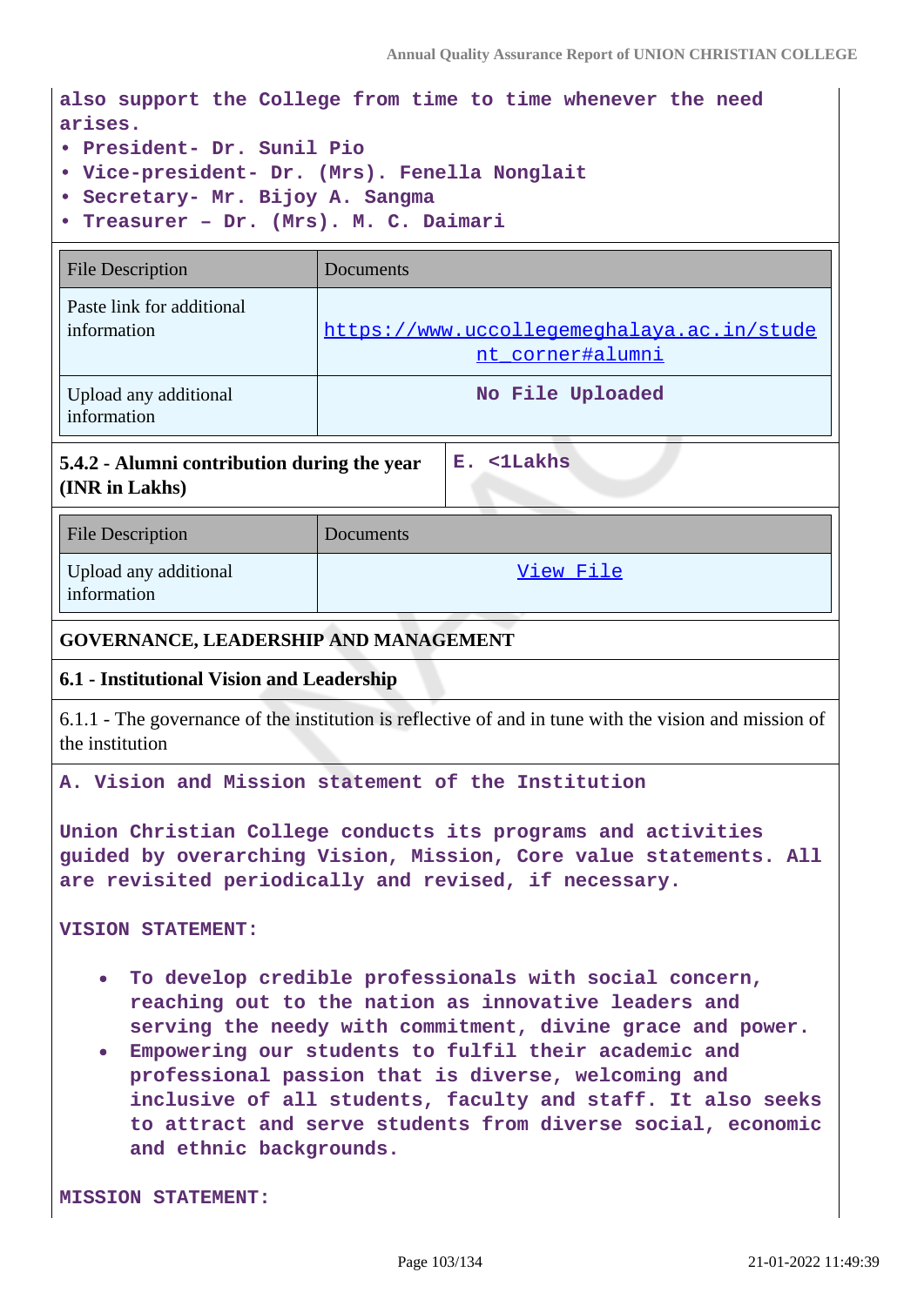also support the College from time to time whenever the need arises.

• President- Dr. Sunil Pio
• Vice-president- Dr. (Mrs). Fenella Nonglait
• Secretary- Mr. Bijoy A. Sangma
• Treasurer – Dr. (Mrs). M. C. Daimari

| File Description | Documents |
|---|---|
| Paste link for additional information | https://www.uccollegemeghalaya.ac.in/student_corner#alumni |
| Upload any additional information | No File Uploaded |

| 5.4.2 - Alumni contribution during the year (INR in Lakhs) | E. <1Lakhs |
|---|---|

| File Description | Documents |
|---|---|
| Upload any additional information | View File |

## GOVERNANCE, LEADERSHIP AND MANAGEMENT

### 6.1 - Institutional Vision and Leadership

6.1.1 - The governance of the institution is reflective of and in tune with the vision and mission of the institution

A. Vision and Mission statement of the Institution

Union Christian College conducts its programs and activities guided by overarching Vision, Mission, Core value statements. All are revisited periodically and revised, if necessary.

VISION STATEMENT:

- To develop credible professionals with social concern, reaching out to the nation as innovative leaders and serving the needy with commitment, divine grace and power.
- Empowering our students to fulfil their academic and professional passion that is diverse, welcoming and inclusive of all students, faculty and staff. It also seeks to attract and serve students from diverse social, economic and ethnic backgrounds.

MISSION STATEMENT: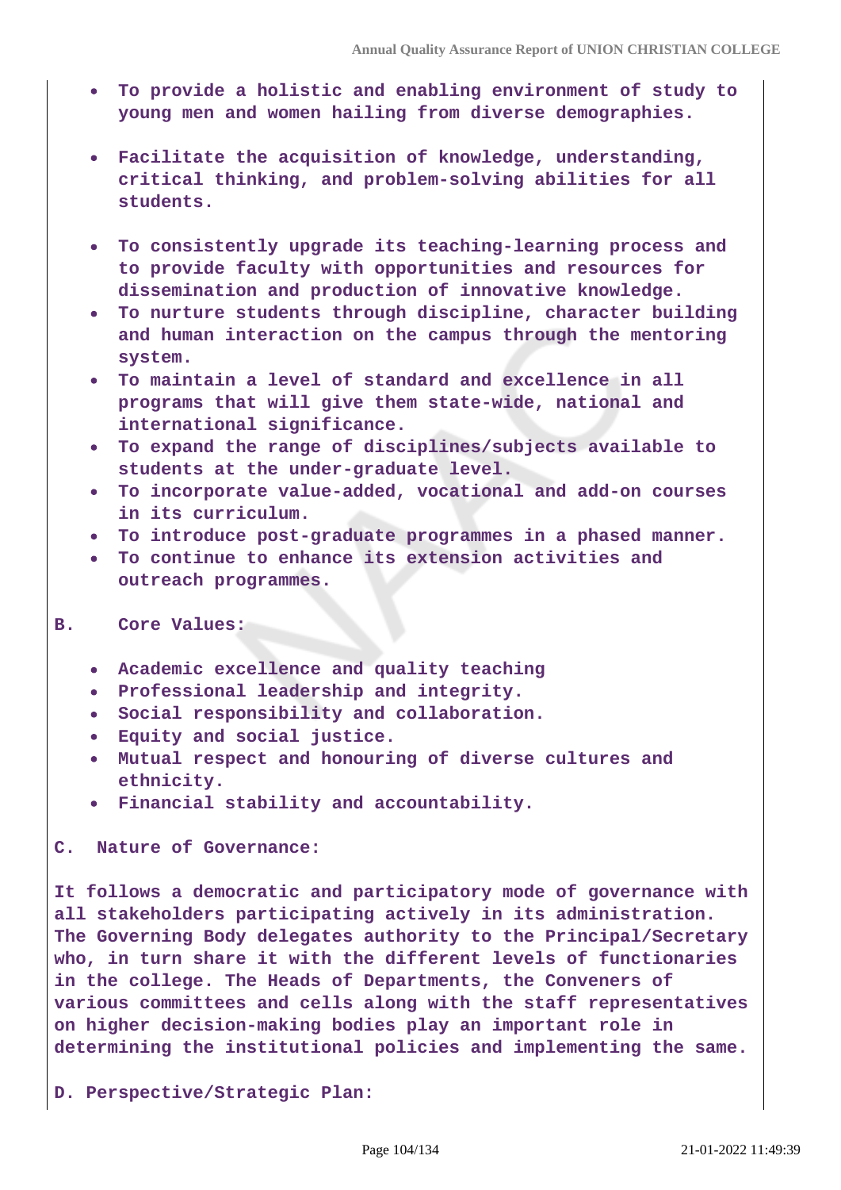- **To provide a holistic and enabling environment of study to young men and women hailing from diverse demographies.**

- **Facilitate the acquisition of knowledge, understanding, critical thinking, and problem-solving abilities for all students.**

- **To consistently upgrade its teaching-learning process and to provide faculty with opportunities and resources for dissemination and production of innovative knowledge.**
- **To nurture students through discipline, character building and human interaction on the campus through the mentoring system.**
- **To maintain a level of standard and excellence in all programs that will give them state-wide, national and international significance.**
- **To expand the range of disciplines/subjects available to students at the under-graduate level.**
- **To incorporate value-added, vocational and add-on courses in its curriculum.**
- **To introduce post-graduate programmes in a phased manner.**
- **To continue to enhance its extension activities and outreach programmes.**

**B. Core Values:**

- **Academic excellence and quality teaching**
- **Professional leadership and integrity.**
- **Social responsibility and collaboration.**
- **Equity and social justice.**
- **Mutual respect and honouring of diverse cultures and ethnicity.**
- **Financial stability and accountability.**

**C. Nature of Governance:**

**It follows a democratic and participatory mode of governance with all stakeholders participating actively in its administration. The Governing Body delegates authority to the Principal/Secretary who, in turn share it with the different levels of functionaries in the college. The Heads of Departments, the Conveners of various committees and cells along with the staff representatives on higher decision-making bodies play an important role in determining the institutional policies and implementing the same.**

**D. Perspective/Strategic Plan:**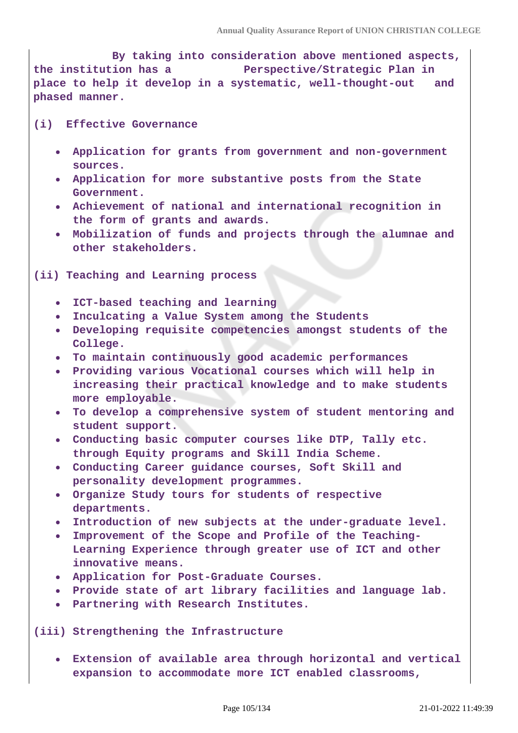By taking into consideration above mentioned aspects, the institution has a Perspective/Strategic Plan in place to help it develop in a systematic, well-thought-out and phased manner.

**(i) Effective Governance**

- Application for grants from government and non-government sources.
- Application for more substantive posts from the State Government.
- Achievement of national and international recognition in the form of grants and awards.
- Mobilization of funds and projects through the alumnae and other stakeholders.

**(ii) Teaching and Learning process**

- ICT-based teaching and learning
- Inculcating a Value System among the Students
- Developing requisite competencies amongst students of the College.
- To maintain continuously good academic performances
- Providing various Vocational courses which will help in increasing their practical knowledge and to make students more employable.
- To develop a comprehensive system of student mentoring and student support.
- Conducting basic computer courses like DTP, Tally etc. through Equity programs and Skill India Scheme.
- Conducting Career guidance courses, Soft Skill and personality development programmes.
- Organize Study tours for students of respective departments.
- Introduction of new subjects at the under-graduate level.
- Improvement of the Scope and Profile of the Teaching-Learning Experience through greater use of ICT and other innovative means.
- Application for Post-Graduate Courses.
- Provide state of art library facilities and language lab.
- Partnering with Research Institutes.

**(iii) Strengthening the Infrastructure**

- Extension of available area through horizontal and vertical expansion to accommodate more ICT enabled classrooms,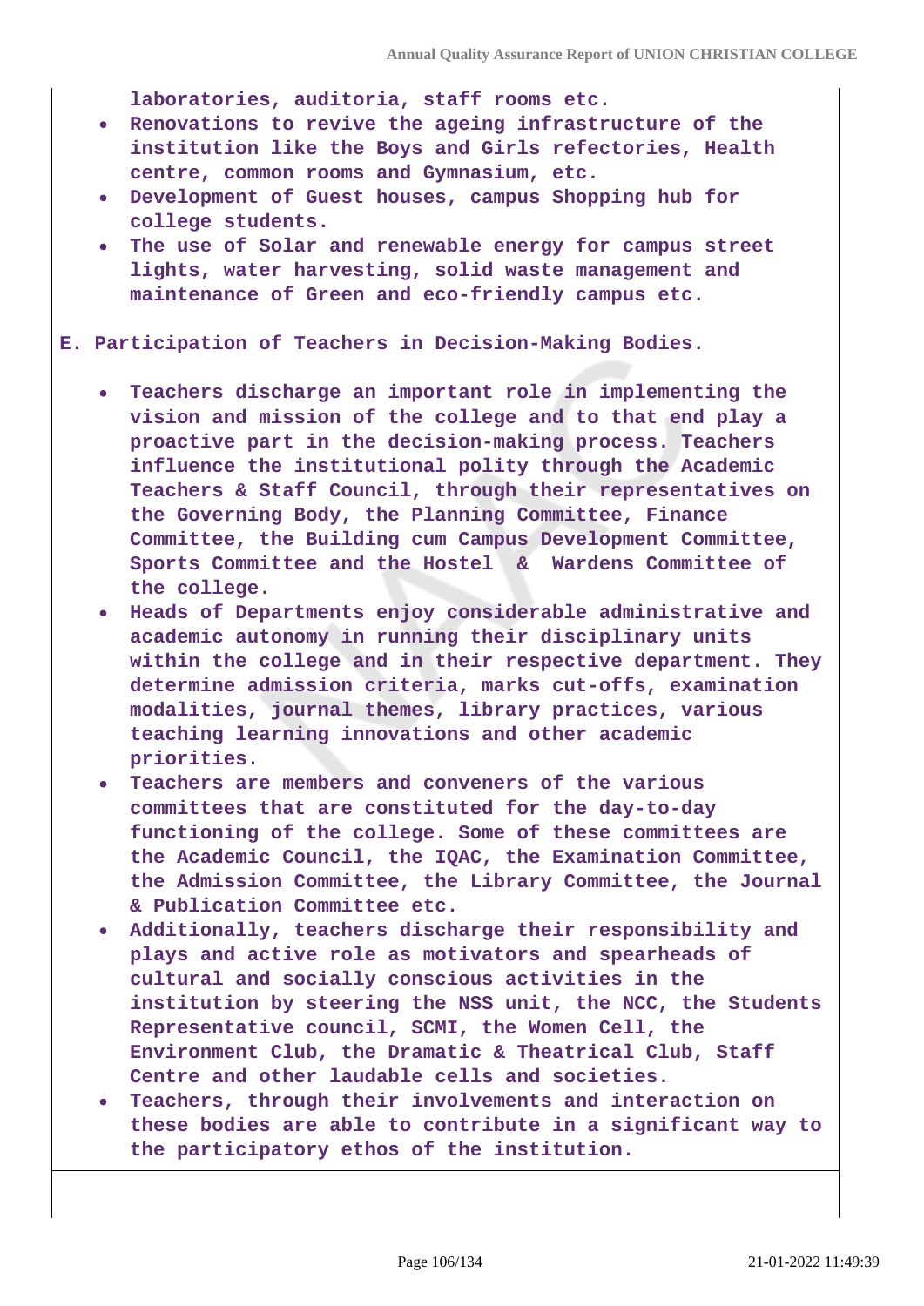**laboratories, auditoria, staff rooms etc.**

- **Renovations to revive the ageing infrastructure of the institution like the Boys and Girls refectories, Health centre, common rooms and Gymnasium, etc.**
- **Development of Guest houses, campus Shopping hub for college students.**
- **The use of Solar and renewable energy for campus street lights, water harvesting, solid waste management and maintenance of Green and eco-friendly campus etc.**

**E. Participation of Teachers in Decision-Making Bodies.**

- **Teachers discharge an important role in implementing the vision and mission of the college and to that end play a proactive part in the decision-making process. Teachers influence the institutional polity through the Academic Teachers & Staff Council, through their representatives on the Governing Body, the Planning Committee, Finance Committee, the Building cum Campus Development Committee, Sports Committee and the Hostel & Wardens Committee of the college.**
- **Heads of Departments enjoy considerable administrative and academic autonomy in running their disciplinary units within the college and in their respective department. They determine admission criteria, marks cut-offs, examination modalities, journal themes, library practices, various teaching learning innovations and other academic priorities.**
- **Teachers are members and conveners of the various committees that are constituted for the day-to-day functioning of the college. Some of these committees are the Academic Council, the IQAC, the Examination Committee, the Admission Committee, the Library Committee, the Journal & Publication Committee etc.**
- **Additionally, teachers discharge their responsibility and plays and active role as motivators and spearheads of cultural and socially conscious activities in the institution by steering the NSS unit, the NCC, the Students Representative council, SCMI, the Women Cell, the Environment Club, the Dramatic & Theatrical Club, Staff Centre and other laudable cells and societies.**
- **Teachers, through their involvements and interaction on these bodies are able to contribute in a significant way to the participatory ethos of the institution.**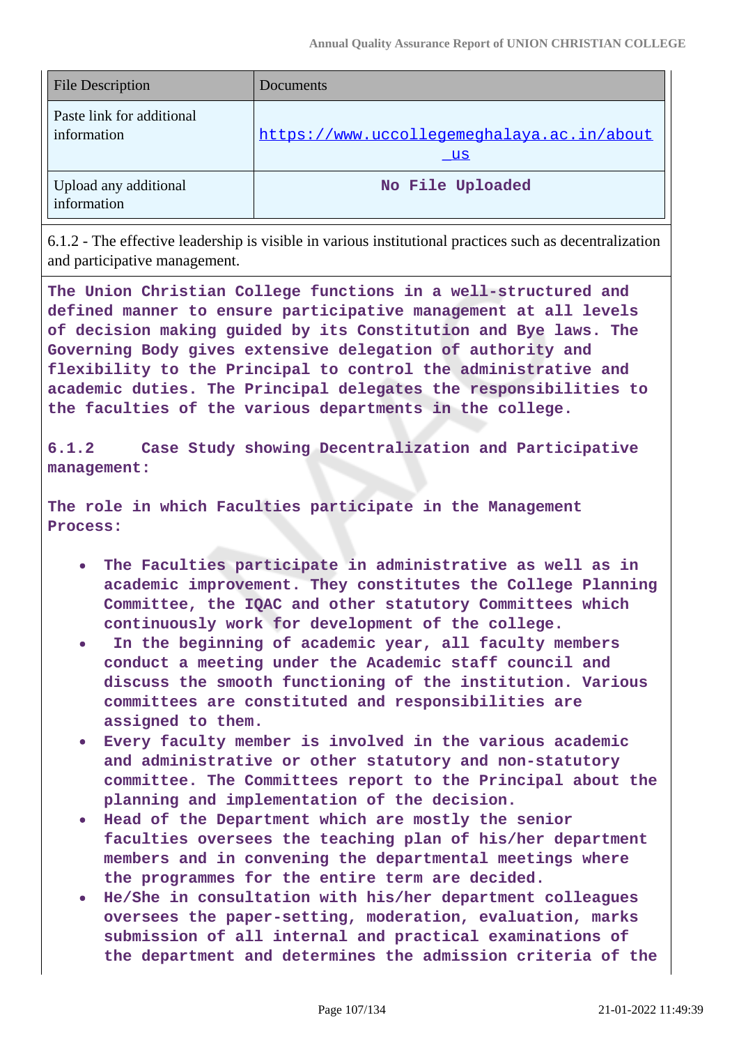| File Description | Documents |
| --- | --- |
| Paste link for additional information | https://www.uccollegemeghalaya.ac.in/about_us |
| Upload any additional information | No File Uploaded |

6.1.2 - The effective leadership is visible in various institutional practices such as decentralization and participative management.

**The Union Christian College functions in a well-structured and defined manner to ensure participative management at all levels of decision making guided by its Constitution and Bye laws. The Governing Body gives extensive delegation of authority and flexibility to the Principal to control the administrative and academic duties. The Principal delegates the responsibilities to the faculties of the various departments in the college.**

**6.1.2 Case Study showing Decentralization and Participative management:**

**The role in which Faculties participate in the Management Process:**

- **The Faculties participate in administrative as well as in academic improvement. They constitutes the College Planning Committee, the IQAC and other statutory Committees which continuously work for development of the college.**
- **In the beginning of academic year, all faculty members conduct a meeting under the Academic staff council and discuss the smooth functioning of the institution. Various committees are constituted and responsibilities are assigned to them.**
- **Every faculty member is involved in the various academic and administrative or other statutory and non-statutory committee. The Committees report to the Principal about the planning and implementation of the decision.**
- **Head of the Department which are mostly the senior faculties oversees the teaching plan of his/her department members and in convening the departmental meetings where the programmes for the entire term are decided.**
- **He/She in consultation with his/her department colleagues oversees the paper-setting, moderation, evaluation, marks submission of all internal and practical examinations of the department and determines the admission criteria of the**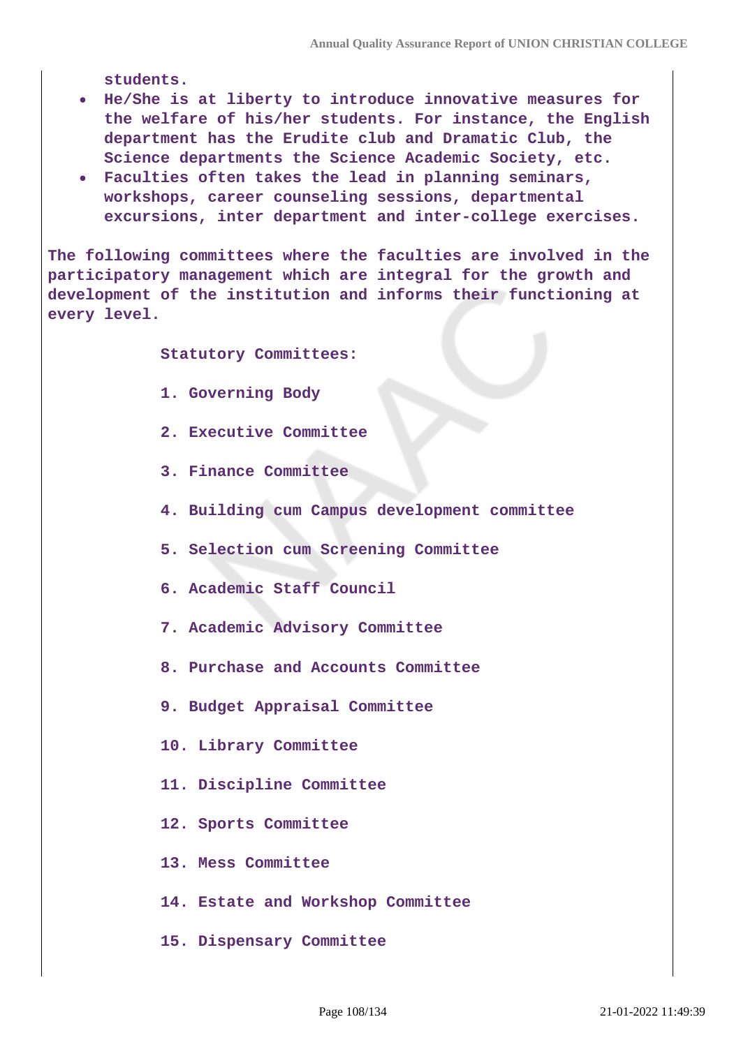**students.**

- **He/She is at liberty to introduce innovative measures for the welfare of his/her students. For instance, the English department has the Erudite club and Dramatic Club, the Science departments the Science Academic Society, etc.**
- **Faculties often takes the lead in planning seminars, workshops, career counseling sessions, departmental excursions, inter department and inter-college exercises.**

**The following committees where the faculties are involved in the participatory management which are integral for the growth and development of the institution and informs their functioning at every level.**

**Statutory Committees:**

1. **Governing Body**
2. **Executive Committee**
3. **Finance Committee**
4. **Building cum Campus development committee**
5. **Selection cum Screening Committee**
6. **Academic Staff Council**
7. **Academic Advisory Committee**
8. **Purchase and Accounts Committee**
9. **Budget Appraisal Committee**
10. **Library Committee**
11. **Discipline Committee**
12. **Sports Committee**
13. **Mess Committee**
14. **Estate and Workshop Committee**
15. **Dispensary Committee**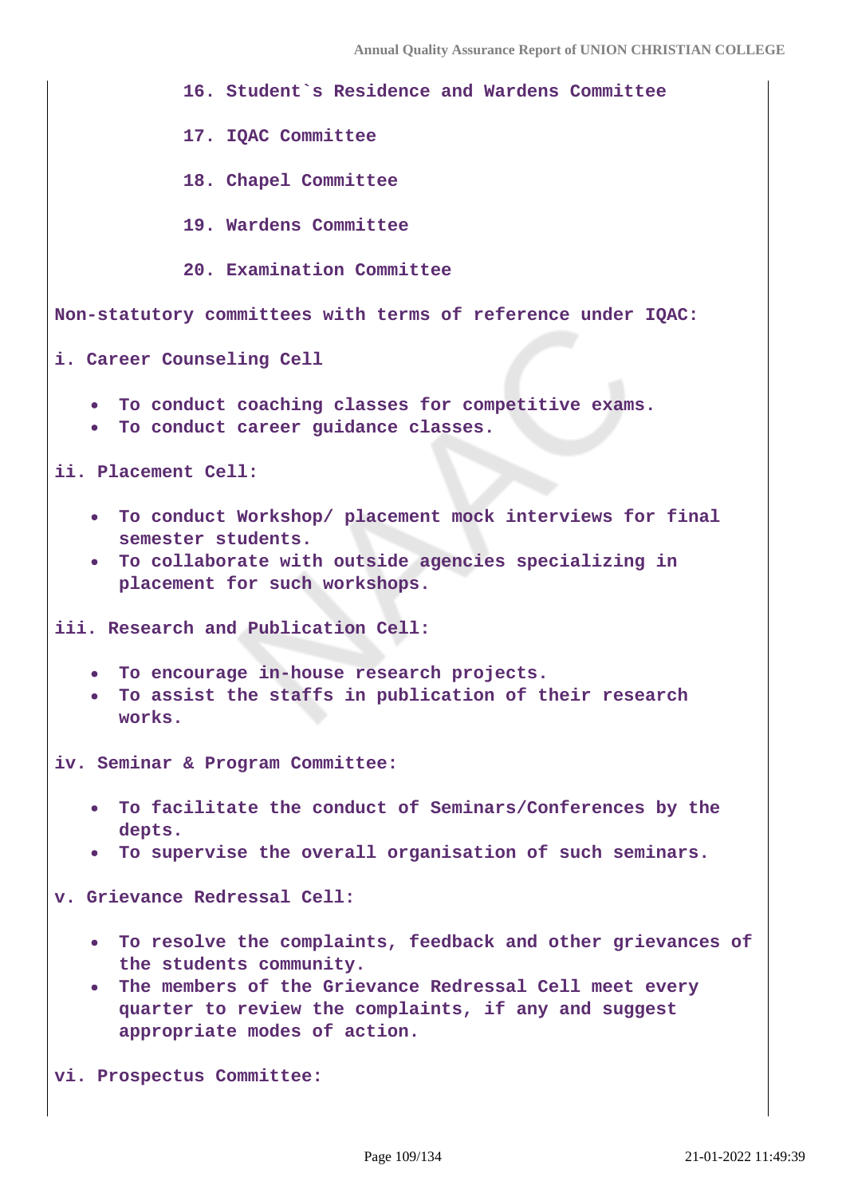16. Student`s Residence and Wardens Committee

17. IQAC Committee

18. Chapel Committee

19. Wardens Committee

20. Examination Committee

**Non-statutory committees with terms of reference under IQAC:**

**i. Career Counseling Cell**

- To conduct coaching classes for competitive exams.
- To conduct career guidance classes.

**ii. Placement Cell:**

- To conduct Workshop/ placement mock interviews for final semester students.
- To collaborate with outside agencies specializing in placement for such workshops.

**iii. Research and Publication Cell:**

- To encourage in-house research projects.
- To assist the staffs in publication of their research works.

**iv. Seminar & Program Committee:**

- To facilitate the conduct of Seminars/Conferences by the depts.
- To supervise the overall organisation of such seminars.

**v. Grievance Redressal Cell:**

- To resolve the complaints, feedback and other grievances of the students community.
- The members of the Grievance Redressal Cell meet every quarter to review the complaints, if any and suggest appropriate modes of action.

**vi. Prospectus Committee:**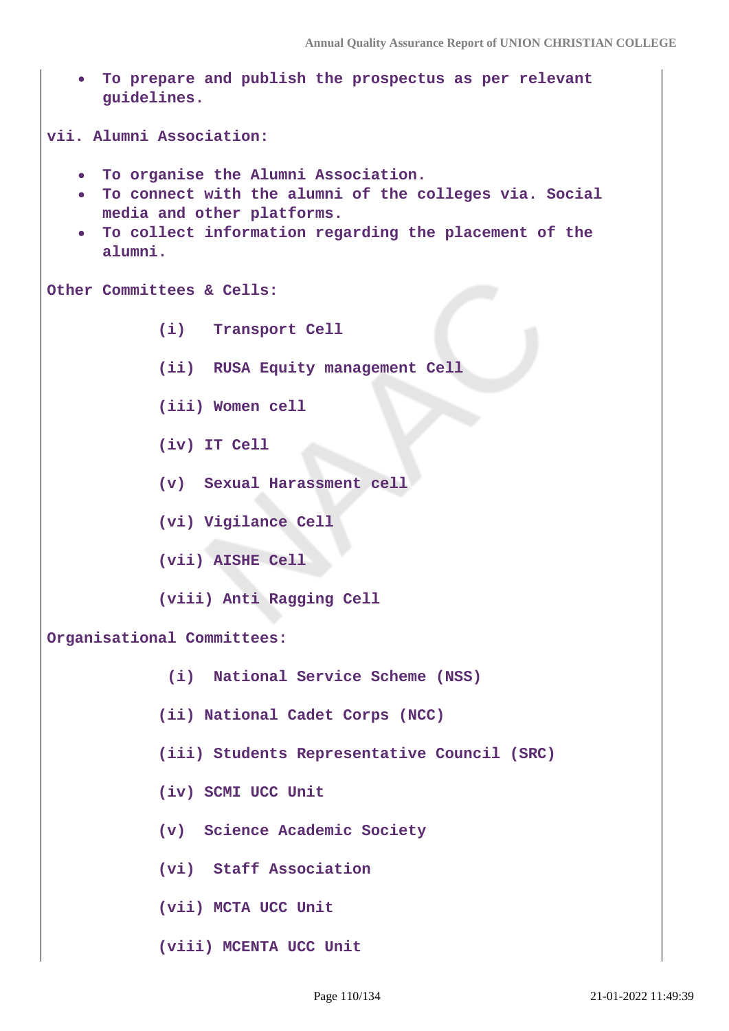- To prepare and publish the prospectus as per relevant guidelines.

vii. Alumni Association:

- To organise the Alumni Association.
- To connect with the alumni of the colleges via. Social media and other platforms.
- To collect information regarding the placement of the alumni.

Other Committees & Cells:

(i) Transport Cell

(ii) RUSA Equity management Cell

(iii) Women cell

(iv) IT Cell

(v) Sexual Harassment cell

(vi) Vigilance Cell

(vii) AISHE Cell

(viii) Anti Ragging Cell

Organisational Committees:

(i) National Service Scheme (NSS)

(ii) National Cadet Corps (NCC)

(iii) Students Representative Council (SRC)

(iv) SCMI UCC Unit

(v) Science Academic Society

(vi) Staff Association

(vii) MCTA UCC Unit

(viii) MCENTA UCC Unit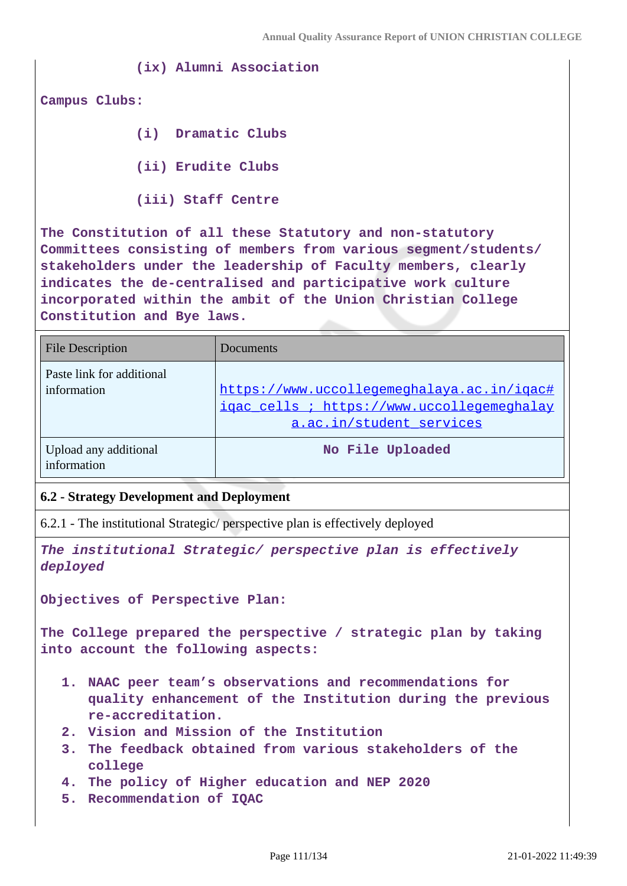(ix) Alumni Association

**Campus Clubs:**

(i) Dramatic Clubs

(ii) Erudite Clubs

(iii) Staff Centre

**The Constitution of all these Statutory and non-statutory Committees consisting of members from various segment/students/ stakeholders under the leadership of Faculty members, clearly indicates the de-centralised and participative work culture incorporated within the ambit of the Union Christian College Constitution and Bye laws.**

| File Description | Documents |
|---|---|
| Paste link for additional information | https://www.uccollegemeghalaya.ac.in/iqac#iqac_cells ; https://www.uccollegemeghalaya.ac.in/student_services |
| Upload any additional information | No File Uploaded |

### 6.2 - Strategy Development and Deployment

6.2.1 - The institutional Strategic/ perspective plan is effectively deployed

***The institutional Strategic/ perspective plan is effectively deployed***

**Objectives of Perspective Plan:**

**The College prepared the perspective / strategic plan by taking into account the following aspects:**

1. **NAAC peer team's observations and recommendations for quality enhancement of the Institution during the previous re-accreditation.**
2. **Vision and Mission of the Institution**
3. **The feedback obtained from various stakeholders of the college**
4. **The policy of Higher education and NEP 2020**
5. **Recommendation of IQAC**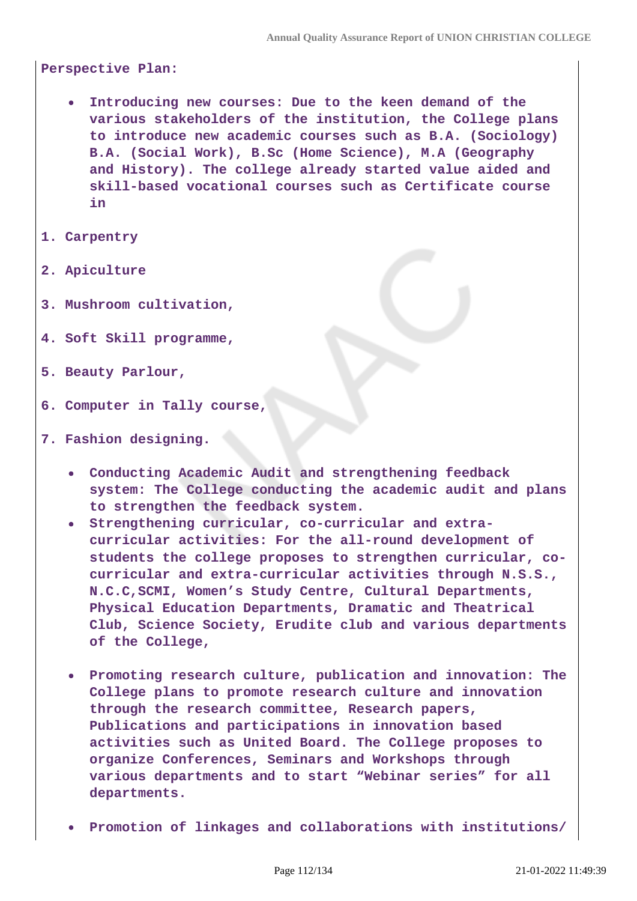**Perspective Plan:**

- **Introducing new courses: Due to the keen demand of the various stakeholders of the institution, the College plans to introduce new academic courses such as B.A. (Sociology) B.A. (Social Work), B.Sc (Home Science), M.A (Geography and History). The college already started value aided and skill-based vocational courses such as Certificate course in**

1. **Carpentry**
2. **Apiculture**
3. **Mushroom cultivation,**
4. **Soft Skill programme,**
5. **Beauty Parlour,**
6. **Computer in Tally course,**
7. **Fashion designing.**

- **Conducting Academic Audit and strengthening feedback system: The College conducting the academic audit and plans to strengthen the feedback system.**
- **Strengthening curricular, co-curricular and extra-curricular activities: For the all-round development of students the college proposes to strengthen curricular, co-curricular and extra-curricular activities through N.S.S., N.C.C,SCMI, Women's Study Centre, Cultural Departments, Physical Education Departments, Dramatic and Theatrical Club, Science Society, Erudite club and various departments of the College,**
- **Promoting research culture, publication and innovation: The College plans to promote research culture and innovation through the research committee, Research papers, Publications and participations in innovation based activities such as United Board. The College proposes to organize Conferences, Seminars and Workshops through various departments and to start "Webinar series" for all departments.**
- **Promotion of linkages and collaborations with institutions/**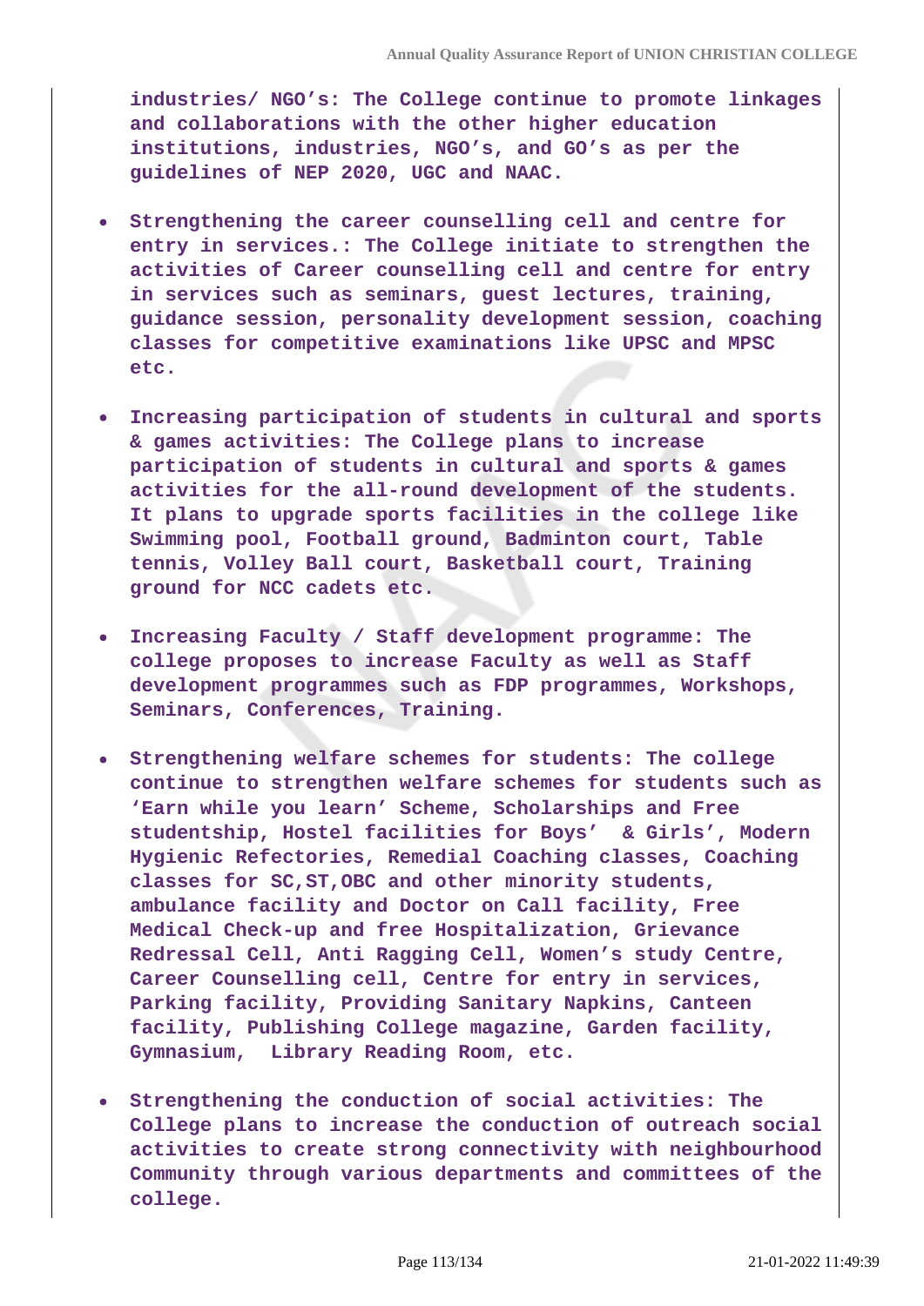**industries/ NGO's: The College continue to promote linkages and collaborations with the other higher education institutions, industries, NGO's, and GO's as per the guidelines of NEP 2020, UGC and NAAC.**

- **Strengthening the career counselling cell and centre for entry in services.: The College initiate to strengthen the activities of Career counselling cell and centre for entry in services such as seminars, guest lectures, training, guidance session, personality development session, coaching classes for competitive examinations like UPSC and MPSC etc.**
- **Increasing participation of students in cultural and sports & games activities: The College plans to increase participation of students in cultural and sports & games activities for the all-round development of the students. It plans to upgrade sports facilities in the college like Swimming pool, Football ground, Badminton court, Table tennis, Volley Ball court, Basketball court, Training ground for NCC cadets etc.**
- **Increasing Faculty / Staff development programme: The college proposes to increase Faculty as well as Staff development programmes such as FDP programmes, Workshops, Seminars, Conferences, Training.**
- **Strengthening welfare schemes for students: The college continue to strengthen welfare schemes for students such as 'Earn while you learn' Scheme, Scholarships and Free studentship, Hostel facilities for Boys' & Girls', Modern Hygienic Refectories, Remedial Coaching classes, Coaching classes for SC,ST,OBC and other minority students, ambulance facility and Doctor on Call facility, Free Medical Check-up and free Hospitalization, Grievance Redressal Cell, Anti Ragging Cell, Women's study Centre, Career Counselling cell, Centre for entry in services, Parking facility, Providing Sanitary Napkins, Canteen facility, Publishing College magazine, Garden facility, Gymnasium, Library Reading Room, etc.**
- **Strengthening the conduction of social activities: The College plans to increase the conduction of outreach social activities to create strong connectivity with neighbourhood Community through various departments and committees of the college.**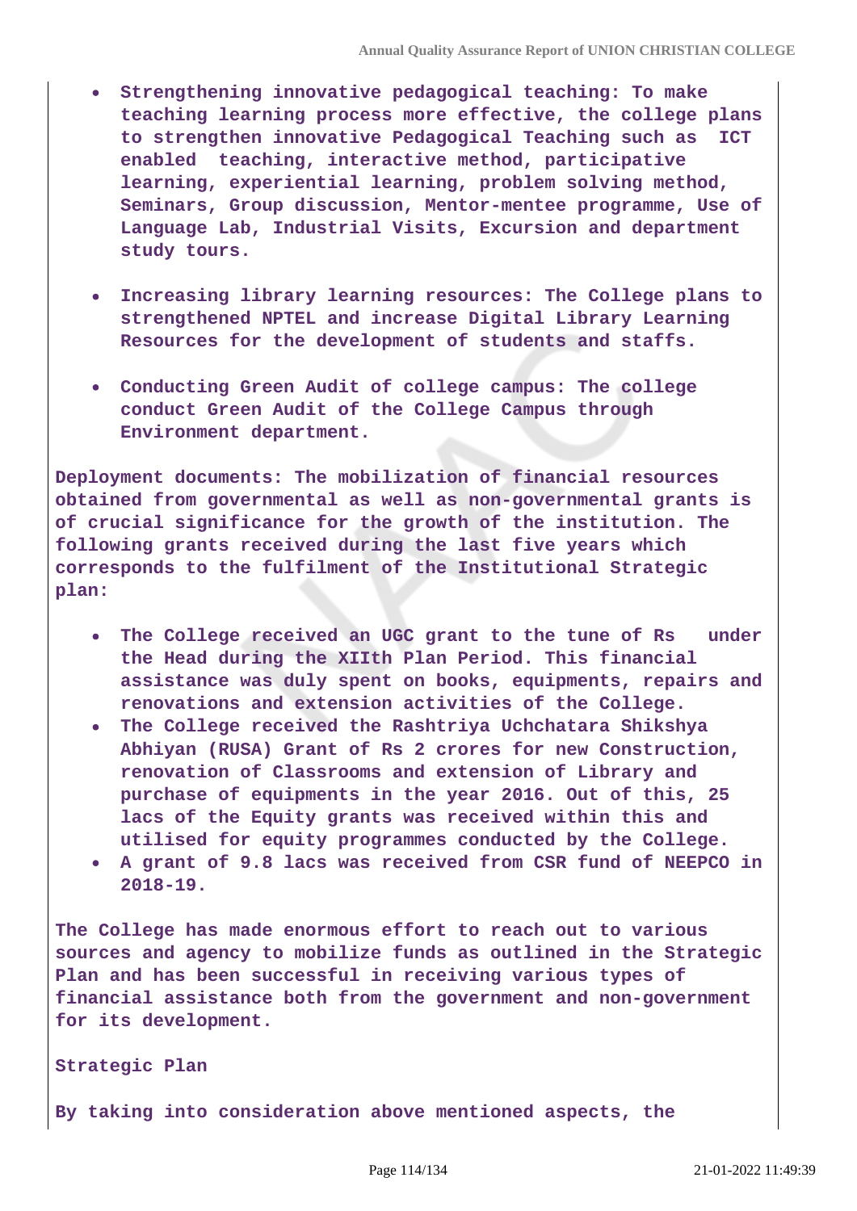- **Strengthening innovative pedagogical teaching: To make teaching learning process more effective, the college plans to strengthen innovative Pedagogical Teaching such as ICT enabled teaching, interactive method, participative learning, experiential learning, problem solving method, Seminars, Group discussion, Mentor-mentee programme, Use of Language Lab, Industrial Visits, Excursion and department study tours.**

- **Increasing library learning resources: The College plans to strengthened NPTEL and increase Digital Library Learning Resources for the development of students and staffs.**

- **Conducting Green Audit of college campus: The college conduct Green Audit of the College Campus through Environment department.**

**Deployment documents: The mobilization of financial resources obtained from governmental as well as non-governmental grants is of crucial significance for the growth of the institution. The following grants received during the last five years which corresponds to the fulfilment of the Institutional Strategic plan:**

- **The College received an UGC grant to the tune of Rs under the Head during the XIIth Plan Period. This financial assistance was duly spent on books, equipments, repairs and renovations and extension activities of the College.**
- **The College received the Rashtriya Uchchatara Shikshya Abhiyan (RUSA) Grant of Rs 2 crores for new Construction, renovation of Classrooms and extension of Library and purchase of equipments in the year 2016. Out of this, 25 lacs of the Equity grants was received within this and utilised for equity programmes conducted by the College.**
- **A grant of 9.8 lacs was received from CSR fund of NEEPCO in 2018-19.**

**The College has made enormous effort to reach out to various sources and agency to mobilize funds as outlined in the Strategic Plan and has been successful in receiving various types of financial assistance both from the government and non-government for its development.**

**Strategic Plan**

**By taking into consideration above mentioned aspects, the**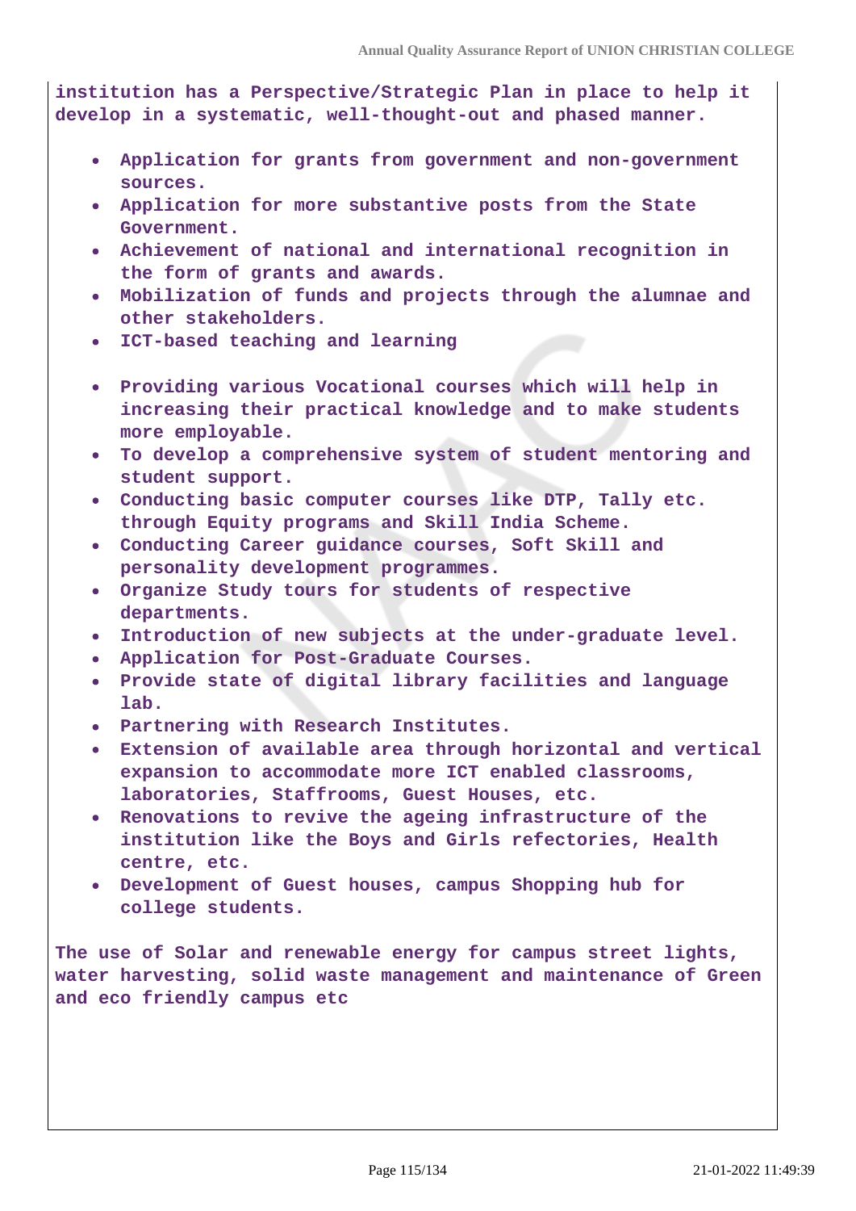institution has a Perspective/Strategic Plan in place to help it develop in a systematic, well-thought-out and phased manner.

- Application for grants from government and non-government sources.
- Application for more substantive posts from the State Government.
- Achievement of national and international recognition in the form of grants and awards.
- Mobilization of funds and projects through the alumnae and other stakeholders.
- ICT-based teaching and learning

- Providing various Vocational courses which will help in increasing their practical knowledge and to make students more employable.
- To develop a comprehensive system of student mentoring and student support.
- Conducting basic computer courses like DTP, Tally etc. through Equity programs and Skill India Scheme.
- Conducting Career guidance courses, Soft Skill and personality development programmes.
- Organize Study tours for students of respective departments.
- Introduction of new subjects at the under-graduate level.
- Application for Post-Graduate Courses.
- Provide state of digital library facilities and language lab.
- Partnering with Research Institutes.
- Extension of available area through horizontal and vertical expansion to accommodate more ICT enabled classrooms, laboratories, Staffrooms, Guest Houses, etc.
- Renovations to revive the ageing infrastructure of the institution like the Boys and Girls refectories, Health centre, etc.
- Development of Guest houses, campus Shopping hub for college students.

The use of Solar and renewable energy for campus street lights, water harvesting, solid waste management and maintenance of Green and eco friendly campus etc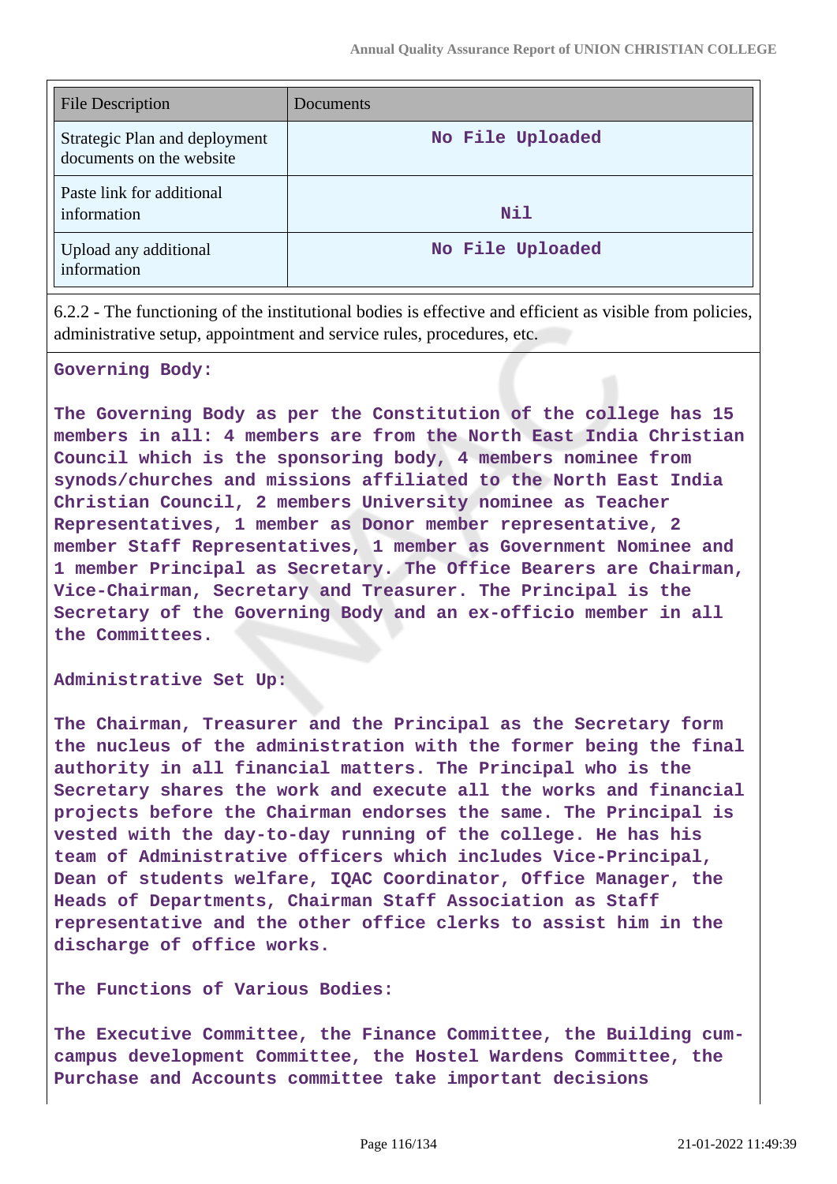| File Description | Documents |
| --- | --- |
| Strategic Plan and deployment documents on the website | No File Uploaded |
| Paste link for additional information | Nil |
| Upload any additional information | No File Uploaded |

6.2.2 - The functioning of the institutional bodies is effective and efficient as visible from policies, administrative setup, appointment and service rules, procedures, etc.

**Governing Body:**

**The Governing Body as per the Constitution of the college has 15 members in all: 4 members are from the North East India Christian Council which is the sponsoring body, 4 members nominee from synods/churches and missions affiliated to the North East India Christian Council, 2 members University nominee as Teacher Representatives, 1 member as Donor member representative, 2 member Staff Representatives, 1 member as Government Nominee and 1 member Principal as Secretary. The Office Bearers are Chairman, Vice-Chairman, Secretary and Treasurer. The Principal is the Secretary of the Governing Body and an ex-officio member in all the Committees.**

**Administrative Set Up:**

**The Chairman, Treasurer and the Principal as the Secretary form the nucleus of the administration with the former being the final authority in all financial matters. The Principal who is the Secretary shares the work and execute all the works and financial projects before the Chairman endorses the same. The Principal is vested with the day-to-day running of the college. He has his team of Administrative officers which includes Vice-Principal, Dean of students welfare, IQAC Coordinator, Office Manager, the Heads of Departments, Chairman Staff Association as Staff representative and the other office clerks to assist him in the discharge of office works.**

**The Functions of Various Bodies:**

**The Executive Committee, the Finance Committee, the Building cum-campus development Committee, the Hostel Wardens Committee, the Purchase and Accounts committee take important decisions**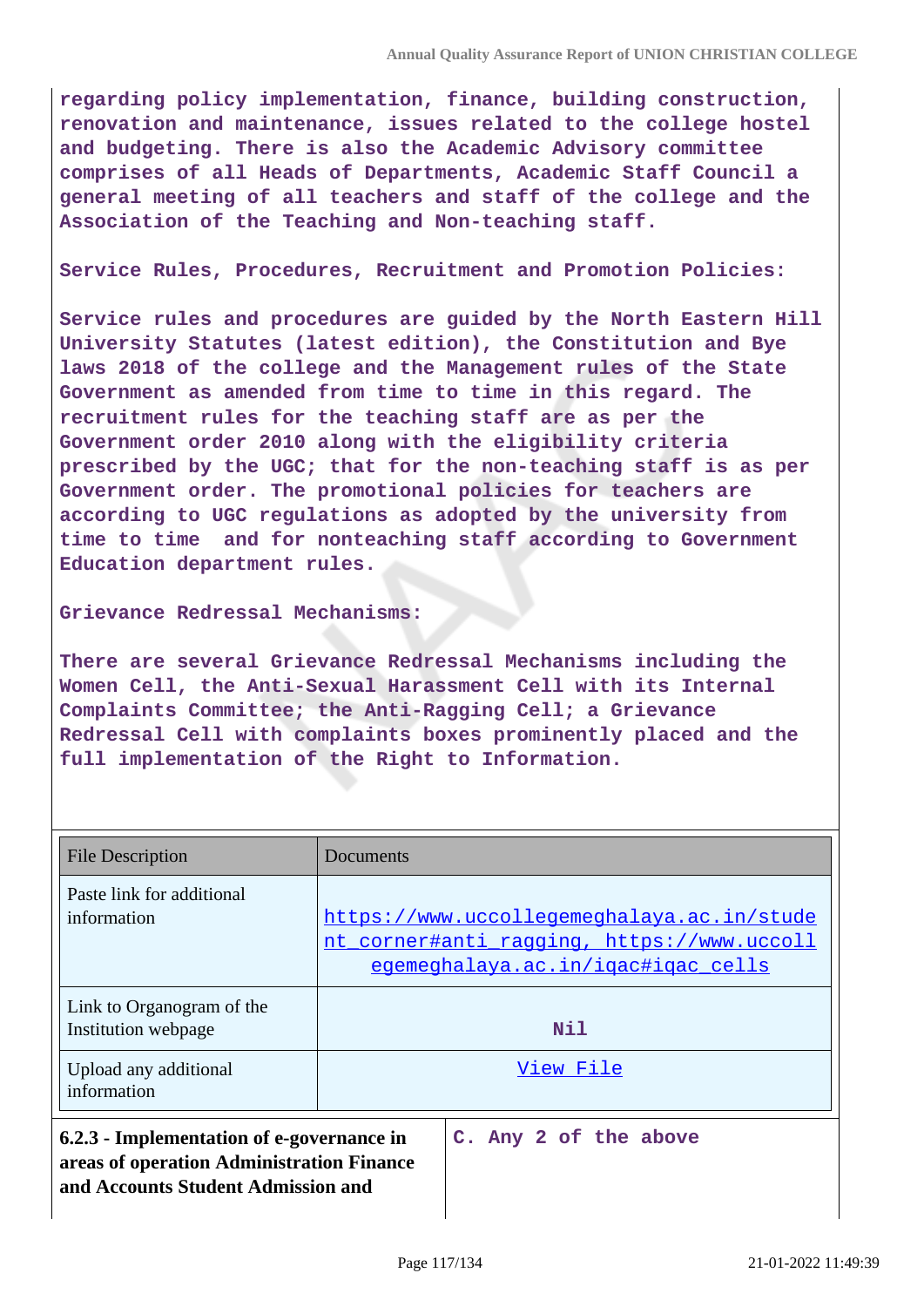regarding policy implementation, finance, building construction, renovation and maintenance, issues related to the college hostel and budgeting. There is also the Academic Advisory committee comprises of all Heads of Departments, Academic Staff Council a general meeting of all teachers and staff of the college and the Association of the Teaching and Non-teaching staff.

Service Rules, Procedures, Recruitment and Promotion Policies:

Service rules and procedures are guided by the North Eastern Hill University Statutes (latest edition), the Constitution and Bye laws 2018 of the college and the Management rules of the State Government as amended from time to time in this regard. The recruitment rules for the teaching staff are as per the Government order 2010 along with the eligibility criteria prescribed by the UGC; that for the non-teaching staff is as per Government order. The promotional policies for teachers are according to UGC regulations as adopted by the university from time to time and for nonteaching staff according to Government Education department rules.

Grievance Redressal Mechanisms:

There are several Grievance Redressal Mechanisms including the Women Cell, the Anti-Sexual Harassment Cell with its Internal Complaints Committee; the Anti-Ragging Cell; a Grievance Redressal Cell with complaints boxes prominently placed and the full implementation of the Right to Information.

| File Description | Documents |
|---|---|
| Paste link for additional information | https://www.uccollegemeghalaya.ac.in/student_corner#anti_ragging, https://www.uccollegemeghalaya.ac.in/iqac#iqac_cells |
| Link to Organogram of the Institution webpage | Nil |
| Upload any additional information | View File |

| **6.2.3 - Implementation of e-governance in areas of operation Administration Finance and Accounts Student Admission and** | C. Any 2 of the above |
|---|---|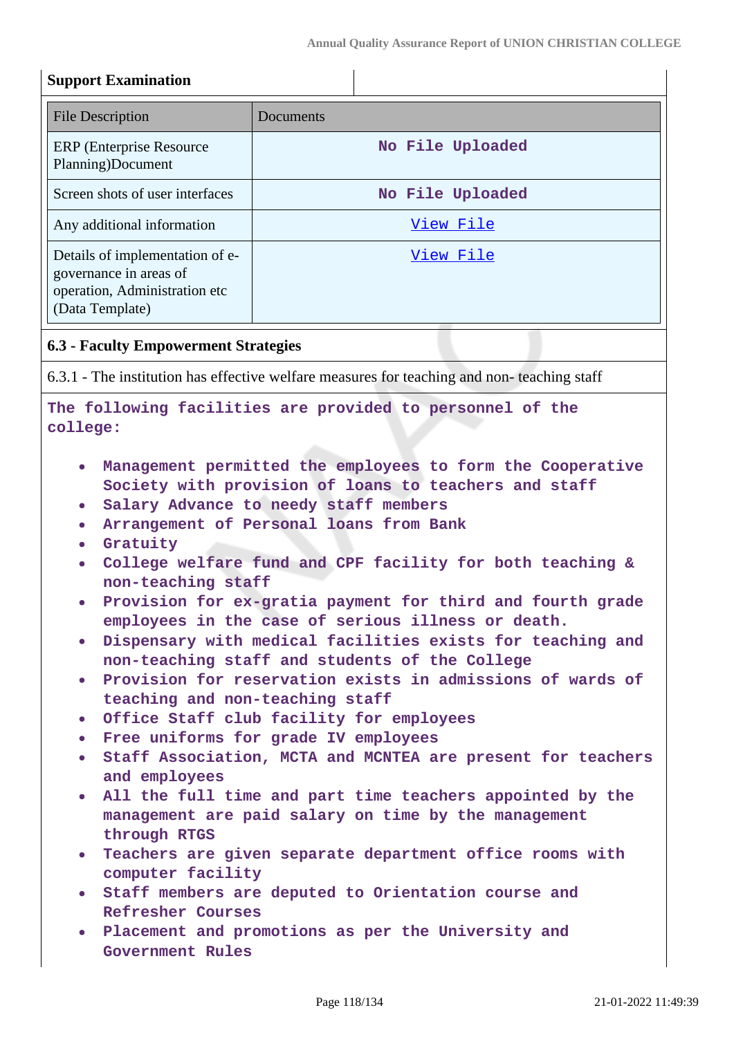| Support Examination | |
|---|---|

| File Description | Documents |
|---|---|
| ERP (Enterprise Resource Planning)Document | No File Uploaded |
| Screen shots of user interfaces | No File Uploaded |
| Any additional information | View File |
| Details of implementation of e-governance in areas of operation, Administration etc (Data Template) | View File |

### 6.3 - Faculty Empowerment Strategies

6.3.1 - The institution has effective welfare measures for teaching and non- teaching staff

The following facilities are provided to personnel of the college:

- Management permitted the employees to form the Cooperative Society with provision of loans to teachers and staff
- Salary Advance to needy staff members
- Arrangement of Personal loans from Bank
- Gratuity
- College welfare fund and CPF facility for both teaching & non-teaching staff
- Provision for ex-gratia payment for third and fourth grade employees in the case of serious illness or death.
- Dispensary with medical facilities exists for teaching and non-teaching staff and students of the College
- Provision for reservation exists in admissions of wards of teaching and non-teaching staff
- Office Staff club facility for employees
- Free uniforms for grade IV employees
- Staff Association, MCTA and MCNTEA are present for teachers and employees
- All the full time and part time teachers appointed by the management are paid salary on time by the management through RTGS
- Teachers are given separate department office rooms with computer facility
- Staff members are deputed to Orientation course and Refresher Courses
- Placement and promotions as per the University and Government Rules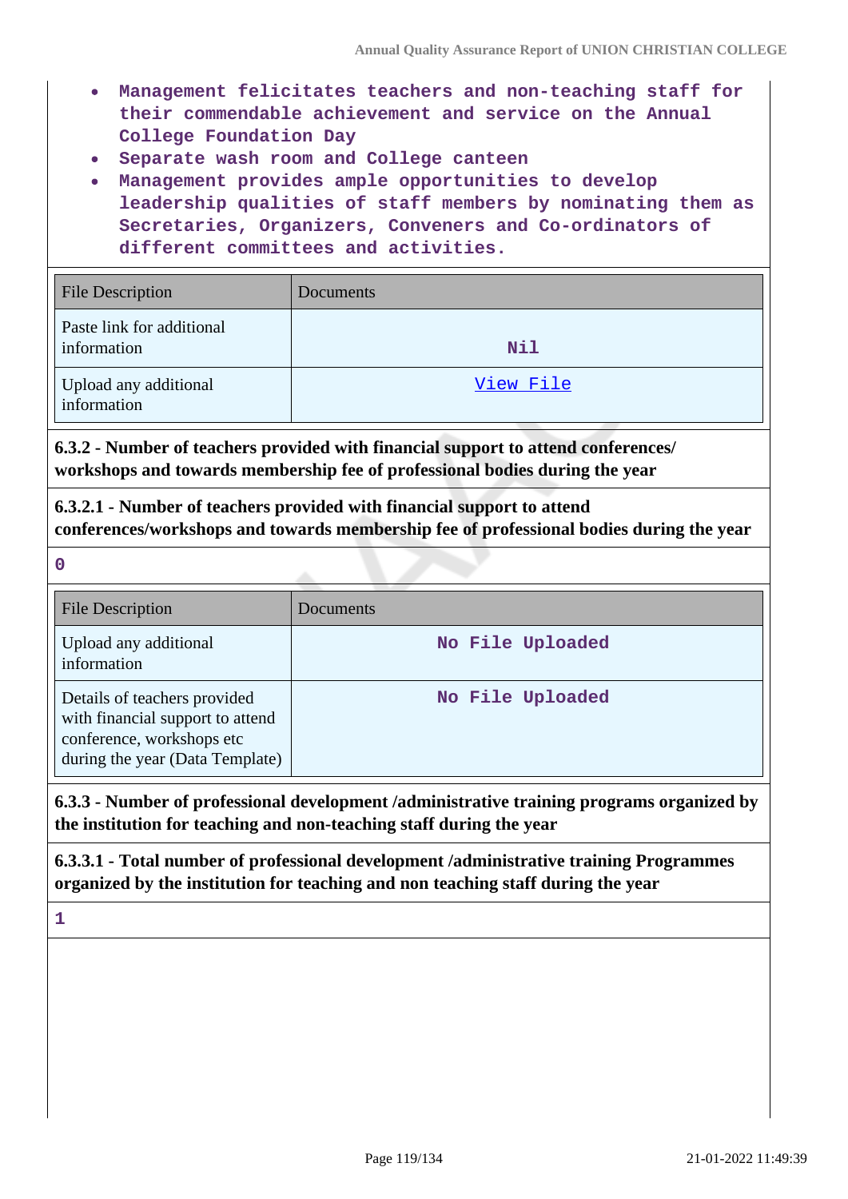- Management felicitates teachers and non-teaching staff for their commendable achievement and service on the Annual College Foundation Day
- Separate wash room and College canteen
- Management provides ample opportunities to develop leadership qualities of staff members by nominating them as Secretaries, Organizers, Conveners and Co-ordinators of different committees and activities.

| File Description | Documents |
|---|---|
| Paste link for additional information | Nil |
| Upload any additional information | View File |

**6.3.2 - Number of teachers provided with financial support to attend conferences/ workshops and towards membership fee of professional bodies during the year**

**6.3.2.1 - Number of teachers provided with financial support to attend conferences/workshops and towards membership fee of professional bodies during the year**

0

| File Description | Documents |
|---|---|
| Upload any additional information | No File Uploaded |
| Details of teachers provided with financial support to attend conference, workshops etc during the year (Data Template) | No File Uploaded |

**6.3.3 - Number of professional development /administrative training programs organized by the institution for teaching and non-teaching staff during the year**

**6.3.3.1 - Total number of professional development /administrative training Programmes organized by the institution for teaching and non teaching staff during the year**

1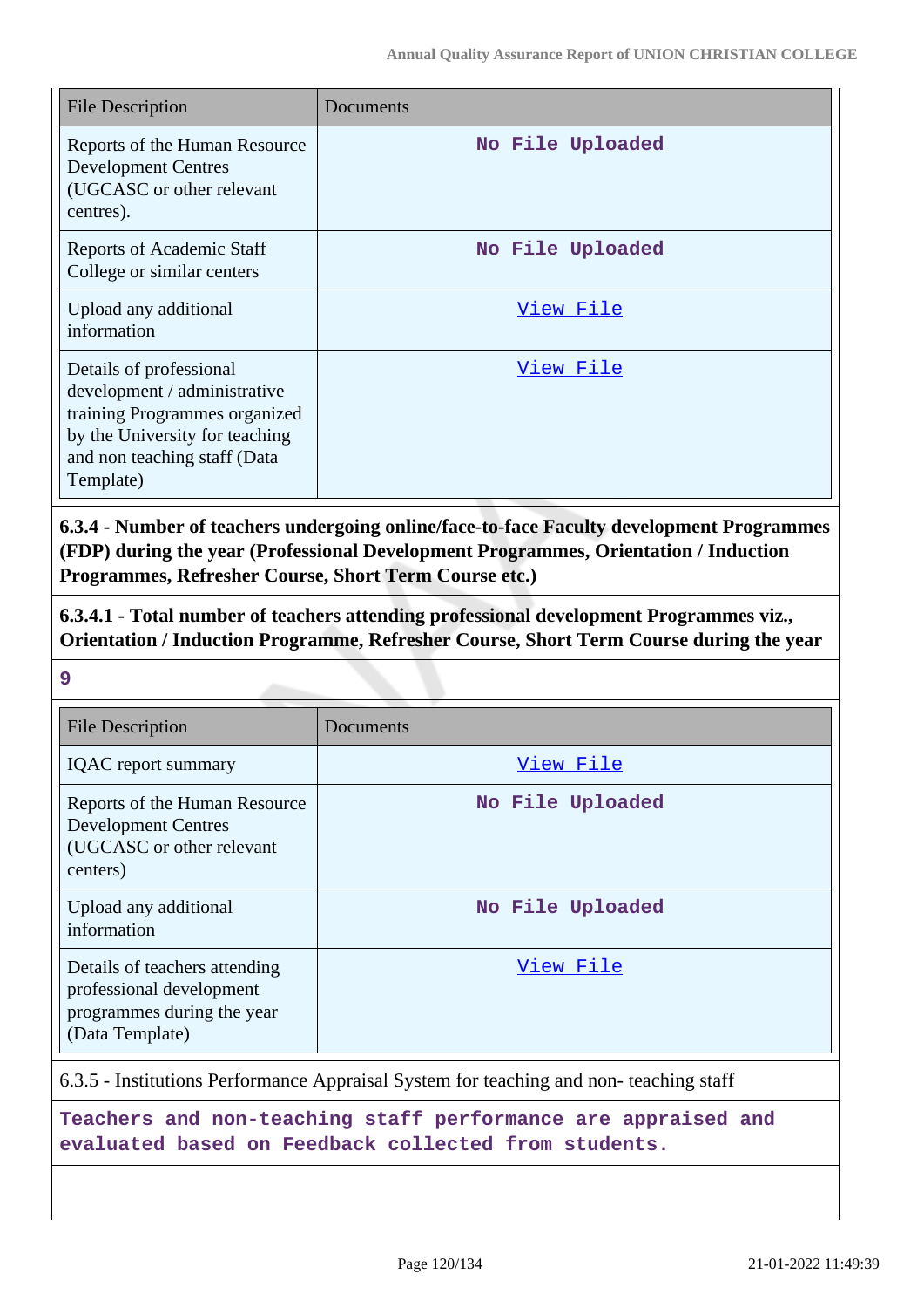| File Description | Documents |
| --- | --- |
| Reports of the Human Resource Development Centres (UGCASC or other relevant centres). | No File Uploaded |
| Reports of Academic Staff College or similar centers | No File Uploaded |
| Upload any additional information | View File |
| Details of professional development / administrative training Programmes organized by the University for teaching and non teaching staff (Data Template) | View File |

**6.3.4 - Number of teachers undergoing online/face-to-face Faculty development Programmes (FDP) during the year (Professional Development Programmes, Orientation / Induction Programmes, Refresher Course, Short Term Course etc.)**

**6.3.4.1 - Total number of teachers attending professional development Programmes viz., Orientation / Induction Programme, Refresher Course, Short Term Course during the year**

**9**

| File Description | Documents |
| --- | --- |
| IQAC report summary | View File |
| Reports of the Human Resource Development Centres (UGCASC or other relevant centers) | No File Uploaded |
| Upload any additional information | No File Uploaded |
| Details of teachers attending professional development programmes during the year (Data Template) | View File |

6.3.5 - Institutions Performance Appraisal System for teaching and non- teaching staff

**Teachers and non-teaching staff performance are appraised and evaluated based on Feedback collected from students.**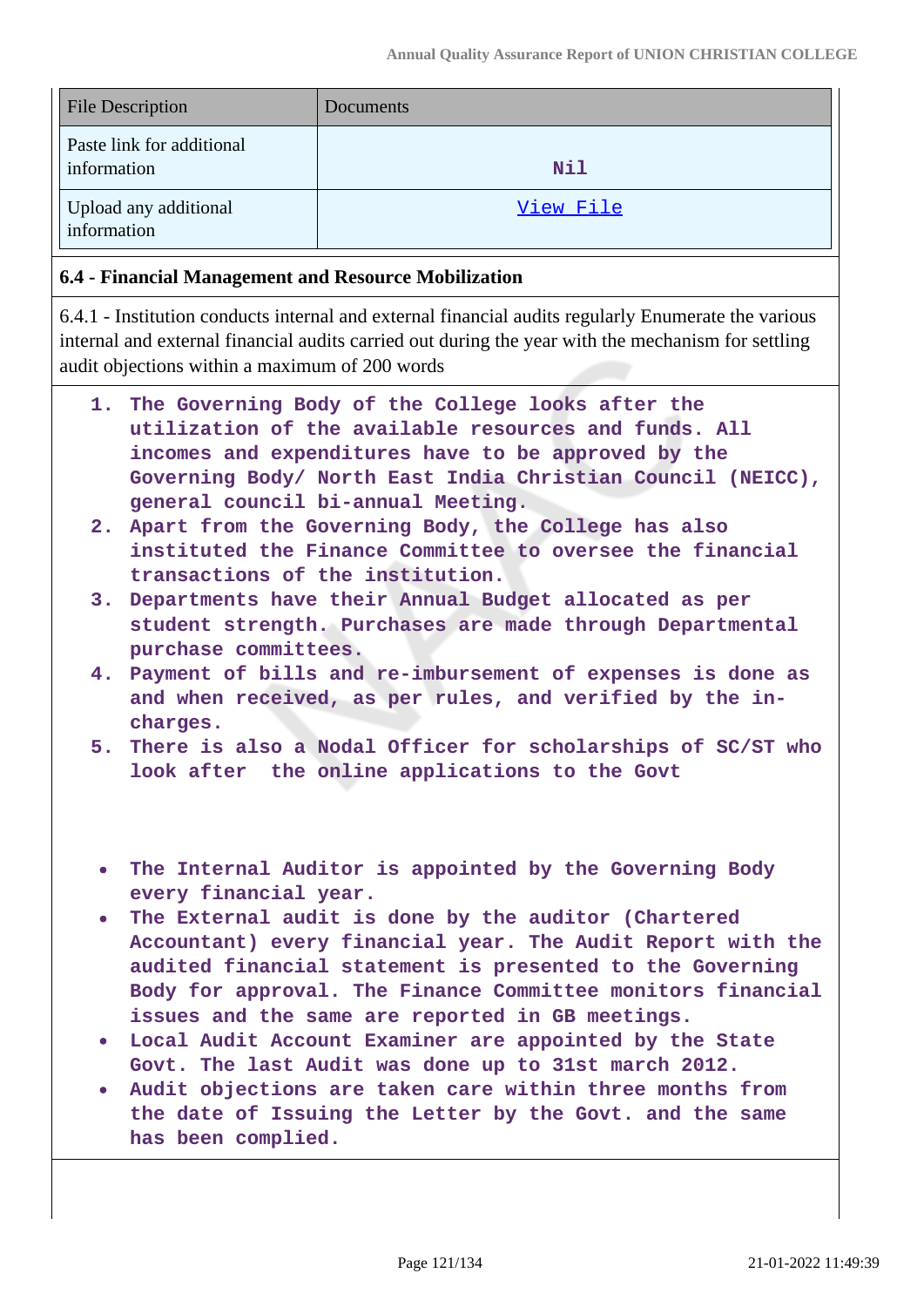| File Description | Documents |
|---|---|
| Paste link for additional information | Nil |
| Upload any additional information | View File |

### 6.4 - Financial Management and Resource Mobilization

6.4.1 - Institution conducts internal and external financial audits regularly Enumerate the various internal and external financial audits carried out during the year with the mechanism for settling audit objections within a maximum of 200 words

1. The Governing Body of the College looks after the utilization of the available resources and funds. All incomes and expenditures have to be approved by the Governing Body/ North East India Christian Council (NEICC), general council bi-annual Meeting.
2. Apart from the Governing Body, the College has also instituted the Finance Committee to oversee the financial transactions of the institution.
3. Departments have their Annual Budget allocated as per student strength. Purchases are made through Departmental purchase committees.
4. Payment of bills and re-imbursement of expenses is done as and when received, as per rules, and verified by the in-charges.
5. There is also a Nodal Officer for scholarships of SC/ST who look after the online applications to the Govt

- The Internal Auditor is appointed by the Governing Body every financial year.
- The External audit is done by the auditor (Chartered Accountant) every financial year. The Audit Report with the audited financial statement is presented to the Governing Body for approval. The Finance Committee monitors financial issues and the same are reported in GB meetings.
- Local Audit Account Examiner are appointed by the State Govt. The last Audit was done up to 31st march 2012.
- Audit objections are taken care within three months from the date of Issuing the Letter by the Govt. and the same has been complied.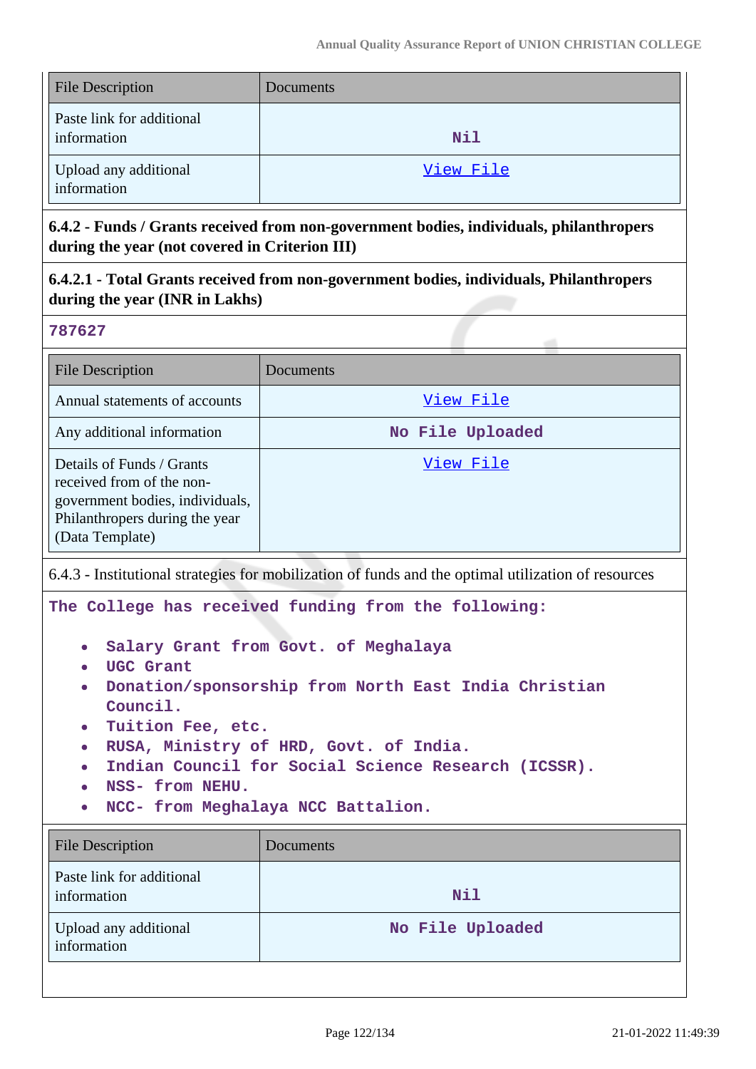| File Description | Documents |
|---|---|
| Paste link for additional information | Nil |
| Upload any additional information | View File |

**6.4.2 - Funds / Grants received from non-government bodies, individuals, philanthropers during the year (not covered in Criterion III)**

**6.4.2.1 - Total Grants received from non-government bodies, individuals, Philanthropers during the year (INR in Lakhs)**

787627

| File Description | Documents |
|---|---|
| Annual statements of accounts | View File |
| Any additional information | No File Uploaded |
| Details of Funds / Grants received from the non-government bodies, individuals, Philanthropers during the year (Data Template) | View File |

6.4.3 - Institutional strategies for mobilization of funds and the optimal utilization of resources

The College has received funding from the following:

- Salary Grant from Govt. of Meghalaya
- UGC Grant
- Donation/sponsorship from North East India Christian Council.
- Tuition Fee, etc.
- RUSA, Ministry of HRD, Govt. of India.
- Indian Council for Social Science Research (ICSSR).
- NSS- from NEHU.
- NCC- from Meghalaya NCC Battalion.

| File Description | Documents |
|---|---|
| Paste link for additional information | Nil |
| Upload any additional information | No File Uploaded |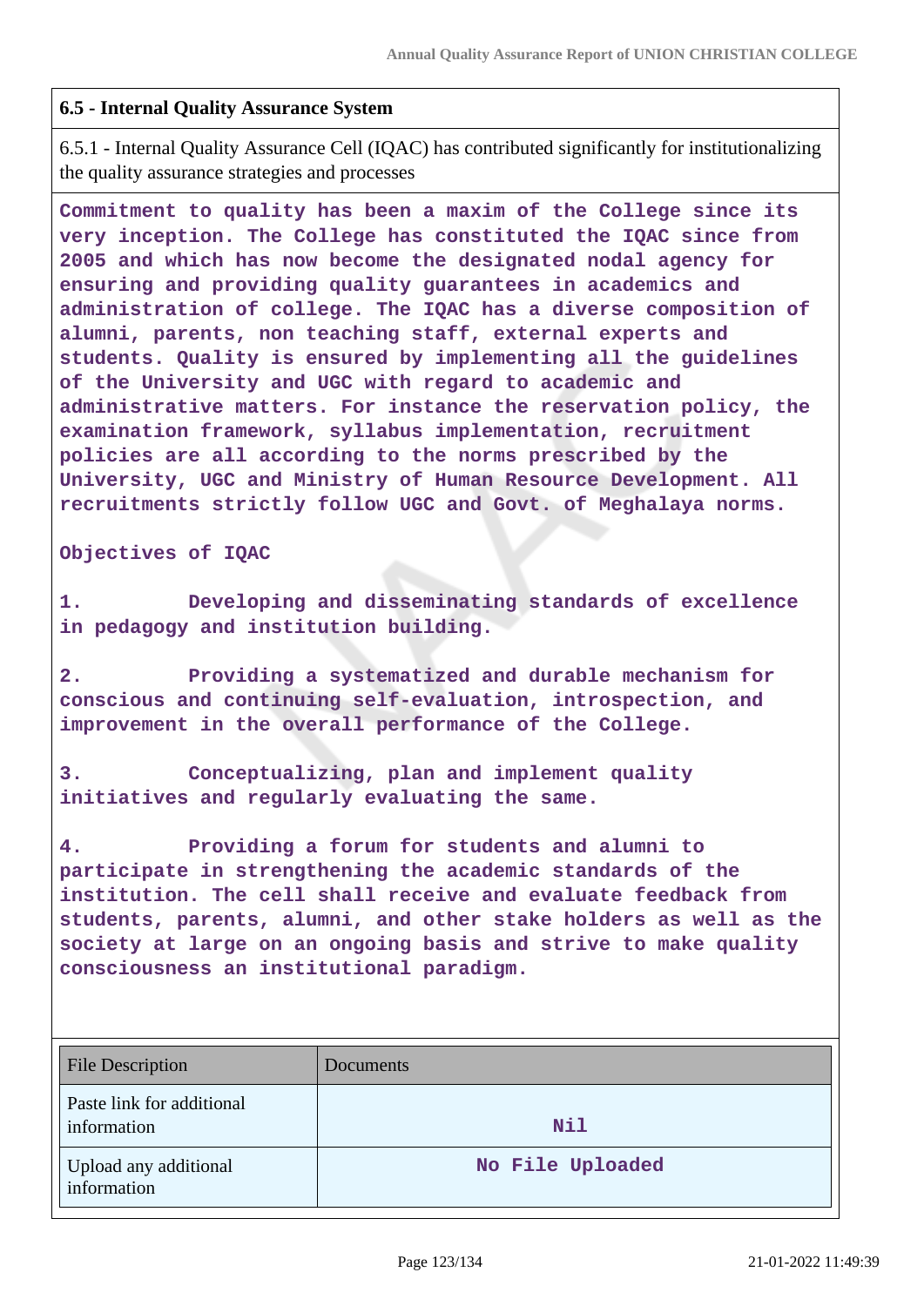### 6.5 - Internal Quality Assurance System

6.5.1 - Internal Quality Assurance Cell (IQAC) has contributed significantly for institutionalizing the quality assurance strategies and processes

**Commitment to quality has been a maxim of the College since its very inception. The College has constituted the IQAC since from 2005 and which has now become the designated nodal agency for ensuring and providing quality guarantees in academics and administration of college. The IQAC has a diverse composition of alumni, parents, non teaching staff, external experts and students. Quality is ensured by implementing all the guidelines of the University and UGC with regard to academic and administrative matters. For instance the reservation policy, the examination framework, syllabus implementation, recruitment policies are all according to the norms prescribed by the University, UGC and Ministry of Human Resource Development. All recruitments strictly follow UGC and Govt. of Meghalaya norms.**

**Objectives of IQAC**

**1. Developing and disseminating standards of excellence in pedagogy and institution building.**

**2. Providing a systematized and durable mechanism for conscious and continuing self-evaluation, introspection, and improvement in the overall performance of the College.**

**3. Conceptualizing, plan and implement quality initiatives and regularly evaluating the same.**

**4. Providing a forum for students and alumni to participate in strengthening the academic standards of the institution. The cell shall receive and evaluate feedback from students, parents, alumni, and other stake holders as well as the society at large on an ongoing basis and strive to make quality consciousness an institutional paradigm.**

| File Description | Documents |
|---|---|
| Paste link for additional information | **Nil** |
| Upload any additional information | **No File Uploaded** |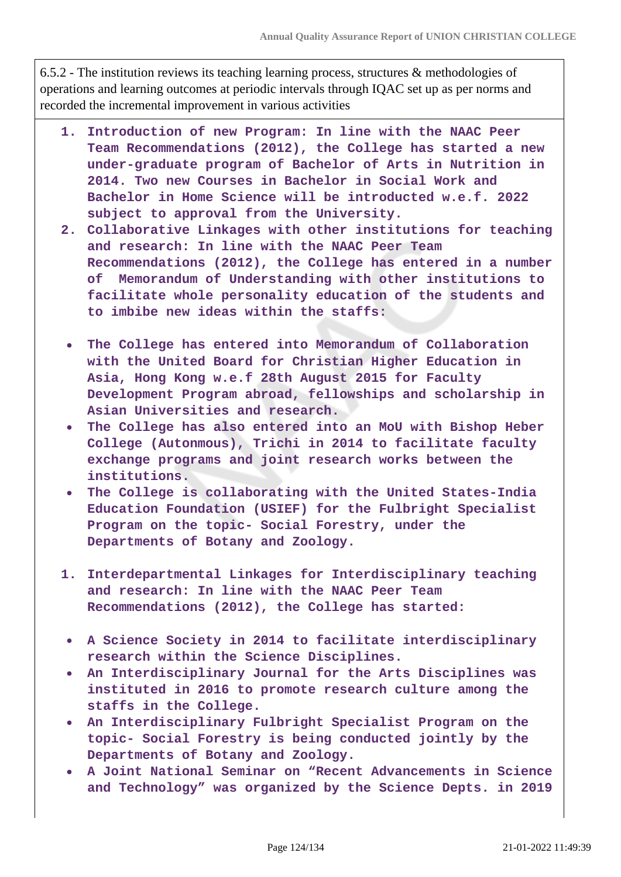6.5.2 - The institution reviews its teaching learning process, structures & methodologies of operations and learning outcomes at periodic intervals through IQAC set up as per norms and recorded the incremental improvement in various activities

1. **Introduction of new Program: In line with the NAAC Peer Team Recommendations (2012), the College has started a new under-graduate program of Bachelor of Arts in Nutrition in 2014. Two new Courses in Bachelor in Social Work and Bachelor in Home Science will be introduced w.e.f. 2022 subject to approval from the University.**
2. **Collaborative Linkages with other institutions for teaching and research: In line with the NAAC Peer Team Recommendations (2012), the College has entered in a number of Memorandum of Understanding with other institutions to facilitate whole personality education of the students and to imbibe new ideas within the staffs:**

- **The College has entered into Memorandum of Collaboration with the United Board for Christian Higher Education in Asia, Hong Kong w.e.f 28th August 2015 for Faculty Development Program abroad, fellowships and scholarship in Asian Universities and research.**
- **The College has also entered into an MoU with Bishop Heber College (Autonmous), Trichi in 2014 to facilitate faculty exchange programs and joint research works between the institutions.**
- **The College is collaborating with the United States-India Education Foundation (USIEF) for the Fulbright Specialist Program on the topic- Social Forestry, under the Departments of Botany and Zoology.**

1. **Interdepartmental Linkages for Interdisciplinary teaching and research: In line with the NAAC Peer Team Recommendations (2012), the College has started:**

- **A Science Society in 2014 to facilitate interdisciplinary research within the Science Disciplines.**
- **An Interdisciplinary Journal for the Arts Disciplines was instituted in 2016 to promote research culture among the staffs in the College.**
- **An Interdisciplinary Fulbright Specialist Program on the topic- Social Forestry is being conducted jointly by the Departments of Botany and Zoology.**
- **A Joint National Seminar on "Recent Advancements in Science and Technology" was organized by the Science Depts. in 2019**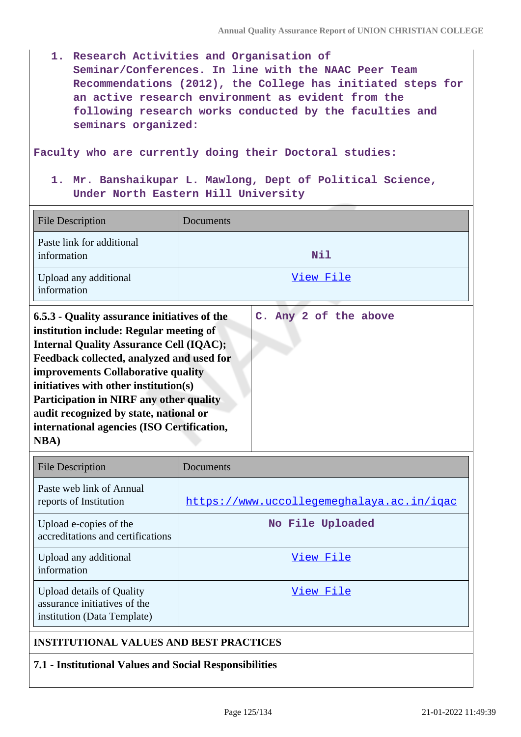1. Research Activities and Organisation of Seminar/Conferences. In line with the NAAC Peer Team Recommendations (2012), the College has initiated steps for an active research environment as evident from the following research works conducted by the faculties and seminars organized:

Faculty who are currently doing their Doctoral studies:

1. Mr. Banshaikupar L. Mawlong, Dept of Political Science, Under North Eastern Hill University

| File Description | Documents |
|---|---|
| Paste link for additional information | Nil |
| Upload any additional information | View File |

| **6.5.3 - Quality assurance initiatives of the institution include: Regular meeting of Internal Quality Assurance Cell (IQAC); Feedback collected, analyzed and used for improvements Collaborative quality initiatives with other institution(s) Participation in NIRF any other quality audit recognized by state, national or international agencies (ISO Certification, NBA)** | C. Any 2 of the above |
|---|---|

| File Description | Documents |
|---|---|
| Paste web link of Annual reports of Institution | https://www.uccollegemeghalaya.ac.in/iqac |
| Upload e-copies of the accreditations and certifications | No File Uploaded |
| Upload any additional information | View File |
| Upload details of Quality assurance initiatives of the institution (Data Template) | View File |

**INSTITUTIONAL VALUES AND BEST PRACTICES**

**7.1 - Institutional Values and Social Responsibilities**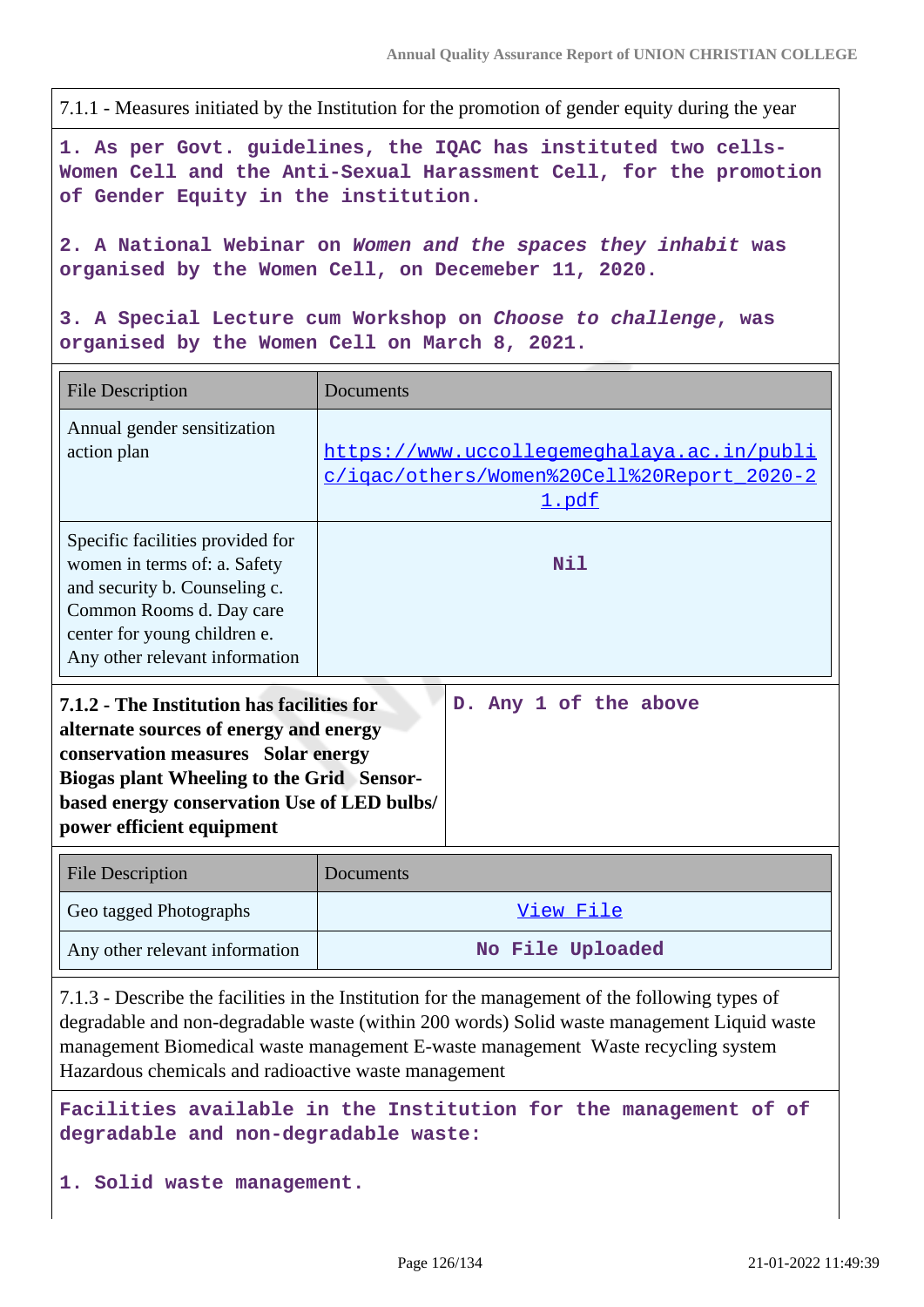7.1.1 - Measures initiated by the Institution for the promotion of gender equity during the year

1. As per Govt. guidelines, the IQAC has instituted two cells- Women Cell and the Anti-Sexual Harassment Cell, for the promotion of Gender Equity in the institution.

2. A National Webinar on *Women and the spaces they inhabit* was organised by the Women Cell, on Decemeber 11, 2020.

3. A Special Lecture cum Workshop on *Choose to challenge*, was organised by the Women Cell on March 8, 2021.

| File Description | Documents |
|---|---|
| Annual gender sensitization action plan | https://www.uccollegemeghalaya.ac.in/public/iqac/others/Women%20Cell%20Report_2020-21.pdf |
| Specific facilities provided for women in terms of: a. Safety and security b. Counseling c. Common Rooms d. Day care center for young children e. Any other relevant information | Nil |

| **7.1.2 - The Institution has facilities for alternate sources of energy and energy conservation measures Solar energy Biogas plant Wheeling to the Grid Sensor-based energy conservation Use of LED bulbs/ power efficient equipment** | D. Any 1 of the above |
|---|---|

| File Description | Documents |
|---|---|
| Geo tagged Photographs | View File |
| Any other relevant information | No File Uploaded |

7.1.3 - Describe the facilities in the Institution for the management of the following types of degradable and non-degradable waste (within 200 words) Solid waste management Liquid waste management Biomedical waste management E-waste management Waste recycling system Hazardous chemicals and radioactive waste management

Facilities available in the Institution for the management of of degradable and non-degradable waste:

1. Solid waste management.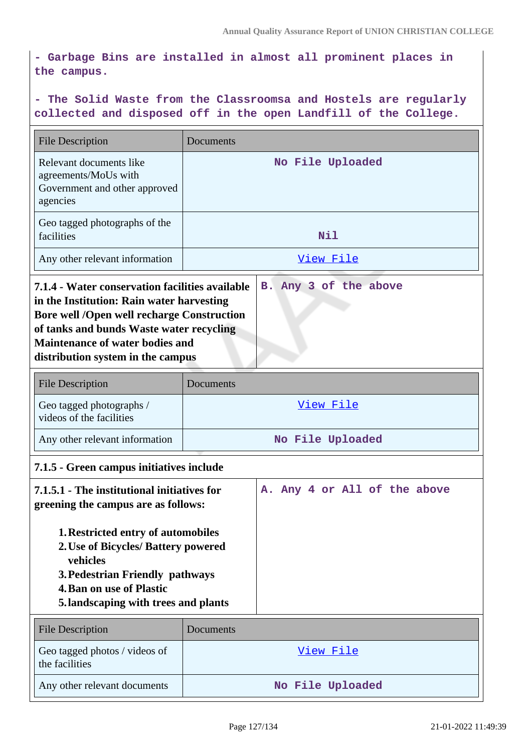- Garbage Bins are installed in almost all prominent places in the campus.

- The Solid Waste from the Classroomsa and Hostels are regularly collected and disposed off in the open Landfill of the College.

| File Description | Documents |
| --- | --- |
| Relevant documents like agreements/MoUs with Government and other approved agencies | No File Uploaded |
| Geo tagged photographs of the facilities | Nil |
| Any other relevant information | View File |

| **7.1.4 - Water conservation facilities available in the Institution: Rain water harvesting Bore well /Open well recharge Construction of tanks and bunds Waste water recycling Maintenance of water bodies and distribution system in the campus** | B. Any 3 of the above |
| --- | --- |

| File Description | Documents |
| --- | --- |
| Geo tagged photographs / videos of the facilities | View File |
| Any other relevant information | No File Uploaded |

**7.1.5 - Green campus initiatives include**

**7.1.5.1 - The institutional initiatives for greening the campus are as follows:**

1. **Restricted entry of automobiles**
2. **Use of Bicycles/ Battery powered vehicles**
3. **Pedestrian Friendly pathways**
4. **Ban on use of Plastic**
5. **landscaping with trees and plants**

A. Any 4 or All of the above

| File Description | Documents |
| --- | --- |
| Geo tagged photos / videos of the facilities | View File |
| Any other relevant documents | No File Uploaded |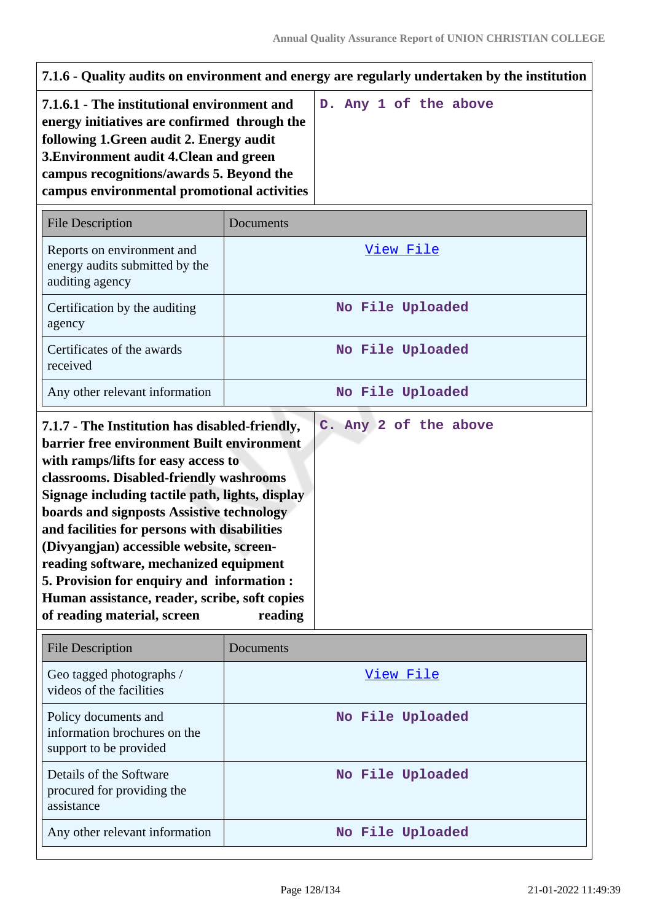| 7.1.6 - Quality audits on environment and energy are regularly undertaken by the institution | |
|---|---|
| **7.1.6.1 - The institutional environment and energy initiatives are confirmed through the following 1.Green audit 2. Energy audit 3.Environment audit 4.Clean and green campus recognitions/awards 5. Beyond the campus environmental promotional activities** | D. Any 1 of the above |

| File Description | Documents |
|---|---|
| Reports on environment and energy audits submitted by the auditing agency | View File |
| Certification by the auditing agency | No File Uploaded |
| Certificates of the awards received | No File Uploaded |
| Any other relevant information | No File Uploaded |

| **7.1.7 - The Institution has disabled-friendly, barrier free environment Built environment with ramps/lifts for easy access to classrooms. Disabled-friendly washrooms Signage including tactile path, lights, display boards and signposts Assistive technology and facilities for persons with disabilities (Divyangjan) accessible website, screen-reading software, mechanized equipment 5. Provision for enquiry and information : Human assistance, reader, scribe, soft copies of reading material, screen reading** | C. Any 2 of the above |
|---|---|

| File Description | Documents |
|---|---|
| Geo tagged photographs / videos of the facilities | View File |
| Policy documents and information brochures on the support to be provided | No File Uploaded |
| Details of the Software procured for providing the assistance | No File Uploaded |
| Any other relevant information | No File Uploaded |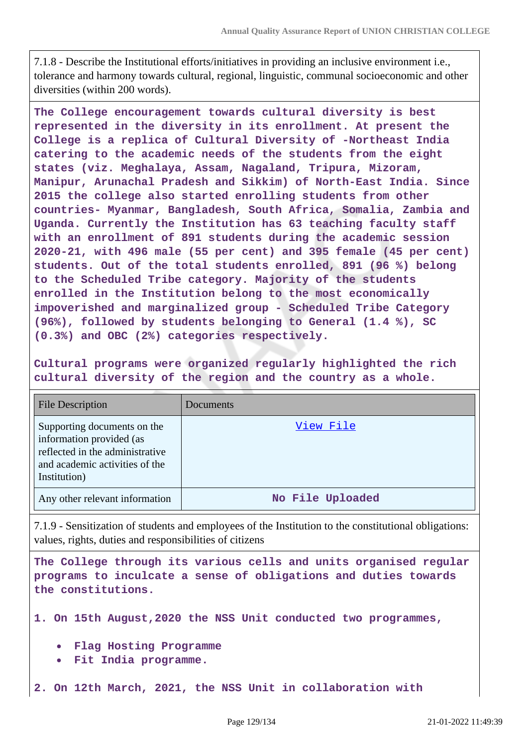7.1.8 - Describe the Institutional efforts/initiatives in providing an inclusive environment i.e., tolerance and harmony towards cultural, regional, linguistic, communal socioeconomic and other diversities (within 200 words).

**The College encouragement towards cultural diversity is best represented in the diversity in its enrollment. At present the College is a replica of Cultural Diversity of -Northeast India catering to the academic needs of the students from the eight states (viz. Meghalaya, Assam, Nagaland, Tripura, Mizoram, Manipur, Arunachal Pradesh and Sikkim) of North-East India. Since 2015 the college also started enrolling students from other countries- Myanmar, Bangladesh, South Africa, Somalia, Zambia and Uganda. Currently the Institution has 63 teaching faculty staff with an enrollment of 891 students during the academic session 2020-21, with 496 male (55 per cent) and 395 female (45 per cent) students. Out of the total students enrolled, 891 (96 %) belong to the Scheduled Tribe category. Majority of the students enrolled in the Institution belong to the most economically impoverished and marginalized group - Scheduled Tribe Category (96%), followed by students belonging to General (1.4 %), SC (0.3%) and OBC (2%) categories respectively.**

**Cultural programs were organized regularly highlighted the rich cultural diversity of the region and the country as a whole.**

| File Description | Documents |
|---|---|
| Supporting documents on the information provided (as reflected in the administrative and academic activities of the Institution) | View File |
| Any other relevant information | No File Uploaded |

7.1.9 - Sensitization of students and employees of the Institution to the constitutional obligations: values, rights, duties and responsibilities of citizens

**The College through its various cells and units organised regular programs to inculcate a sense of obligations and duties towards the constitutions.**

**1. On 15th August,2020 the NSS Unit conducted two programmes,**

- **Flag Hosting Programme**
- **Fit India programme.**

**2. On 12th March, 2021, the NSS Unit in collaboration with**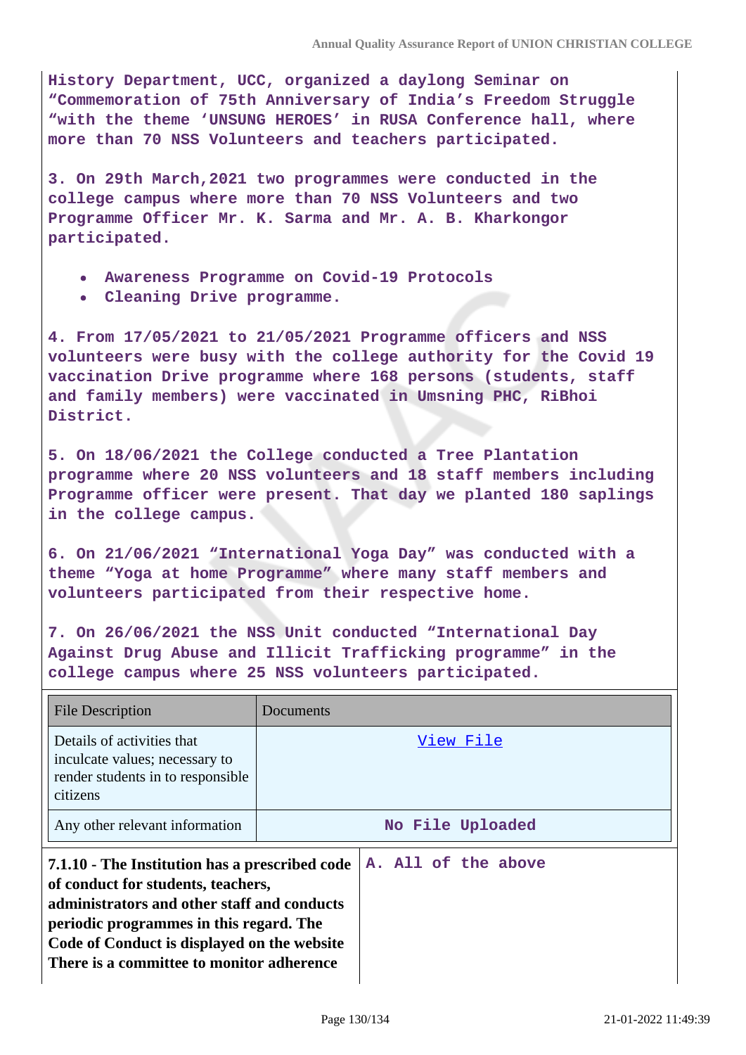History Department, UCC, organized a daylong Seminar on "Commemoration of 75th Anniversary of India's Freedom Struggle "with the theme 'UNSUNG HEROES' in RUSA Conference hall, where more than 70 NSS Volunteers and teachers participated.

3. On 29th March,2021 two programmes were conducted in the college campus where more than 70 NSS Volunteers and two Programme Officer Mr. K. Sarma and Mr. A. B. Kharkongor participated.

- Awareness Programme on Covid-19 Protocols
- Cleaning Drive programme.

4. From 17/05/2021 to 21/05/2021 Programme officers and NSS volunteers were busy with the college authority for the Covid 19 vaccination Drive programme where 168 persons (students, staff and family members) were vaccinated in Umsning PHC, RiBhoi District.

5. On 18/06/2021 the College conducted a Tree Plantation programme where 20 NSS volunteers and 18 staff members including Programme officer were present. That day we planted 180 saplings in the college campus.

6. On 21/06/2021 "International Yoga Day" was conducted with a theme "Yoga at home Programme" where many staff members and volunteers participated from their respective home.

7. On 26/06/2021 the NSS Unit conducted "International Day Against Drug Abuse and Illicit Trafficking programme" in the college campus where 25 NSS volunteers participated.

| File Description | Documents |
|---|---|
| Details of activities that inculcate values; necessary to render students in to responsible citizens | View File |
| Any other relevant information | No File Uploaded |

| **7.1.10 - The Institution has a prescribed code of conduct for students, teachers, administrators and other staff and conducts periodic programmes in this regard. The Code of Conduct is displayed on the website There is a committee to monitor adherence** | A. All of the above |
|---|---|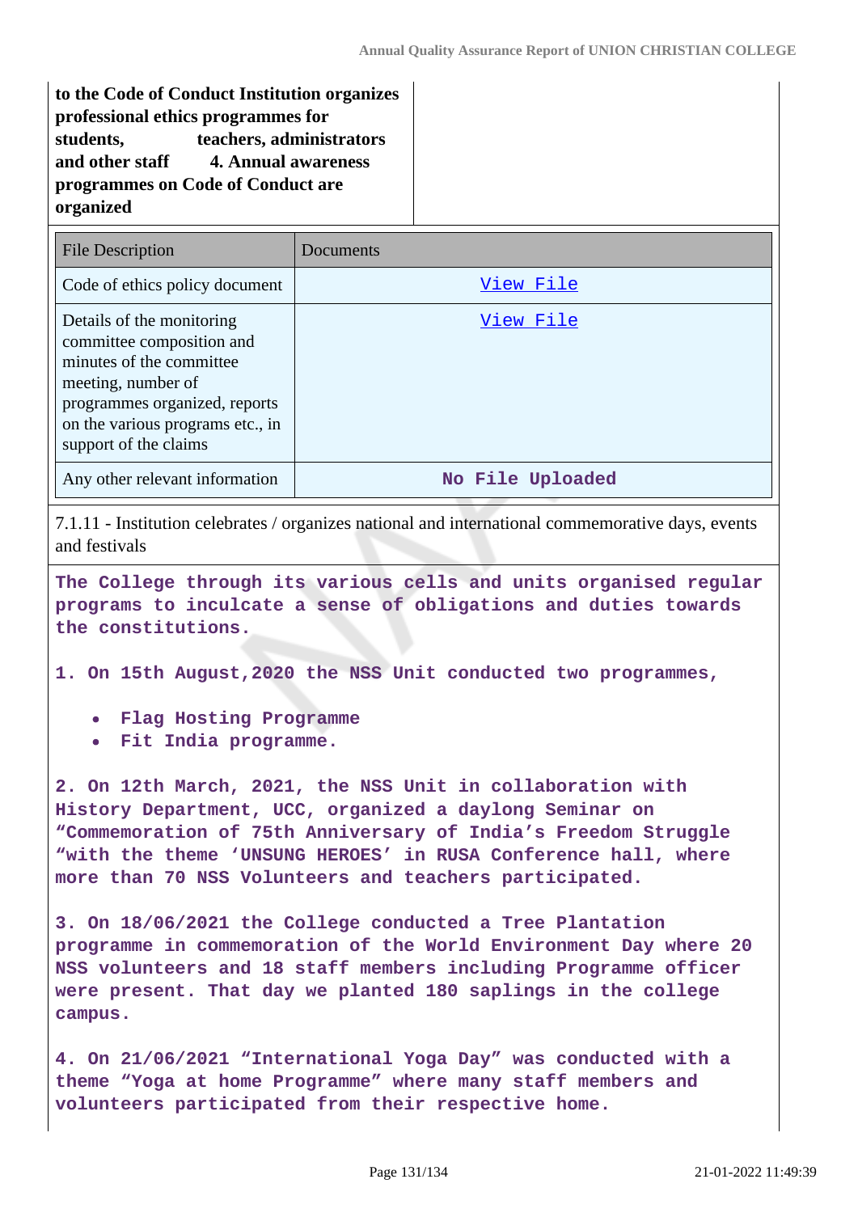**to the Code of Conduct Institution organizes professional ethics programmes for students, teachers, administrators and other staff 4. Annual awareness programmes on Code of Conduct are organized**

| File Description | Documents |
|---|---|
| Code of ethics policy document | View File |
| Details of the monitoring committee composition and minutes of the committee meeting, number of programmes organized, reports on the various programs etc., in support of the claims | View File |
| Any other relevant information | No File Uploaded |

7.1.11 - Institution celebrates / organizes national and international commemorative days, events and festivals

**The College through its various cells and units organised regular programs to inculcate a sense of obligations and duties towards the constitutions.**

**1. On 15th August,2020 the NSS Unit conducted two programmes,**

- **Flag Hosting Programme**
- **Fit India programme.**

**2. On 12th March, 2021, the NSS Unit in collaboration with History Department, UCC, organized a daylong Seminar on "Commemoration of 75th Anniversary of India's Freedom Struggle "with the theme 'UNSUNG HEROES' in RUSA Conference hall, where more than 70 NSS Volunteers and teachers participated.**

**3. On 18/06/2021 the College conducted a Tree Plantation programme in commemoration of the World Environment Day where 20 NSS volunteers and 18 staff members including Programme officer were present. That day we planted 180 saplings in the college campus.**

**4. On 21/06/2021 "International Yoga Day" was conducted with a theme "Yoga at home Programme" where many staff members and volunteers participated from their respective home.**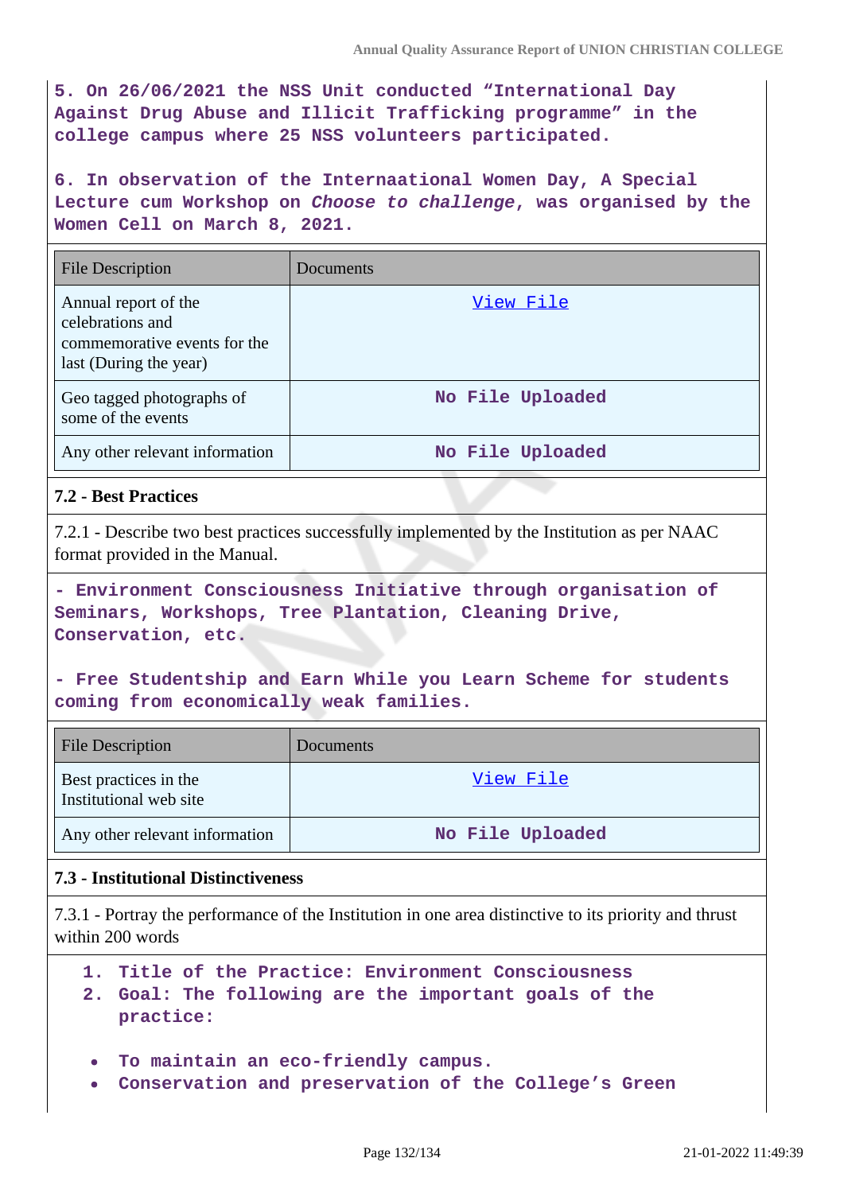5. On 26/06/2021 the NSS Unit conducted "International Day Against Drug Abuse and Illicit Trafficking programme" in the college campus where 25 NSS volunteers participated.

6. In observation of the Internaational Women Day, A Special Lecture cum Workshop on *Choose to challenge*, was organised by the Women Cell on March 8, 2021.

| File Description | Documents |
|---|---|
| Annual report of the celebrations and commemorative events for the last (During the year) | View File |
| Geo tagged photographs of some of the events | No File Uploaded |
| Any other relevant information | No File Uploaded |

**7.2 - Best Practices**

7.2.1 - Describe two best practices successfully implemented by the Institution as per NAAC format provided in the Manual.

- Environment Consciousness Initiative through organisation of Seminars, Workshops, Tree Plantation, Cleaning Drive, Conservation, etc.

- Free Studentship and Earn While you Learn Scheme for students coming from economically weak families.

| File Description | Documents |
|---|---|
| Best practices in the Institutional web site | View File |
| Any other relevant information | No File Uploaded |

**7.3 - Institutional Distinctiveness**

7.3.1 - Portray the performance of the Institution in one area distinctive to its priority and thrust within 200 words

1. Title of the Practice: Environment Consciousness
2. Goal: The following are the important goals of the practice:

- To maintain an eco-friendly campus.
- Conservation and preservation of the College's Green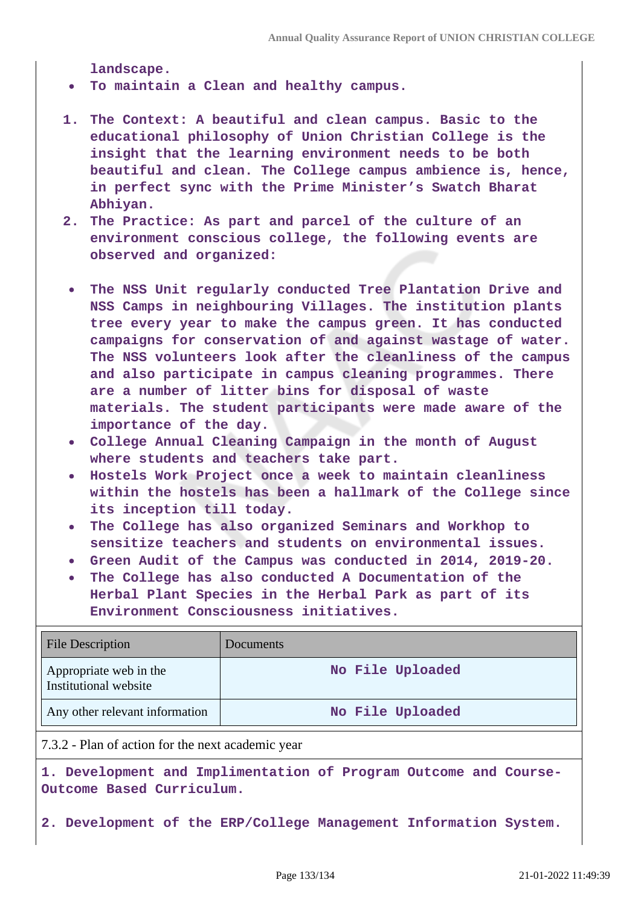landscape.

- To maintain a Clean and healthy campus.

1. The Context: A beautiful and clean campus. Basic to the educational philosophy of Union Christian College is the insight that the learning environment needs to be both beautiful and clean. The College campus ambience is, hence, in perfect sync with the Prime Minister's Swatch Bharat Abhiyan.
2. The Practice: As part and parcel of the culture of an environment conscious college, the following events are observed and organized:

- The NSS Unit regularly conducted Tree Plantation Drive and NSS Camps in neighbouring Villages. The institution plants tree every year to make the campus green. It has conducted campaigns for conservation of and against wastage of water. The NSS volunteers look after the cleanliness of the campus and also participate in campus cleaning programmes. There are a number of litter bins for disposal of waste materials. The student participants were made aware of the importance of the day.
- College Annual Cleaning Campaign in the month of August where students and teachers take part.
- Hostels Work Project once a week to maintain cleanliness within the hostels has been a hallmark of the College since its inception till today.
- The College has also organized Seminars and Workhop to sensitize teachers and students on environmental issues.
- Green Audit of the Campus was conducted in 2014, 2019-20.
- The College has also conducted A Documentation of the Herbal Plant Species in the Herbal Park as part of its Environment Consciousness initiatives.

| File Description | Documents |
|---|---|
| Appropriate web in the Institutional website | No File Uploaded |
| Any other relevant information | No File Uploaded |

7.3.2 - Plan of action for the next academic year

1. Development and Implimentation of Program Outcome and Course-Outcome Based Curriculum.

2. Development of the ERP/College Management Information System.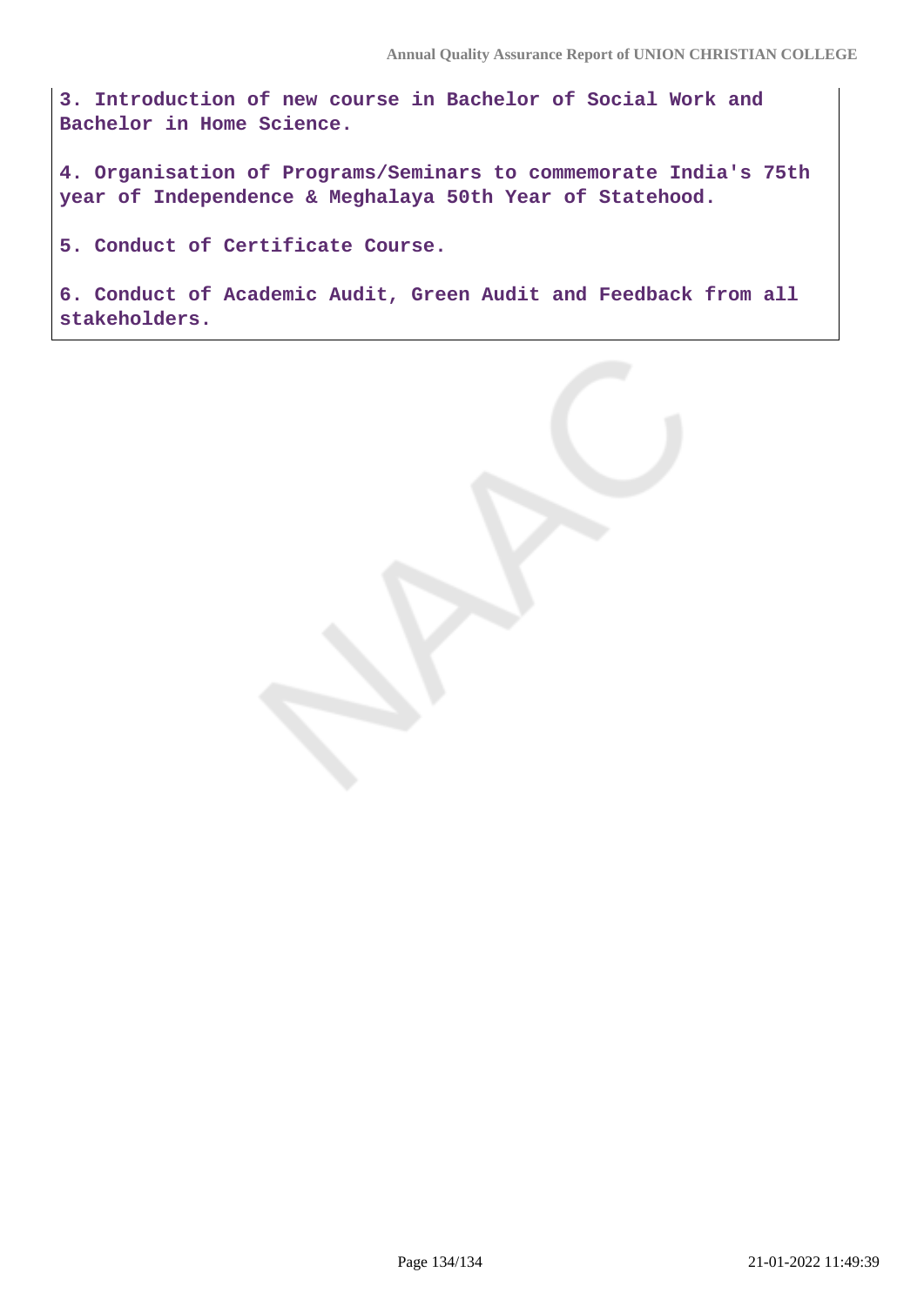3. Introduction of new course in Bachelor of Social Work and Bachelor in Home Science.

4. Organisation of Programs/Seminars to commemorate India's 75th year of Independence & Meghalaya 50th Year of Statehood.

5. Conduct of Certificate Course.

6. Conduct of Academic Audit, Green Audit and Feedback from all stakeholders.